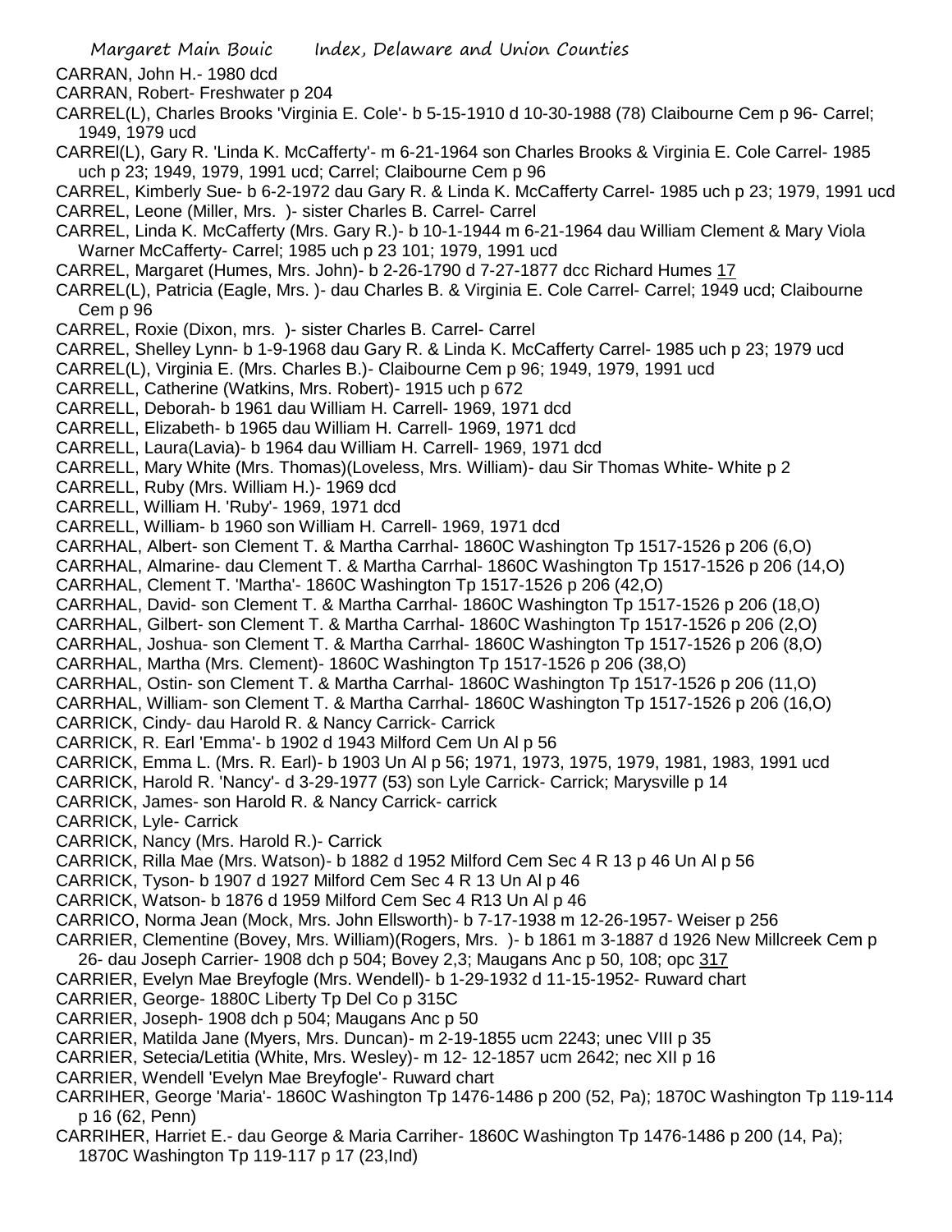CARRAN, John H.- 1980 dcd
CARRAN, Robert- Freshwater p 204
CARREL(L), Charles Brooks 'Virginia E. Cole'- b 5-15-1910 d 10-30-1988 (78) Claibourne Cem p 96- Carrel; 1949, 1979 ucd
CARREl(L), Gary R. 'Linda K. McCafferty'- m 6-21-1964 son Charles Brooks & Virginia E. Cole Carrel- 1985 uch p 23; 1949, 1979, 1991 ucd; Carrel; Claibourne Cem p 96
CARREL, Kimberly Sue- b 6-2-1972 dau Gary R. & Linda K. McCafferty Carrel- 1985 uch p 23; 1979, 1991 ucd
CARREL, Leone (Miller, Mrs. )- sister Charles B. Carrel- Carrel
CARREL, Linda K. McCafferty (Mrs. Gary R.)- b 10-1-1944 m 6-21-1964 dau William Clement & Mary Viola Warner McCafferty- Carrel; 1985 uch p 23 101; 1979, 1991 ucd
CARREL, Margaret (Humes, Mrs. John)- b 2-26-1790 d 7-27-1877 dcc Richard Humes 17
CARREL(L), Patricia (Eagle, Mrs. )- dau Charles B. & Virginia E. Cole Carrel- Carrel; 1949 ucd; Claibourne Cem p 96
CARREL, Roxie (Dixon, mrs. )- sister Charles B. Carrel- Carrel
CARREL, Shelley Lynn- b 1-9-1968 dau Gary R. & Linda K. McCafferty Carrel- 1985 uch p 23; 1979 ucd
CARREL(L), Virginia E. (Mrs. Charles B.)- Claibourne Cem p 96; 1949, 1979, 1991 ucd
CARRELL, Catherine (Watkins, Mrs. Robert)- 1915 uch p 672
CARRELL, Deborah- b 1961 dau William H. Carrell- 1969, 1971 dcd
CARRELL, Elizabeth- b 1965 dau William H. Carrell- 1969, 1971 dcd
CARRELL, Laura(Lavia)- b 1964 dau William H. Carrell- 1969, 1971 dcd
CARRELL, Mary White (Mrs. Thomas)(Loveless, Mrs. William)- dau Sir Thomas White- White p 2
CARRELL, Ruby (Mrs. William H.)- 1969 dcd
CARRELL, William H. 'Ruby'- 1969, 1971 dcd
CARRELL, William- b 1960 son William H. Carrell- 1969, 1971 dcd
CARRHAL, Albert- son Clement T. & Martha Carrhal- 1860C Washington Tp 1517-1526 p 206 (6,O)
CARRHAL, Almarine- dau Clement T. & Martha Carrhal- 1860C Washington Tp 1517-1526 p 206 (14,O)
CARRHAL, Clement T. 'Martha'- 1860C Washington Tp 1517-1526 p 206 (42,O)
CARRHAL, David- son Clement T. & Martha Carrhal- 1860C Washington Tp 1517-1526 p 206 (18,O)
CARRHAL, Gilbert- son Clement T. & Martha Carrhal- 1860C Washington Tp 1517-1526 p 206 (2,O)
CARRHAL, Joshua- son Clement T. & Martha Carrhal- 1860C Washington Tp 1517-1526 p 206 (8,O)
CARRHAL, Martha (Mrs. Clement)- 1860C Washington Tp 1517-1526 p 206 (38,O)
CARRHAL, Ostin- son Clement T. & Martha Carrhal- 1860C Washington Tp 1517-1526 p 206 (11,O)
CARRHAL, William- son Clement T. & Martha Carrhal- 1860C Washington Tp 1517-1526 p 206 (16,O)
CARRICK, Cindy- dau Harold R. & Nancy Carrick- Carrick
CARRICK, R. Earl 'Emma'- b 1902 d 1943 Milford Cem Un Al p 56
CARRICK, Emma L. (Mrs. R. Earl)- b 1903 Un Al p 56; 1971, 1973, 1975, 1979, 1981, 1983, 1991 ucd
CARRICK, Harold R. 'Nancy'- d 3-29-1977 (53) son Lyle Carrick- Carrick; Marysville p 14
CARRICK, James- son Harold R. & Nancy Carrick- carrick
CARRICK, Lyle- Carrick
CARRICK, Nancy (Mrs. Harold R.)- Carrick
CARRICK, Rilla Mae (Mrs. Watson)- b 1882 d 1952 Milford Cem Sec 4 R 13 p 46 Un Al p 56
CARRICK, Tyson- b 1907 d 1927 Milford Cem Sec 4 R 13 Un Al p 46
CARRICK, Watson- b 1876 d 1959 Milford Cem Sec 4 R13 Un Al p 46
CARRICO, Norma Jean (Mock, Mrs. John Ellsworth)- b 7-17-1938 m 12-26-1957- Weiser p 256
CARRIER, Clementine (Bovey, Mrs. William)(Rogers, Mrs. )- b 1861 m 3-1887 d 1926 New Millcreek Cem p 26- dau Joseph Carrier- 1908 dch p 504; Bovey 2,3; Maugans Anc p 50, 108; opc 317
CARRIER, Evelyn Mae Breyfogle (Mrs. Wendell)- b 1-29-1932 d 11-15-1952- Ruward chart
CARRIER, George- 1880C Liberty Tp Del Co p 315C
CARRIER, Joseph- 1908 dch p 504; Maugans Anc p 50
CARRIER, Matilda Jane (Myers, Mrs. Duncan)- m 2-19-1855 ucm 2243; unec VIII p 35
CARRIER, Setecia/Letitia (White, Mrs. Wesley)- m 12- 12-1857 ucm 2642; nec XII p 16
CARRIER, Wendell 'Evelyn Mae Breyfogle'- Ruward chart
CARRIHER, George 'Maria'- 1860C Washington Tp 1476-1486 p 200 (52, Pa); 1870C Washington Tp 119-114 p 16 (62, Penn)
CARRIHER, Harriet E.- dau George & Maria Carriher- 1860C Washington Tp 1476-1486 p 200 (14, Pa); 1870C Washington Tp 119-117 p 17 (23,Ind)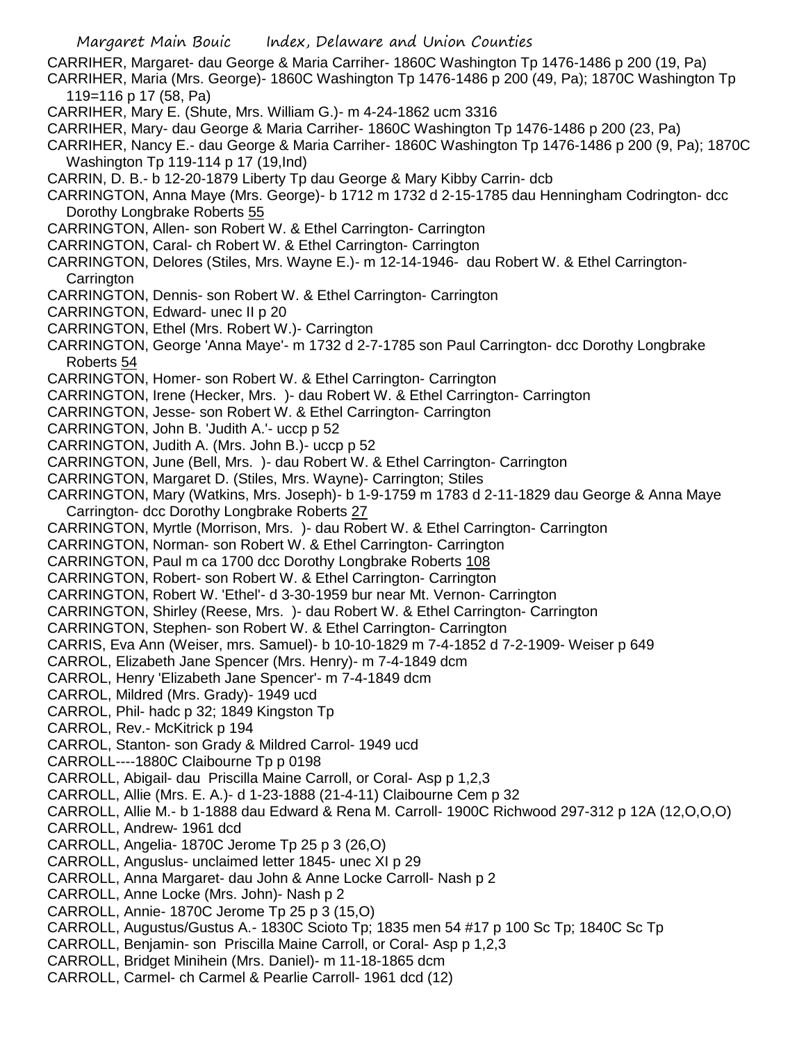CARRIHER, Margaret- dau George & Maria Carriher- 1860C Washington Tp 1476-1486 p 200 (19, Pa)
CARRIHER, Maria (Mrs. George)- 1860C Washington Tp 1476-1486 p 200 (49, Pa); 1870C Washington Tp 119=116 p 17 (58, Pa)
CARRIHER, Mary E. (Shute, Mrs. William G.)- m 4-24-1862 ucm 3316
CARRIHER, Mary- dau George & Maria Carriher- 1860C Washington Tp 1476-1486 p 200 (23, Pa)
CARRIHER, Nancy E.- dau George & Maria Carriher- 1860C Washington Tp 1476-1486 p 200 (9, Pa); 1870C Washington Tp 119-114 p 17 (19,Ind)
CARRIN, D. B.- b 12-20-1879 Liberty Tp dau George & Mary Kibby Carrin- dcb
CARRINGTON, Anna Maye (Mrs. George)- b 1712 m 1732 d 2-15-1785 dau Henningham Codrington- dcc Dorothy Longbrake Roberts 55
CARRINGTON, Allen- son Robert W. & Ethel Carrington- Carrington
CARRINGTON, Caral- ch Robert W. & Ethel Carrington- Carrington
CARRINGTON, Delores (Stiles, Mrs. Wayne E.)- m 12-14-1946- dau Robert W. & Ethel Carrington- Carrington
CARRINGTON, Dennis- son Robert W. & Ethel Carrington- Carrington
CARRINGTON, Edward- unec II p 20
CARRINGTON, Ethel (Mrs. Robert W.)- Carrington
CARRINGTON, George 'Anna Maye'- m 1732 d 2-7-1785 son Paul Carrington- dcc Dorothy Longbrake Roberts 54
CARRINGTON, Homer- son Robert W. & Ethel Carrington- Carrington
CARRINGTON, Irene (Hecker, Mrs. )- dau Robert W. & Ethel Carrington- Carrington
CARRINGTON, Jesse- son Robert W. & Ethel Carrington- Carrington
CARRINGTON, John B. 'Judith A.'- uccp p 52
CARRINGTON, Judith A. (Mrs. John B.)- uccp p 52
CARRINGTON, June (Bell, Mrs. )- dau Robert W. & Ethel Carrington- Carrington
CARRINGTON, Margaret D. (Stiles, Mrs. Wayne)- Carrington; Stiles
CARRINGTON, Mary (Watkins, Mrs. Joseph)- b 1-9-1759 m 1783 d 2-11-1829 dau George & Anna Maye Carrington- dcc Dorothy Longbrake Roberts 27
CARRINGTON, Myrtle (Morrison, Mrs. )- dau Robert W. & Ethel Carrington- Carrington
CARRINGTON, Norman- son Robert W. & Ethel Carrington- Carrington
CARRINGTON, Paul m ca 1700 dcc Dorothy Longbrake Roberts 108
CARRINGTON, Robert- son Robert W. & Ethel Carrington- Carrington
CARRINGTON, Robert W. 'Ethel'- d 3-30-1959 bur near Mt. Vernon- Carrington
CARRINGTON, Shirley (Reese, Mrs. )- dau Robert W. & Ethel Carrington- Carrington
CARRINGTON, Stephen- son Robert W. & Ethel Carrington- Carrington
CARRIS, Eva Ann (Weiser, mrs. Samuel)- b 10-10-1829 m 7-4-1852 d 7-2-1909- Weiser p 649
CARROL, Elizabeth Jane Spencer (Mrs. Henry)- m 7-4-1849 dcm
CARROL, Henry 'Elizabeth Jane Spencer'- m 7-4-1849 dcm
CARROL, Mildred (Mrs. Grady)- 1949 ucd
CARROL, Phil- hadc p 32; 1849 Kingston Tp
CARROL, Rev.- McKitrick p 194
CARROL, Stanton- son Grady & Mildred Carrol- 1949 ucd
CARROLL----1880C Claibourne Tp p 0198
CARROLL, Abigail- dau Priscilla Maine Carroll, or Coral- Asp p 1,2,3
CARROLL, Allie (Mrs. E. A.)- d 1-23-1888 (21-4-11) Claibourne Cem p 32
CARROLL, Allie M.- b 1-1888 dau Edward & Rena M. Carroll- 1900C Richwood 297-312 p 12A (12,O,O,O)
CARROLL, Andrew- 1961 dcd
CARROLL, Angelia- 1870C Jerome Tp 25 p 3 (26,O)
CARROLL, Anguslus- unclaimed letter 1845- unec XI p 29
CARROLL, Anna Margaret- dau John & Anne Locke Carroll- Nash p 2
CARROLL, Anne Locke (Mrs. John)- Nash p 2
CARROLL, Annie- 1870C Jerome Tp 25 p 3 (15,O)
CARROLL, Augustus/Gustus A.- 1830C Scioto Tp; 1835 men 54 #17 p 100 Sc Tp; 1840C Sc Tp
CARROLL, Benjamin- son Priscilla Maine Carroll, or Coral- Asp p 1,2,3
CARROLL, Bridget Minihein (Mrs. Daniel)- m 11-18-1865 dcm
CARROLL, Carmel- ch Carmel & Pearlie Carroll- 1961 dcd (12)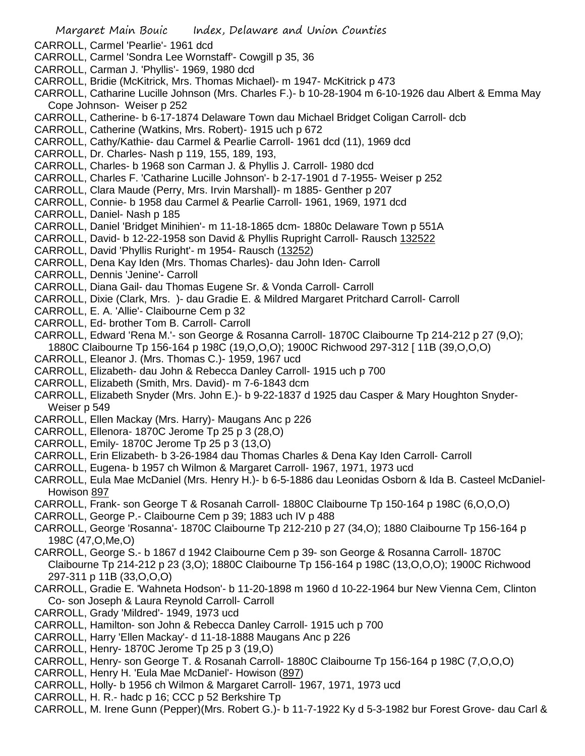CARROLL, Carmel 'Pearlie'- 1961 dcd

CARROLL, Carmel 'Sondra Lee Wornstaff'- Cowgill p 35, 36

CARROLL, Carman J. 'Phyllis'- 1969, 1980 dcd

CARROLL, Bridie (McKitrick, Mrs. Thomas Michael)- m 1947- McKitrick p 473

CARROLL, Catharine Lucille Johnson (Mrs. Charles F.)- b 10-28-1904 m 6-10-1926 dau Albert & Emma May Cope Johnson- Weiser p 252

CARROLL, Catherine- b 6-17-1874 Delaware Town dau Michael Bridget Coligan Carroll- dcb

CARROLL, Catherine (Watkins, Mrs. Robert)- 1915 uch p 672

CARROLL, Cathy/Kathie- dau Carmel & Pearlie Carroll- 1961 dcd (11), 1969 dcd

CARROLL, Dr. Charles- Nash p 119, 155, 189, 193,

CARROLL, Charles- b 1968 son Carman J. & Phyllis J. Carroll- 1980 dcd

CARROLL, Charles F. 'Catharine Lucille Johnson'- b 2-17-1901 d 7-1955- Weiser p 252

CARROLL, Clara Maude (Perry, Mrs. Irvin Marshall)- m 1885- Genther p 207

CARROLL, Connie- b 1958 dau Carmel & Pearlie Carroll- 1961, 1969, 1971 dcd

CARROLL, Daniel- Nash p 185

CARROLL, Daniel 'Bridget Minihien'- m 11-18-1865 dcm- 1880c Delaware Town p 551A

CARROLL, David- b 12-22-1958 son David & Phyllis Rupright Carroll- Rausch 132522

CARROLL, David 'Phyllis Ruright'- m 1954- Rausch (13252)

CARROLL, Dena Kay Iden (Mrs. Thomas Charles)- dau John Iden- Carroll

CARROLL, Dennis 'Jenine'- Carroll

CARROLL, Diana Gail- dau Thomas Eugene Sr. & Vonda Carroll- Carroll

CARROLL, Dixie (Clark, Mrs. )- dau Gradie E. & Mildred Margaret Pritchard Carroll- Carroll

CARROLL, E. A. 'Allie'- Claibourne Cem p 32

CARROLL, Ed- brother Tom B. Carroll- Carroll

CARROLL, Edward 'Rena M.'- son George & Rosanna Carroll- 1870C Claibourne Tp 214-212 p 27 (9,O); 1880C Claibourne Tp 156-164 p 198C (19,O,O,O); 1900C Richwood 297-312 [ 11B (39,O,O,O)

CARROLL, Eleanor J. (Mrs. Thomas C.)- 1959, 1967 ucd

CARROLL, Elizabeth- dau John & Rebecca Danley Carroll- 1915 uch p 700

CARROLL, Elizabeth (Smith, Mrs. David)- m 7-6-1843 dcm

CARROLL, Elizabeth Snyder (Mrs. John E.)- b 9-22-1837 d 1925 dau Casper & Mary Houghton Snyder- Weiser p 549

CARROLL, Ellen Mackay (Mrs. Harry)- Maugans Anc p 226

CARROLL, Ellenora- 1870C Jerome Tp 25 p 3 (28,O)

CARROLL, Emily- 1870C Jerome Tp 25 p 3 (13,O)

CARROLL, Erin Elizabeth- b 3-26-1984 dau Thomas Charles & Dena Kay Iden Carroll- Carroll

CARROLL, Eugena- b 1957 ch Wilmon & Margaret Carroll- 1967, 1971, 1973 ucd

CARROLL, Eula Mae McDaniel (Mrs. Henry H.)- b 6-5-1886 dau Leonidas Osborn & Ida B. Casteel McDaniel- Howison 897

CARROLL, Frank- son George T & Rosanah Carroll- 1880C Claibourne Tp 150-164 p 198C (6,O,O,O)

CARROLL, George P.- Claibourne Cem p 39; 1883 uch IV p 488

CARROLL, George 'Rosanna'- 1870C Claibourne Tp 212-210 p 27 (34,O); 1880 Claibourne Tp 156-164 p 198C (47,O,Me,O)

CARROLL, George S.- b 1867 d 1942 Claibourne Cem p 39- son George & Rosanna Carroll- 1870C Claibourne Tp 214-212 p 23 (3,O); 1880C Claibourne Tp 156-164 p 198C (13,O,O,O); 1900C Richwood 297-311 p 11B (33,O,O,O)

CARROLL, Gradie E. 'Wahneta Hodson'- b 11-20-1898 m 1960 d 10-22-1964 bur New Vienna Cem, Clinton Co- son Joseph & Laura Reynold Carroll- Carroll

CARROLL, Grady 'Mildred'- 1949, 1973 ucd

CARROLL, Hamilton- son John & Rebecca Danley Carroll- 1915 uch p 700

CARROLL, Harry 'Ellen Mackay'- d 11-18-1888 Maugans Anc p 226

CARROLL, Henry- 1870C Jerome Tp 25 p 3 (19,O)

CARROLL, Henry- son George T. & Rosanah Carroll- 1880C Claibourne Tp 156-164 p 198C (7,O,O,O)

CARROLL, Henry H. 'Eula Mae McDaniel'- Howison (897)

CARROLL, Holly- b 1956 ch Wilmon & Margaret Carroll- 1967, 1971, 1973 ucd

CARROLL, H. R.- hadc p 16; CCC p 52 Berkshire Tp

CARROLL, M. Irene Gunn (Pepper)(Mrs. Robert G.)- b 11-7-1922 Ky d 5-3-1982 bur Forest Grove- dau Carl &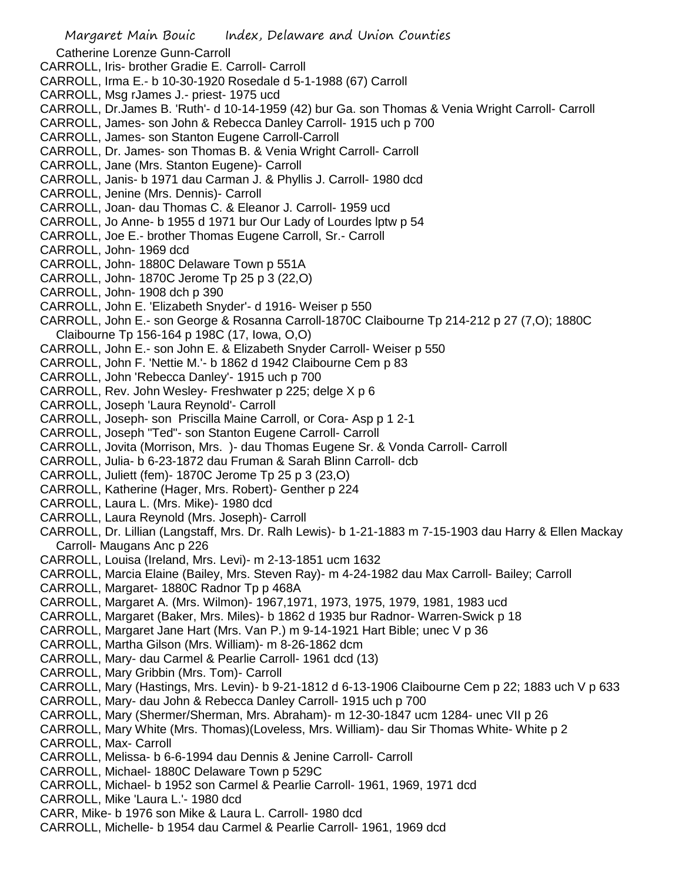Catherine Lorenze Gunn-Carroll
CARROLL, Iris- brother Gradie E. Carroll- Carroll
CARROLL, Irma E.- b 10-30-1920 Rosedale d 5-1-1988 (67) Carroll
CARROLL, Msg rJames J.- priest- 1975 ucd
CARROLL, Dr.James B. 'Ruth'- d 10-14-1959 (42) bur Ga. son Thomas & Venia Wright Carroll- Carroll
CARROLL, James- son John & Rebecca Danley Carroll- 1915 uch p 700
CARROLL, James- son Stanton Eugene Carroll-Carroll
CARROLL, Dr. James- son Thomas B. & Venia Wright Carroll- Carroll
CARROLL, Jane (Mrs. Stanton Eugene)- Carroll
CARROLL, Janis- b 1971 dau Carman J. & Phyllis J. Carroll- 1980 dcd
CARROLL, Jenine (Mrs. Dennis)- Carroll
CARROLL, Joan- dau Thomas C. & Eleanor J. Carroll- 1959 ucd
CARROLL, Jo Anne- b 1955 d 1971 bur Our Lady of Lourdes lptw p 54
CARROLL, Joe E.- brother Thomas Eugene Carroll, Sr.- Carroll
CARROLL, John- 1969 dcd
CARROLL, John- 1880C Delaware Town p 551A
CARROLL, John- 1870C Jerome Tp 25 p 3 (22,O)
CARROLL, John- 1908 dch p 390
CARROLL, John E. 'Elizabeth Snyder'- d 1916- Weiser p 550
CARROLL, John E.- son George & Rosanna Carroll-1870C Claibourne Tp 214-212 p 27 (7,O); 1880C Claibourne Tp 156-164 p 198C (17, Iowa, O,O)
CARROLL, John E.- son John E. & Elizabeth Snyder Carroll- Weiser p 550
CARROLL, John F. 'Nettie M.'- b 1862 d 1942 Claibourne Cem p 83
CARROLL, John 'Rebecca Danley'- 1915 uch p 700
CARROLL, Rev. John Wesley- Freshwater p 225; delge X p 6
CARROLL, Joseph 'Laura Reynold'- Carroll
CARROLL, Joseph- son Priscilla Maine Carroll, or Cora- Asp p 1 2-1
CARROLL, Joseph "Ted"- son Stanton Eugene Carroll- Carroll
CARROLL, Jovita (Morrison, Mrs. )- dau Thomas Eugene Sr. & Vonda Carroll- Carroll
CARROLL, Julia- b 6-23-1872 dau Fruman & Sarah Blinn Carroll- dcb
CARROLL, Juliett (fem)- 1870C Jerome Tp 25 p 3 (23,O)
CARROLL, Katherine (Hager, Mrs. Robert)- Genther p 224
CARROLL, Laura L. (Mrs. Mike)- 1980 dcd
CARROLL, Laura Reynold (Mrs. Joseph)- Carroll
CARROLL, Dr. Lillian (Langstaff, Mrs. Dr. Ralh Lewis)- b 1-21-1883 m 7-15-1903 dau Harry & Ellen Mackay Carroll- Maugans Anc p 226
CARROLL, Louisa (Ireland, Mrs. Levi)- m 2-13-1851 ucm 1632
CARROLL, Marcia Elaine (Bailey, Mrs. Steven Ray)- m 4-24-1982 dau Max Carroll- Bailey; Carroll
CARROLL, Margaret- 1880C Radnor Tp p 468A
CARROLL, Margaret A. (Mrs. Wilmon)- 1967,1971, 1973, 1975, 1979, 1981, 1983 ucd
CARROLL, Margaret (Baker, Mrs. Miles)- b 1862 d 1935 bur Radnor- Warren-Swick p 18
CARROLL, Margaret Jane Hart (Mrs. Van P.) m 9-14-1921 Hart Bible; unec V p 36
CARROLL, Martha Gilson (Mrs. William)- m 8-26-1862 dcm
CARROLL, Mary- dau Carmel & Pearlie Carroll- 1961 dcd (13)
CARROLL, Mary Gribbin (Mrs. Tom)- Carroll
CARROLL, Mary (Hastings, Mrs. Levin)- b 9-21-1812 d 6-13-1906 Claibourne Cem p 22; 1883 uch V p 633
CARROLL, Mary- dau John & Rebecca Danley Carroll- 1915 uch p 700
CARROLL, Mary (Shermer/Sherman, Mrs. Abraham)- m 12-30-1847 ucm 1284- unec VII p 26
CARROLL, Mary White (Mrs. Thomas)(Loveless, Mrs. William)- dau Sir Thomas White- White p 2
CARROLL, Max- Carroll
CARROLL, Melissa- b 6-6-1994 dau Dennis & Jenine Carroll- Carroll
CARROLL, Michael- 1880C Delaware Town p 529C
CARROLL, Michael- b 1952 son Carmel & Pearlie Carroll- 1961, 1969, 1971 dcd
CARROLL, Mike 'Laura L.'- 1980 dcd
CARR, Mike- b 1976 son Mike & Laura L. Carroll- 1980 dcd
CARROLL, Michelle- b 1954 dau Carmel & Pearlie Carroll- 1961, 1969 dcd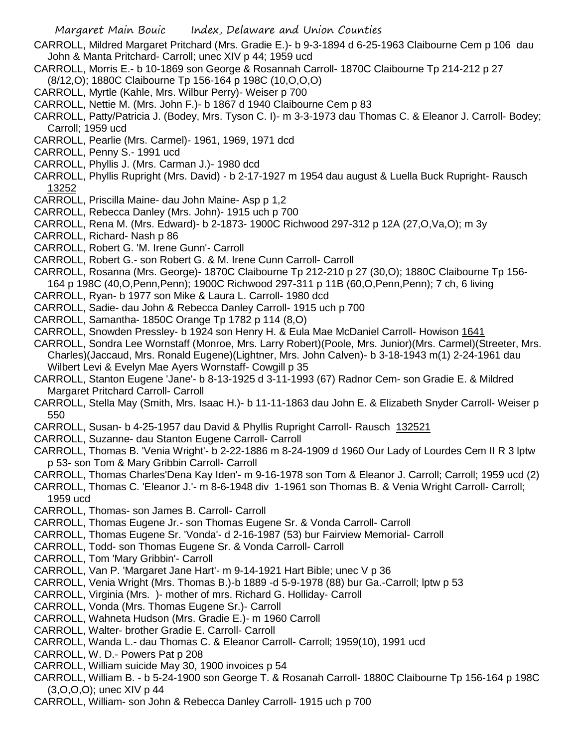CARROLL, Mildred Margaret Pritchard (Mrs. Gradie E.)- b 9-3-1894 d 6-25-1963 Claibourne Cem p 106 dau John & Manta Pritchard- Carroll; unec XIV p 44; 1959 ucd

CARROLL, Morris E.- b 10-1869 son George & Rosannah Carroll- 1870C Claibourne Tp 214-212 p 27 (8/12,O); 1880C Claibourne Tp 156-164 p 198C (10,O,O,O)

CARROLL, Myrtle (Kahle, Mrs. Wilbur Perry)- Weiser p 700

CARROLL, Nettie M. (Mrs. John F.)- b 1867 d 1940 Claibourne Cem p 83

CARROLL, Patty/Patricia J. (Bodey, Mrs. Tyson C. I)- m 3-3-1973 dau Thomas C. & Eleanor J. Carroll- Bodey; Carroll; 1959 ucd

CARROLL, Pearlie (Mrs. Carmel)- 1961, 1969, 1971 dcd

CARROLL, Penny S.- 1991 ucd

CARROLL, Phyllis J. (Mrs. Carman J.)- 1980 dcd

CARROLL, Phyllis Rupright (Mrs. David) - b 2-17-1927 m 1954 dau august & Luella Buck Rupright- Rausch 13252

CARROLL, Priscilla Maine- dau John Maine- Asp p 1,2

CARROLL, Rebecca Danley (Mrs. John)- 1915 uch p 700

CARROLL, Rena M. (Mrs. Edward)- b 2-1873- 1900C Richwood 297-312 p 12A (27,O,Va,O); m 3y

CARROLL, Richard- Nash p 86

CARROLL, Robert G. 'M. Irene Gunn'- Carroll

CARROLL, Robert G.- son Robert G. & M. Irene Cunn Carroll- Carroll

CARROLL, Rosanna (Mrs. George)- 1870C Claibourne Tp 212-210 p 27 (30,O); 1880C Claibourne Tp 156-164 p 198C (40,O,Penn,Penn); 1900C Richwood 297-311 p 11B (60,O,Penn,Penn); 7 ch, 6 living

CARROLL, Ryan- b 1977 son Mike & Laura L. Carroll- 1980 dcd

CARROLL, Sadie- dau John & Rebecca Danley Carroll- 1915 uch p 700

CARROLL, Samantha- 1850C Orange Tp 1782 p 114 (8,O)

CARROLL, Snowden Pressley- b 1924 son Henry H. & Eula Mae McDaniel Carroll- Howison 1641

CARROLL, Sondra Lee Wornstaff (Monroe, Mrs. Larry Robert)(Poole, Mrs. Junior)(Mrs. Carmel)(Streeter, Mrs. Charles)(Jaccaud, Mrs. Ronald Eugene)(Lightner, Mrs. John Calven)- b 3-18-1943 m(1) 2-24-1961 dau Wilbert Levi & Evelyn Mae Ayers Wornstaff- Cowgill p 35

CARROLL, Stanton Eugene 'Jane'- b 8-13-1925 d 3-11-1993 (67) Radnor Cem- son Gradie E. & Mildred Margaret Pritchard Carroll- Carroll

CARROLL, Stella May (Smith, Mrs. Isaac H.)- b 11-11-1863 dau John E. & Elizabeth Snyder Carroll- Weiser p 550

CARROLL, Susan- b 4-25-1957 dau David & Phyllis Rupright Carroll- Rausch 132521

CARROLL, Suzanne- dau Stanton Eugene Carroll- Carroll

CARROLL, Thomas B. 'Venia Wright'- b 2-22-1886 m 8-24-1909 d 1960 Our Lady of Lourdes Cem II R 3 lptw p 53- son Tom & Mary Gribbin Carroll- Carroll

CARROLL, Thomas Charles'Dena Kay Iden'- m 9-16-1978 son Tom & Eleanor J. Carroll; Carroll; 1959 ucd (2)

CARROLL, Thomas C. 'Eleanor J.'- m 8-6-1948 div 1-1961 son Thomas B. & Venia Wright Carroll- Carroll; 1959 ucd

CARROLL, Thomas- son James B. Carroll- Carroll

CARROLL, Thomas Eugene Jr.- son Thomas Eugene Sr. & Vonda Carroll- Carroll

CARROLL, Thomas Eugene Sr. 'Vonda'- d 2-16-1987 (53) bur Fairview Memorial- Carroll

CARROLL, Todd- son Thomas Eugene Sr. & Vonda Carroll- Carroll

CARROLL, Tom 'Mary Gribbin'- Carroll

CARROLL, Van P. 'Margaret Jane Hart'- m 9-14-1921 Hart Bible; unec V p 36

CARROLL, Venia Wright (Mrs. Thomas B.)-b 1889 -d 5-9-1978 (88) bur Ga.-Carroll; lptw p 53

CARROLL, Virginia (Mrs. )- mother of mrs. Richard G. Holliday- Carroll

CARROLL, Vonda (Mrs. Thomas Eugene Sr.)- Carroll

CARROLL, Wahneta Hudson (Mrs. Gradie E.)- m 1960 Carroll

CARROLL, Walter- brother Gradie E. Carroll- Carroll

CARROLL, Wanda L.- dau Thomas C. & Eleanor Carroll- Carroll; 1959(10), 1991 ucd

CARROLL, W. D.- Powers Pat p 208

CARROLL, William suicide May 30, 1900 invoices p 54

CARROLL, William B. - b 5-24-1900 son George T. & Rosanah Carroll- 1880C Claibourne Tp 156-164 p 198C (3,O,O,O); unec XIV p 44

CARROLL, William- son John & Rebecca Danley Carroll- 1915 uch p 700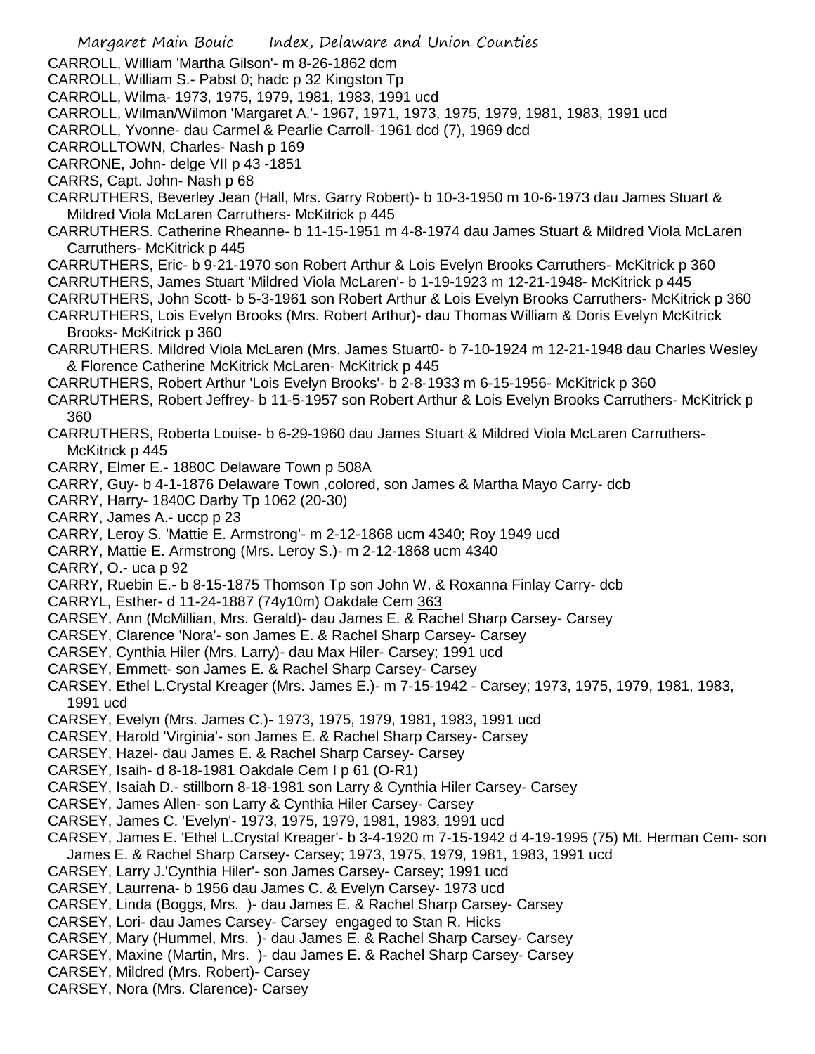CARROLL, William 'Martha Gilson'- m 8-26-1862 dcm
CARROLL, William S.- Pabst 0; hadc p 32 Kingston Tp
CARROLL, Wilma- 1973, 1975, 1979, 1981, 1983, 1991 ucd
CARROLL, Wilman/Wilmon 'Margaret A.'- 1967, 1971, 1973, 1975, 1979, 1981, 1983, 1991 ucd
CARROLL, Yvonne- dau Carmel & Pearlie Carroll- 1961 dcd (7), 1969 dcd
CARROLLTOWN, Charles- Nash p 169
CARRONE, John- delge VII p 43 -1851
CARRS, Capt. John- Nash p 68
CARRUTHERS, Beverley Jean (Hall, Mrs. Garry Robert)- b 10-3-1950 m 10-6-1973 dau James Stuart & Mildred Viola McLaren Carruthers- McKitrick p 445
CARRUTHERS. Catherine Rheanne- b 11-15-1951 m 4-8-1974 dau James Stuart & Mildred Viola McLaren Carruthers- McKitrick p 445
CARRUTHERS, Eric- b 9-21-1970 son Robert Arthur & Lois Evelyn Brooks Carruthers- McKitrick p 360
CARRUTHERS, James Stuart 'Mildred Viola McLaren'- b 1-19-1923 m 12-21-1948- McKitrick p 445
CARRUTHERS, John Scott- b 5-3-1961 son Robert Arthur & Lois Evelyn Brooks Carruthers- McKitrick p 360
CARRUTHERS, Lois Evelyn Brooks (Mrs. Robert Arthur)- dau Thomas William & Doris Evelyn McKitrick Brooks- McKitrick p 360
CARRUTHERS. Mildred Viola McLaren (Mrs. James Stuart0- b 7-10-1924 m 12-21-1948 dau Charles Wesley & Florence Catherine McKitrick McLaren- McKitrick p 445
CARRUTHERS, Robert Arthur 'Lois Evelyn Brooks'- b 2-8-1933 m 6-15-1956- McKitrick p 360
CARRUTHERS, Robert Jeffrey- b 11-5-1957 son Robert Arthur & Lois Evelyn Brooks Carruthers- McKitrick p 360
CARRUTHERS, Roberta Louise- b 6-29-1960 dau James Stuart & Mildred Viola McLaren Carruthers- McKitrick p 445
CARRY, Elmer E.- 1880C Delaware Town p 508A
CARRY, Guy- b 4-1-1876 Delaware Town ,colored, son James & Martha Mayo Carry- dcb
CARRY, Harry- 1840C Darby Tp 1062 (20-30)
CARRY, James A.- uccp p 23
CARRY, Leroy S. 'Mattie E. Armstrong'- m 2-12-1868 ucm 4340; Roy 1949 ucd
CARRY, Mattie E. Armstrong (Mrs. Leroy S.)- m 2-12-1868 ucm 4340
CARRY, O.- uca p 92
CARRY, Ruebin E.- b 8-15-1875 Thomson Tp son John W. & Roxanna Finlay Carry- dcb
CARRYL, Esther- d 11-24-1887 (74y10m) Oakdale Cem 363
CARSEY, Ann (McMillian, Mrs. Gerald)- dau James E. & Rachel Sharp Carsey- Carsey
CARSEY, Clarence 'Nora'- son James E. & Rachel Sharp Carsey- Carsey
CARSEY, Cynthia Hiler (Mrs. Larry)- dau Max Hiler- Carsey; 1991 ucd
CARSEY, Emmett- son James E. & Rachel Sharp Carsey- Carsey
CARSEY, Ethel L.Crystal Kreager (Mrs. James E.)- m 7-15-1942 - Carsey; 1973, 1975, 1979, 1981, 1983, 1991 ucd
CARSEY, Evelyn (Mrs. James C.)- 1973, 1975, 1979, 1981, 1983, 1991 ucd
CARSEY, Harold 'Virginia'- son James E. & Rachel Sharp Carsey- Carsey
CARSEY, Hazel- dau James E. & Rachel Sharp Carsey- Carsey
CARSEY, Isaih- d 8-18-1981 Oakdale Cem I p 61 (O-R1)
CARSEY, Isaiah D.- stillborn 8-18-1981 son Larry & Cynthia Hiler Carsey- Carsey
CARSEY, James Allen- son Larry & Cynthia Hiler Carsey- Carsey
CARSEY, James C. 'Evelyn'- 1973, 1975, 1979, 1981, 1983, 1991 ucd
CARSEY, James E. 'Ethel L.Crystal Kreager'- b 3-4-1920 m 7-15-1942 d 4-19-1995 (75) Mt. Herman Cem- son James E. & Rachel Sharp Carsey- Carsey; 1973, 1975, 1979, 1981, 1983, 1991 ucd
CARSEY, Larry J.'Cynthia Hiler'- son James Carsey- Carsey; 1991 ucd
CARSEY, Laurrena- b 1956 dau James C. & Evelyn Carsey- 1973 ucd
CARSEY, Linda (Boggs, Mrs. )- dau James E. & Rachel Sharp Carsey- Carsey
CARSEY, Lori- dau James Carsey- Carsey engaged to Stan R. Hicks
CARSEY, Mary (Hummel, Mrs. )- dau James E. & Rachel Sharp Carsey- Carsey
CARSEY, Maxine (Martin, Mrs. )- dau James E. & Rachel Sharp Carsey- Carsey
CARSEY, Mildred (Mrs. Robert)- Carsey
CARSEY, Nora (Mrs. Clarence)- Carsey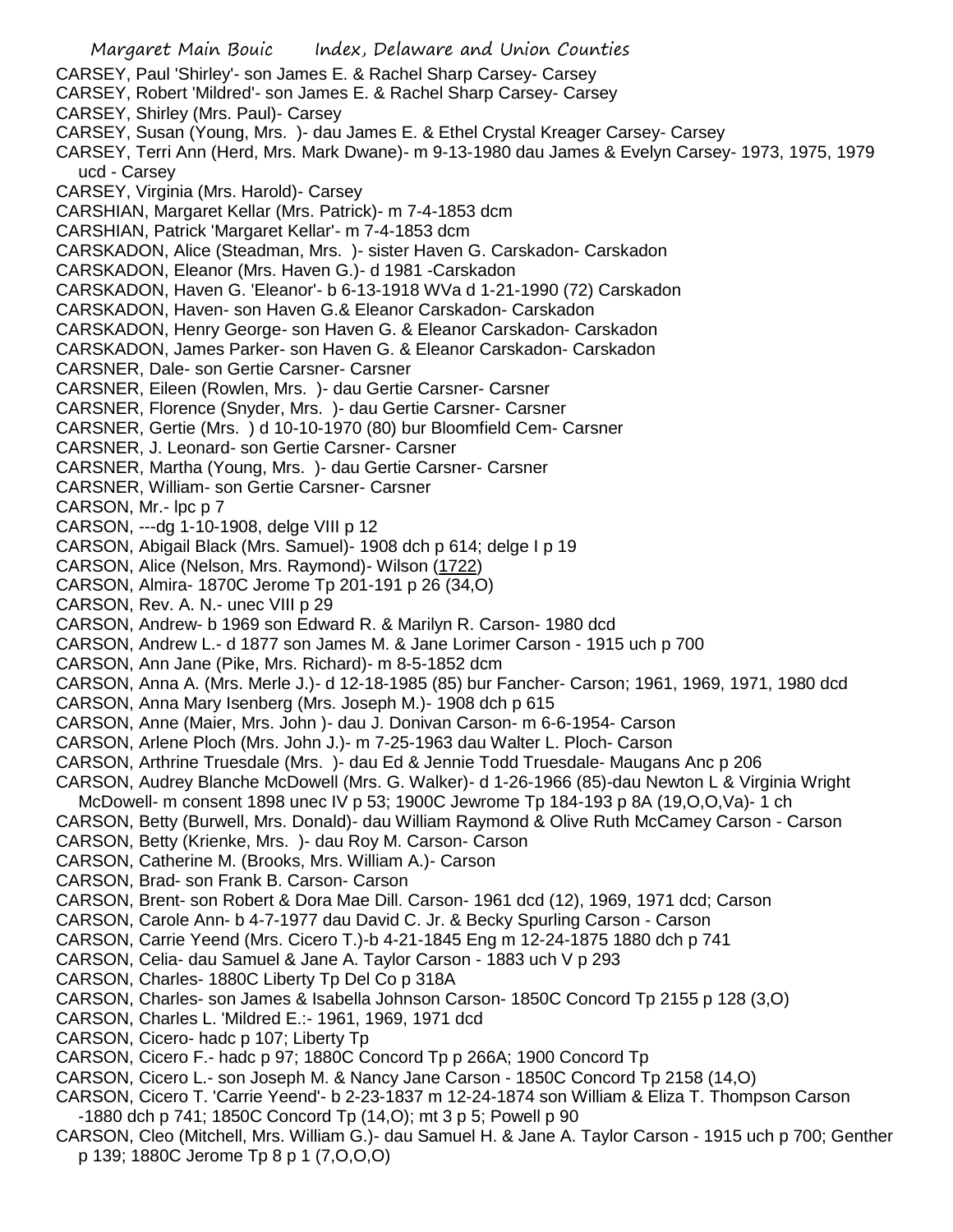CARSEY, Paul 'Shirley'- son James E. & Rachel Sharp Carsey- Carsey
CARSEY, Robert 'Mildred'- son James E. & Rachel Sharp Carsey- Carsey
CARSEY, Shirley (Mrs. Paul)- Carsey
CARSEY, Susan (Young, Mrs. )- dau James E. & Ethel Crystal Kreager Carsey- Carsey
CARSEY, Terri Ann (Herd, Mrs. Mark Dwane)- m 9-13-1980 dau James & Evelyn Carsey- 1973, 1975, 1979 ucd - Carsey
CARSEY, Virginia (Mrs. Harold)- Carsey
CARSHIAN, Margaret Kellar (Mrs. Patrick)- m 7-4-1853 dcm
CARSHIAN, Patrick 'Margaret Kellar'- m 7-4-1853 dcm
CARSKADON, Alice (Steadman, Mrs. )- sister Haven G. Carskadon- Carskadon
CARSKADON, Eleanor (Mrs. Haven G.)- d 1981 -Carskadon
CARSKADON, Haven G. 'Eleanor'- b 6-13-1918 WVa d 1-21-1990 (72) Carskadon
CARSKADON, Haven- son Haven G.& Eleanor Carskadon- Carskadon
CARSKADON, Henry George- son Haven G. & Eleanor Carskadon- Carskadon
CARSKADON, James Parker- son Haven G. & Eleanor Carskadon- Carskadon
CARSNER, Dale- son Gertie Carsner- Carsner
CARSNER, Eileen (Rowlen, Mrs. )- dau Gertie Carsner- Carsner
CARSNER, Florence (Snyder, Mrs. )- dau Gertie Carsner- Carsner
CARSNER, Gertie (Mrs. ) d 10-10-1970 (80) bur Bloomfield Cem- Carsner
CARSNER, J. Leonard- son Gertie Carsner- Carsner
CARSNER, Martha (Young, Mrs. )- dau Gertie Carsner- Carsner
CARSNER, William- son Gertie Carsner- Carsner
CARSON, Mr.- lpc p 7
CARSON, ---dg 1-10-1908, delge VIII p 12
CARSON, Abigail Black (Mrs. Samuel)- 1908 dch p 614; delge I p 19
CARSON, Alice (Nelson, Mrs. Raymond)- Wilson (1722)
CARSON, Almira- 1870C Jerome Tp 201-191 p 26 (34,O)
CARSON, Rev. A. N.- unec VIII p 29
CARSON, Andrew- b 1969 son Edward R. & Marilyn R. Carson- 1980 dcd
CARSON, Andrew L.- d 1877 son James M. & Jane Lorimer Carson - 1915 uch p 700
CARSON, Ann Jane (Pike, Mrs. Richard)- m 8-5-1852 dcm
CARSON, Anna A. (Mrs. Merle J.)- d 12-18-1985 (85) bur Fancher- Carson; 1961, 1969, 1971, 1980 dcd
CARSON, Anna Mary Isenberg (Mrs. Joseph M.)- 1908 dch p 615
CARSON, Anne (Maier, Mrs. John )- dau J. Donivan Carson- m 6-6-1954- Carson
CARSON, Arlene Ploch (Mrs. John J.)- m 7-25-1963 dau Walter L. Ploch- Carson
CARSON, Arthrine Truesdale (Mrs. )- dau Ed & Jennie Todd Truesdale- Maugans Anc p 206
CARSON, Audrey Blanche McDowell (Mrs. G. Walker)- d 1-26-1966 (85)-dau Newton L & Virginia Wright McDowell- m consent 1898 unec IV p 53; 1900C Jewrome Tp 184-193 p 8A (19,O,O,Va)- 1 ch
CARSON, Betty (Burwell, Mrs. Donald)- dau William Raymond & Olive Ruth McCamey Carson - Carson
CARSON, Betty (Krienke, Mrs. )- dau Roy M. Carson- Carson
CARSON, Catherine M. (Brooks, Mrs. William A.)- Carson
CARSON, Brad- son Frank B. Carson- Carson
CARSON, Brent- son Robert & Dora Mae Dill. Carson- 1961 dcd (12), 1969, 1971 dcd; Carson
CARSON, Carole Ann- b 4-7-1977 dau David C. Jr. & Becky Spurling Carson - Carson
CARSON, Carrie Yeend (Mrs. Cicero T.)-b 4-21-1845 Eng m 12-24-1875 1880 dch p 741
CARSON, Celia- dau Samuel & Jane A. Taylor Carson - 1883 uch V p 293
CARSON, Charles- 1880C Liberty Tp Del Co p 318A
CARSON, Charles- son James & Isabella Johnson Carson- 1850C Concord Tp 2155 p 128 (3,O)
CARSON, Charles L. 'Mildred E.:- 1961, 1969, 1971 dcd
CARSON, Cicero- hadc p 107; Liberty Tp
CARSON, Cicero F.- hadc p 97; 1880C Concord Tp p 266A; 1900 Concord Tp
CARSON, Cicero L.- son Joseph M. & Nancy Jane Carson - 1850C Concord Tp 2158 (14,O)
CARSON, Cicero T. 'Carrie Yeend'- b 2-23-1837 m 12-24-1874 son William & Eliza T. Thompson Carson -1880 dch p 741; 1850C Concord Tp (14,O); mt 3 p 5; Powell p 90
CARSON, Cleo (Mitchell, Mrs. William G.)- dau Samuel H. & Jane A. Taylor Carson - 1915 uch p 700; Genther p 139; 1880C Jerome Tp 8 p 1 (7,O,O,O)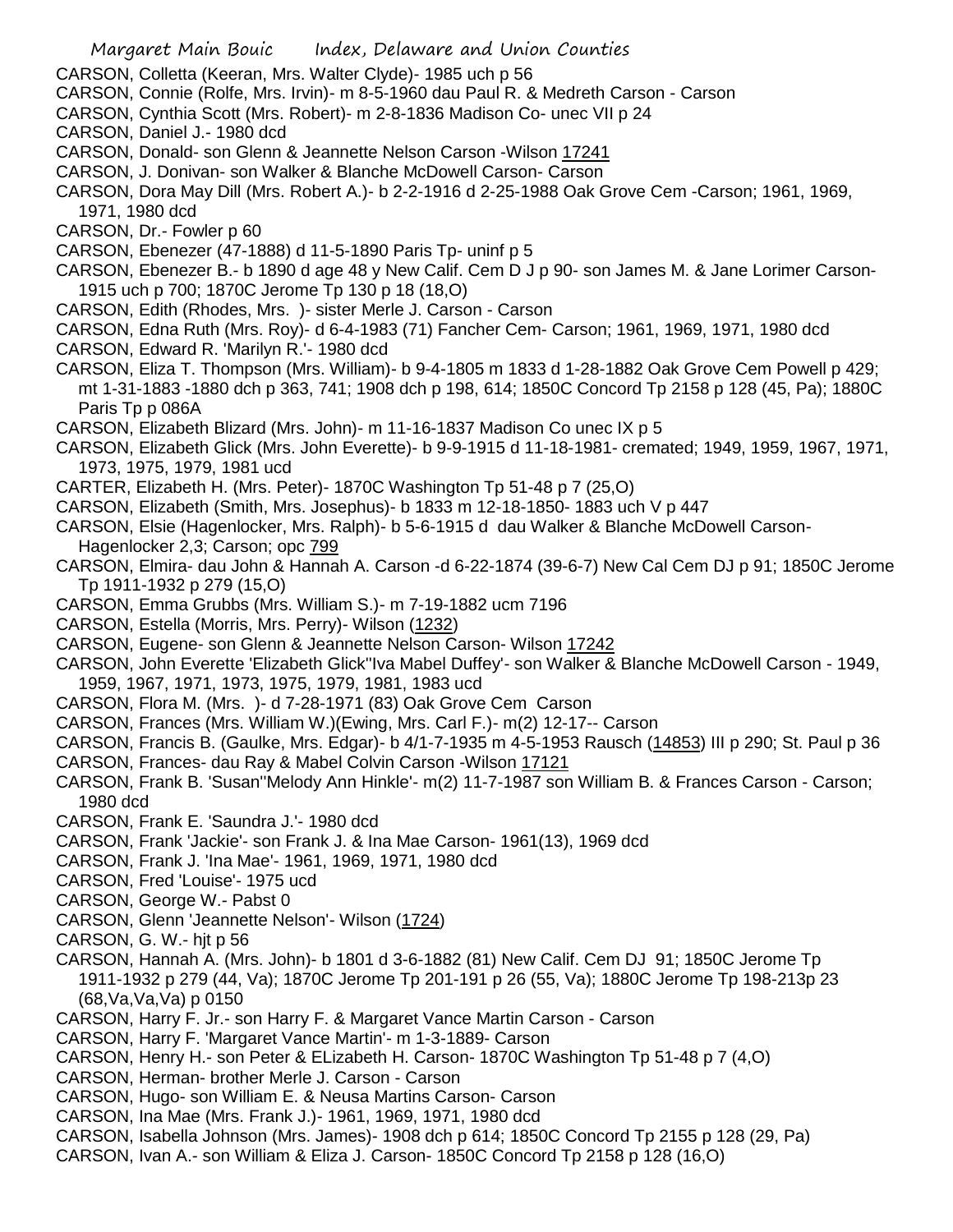CARSON, Colletta (Keeran, Mrs. Walter Clyde)- 1985 uch p 56
CARSON, Connie (Rolfe, Mrs. Irvin)- m 8-5-1960 dau Paul R. & Medreth Carson - Carson
CARSON, Cynthia Scott (Mrs. Robert)- m 2-8-1836 Madison Co- unec VII p 24
CARSON, Daniel J.- 1980 dcd
CARSON, Donald- son Glenn & Jeannette Nelson Carson -Wilson 17241
CARSON, J. Donivan- son Walker & Blanche McDowell Carson- Carson
CARSON, Dora May Dill (Mrs. Robert A.)- b 2-2-1916 d 2-25-1988 Oak Grove Cem -Carson; 1961, 1969, 1971, 1980 dcd
CARSON, Dr.- Fowler p 60
CARSON, Ebenezer (47-1888) d 11-5-1890 Paris Tp- uninf p 5
CARSON, Ebenezer B.- b 1890 d age 48 y New Calif. Cem D J p 90- son James M. & Jane Lorimer Carson- 1915 uch p 700; 1870C Jerome Tp 130 p 18 (18,O)
CARSON, Edith (Rhodes, Mrs. )- sister Merle J. Carson - Carson
CARSON, Edna Ruth (Mrs. Roy)- d 6-4-1983 (71) Fancher Cem- Carson; 1961, 1969, 1971, 1980 dcd
CARSON, Edward R. 'Marilyn R.'- 1980 dcd
CARSON, Eliza T. Thompson (Mrs. William)- b 9-4-1805 m 1833 d 1-28-1882 Oak Grove Cem Powell p 429; mt 1-31-1883 -1880 dch p 363, 741; 1908 dch p 198, 614; 1850C Concord Tp 2158 p 128 (45, Pa); 1880C Paris Tp p 086A
CARSON, Elizabeth Blizard (Mrs. John)- m 11-16-1837 Madison Co unec IX p 5
CARSON, Elizabeth Glick (Mrs. John Everette)- b 9-9-1915 d 11-18-1981- cremated; 1949, 1959, 1967, 1971, 1973, 1975, 1979, 1981 ucd
CARTER, Elizabeth H. (Mrs. Peter)- 1870C Washington Tp 51-48 p 7 (25,O)
CARSON, Elizabeth (Smith, Mrs. Josephus)- b 1833 m 12-18-1850- 1883 uch V p 447
CARSON, Elsie (Hagenlocker, Mrs. Ralph)- b 5-6-1915 d dau Walker & Blanche McDowell Carson- Hagenlocker 2,3; Carson; opc 799
CARSON, Elmira- dau John & Hannah A. Carson -d 6-22-1874 (39-6-7) New Cal Cem DJ p 91; 1850C Jerome Tp 1911-1932 p 279 (15,O)
CARSON, Emma Grubbs (Mrs. William S.)- m 7-19-1882 ucm 7196
CARSON, Estella (Morris, Mrs. Perry)- Wilson (1232)
CARSON, Eugene- son Glenn & Jeannette Nelson Carson- Wilson 17242
CARSON, John Everette 'Elizabeth Glick''Iva Mabel Duffey'- son Walker & Blanche McDowell Carson - 1949, 1959, 1967, 1971, 1973, 1975, 1979, 1981, 1983 ucd
CARSON, Flora M. (Mrs. )- d 7-28-1971 (83) Oak Grove Cem Carson
CARSON, Frances (Mrs. William W.)(Ewing, Mrs. Carl F.)- m(2) 12-17-- Carson
CARSON, Francis B. (Gaulke, Mrs. Edgar)- b 4/1-7-1935 m 4-5-1953 Rausch (14853) III p 290; St. Paul p 36
CARSON, Frances- dau Ray & Mabel Colvin Carson -Wilson 17121
CARSON, Frank B. 'Susan''Melody Ann Hinkle'- m(2) 11-7-1987 son William B. & Frances Carson - Carson; 1980 dcd
CARSON, Frank E. 'Saundra J.'- 1980 dcd
CARSON, Frank 'Jackie'- son Frank J. & Ina Mae Carson- 1961(13), 1969 dcd
CARSON, Frank J. 'Ina Mae'- 1961, 1969, 1971, 1980 dcd
CARSON, Fred 'Louise'- 1975 ucd
CARSON, George W.- Pabst 0
CARSON, Glenn 'Jeannette Nelson'- Wilson (1724)
CARSON, G. W.- hjt p 56
CARSON, Hannah A. (Mrs. John)- b 1801 d 3-6-1882 (81) New Calif. Cem DJ 91; 1850C Jerome Tp 1911-1932 p 279 (44, Va); 1870C Jerome Tp 201-191 p 26 (55, Va); 1880C Jerome Tp 198-213p 23 (68,Va,Va,Va) p 0150
CARSON, Harry F. Jr.- son Harry F. & Margaret Vance Martin Carson - Carson
CARSON, Harry F. 'Margaret Vance Martin'- m 1-3-1889- Carson
CARSON, Henry H.- son Peter & ELizabeth H. Carson- 1870C Washington Tp 51-48 p 7 (4,O)
CARSON, Herman- brother Merle J. Carson - Carson
CARSON, Hugo- son William E. & Neusa Martins Carson- Carson
CARSON, Ina Mae (Mrs. Frank J.)- 1961, 1969, 1971, 1980 dcd
CARSON, Isabella Johnson (Mrs. James)- 1908 dch p 614; 1850C Concord Tp 2155 p 128 (29, Pa)
CARSON, Ivan A.- son William & Eliza J. Carson- 1850C Concord Tp 2158 p 128 (16,O)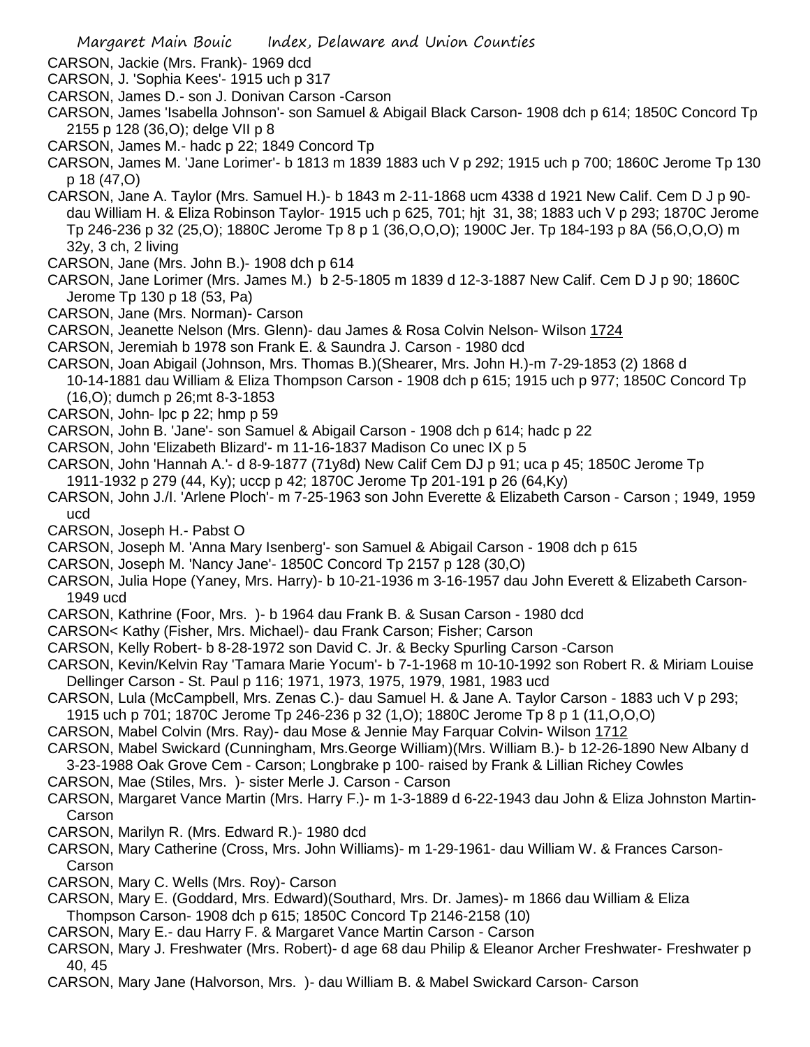CARSON, Jackie (Mrs. Frank)- 1969 dcd

CARSON, J. 'Sophia Kees'- 1915 uch p 317

CARSON, James D.- son J. Donivan Carson -Carson

CARSON, James 'Isabella Johnson'- son Samuel & Abigail Black Carson- 1908 dch p 614; 1850C Concord Tp 2155 p 128 (36,O); delge VII p 8

CARSON, James M.- hadc p 22; 1849 Concord Tp

CARSON, James M. 'Jane Lorimer'- b 1813 m 1839 1883 uch V p 292; 1915 uch p 700; 1860C Jerome Tp 130 p 18 (47,O)

CARSON, Jane A. Taylor (Mrs. Samuel H.)- b 1843 m 2-11-1868 ucm 4338 d 1921 New Calif. Cem D J p 90- dau William H. & Eliza Robinson Taylor- 1915 uch p 625, 701; hjt 31, 38; 1883 uch V p 293; 1870C Jerome Tp 246-236 p 32 (25,O); 1880C Jerome Tp 8 p 1 (36,O,O,O); 1900C Jer. Tp 184-193 p 8A (56,O,O,O) m 32y, 3 ch, 2 living

CARSON, Jane (Mrs. John B.)- 1908 dch p 614

CARSON, Jane Lorimer (Mrs. James M.) b 2-5-1805 m 1839 d 12-3-1887 New Calif. Cem D J p 90; 1860C Jerome Tp 130 p 18 (53, Pa)

CARSON, Jane (Mrs. Norman)- Carson

CARSON, Jeanette Nelson (Mrs. Glenn)- dau James & Rosa Colvin Nelson- Wilson 1724

CARSON, Jeremiah b 1978 son Frank E. & Saundra J. Carson - 1980 dcd

CARSON, Joan Abigail (Johnson, Mrs. Thomas B.)(Shearer, Mrs. John H.)-m 7-29-1853 (2) 1868 d 10-14-1881 dau William & Eliza Thompson Carson - 1908 dch p 615; 1915 uch p 977; 1850C Concord Tp (16,O); dumch p 26;mt 8-3-1853

CARSON, John- lpc p 22; hmp p 59

CARSON, John B. 'Jane'- son Samuel & Abigail Carson - 1908 dch p 614; hadc p 22

CARSON, John 'Elizabeth Blizard'- m 11-16-1837 Madison Co unec IX p 5

CARSON, John 'Hannah A.'- d 8-9-1877 (71y8d) New Calif Cem DJ p 91; uca p 45; 1850C Jerome Tp 1911-1932 p 279 (44, Ky); uccp p 42; 1870C Jerome Tp 201-191 p 26 (64,Ky)

CARSON, John J./I. 'Arlene Ploch'- m 7-25-1963 son John Everette & Elizabeth Carson - Carson ; 1949, 1959 ucd

CARSON, Joseph H.- Pabst O

CARSON, Joseph M. 'Anna Mary Isenberg'- son Samuel & Abigail Carson - 1908 dch p 615

CARSON, Joseph M. 'Nancy Jane'- 1850C Concord Tp 2157 p 128 (30,O)

CARSON, Julia Hope (Yaney, Mrs. Harry)- b 10-21-1936 m 3-16-1957 dau John Everett & Elizabeth Carson- 1949 ucd

CARSON, Kathrine (Foor, Mrs. )- b 1964 dau Frank B. & Susan Carson - 1980 dcd

CARSON< Kathy (Fisher, Mrs. Michael)- dau Frank Carson; Fisher; Carson

CARSON, Kelly Robert- b 8-28-1972 son David C. Jr. & Becky Spurling Carson -Carson

CARSON, Kevin/Kelvin Ray 'Tamara Marie Yocum'- b 7-1-1968 m 10-10-1992 son Robert R. & Miriam Louise Dellinger Carson - St. Paul p 116; 1971, 1973, 1975, 1979, 1981, 1983 ucd

CARSON, Lula (McCampbell, Mrs. Zenas C.)- dau Samuel H. & Jane A. Taylor Carson - 1883 uch V p 293; 1915 uch p 701; 1870C Jerome Tp 246-236 p 32 (1,O); 1880C Jerome Tp 8 p 1 (11,O,O,O)

CARSON, Mabel Colvin (Mrs. Ray)- dau Mose & Jennie May Farquar Colvin- Wilson 1712

CARSON, Mabel Swickard (Cunningham, Mrs.George William)(Mrs. William B.)- b 12-26-1890 New Albany d 3-23-1988 Oak Grove Cem - Carson; Longbrake p 100- raised by Frank & Lillian Richey Cowles

CARSON, Mae (Stiles, Mrs. )- sister Merle J. Carson - Carson

CARSON, Margaret Vance Martin (Mrs. Harry F.)- m 1-3-1889 d 6-22-1943 dau John & Eliza Johnston Martin- Carson

CARSON, Marilyn R. (Mrs. Edward R.)- 1980 dcd

CARSON, Mary Catherine (Cross, Mrs. John Williams)- m 1-29-1961- dau William W. & Frances Carson- Carson

CARSON, Mary C. Wells (Mrs. Roy)- Carson

CARSON, Mary E. (Goddard, Mrs. Edward)(Southard, Mrs. Dr. James)- m 1866 dau William & Eliza Thompson Carson- 1908 dch p 615; 1850C Concord Tp 2146-2158 (10)

CARSON, Mary E.- dau Harry F. & Margaret Vance Martin Carson - Carson

CARSON, Mary J. Freshwater (Mrs. Robert)- d age 68 dau Philip & Eleanor Archer Freshwater- Freshwater p 40, 45

CARSON, Mary Jane (Halvorson, Mrs. )- dau William B. & Mabel Swickard Carson- Carson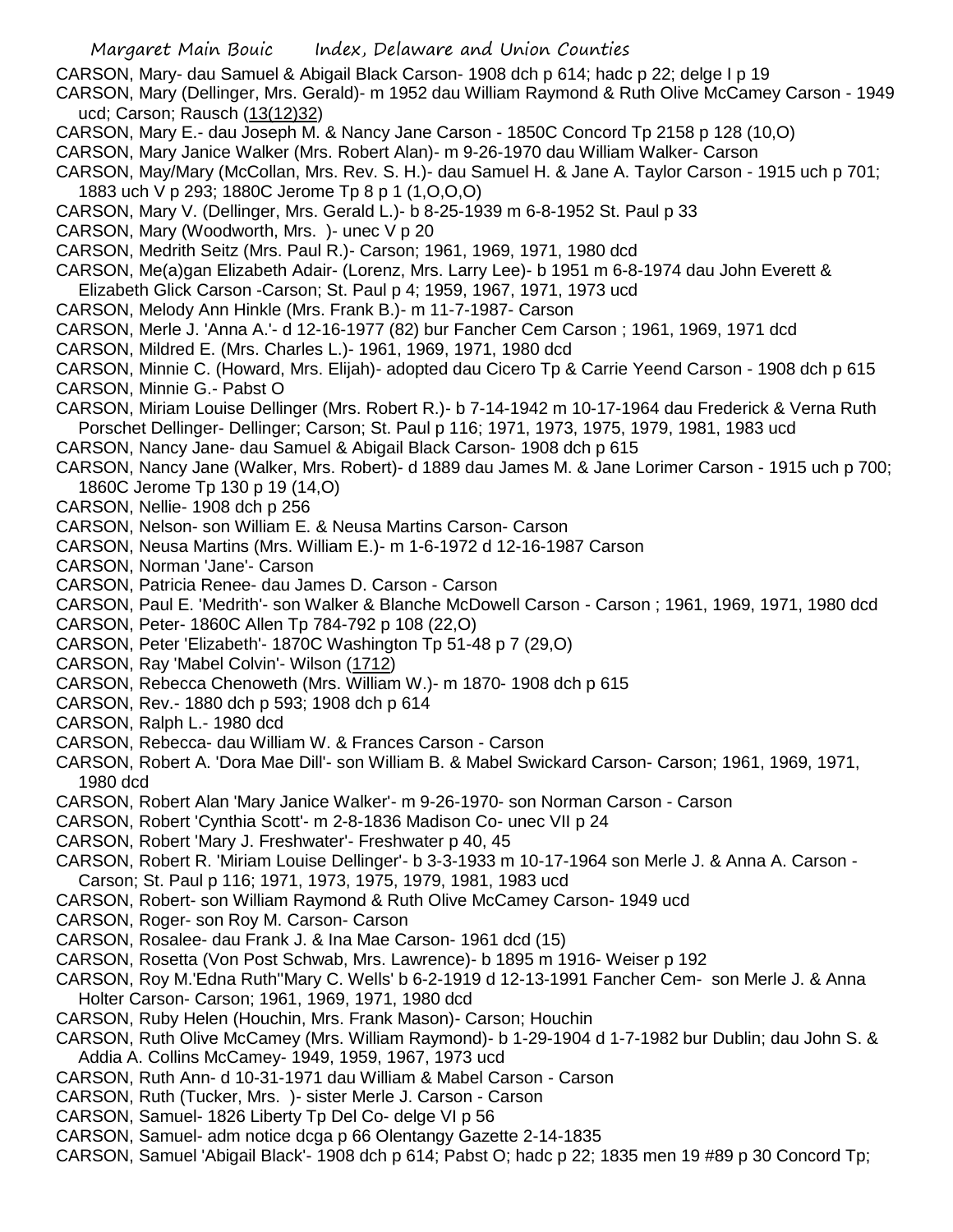CARSON, Mary- dau Samuel & Abigail Black Carson- 1908 dch p 614; hadc p 22; delge I p 19

CARSON, Mary (Dellinger, Mrs. Gerald)- m 1952 dau William Raymond & Ruth Olive McCamey Carson - 1949 ucd; Carson; Rausch (13(12)32)

CARSON, Mary E.- dau Joseph M. & Nancy Jane Carson - 1850C Concord Tp 2158 p 128 (10,O)

CARSON, Mary Janice Walker (Mrs. Robert Alan)- m 9-26-1970 dau William Walker- Carson

CARSON, May/Mary (McCollan, Mrs. Rev. S. H.)- dau Samuel H. & Jane A. Taylor Carson - 1915 uch p 701; 1883 uch V p 293; 1880C Jerome Tp 8 p 1 (1,O,O,O)

CARSON, Mary V. (Dellinger, Mrs. Gerald L.)- b 8-25-1939 m 6-8-1952 St. Paul p 33

CARSON, Mary (Woodworth, Mrs. )- unec V p 20

CARSON, Medrith Seitz (Mrs. Paul R.)- Carson; 1961, 1969, 1971, 1980 dcd

CARSON, Me(a)gan Elizabeth Adair- (Lorenz, Mrs. Larry Lee)- b 1951 m 6-8-1974 dau John Everett & Elizabeth Glick Carson -Carson; St. Paul p 4; 1959, 1967, 1971, 1973 ucd

CARSON, Melody Ann Hinkle (Mrs. Frank B.)- m 11-7-1987- Carson

CARSON, Merle J. 'Anna A.'- d 12-16-1977 (82) bur Fancher Cem Carson ; 1961, 1969, 1971 dcd

CARSON, Mildred E. (Mrs. Charles L.)- 1961, 1969, 1971, 1980 dcd

CARSON, Minnie C. (Howard, Mrs. Elijah)- adopted dau Cicero Tp & Carrie Yeend Carson - 1908 dch p 615

CARSON, Minnie G.- Pabst O

CARSON, Miriam Louise Dellinger (Mrs. Robert R.)- b 7-14-1942 m 10-17-1964 dau Frederick & Verna Ruth Porschet Dellinger- Dellinger; Carson; St. Paul p 116; 1971, 1973, 1975, 1979, 1981, 1983 ucd

CARSON, Nancy Jane- dau Samuel & Abigail Black Carson- 1908 dch p 615

CARSON, Nancy Jane (Walker, Mrs. Robert)- d 1889 dau James M. & Jane Lorimer Carson - 1915 uch p 700; 1860C Jerome Tp 130 p 19 (14,O)

CARSON, Nellie- 1908 dch p 256

CARSON, Nelson- son William E. & Neusa Martins Carson- Carson

CARSON, Neusa Martins (Mrs. William E.)- m 1-6-1972 d 12-16-1987 Carson

CARSON, Norman 'Jane'- Carson

CARSON, Patricia Renee- dau James D. Carson - Carson

CARSON, Paul E. 'Medrith'- son Walker & Blanche McDowell Carson - Carson ; 1961, 1969, 1971, 1980 dcd

CARSON, Peter- 1860C Allen Tp 784-792 p 108 (22,O)

CARSON, Peter 'Elizabeth'- 1870C Washington Tp 51-48 p 7 (29,O)

CARSON, Ray 'Mabel Colvin'- Wilson (1712)

CARSON, Rebecca Chenoweth (Mrs. William W.)- m 1870- 1908 dch p 615

CARSON, Rev.- 1880 dch p 593; 1908 dch p 614

CARSON, Ralph L.- 1980 dcd

CARSON, Rebecca- dau William W. & Frances Carson - Carson

CARSON, Robert A. 'Dora Mae Dill'- son William B. & Mabel Swickard Carson- Carson; 1961, 1969, 1971, 1980 dcd

CARSON, Robert Alan 'Mary Janice Walker'- m 9-26-1970- son Norman Carson - Carson

CARSON, Robert 'Cynthia Scott'- m 2-8-1836 Madison Co- unec VII p 24

CARSON, Robert 'Mary J. Freshwater'- Freshwater p 40, 45

CARSON, Robert R. 'Miriam Louise Dellinger'- b 3-3-1933 m 10-17-1964 son Merle J. & Anna A. Carson - Carson; St. Paul p 116; 1971, 1973, 1975, 1979, 1981, 1983 ucd

CARSON, Robert- son William Raymond & Ruth Olive McCamey Carson- 1949 ucd

CARSON, Roger- son Roy M. Carson- Carson

CARSON, Rosalee- dau Frank J. & Ina Mae Carson- 1961 dcd (15)

CARSON, Rosetta (Von Post Schwab, Mrs. Lawrence)- b 1895 m 1916- Weiser p 192

CARSON, Roy M.'Edna Ruth''Mary C. Wells' b 6-2-1919 d 12-13-1991 Fancher Cem- son Merle J. & Anna Holter Carson- Carson; 1961, 1969, 1971, 1980 dcd

CARSON, Ruby Helen (Houchin, Mrs. Frank Mason)- Carson; Houchin

CARSON, Ruth Olive McCamey (Mrs. William Raymond)- b 1-29-1904 d 1-7-1982 bur Dublin; dau John S. & Addia A. Collins McCamey- 1949, 1959, 1967, 1973 ucd

CARSON, Ruth Ann- d 10-31-1971 dau William & Mabel Carson - Carson

CARSON, Ruth (Tucker, Mrs. )- sister Merle J. Carson - Carson

CARSON, Samuel- 1826 Liberty Tp Del Co- delge VI p 56

CARSON, Samuel- adm notice dcga p 66 Olentangy Gazette 2-14-1835

CARSON, Samuel 'Abigail Black'- 1908 dch p 614; Pabst O; hadc p 22; 1835 men 19 #89 p 30 Concord Tp;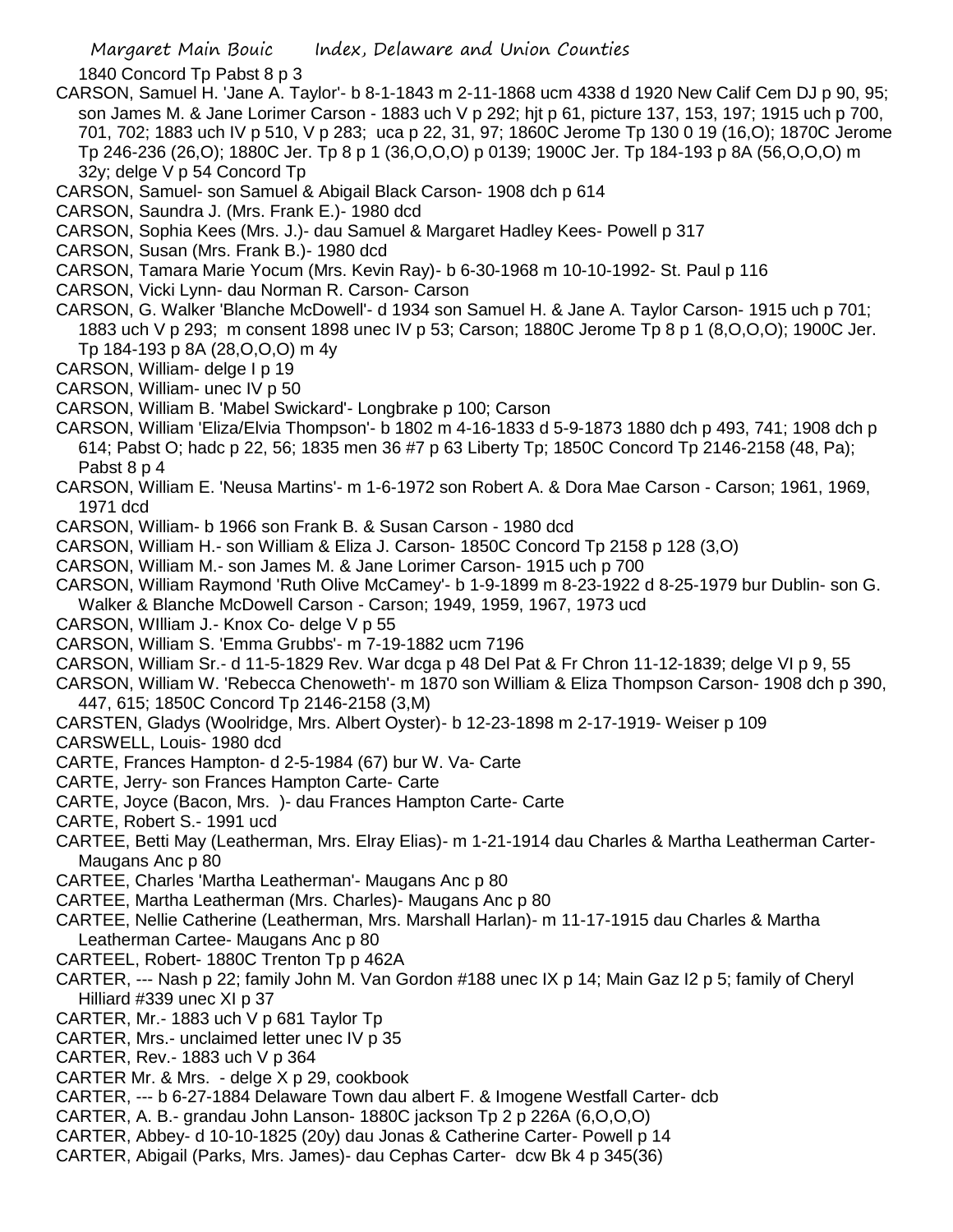1840 Concord Tp Pabst 8 p 3

CARSON, Samuel H. 'Jane A. Taylor'- b 8-1-1843 m 2-11-1868 ucm 4338 d 1920 New Calif Cem DJ p 90, 95; son James M. & Jane Lorimer Carson - 1883 uch V p 292; hjt p 61, picture 137, 153, 197; 1915 uch p 700, 701, 702; 1883 uch IV p 510, V p 283; uca p 22, 31, 97; 1860C Jerome Tp 130 0 19 (16,O); 1870C Jerome Tp 246-236 (26,O); 1880C Jer. Tp 8 p 1 (36,O,O,O) p 0139; 1900C Jer. Tp 184-193 p 8A (56,O,O,O) m 32y; delge V p 54 Concord Tp

CARSON, Samuel- son Samuel & Abigail Black Carson- 1908 dch p 614

CARSON, Saundra J. (Mrs. Frank E.)- 1980 dcd

CARSON, Sophia Kees (Mrs. J.)- dau Samuel & Margaret Hadley Kees- Powell p 317

CARSON, Susan (Mrs. Frank B.)- 1980 dcd

CARSON, Tamara Marie Yocum (Mrs. Kevin Ray)- b 6-30-1968 m 10-10-1992- St. Paul p 116

CARSON, Vicki Lynn- dau Norman R. Carson- Carson

CARSON, G. Walker 'Blanche McDowell'- d 1934 son Samuel H. & Jane A. Taylor Carson- 1915 uch p 701; 1883 uch V p 293; m consent 1898 unec IV p 53; Carson; 1880C Jerome Tp 8 p 1 (8,O,O,O); 1900C Jer. Tp 184-193 p 8A (28,O,O,O) m 4y

CARSON, William- delge I p 19

CARSON, William- unec IV p 50

CARSON, William B. 'Mabel Swickard'- Longbrake p 100; Carson

CARSON, William 'Eliza/Elvia Thompson'- b 1802 m 4-16-1833 d 5-9-1873 1880 dch p 493, 741; 1908 dch p 614; Pabst O; hadc p 22, 56; 1835 men 36 #7 p 63 Liberty Tp; 1850C Concord Tp 2146-2158 (48, Pa); Pabst 8 p 4

CARSON, William E. 'Neusa Martins'- m 1-6-1972 son Robert A. & Dora Mae Carson - Carson; 1961, 1969, 1971 dcd

CARSON, William- b 1966 son Frank B. & Susan Carson - 1980 dcd

CARSON, William H.- son William & Eliza J. Carson- 1850C Concord Tp 2158 p 128 (3,O)

CARSON, William M.- son James M. & Jane Lorimer Carson- 1915 uch p 700

CARSON, William Raymond 'Ruth Olive McCamey'- b 1-9-1899 m 8-23-1922 d 8-25-1979 bur Dublin- son G. Walker & Blanche McDowell Carson - Carson; 1949, 1959, 1967, 1973 ucd

CARSON, WIlliam J.- Knox Co- delge V p 55

CARSON, William S. 'Emma Grubbs'- m 7-19-1882 ucm 7196

CARSON, William Sr.- d 11-5-1829 Rev. War dcga p 48 Del Pat & Fr Chron 11-12-1839; delge VI p 9, 55

CARSON, William W. 'Rebecca Chenoweth'- m 1870 son William & Eliza Thompson Carson- 1908 dch p 390, 447, 615; 1850C Concord Tp 2146-2158 (3,M)

CARSTEN, Gladys (Woolridge, Mrs. Albert Oyster)- b 12-23-1898 m 2-17-1919- Weiser p 109

CARSWELL, Louis- 1980 dcd

CARTE, Frances Hampton- d 2-5-1984 (67) bur W. Va- Carte

CARTE, Jerry- son Frances Hampton Carte- Carte

CARTE, Joyce (Bacon, Mrs. )- dau Frances Hampton Carte- Carte

CARTE, Robert S.- 1991 ucd

CARTEE, Betti May (Leatherman, Mrs. Elray Elias)- m 1-21-1914 dau Charles & Martha Leatherman Carter- Maugans Anc p 80

CARTEE, Charles 'Martha Leatherman'- Maugans Anc p 80

CARTEE, Martha Leatherman (Mrs. Charles)- Maugans Anc p 80

CARTEE, Nellie Catherine (Leatherman, Mrs. Marshall Harlan)- m 11-17-1915 dau Charles & Martha Leatherman Cartee- Maugans Anc p 80

CARTEEL, Robert- 1880C Trenton Tp p 462A

CARTER, --- Nash p 22; family John M. Van Gordon #188 unec IX p 14; Main Gaz I2 p 5; family of Cheryl Hilliard #339 unec XI p 37

CARTER, Mr.- 1883 uch V p 681 Taylor Tp

CARTER, Mrs.- unclaimed letter unec IV p 35

CARTER, Rev.- 1883 uch V p 364

CARTER Mr. & Mrs. - delge X p 29, cookbook

CARTER, --- b 6-27-1884 Delaware Town dau albert F. & Imogene Westfall Carter- dcb

CARTER, A. B.- grandau John Lanson- 1880C jackson Tp 2 p 226A (6,O,O,O)

CARTER, Abbey- d 10-10-1825 (20y) dau Jonas & Catherine Carter- Powell p 14

CARTER, Abigail (Parks, Mrs. James)- dau Cephas Carter- dcw Bk 4 p 345(36)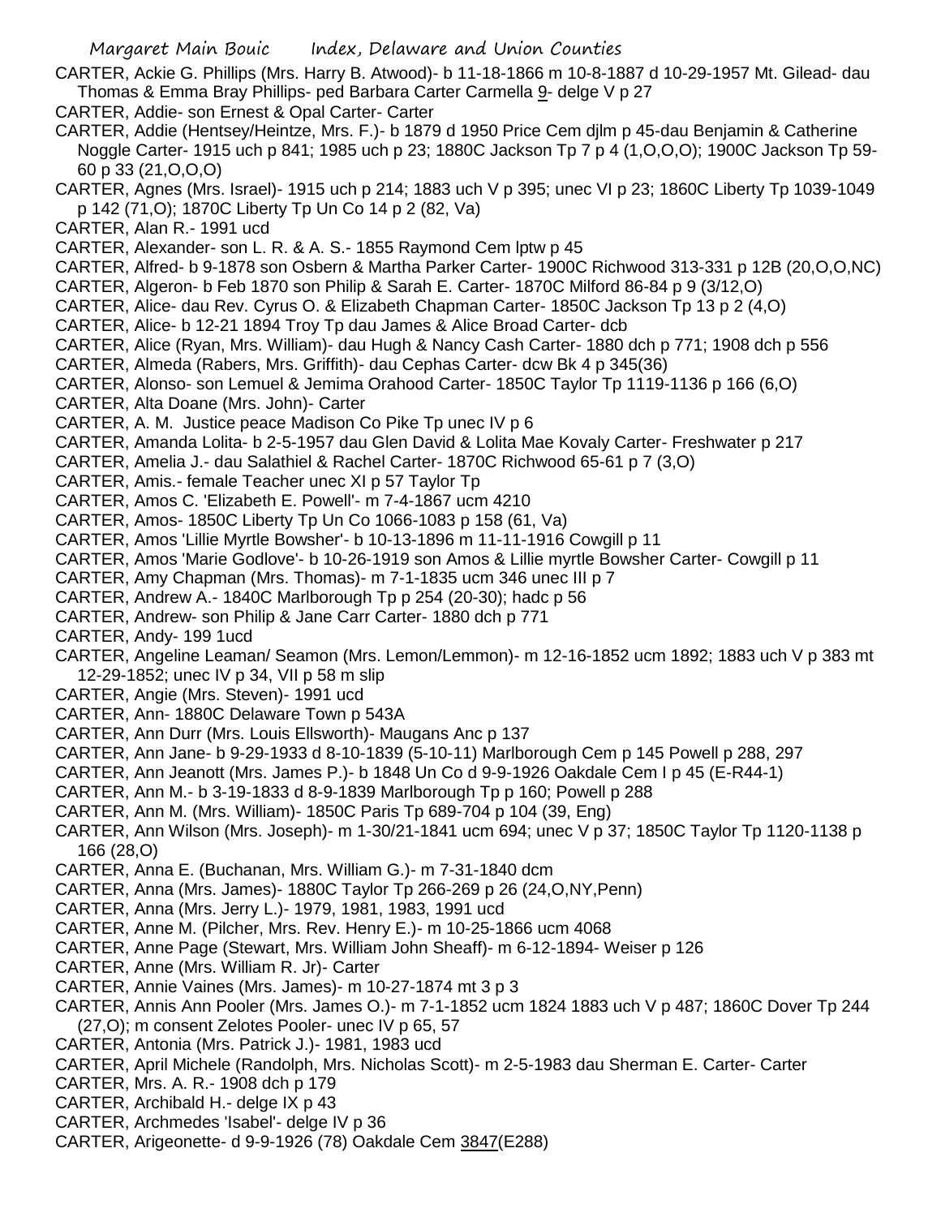CARTER, Ackie G. Phillips (Mrs. Harry B. Atwood)- b 11-18-1866 m 10-8-1887 d 10-29-1957 Mt. Gilead- dau Thomas & Emma Bray Phillips- ped Barbara Carter Carmella 9- delge V p 27

CARTER, Addie- son Ernest & Opal Carter- Carter

CARTER, Addie (Hentsey/Heintze, Mrs. F.)- b 1879 d 1950 Price Cem djlm p 45-dau Benjamin & Catherine Noggle Carter- 1915 uch p 841; 1985 uch p 23; 1880C Jackson Tp 7 p 4 (1,O,O,O); 1900C Jackson Tp 59-60 p 33 (21,O,O,O)

CARTER, Agnes (Mrs. Israel)- 1915 uch p 214; 1883 uch V p 395; unec VI p 23; 1860C Liberty Tp 1039-1049 p 142 (71,O); 1870C Liberty Tp Un Co 14 p 2 (82, Va)

CARTER, Alan R.- 1991 ucd

CARTER, Alexander- son L. R. & A. S.- 1855 Raymond Cem lptw p 45

CARTER, Alfred- b 9-1878 son Osbern & Martha Parker Carter- 1900C Richwood 313-331 p 12B (20,O,O,NC)

CARTER, Algeron- b Feb 1870 son Philip & Sarah E. Carter- 1870C Milford 86-84 p 9 (3/12,O)

CARTER, Alice- dau Rev. Cyrus O. & Elizabeth Chapman Carter- 1850C Jackson Tp 13 p 2 (4,O)

CARTER, Alice- b 12-21 1894 Troy Tp dau James & Alice Broad Carter- dcb

CARTER, Alice (Ryan, Mrs. William)- dau Hugh & Nancy Cash Carter- 1880 dch p 771; 1908 dch p 556

CARTER, Almeda (Rabers, Mrs. Griffith)- dau Cephas Carter- dcw Bk 4 p 345(36)

CARTER, Alonso- son Lemuel & Jemima Orahood Carter- 1850C Taylor Tp 1119-1136 p 166 (6,O)

CARTER, Alta Doane (Mrs. John)- Carter

CARTER, A. M. Justice peace Madison Co Pike Tp unec IV p 6

CARTER, Amanda Lolita- b 2-5-1957 dau Glen David & Lolita Mae Kovaly Carter- Freshwater p 217

CARTER, Amelia J.- dau Salathiel & Rachel Carter- 1870C Richwood 65-61 p 7 (3,O)

CARTER, Amis.- female Teacher unec XI p 57 Taylor Tp

CARTER, Amos C. 'Elizabeth E. Powell'- m 7-4-1867 ucm 4210

CARTER, Amos- 1850C Liberty Tp Un Co 1066-1083 p 158 (61, Va)

CARTER, Amos 'Lillie Myrtle Bowsher'- b 10-13-1896 m 11-11-1916 Cowgill p 11

CARTER, Amos 'Marie Godlove'- b 10-26-1919 son Amos & Lillie myrtle Bowsher Carter- Cowgill p 11

CARTER, Amy Chapman (Mrs. Thomas)- m 7-1-1835 ucm 346 unec III p 7

CARTER, Andrew A.- 1840C Marlborough Tp p 254 (20-30); hadc p 56

CARTER, Andrew- son Philip & Jane Carr Carter- 1880 dch p 771

CARTER, Andy- 199 1ucd

CARTER, Angeline Leaman/ Seamon (Mrs. Lemon/Lemmon)- m 12-16-1852 ucm 1892; 1883 uch V p 383 mt 12-29-1852; unec IV p 34, VII p 58 m slip

CARTER, Angie (Mrs. Steven)- 1991 ucd

CARTER, Ann- 1880C Delaware Town p 543A

CARTER, Ann Durr (Mrs. Louis Ellsworth)- Maugans Anc p 137

CARTER, Ann Jane- b 9-29-1933 d 8-10-1839 (5-10-11) Marlborough Cem p 145 Powell p 288, 297

CARTER, Ann Jeanott (Mrs. James P.)- b 1848 Un Co d 9-9-1926 Oakdale Cem I p 45 (E-R44-1)

CARTER, Ann M.- b 3-19-1833 d 8-9-1839 Marlborough Tp p 160; Powell p 288

CARTER, Ann M. (Mrs. William)- 1850C Paris Tp 689-704 p 104 (39, Eng)

CARTER, Ann Wilson (Mrs. Joseph)- m 1-30/21-1841 ucm 694; unec V p 37; 1850C Taylor Tp 1120-1138 p 166 (28,O)

CARTER, Anna E. (Buchanan, Mrs. William G.)- m 7-31-1840 dcm

CARTER, Anna (Mrs. James)- 1880C Taylor Tp 266-269 p 26 (24,O,NY,Penn)

CARTER, Anna (Mrs. Jerry L.)- 1979, 1981, 1983, 1991 ucd

CARTER, Anne M. (Pilcher, Mrs. Rev. Henry E.)- m 10-25-1866 ucm 4068

CARTER, Anne Page (Stewart, Mrs. William John Sheaff)- m 6-12-1894- Weiser p 126

CARTER, Anne (Mrs. William R. Jr)- Carter

CARTER, Annie Vaines (Mrs. James)- m 10-27-1874 mt 3 p 3

CARTER, Annis Ann Pooler (Mrs. James O.)- m 7-1-1852 ucm 1824 1883 uch V p 487; 1860C Dover Tp 244 (27,O); m consent Zelotes Pooler- unec IV p 65, 57

CARTER, Antonia (Mrs. Patrick J.)- 1981, 1983 ucd

CARTER, April Michele (Randolph, Mrs. Nicholas Scott)- m 2-5-1983 dau Sherman E. Carter- Carter

CARTER, Mrs. A. R.- 1908 dch p 179

CARTER, Archibald H.- delge IX p 43

CARTER, Archmedes 'Isabel'- delge IV p 36

CARTER, Arigeonette- d 9-9-1926 (78) Oakdale Cem 3847(E288)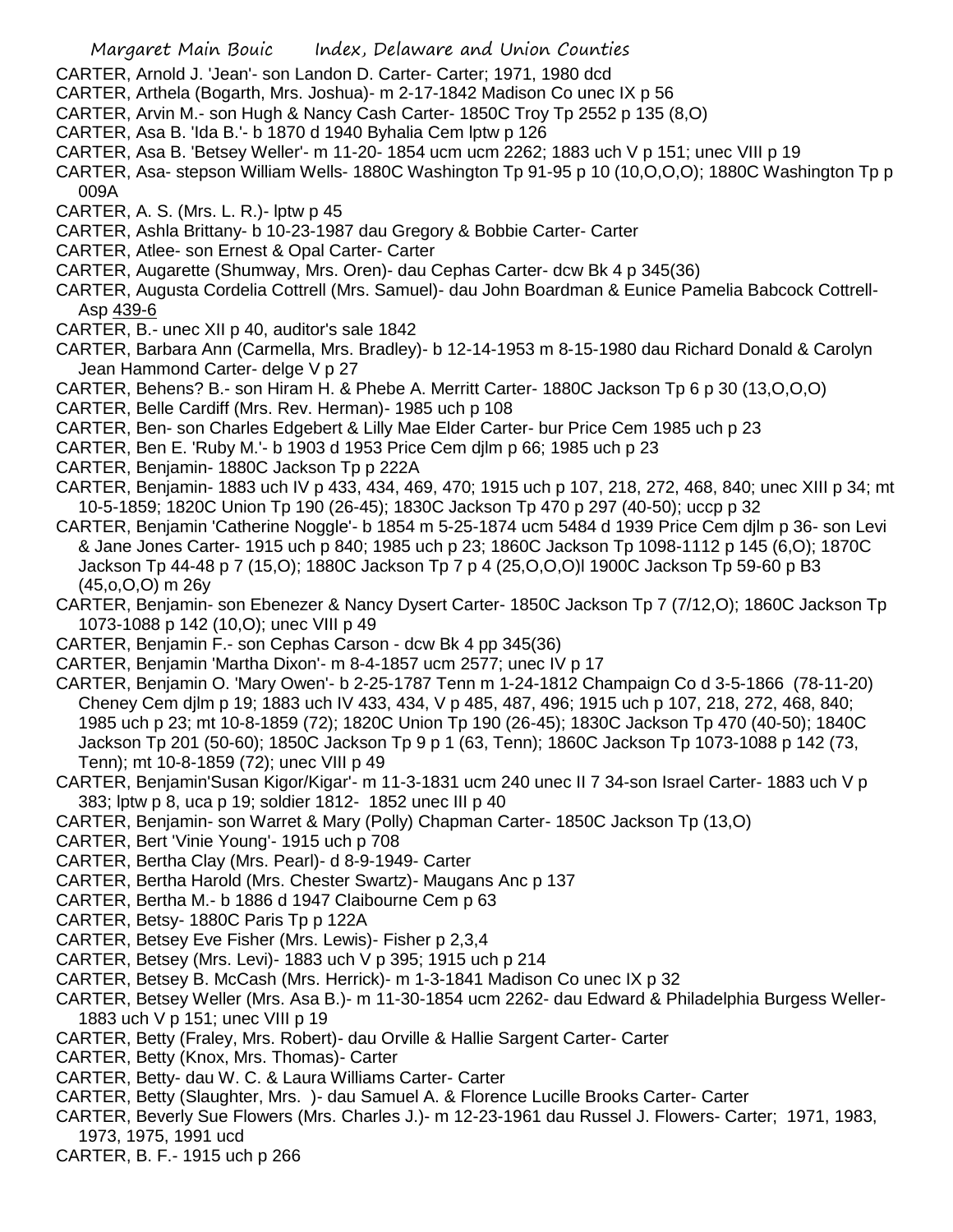CARTER, Arnold J. 'Jean'- son Landon D. Carter- Carter; 1971, 1980 dcd

CARTER, Arthela (Bogarth, Mrs. Joshua)- m 2-17-1842 Madison Co unec IX p 56

CARTER, Arvin M.- son Hugh & Nancy Cash Carter- 1850C Troy Tp 2552 p 135 (8,O)

CARTER, Asa B. 'Ida B.'- b 1870 d 1940 Byhalia Cem lptw p 126

CARTER, Asa B. 'Betsey Weller'- m 11-20- 1854 ucm ucm 2262; 1883 uch V p 151; unec VIII p 19

CARTER, Asa- stepson William Wells- 1880C Washington Tp 91-95 p 10 (10,O,O,O); 1880C Washington Tp p 009A

CARTER, A. S. (Mrs. L. R.)- lptw p 45

CARTER, Ashla Brittany- b 10-23-1987 dau Gregory & Bobbie Carter- Carter

CARTER, Atlee- son Ernest & Opal Carter- Carter

CARTER, Augarette (Shumway, Mrs. Oren)- dau Cephas Carter- dcw Bk 4 p 345(36)

CARTER, Augusta Cordelia Cottrell (Mrs. Samuel)- dau John Boardman & Eunice Pamelia Babcock Cottrell- Asp 439-6

CARTER, B.- unec XII p 40, auditor's sale 1842

CARTER, Barbara Ann (Carmella, Mrs. Bradley)- b 12-14-1953 m 8-15-1980 dau Richard Donald & Carolyn Jean Hammond Carter- delge V p 27

CARTER, Behens? B.- son Hiram H. & Phebe A. Merritt Carter- 1880C Jackson Tp 6 p 30 (13,O,O,O)

CARTER, Belle Cardiff (Mrs. Rev. Herman)- 1985 uch p 108

CARTER, Ben- son Charles Edgebert & Lilly Mae Elder Carter- bur Price Cem 1985 uch p 23

CARTER, Ben E. 'Ruby M.'- b 1903 d 1953 Price Cem djlm p 66; 1985 uch p 23

CARTER, Benjamin- 1880C Jackson Tp p 222A

CARTER, Benjamin- 1883 uch IV p 433, 434, 469, 470; 1915 uch p 107, 218, 272, 468, 840; unec XIII p 34; mt 10-5-1859; 1820C Union Tp 190 (26-45); 1830C Jackson Tp 470 p 297 (40-50); uccp p 32

CARTER, Benjamin 'Catherine Noggle'- b 1854 m 5-25-1874 ucm 5484 d 1939 Price Cem djlm p 36- son Levi & Jane Jones Carter- 1915 uch p 840; 1985 uch p 23; 1860C Jackson Tp 1098-1112 p 145 (6,O); 1870C Jackson Tp 44-48 p 7 (15,O); 1880C Jackson Tp 7 p 4 (25,O,O,O)l 1900C Jackson Tp 59-60 p B3 (45,o,O,O) m 26y

CARTER, Benjamin- son Ebenezer & Nancy Dysert Carter- 1850C Jackson Tp 7 (7/12,O); 1860C Jackson Tp 1073-1088 p 142 (10,O); unec VIII p 49

CARTER, Benjamin F.- son Cephas Carson - dcw Bk 4 pp 345(36)

CARTER, Benjamin 'Martha Dixon'- m 8-4-1857 ucm 2577; unec IV p 17

CARTER, Benjamin O. 'Mary Owen'- b 2-25-1787 Tenn m 1-24-1812 Champaign Co d 3-5-1866 (78-11-20) Cheney Cem djlm p 19; 1883 uch IV 433, 434, V p 485, 487, 496; 1915 uch p 107, 218, 272, 468, 840; 1985 uch p 23; mt 10-8-1859 (72); 1820C Union Tp 190 (26-45); 1830C Jackson Tp 470 (40-50); 1840C Jackson Tp 201 (50-60); 1850C Jackson Tp 9 p 1 (63, Tenn); 1860C Jackson Tp 1073-1088 p 142 (73, Tenn); mt 10-8-1859 (72); unec VIII p 49

CARTER, Benjamin'Susan Kigor/Kigar'- m 11-3-1831 ucm 240 unec II 7 34-son Israel Carter- 1883 uch V p 383; lptw p 8, uca p 19; soldier 1812- 1852 unec III p 40

CARTER, Benjamin- son Warret & Mary (Polly) Chapman Carter- 1850C Jackson Tp (13,O)

CARTER, Bert 'Vinie Young'- 1915 uch p 708

CARTER, Bertha Clay (Mrs. Pearl)- d 8-9-1949- Carter

CARTER, Bertha Harold (Mrs. Chester Swartz)- Maugans Anc p 137

CARTER, Bertha M.- b 1886 d 1947 Claibourne Cem p 63

CARTER, Betsy- 1880C Paris Tp p 122A

CARTER, Betsey Eve Fisher (Mrs. Lewis)- Fisher p 2,3,4

CARTER, Betsey (Mrs. Levi)- 1883 uch V p 395; 1915 uch p 214

CARTER, Betsey B. McCash (Mrs. Herrick)- m 1-3-1841 Madison Co unec IX p 32

CARTER, Betsey Weller (Mrs. Asa B.)- m 11-30-1854 ucm 2262- dau Edward & Philadelphia Burgess Weller- 1883 uch V p 151; unec VIII p 19

CARTER, Betty (Fraley, Mrs. Robert)- dau Orville & Hallie Sargent Carter- Carter

CARTER, Betty (Knox, Mrs. Thomas)- Carter

CARTER, Betty- dau W. C. & Laura Williams Carter- Carter

CARTER, Betty (Slaughter, Mrs. )- dau Samuel A. & Florence Lucille Brooks Carter- Carter

CARTER, Beverly Sue Flowers (Mrs. Charles J.)- m 12-23-1961 dau Russel J. Flowers- Carter; 1971, 1983, 1973, 1975, 1991 ucd

CARTER, B. F.- 1915 uch p 266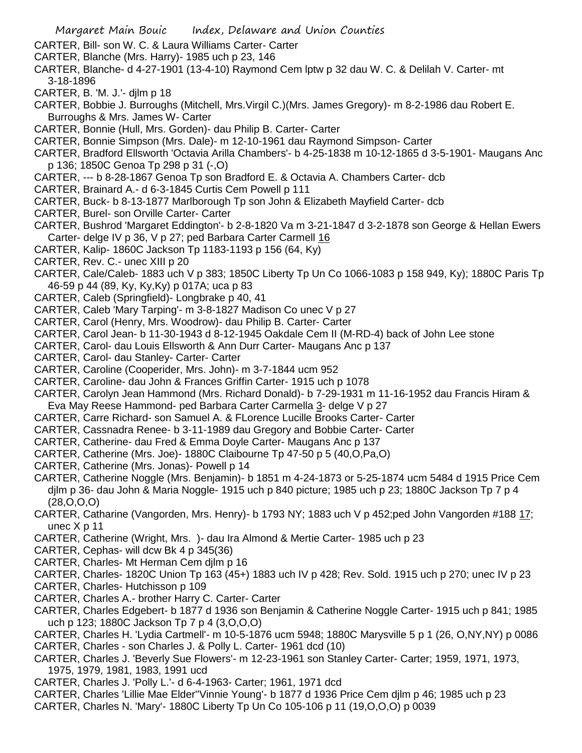CARTER, Bill- son W. C. & Laura Williams Carter- Carter
CARTER, Blanche (Mrs. Harry)- 1985 uch p 23, 146
CARTER, Blanche- d 4-27-1901 (13-4-10) Raymond Cem lptw p 32 dau W. C. & Delilah V. Carter- mt 3-18-1896
CARTER, B. 'M. J.'- djlm p 18
CARTER, Bobbie J. Burroughs (Mitchell, Mrs.Virgil C.)(Mrs. James Gregory)- m 8-2-1986 dau Robert E. Burroughs & Mrs. James W- Carter
CARTER, Bonnie (Hull, Mrs. Gorden)- dau Philip B. Carter- Carter
CARTER, Bonnie Simpson (Mrs. Dale)- m 12-10-1961 dau Raymond Simpson- Carter
CARTER, Bradford Ellsworth 'Octavia Arilla Chambers'- b 4-25-1838 m 10-12-1865 d 3-5-1901- Maugans Anc p 136; 1850C Genoa Tp 298 p 31 (-,O)
CARTER, --- b 8-28-1867 Genoa Tp son Bradford E. & Octavia A. Chambers Carter- dcb
CARTER, Brainard A.- d 6-3-1845 Curtis Cem Powell p 111
CARTER, Buck- b 8-13-1877 Marlborough Tp son John & Elizabeth Mayfield Carter- dcb
CARTER, Burel- son Orville Carter- Carter
CARTER, Bushrod 'Margaret Eddington'- b 2-8-1820 Va m 3-21-1847 d 3-2-1878 son George & Hellan Ewers Carter- delge IV p 36, V p 27; ped Barbara Carter Carmell 16
CARTER, Kalip- 1860C Jackson Tp 1183-1193 p 156 (64, Ky)
CARTER, Rev. C.- unec XIII p 20
CARTER, Cale/Caleb- 1883 uch V p 383; 1850C Liberty Tp Un Co 1066-1083 p 158 949, Ky); 1880C Paris Tp 46-59 p 44 (89, Ky, Ky,Ky) p 017A; uca p 83
CARTER, Caleb (Springfield)- Longbrake p 40, 41
CARTER, Caleb 'Mary Tarping'- m 3-8-1827 Madison Co unec V p 27
CARTER, Carol (Henry, Mrs. Woodrow)- dau Philip B. Carter- Carter
CARTER, Carol Jean- b 11-30-1943 d 8-12-1945 Oakdale Cem II (M-RD-4) back of John Lee stone
CARTER, Carol- dau Louis Ellsworth & Ann Durr Carter- Maugans Anc p 137
CARTER, Carol- dau Stanley- Carter- Carter
CARTER, Caroline (Cooperider, Mrs. John)- m 3-7-1844 ucm 952
CARTER, Caroline- dau John & Frances Griffin Carter- 1915 uch p 1078
CARTER, Carolyn Jean Hammond (Mrs. Richard Donald)- b 7-29-1931 m 11-16-1952 dau Francis Hiram & Eva May Reese Hammond- ped Barbara Carter Carmella 3- delge V p 27
CARTER, Carre Richard- son Samuel A. & FLorence Lucille Brooks Carter- Carter
CARTER, Cassnadra Renee- b 3-11-1989 dau Gregory and Bobbie Carter- Carter
CARTER, Catherine- dau Fred & Emma Doyle Carter- Maugans Anc p 137
CARTER, Catherine (Mrs. Joe)- 1880C Claibourne Tp 47-50 p 5 (40,O,Pa,O)
CARTER, Catherine (Mrs. Jonas)- Powell p 14
CARTER, Catherine Noggle (Mrs. Benjamin)- b 1851 m 4-24-1873 or 5-25-1874 ucm 5484 d 1915 Price Cem djlm p 36- dau John & Maria Noggle- 1915 uch p 840 picture; 1985 uch p 23; 1880C Jackson Tp 7 p 4 (28,O,O,O)
CARTER, Catharine (Vangorden, Mrs. Henry)- b 1793 NY; 1883 uch V p 452;ped John Vangorden #188 17; unec X p 11
CARTER, Catherine (Wright, Mrs. )- dau Ira Almond & Mertie Carter- 1985 uch p 23
CARTER, Cephas- will dcw Bk 4 p 345(36)
CARTER, Charles- Mt Herman Cem djlm p 16
CARTER, Charles- 1820C Union Tp 163 (45+) 1883 uch IV p 428; Rev. Sold. 1915 uch p 270; unec IV p 23
CARTER, Charles- Hutchisson p 109
CARTER, Charles A.- brother Harry C. Carter- Carter
CARTER, Charles Edgebert- b 1877 d 1936 son Benjamin & Catherine Noggle Carter- 1915 uch p 841; 1985 uch p 123; 1880C Jackson Tp 7 p 4 (3,O,O,O)
CARTER, Charles H. 'Lydia Cartmell'- m 10-5-1876 ucm 5948; 1880C Marysville 5 p 1 (26, O,NY,NY) p 0086
CARTER, Charles - son Charles J. & Polly L. Carter- 1961 dcd (10)
CARTER, Charles J. 'Beverly Sue Flowers'- m 12-23-1961 son Stanley Carter- Carter; 1959, 1971, 1973, 1975, 1979, 1981, 1983, 1991 ucd
CARTER, Charles J. 'Polly L.'- d 6-4-1963- Carter; 1961, 1971 dcd
CARTER, Charles 'Lillie Mae Elder''Vinnie Young'- b 1877 d 1936 Price Cem djlm p 46; 1985 uch p 23
CARTER, Charles N. 'Mary'- 1880C Liberty Tp Un Co 105-106 p 11 (19,O,O,O) p 0039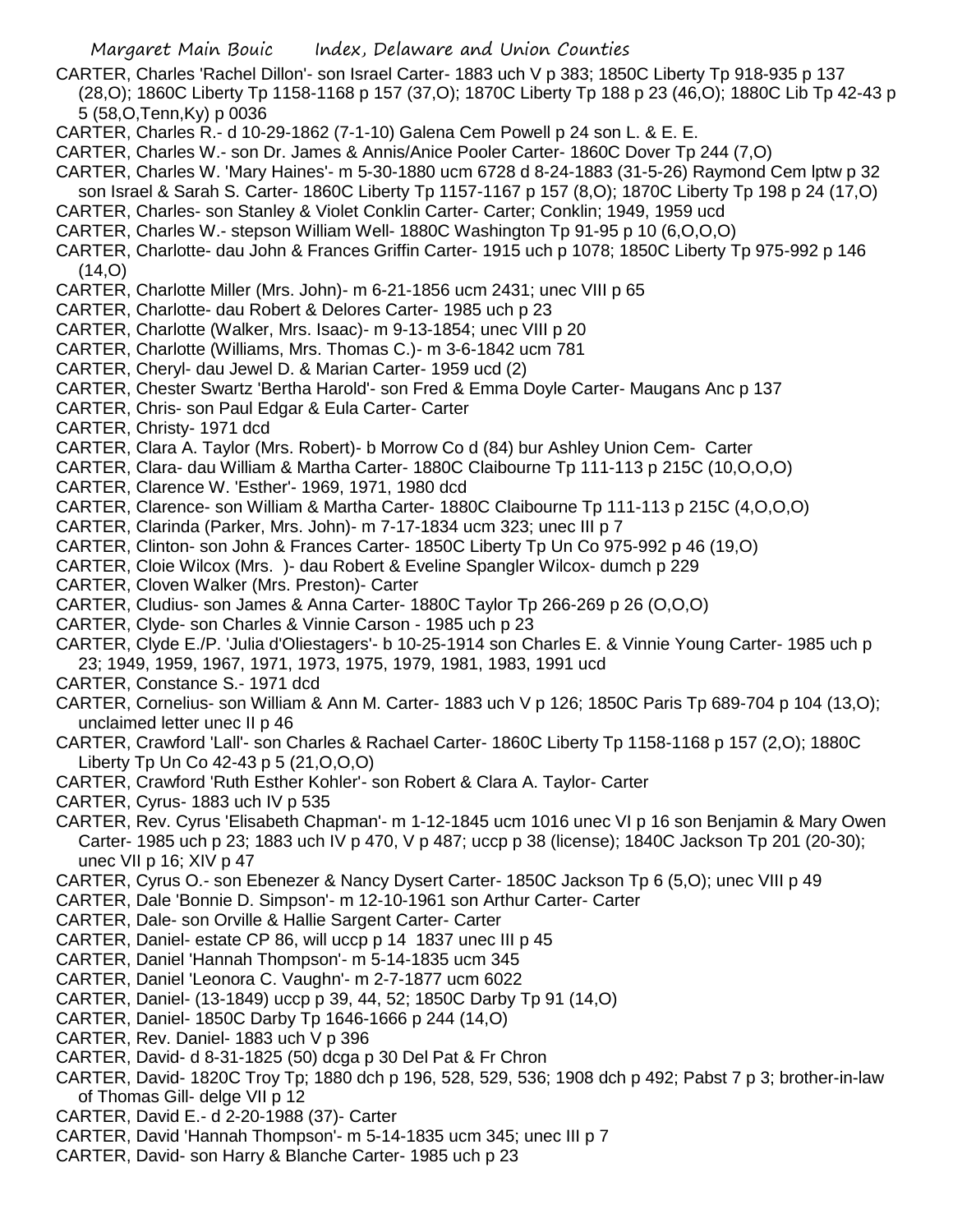CARTER, Charles 'Rachel Dillon'- son Israel Carter- 1883 uch V p 383; 1850C Liberty Tp 918-935 p 137 (28,O); 1860C Liberty Tp 1158-1168 p 157 (37,O); 1870C Liberty Tp 188 p 23 (46,O); 1880C Lib Tp 42-43 p 5 (58,O,Tenn,Ky) p 0036

CARTER, Charles R.- d 10-29-1862 (7-1-10) Galena Cem Powell p 24 son L. & E. E.

CARTER, Charles W.- son Dr. James & Annis/Anice Pooler Carter- 1860C Dover Tp 244 (7,O)

CARTER, Charles W. 'Mary Haines'- m 5-30-1880 ucm 6728 d 8-24-1883 (31-5-26) Raymond Cem lptw p 32 son Israel & Sarah S. Carter- 1860C Liberty Tp 1157-1167 p 157 (8,O); 1870C Liberty Tp 198 p 24 (17,O)

CARTER, Charles- son Stanley & Violet Conklin Carter- Carter; Conklin; 1949, 1959 ucd

CARTER, Charles W.- stepson William Well- 1880C Washington Tp 91-95 p 10 (6,O,O,O)

CARTER, Charlotte- dau John & Frances Griffin Carter- 1915 uch p 1078; 1850C Liberty Tp 975-992 p 146 (14,O)

CARTER, Charlotte Miller (Mrs. John)- m 6-21-1856 ucm 2431; unec VIII p 65

CARTER, Charlotte- dau Robert & Delores Carter- 1985 uch p 23

CARTER, Charlotte (Walker, Mrs. Isaac)- m 9-13-1854; unec VIII p 20

CARTER, Charlotte (Williams, Mrs. Thomas C.)- m 3-6-1842 ucm 781

CARTER, Cheryl- dau Jewel D. & Marian Carter- 1959 ucd (2)

CARTER, Chester Swartz 'Bertha Harold'- son Fred & Emma Doyle Carter- Maugans Anc p 137

CARTER, Chris- son Paul Edgar & Eula Carter- Carter

CARTER, Christy- 1971 dcd

CARTER, Clara A. Taylor (Mrs. Robert)- b Morrow Co d (84) bur Ashley Union Cem- Carter

CARTER, Clara- dau William & Martha Carter- 1880C Claibourne Tp 111-113 p 215C (10,O,O,O)

CARTER, Clarence W. 'Esther'- 1969, 1971, 1980 dcd

CARTER, Clarence- son William & Martha Carter- 1880C Claibourne Tp 111-113 p 215C (4,O,O,O)

CARTER, Clarinda (Parker, Mrs. John)- m 7-17-1834 ucm 323; unec III p 7

CARTER, Clinton- son John & Frances Carter- 1850C Liberty Tp Un Co 975-992 p 46 (19,O)

CARTER, Cloie Wilcox (Mrs. )- dau Robert & Eveline Spangler Wilcox- dumch p 229

CARTER, Cloven Walker (Mrs. Preston)- Carter

CARTER, Cludius- son James & Anna Carter- 1880C Taylor Tp 266-269 p 26 (O,O,O)

CARTER, Clyde- son Charles & Vinnie Carson - 1985 uch p 23

CARTER, Clyde E./P. 'Julia d'Oliestagers'- b 10-25-1914 son Charles E. & Vinnie Young Carter- 1985 uch p 23; 1949, 1959, 1967, 1971, 1973, 1975, 1979, 1981, 1983, 1991 ucd

CARTER, Constance S.- 1971 dcd

CARTER, Cornelius- son William & Ann M. Carter- 1883 uch V p 126; 1850C Paris Tp 689-704 p 104 (13,O); unclaimed letter unec II p 46

CARTER, Crawford 'Lall'- son Charles & Rachael Carter- 1860C Liberty Tp 1158-1168 p 157 (2,O); 1880C Liberty Tp Un Co 42-43 p 5 (21,O,O,O)

CARTER, Crawford 'Ruth Esther Kohler'- son Robert & Clara A. Taylor- Carter

CARTER, Cyrus- 1883 uch IV p 535

CARTER, Rev. Cyrus 'Elisabeth Chapman'- m 1-12-1845 ucm 1016 unec VI p 16 son Benjamin & Mary Owen Carter- 1985 uch p 23; 1883 uch IV p 470, V p 487; uccp p 38 (license); 1840C Jackson Tp 201 (20-30); unec VII p 16; XIV p 47

CARTER, Cyrus O.- son Ebenezer & Nancy Dysert Carter- 1850C Jackson Tp 6 (5,O); unec VIII p 49

CARTER, Dale 'Bonnie D. Simpson'- m 12-10-1961 son Arthur Carter- Carter

CARTER, Dale- son Orville & Hallie Sargent Carter- Carter

CARTER, Daniel- estate CP 86, will uccp p 14 1837 unec III p 45

CARTER, Daniel 'Hannah Thompson'- m 5-14-1835 ucm 345

CARTER, Daniel 'Leonora C. Vaughn'- m 2-7-1877 ucm 6022

CARTER, Daniel- (13-1849) uccp p 39, 44, 52; 1850C Darby Tp 91 (14,O)

CARTER, Daniel- 1850C Darby Tp 1646-1666 p 244 (14,O)

CARTER, Rev. Daniel- 1883 uch V p 396

CARTER, David- d 8-31-1825 (50) dcga p 30 Del Pat & Fr Chron

CARTER, David- 1820C Troy Tp; 1880 dch p 196, 528, 529, 536; 1908 dch p 492; Pabst 7 p 3; brother-in-law of Thomas Gill- delge VII p 12

CARTER, David E.- d 2-20-1988 (37)- Carter

CARTER, David 'Hannah Thompson'- m 5-14-1835 ucm 345; unec III p 7

CARTER, David- son Harry & Blanche Carter- 1985 uch p 23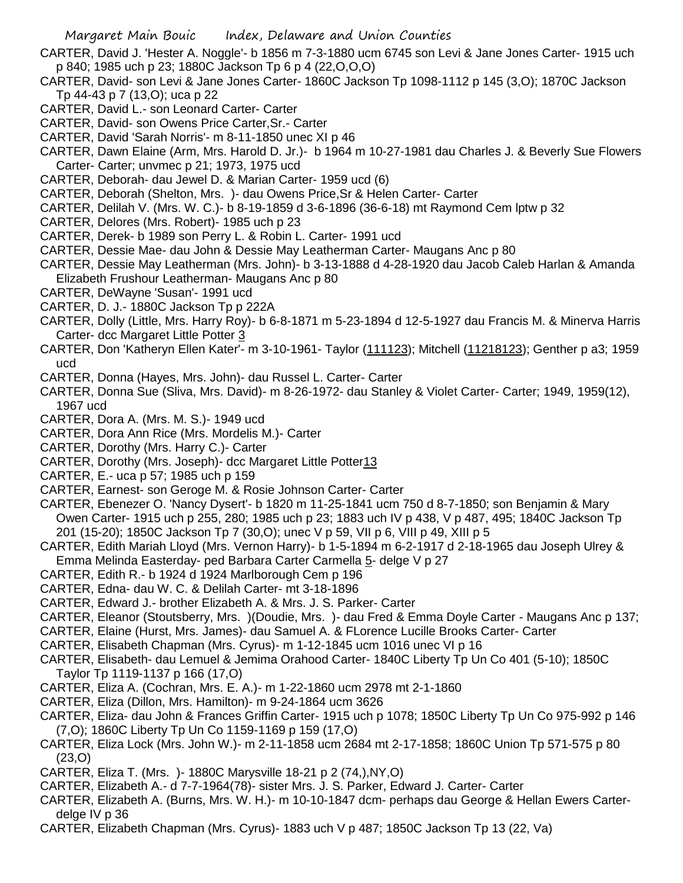CARTER, David J. 'Hester A. Noggle'- b 1856 m 7-3-1880 ucm 6745 son Levi & Jane Jones Carter- 1915 uch p 840; 1985 uch p 23; 1880C Jackson Tp 6 p 4 (22,O,O,O)

CARTER, David- son Levi & Jane Jones Carter- 1860C Jackson Tp 1098-1112 p 145 (3,O); 1870C Jackson Tp 44-43 p 7 (13,O); uca p 22

CARTER, David L.- son Leonard Carter- Carter

CARTER, David- son Owens Price Carter,Sr.- Carter

CARTER, David 'Sarah Norris'- m 8-11-1850 unec XI p 46

CARTER, Dawn Elaine (Arm, Mrs. Harold D. Jr.)- b 1964 m 10-27-1981 dau Charles J. & Beverly Sue Flowers Carter- Carter; unvmec p 21; 1973, 1975 ucd

CARTER, Deborah- dau Jewel D. & Marian Carter- 1959 ucd (6)

CARTER, Deborah (Shelton, Mrs. )- dau Owens Price,Sr & Helen Carter- Carter

CARTER, Delilah V. (Mrs. W. C.)- b 8-19-1859 d 3-6-1896 (36-6-18) mt Raymond Cem lptw p 32

CARTER, Delores (Mrs. Robert)- 1985 uch p 23

CARTER, Derek- b 1989 son Perry L. & Robin L. Carter- 1991 ucd

CARTER, Dessie Mae- dau John & Dessie May Leatherman Carter- Maugans Anc p 80

CARTER, Dessie May Leatherman (Mrs. John)- b 3-13-1888 d 4-28-1920 dau Jacob Caleb Harlan & Amanda Elizabeth Frushour Leatherman- Maugans Anc p 80

CARTER, DeWayne 'Susan'- 1991 ucd

CARTER, D. J.- 1880C Jackson Tp p 222A

CARTER, Dolly (Little, Mrs. Harry Roy)- b 6-8-1871 m 5-23-1894 d 12-5-1927 dau Francis M. & Minerva Harris Carter- dcc Margaret Little Potter 3

CARTER, Don 'Katheryn Ellen Kater'- m 3-10-1961- Taylor (111123); Mitchell (11218123); Genther p a3; 1959 ucd

CARTER, Donna (Hayes, Mrs. John)- dau Russel L. Carter- Carter

CARTER, Donna Sue (Sliva, Mrs. David)- m 8-26-1972- dau Stanley & Violet Carter- Carter; 1949, 1959(12), 1967 ucd

CARTER, Dora A. (Mrs. M. S.)- 1949 ucd

CARTER, Dora Ann Rice (Mrs. Mordelis M.)- Carter

CARTER, Dorothy (Mrs. Harry C.)- Carter

CARTER, Dorothy (Mrs. Joseph)- dcc Margaret Little Potter13

CARTER, E.- uca p 57; 1985 uch p 159

CARTER, Earnest- son Geroge M. & Rosie Johnson Carter- Carter

CARTER, Ebenezer O. 'Nancy Dysert'- b 1820 m 11-25-1841 ucm 750 d 8-7-1850; son Benjamin & Mary Owen Carter- 1915 uch p 255, 280; 1985 uch p 23; 1883 uch IV p 438, V p 487, 495; 1840C Jackson Tp 201 (15-20); 1850C Jackson Tp 7 (30,O); unec V p 59, VII p 6, VIII p 49, XIII p 5

CARTER, Edith Mariah Lloyd (Mrs. Vernon Harry)- b 1-5-1894 m 6-2-1917 d 2-18-1965 dau Joseph Ulrey & Emma Melinda Easterday- ped Barbara Carter Carmella 5- delge V p 27

CARTER, Edith R.- b 1924 d 1924 Marlborough Cem p 196

CARTER, Edna- dau W. C. & Delilah Carter- mt 3-18-1896

CARTER, Edward J.- brother Elizabeth A. & Mrs. J. S. Parker- Carter

CARTER, Eleanor (Stoutsberry, Mrs. )(Doudie, Mrs. )- dau Fred & Emma Doyle Carter - Maugans Anc p 137;

CARTER, Elaine (Hurst, Mrs. James)- dau Samuel A. & FLorence Lucille Brooks Carter- Carter

CARTER, Elisabeth Chapman (Mrs. Cyrus)- m 1-12-1845 ucm 1016 unec VI p 16

CARTER, Elisabeth- dau Lemuel & Jemima Orahood Carter- 1840C Liberty Tp Un Co 401 (5-10); 1850C Taylor Tp 1119-1137 p 166 (17,O)

CARTER, Eliza A. (Cochran, Mrs. E. A.)- m 1-22-1860 ucm 2978 mt 2-1-1860

CARTER, Eliza (Dillon, Mrs. Hamilton)- m 9-24-1864 ucm 3626

CARTER, Eliza- dau John & Frances Griffin Carter- 1915 uch p 1078; 1850C Liberty Tp Un Co 975-992 p 146 (7,O); 1860C Liberty Tp Un Co 1159-1169 p 159 (17,O)

CARTER, Eliza Lock (Mrs. John W.)- m 2-11-1858 ucm 2684 mt 2-17-1858; 1860C Union Tp 571-575 p 80 (23,O)

CARTER, Eliza T. (Mrs. )- 1880C Marysville 18-21 p 2 (74,),NY,O)

CARTER, Elizabeth A.- d 7-7-1964(78)- sister Mrs. J. S. Parker, Edward J. Carter- Carter

CARTER, Elizabeth A. (Burns, Mrs. W. H.)- m 10-10-1847 dcm- perhaps dau George & Hellan Ewers Carter- delge IV p 36

CARTER, Elizabeth Chapman (Mrs. Cyrus)- 1883 uch V p 487; 1850C Jackson Tp 13 (22, Va)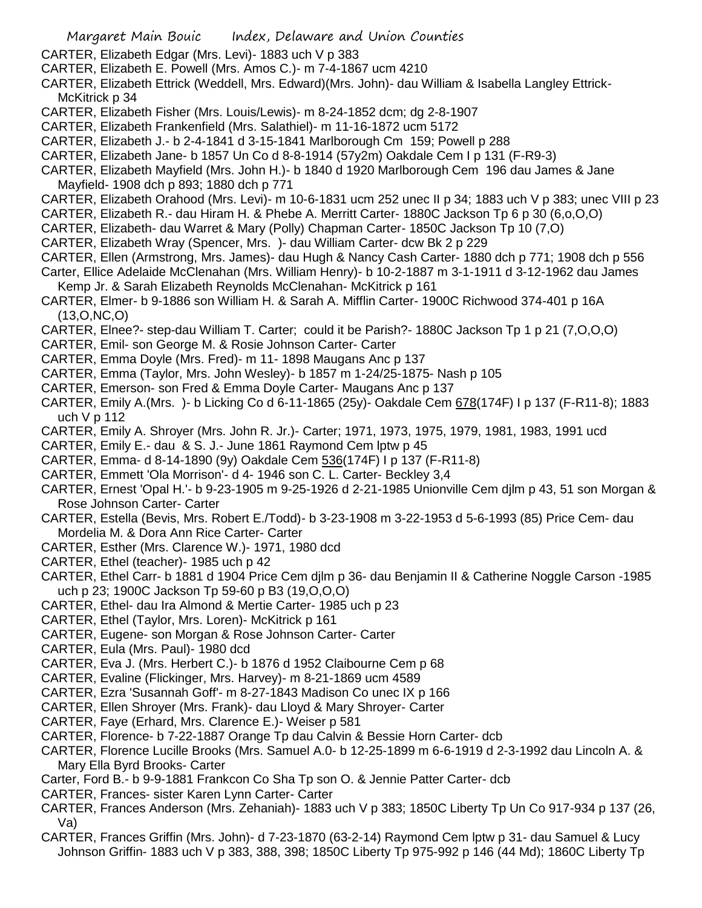CARTER, Elizabeth Edgar (Mrs. Levi)- 1883 uch V p 383
CARTER, Elizabeth E. Powell (Mrs. Amos C.)- m 7-4-1867 ucm 4210
CARTER, Elizabeth Ettrick (Weddell, Mrs. Edward)(Mrs. John)- dau William & Isabella Langley Ettrick- McKitrick p 34
CARTER, Elizabeth Fisher (Mrs. Louis/Lewis)- m 8-24-1852 dcm; dg 2-8-1907
CARTER, Elizabeth Frankenfield (Mrs. Salathiel)- m 11-16-1872 ucm 5172
CARTER, Elizabeth J.- b 2-4-1841 d 3-15-1841 Marlborough Cm 159; Powell p 288
CARTER, Elizabeth Jane- b 1857 Un Co d 8-8-1914 (57y2m) Oakdale Cem I p 131 (F-R9-3)
CARTER, Elizabeth Mayfield (Mrs. John H.)- b 1840 d 1920 Marlborough Cem 196 dau James & Jane Mayfield- 1908 dch p 893; 1880 dch p 771
CARTER, Elizabeth Orahood (Mrs. Levi)- m 10-6-1831 ucm 252 unec II p 34; 1883 uch V p 383; unec VIII p 23
CARTER, Elizabeth R.- dau Hiram H. & Phebe A. Merritt Carter- 1880C Jackson Tp 6 p 30 (6,o,O,O)
CARTER, Elizabeth- dau Warret & Mary (Polly) Chapman Carter- 1850C Jackson Tp 10 (7,O)
CARTER, Elizabeth Wray (Spencer, Mrs. )- dau William Carter- dcw Bk 2 p 229
CARTER, Ellen (Armstrong, Mrs. James)- dau Hugh & Nancy Cash Carter- 1880 dch p 771; 1908 dch p 556
Carter, Ellice Adelaide McClenahan (Mrs. William Henry)- b 10-2-1887 m 3-1-1911 d 3-12-1962 dau James Kemp Jr. & Sarah Elizabeth Reynolds McClenahan- McKitrick p 161
CARTER, Elmer- b 9-1886 son William H. & Sarah A. Mifflin Carter- 1900C Richwood 374-401 p 16A (13,O,NC,O)
CARTER, Elnee?- step-dau William T. Carter; could it be Parish?- 1880C Jackson Tp 1 p 21 (7,O,O,O)
CARTER, Emil- son George M. & Rosie Johnson Carter- Carter
CARTER, Emma Doyle (Mrs. Fred)- m 11- 1898 Maugans Anc p 137
CARTER, Emma (Taylor, Mrs. John Wesley)- b 1857 m 1-24/25-1875- Nash p 105
CARTER, Emerson- son Fred & Emma Doyle Carter- Maugans Anc p 137
CARTER, Emily A.(Mrs. )- b Licking Co d 6-11-1865 (25y)- Oakdale Cem 678(174F) I p 137 (F-R11-8); 1883 uch V p 112
CARTER, Emily A. Shroyer (Mrs. John R. Jr.)- Carter; 1971, 1973, 1975, 1979, 1981, 1983, 1991 ucd
CARTER, Emily E.- dau & S. J.- June 1861 Raymond Cem lptw p 45
CARTER, Emma- d 8-14-1890 (9y) Oakdale Cem 536(174F) I p 137 (F-R11-8)
CARTER, Emmett 'Ola Morrison'- d 4- 1946 son C. L. Carter- Beckley 3,4
CARTER, Ernest 'Opal H.'- b 9-23-1905 m 9-25-1926 d 2-21-1985 Unionville Cem djlm p 43, 51 son Morgan & Rose Johnson Carter- Carter
CARTER, Estella (Bevis, Mrs. Robert E./Todd)- b 3-23-1908 m 3-22-1953 d 5-6-1993 (85) Price Cem- dau Mordelia M. & Dora Ann Rice Carter- Carter
CARTER, Esther (Mrs. Clarence W.)- 1971, 1980 dcd
CARTER, Ethel (teacher)- 1985 uch p 42
CARTER, Ethel Carr- b 1881 d 1904 Price Cem djlm p 36- dau Benjamin II & Catherine Noggle Carson -1985 uch p 23; 1900C Jackson Tp 59-60 p B3 (19,O,O,O)
CARTER, Ethel- dau Ira Almond & Mertie Carter- 1985 uch p 23
CARTER, Ethel (Taylor, Mrs. Loren)- McKitrick p 161
CARTER, Eugene- son Morgan & Rose Johnson Carter- Carter
CARTER, Eula (Mrs. Paul)- 1980 dcd
CARTER, Eva J. (Mrs. Herbert C.)- b 1876 d 1952 Claibourne Cem p 68
CARTER, Evaline (Flickinger, Mrs. Harvey)- m 8-21-1869 ucm 4589
CARTER, Ezra 'Susannah Goff'- m 8-27-1843 Madison Co unec IX p 166
CARTER, Ellen Shroyer (Mrs. Frank)- dau Lloyd & Mary Shroyer- Carter
CARTER, Faye (Erhard, Mrs. Clarence E.)- Weiser p 581
CARTER, Florence- b 7-22-1887 Orange Tp dau Calvin & Bessie Horn Carter- dcb
CARTER, Florence Lucille Brooks (Mrs. Samuel A.0- b 12-25-1899 m 6-6-1919 d 2-3-1992 dau Lincoln A. & Mary Ella Byrd Brooks- Carter
Carter, Ford B.- b 9-9-1881 Frankcon Co Sha Tp son O. & Jennie Patter Carter- dcb
CARTER, Frances- sister Karen Lynn Carter- Carter
CARTER, Frances Anderson (Mrs. Zehaniah)- 1883 uch V p 383; 1850C Liberty Tp Un Co 917-934 p 137 (26, Va)
CARTER, Frances Griffin (Mrs. John)- d 7-23-1870 (63-2-14) Raymond Cem lptw p 31- dau Samuel & Lucy Johnson Griffin- 1883 uch V p 383, 388, 398; 1850C Liberty Tp 975-992 p 146 (44 Md); 1860C Liberty Tp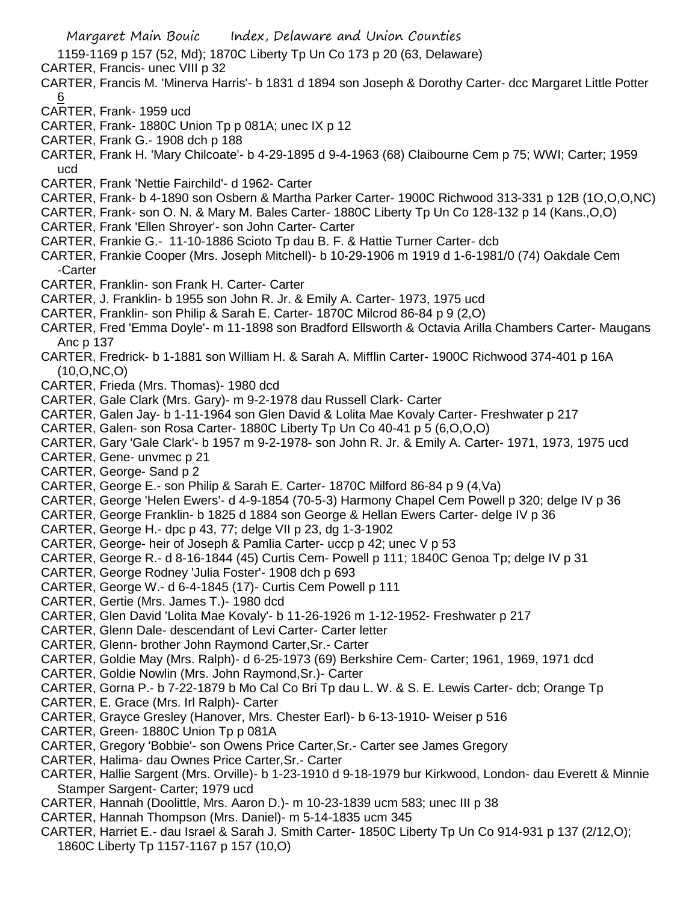1159-1169 p 157 (52, Md); 1870C Liberty Tp Un Co 173 p 20 (63, Delaware)

CARTER, Francis- unec VIII p 32

CARTER, Francis M. 'Minerva Harris'- b 1831 d 1894 son Joseph & Dorothy Carter- dcc Margaret Little Potter 6

CARTER, Frank- 1959 ucd

CARTER, Frank- 1880C Union Tp p 081A; unec IX p 12

CARTER, Frank G.- 1908 dch p 188

CARTER, Frank H. 'Mary Chilcoate'- b 4-29-1895 d 9-4-1963 (68) Claibourne Cem p 75; WWI; Carter; 1959 ucd

CARTER, Frank 'Nettie Fairchild'- d 1962- Carter

CARTER, Frank- b 4-1890 son Osbern & Martha Parker Carter- 1900C Richwood 313-331 p 12B (1O,O,O,NC)

CARTER, Frank- son O. N. & Mary M. Bales Carter- 1880C Liberty Tp Un Co 128-132 p 14 (Kans.,O,O)

CARTER, Frank 'Ellen Shroyer'- son John Carter- Carter

CARTER, Frankie G.- 11-10-1886 Scioto Tp dau B. F. & Hattie Turner Carter- dcb

CARTER, Frankie Cooper (Mrs. Joseph Mitchell)- b 10-29-1906 m 1919 d 1-6-1981/0 (74) Oakdale Cem -Carter

CARTER, Franklin- son Frank H. Carter- Carter

CARTER, J. Franklin- b 1955 son John R. Jr. & Emily A. Carter- 1973, 1975 ucd

CARTER, Franklin- son Philip & Sarah E. Carter- 1870C Milcrod 86-84 p 9 (2,O)

CARTER, Fred 'Emma Doyle'- m 11-1898 son Bradford Ellsworth & Octavia Arilla Chambers Carter- Maugans Anc p 137

CARTER, Fredrick- b 1-1881 son William H. & Sarah A. Mifflin Carter- 1900C Richwood 374-401 p 16A (10,O,NC,O)

CARTER, Frieda (Mrs. Thomas)- 1980 dcd

CARTER, Gale Clark (Mrs. Gary)- m 9-2-1978 dau Russell Clark- Carter

CARTER, Galen Jay- b 1-11-1964 son Glen David & Lolita Mae Kovaly Carter- Freshwater p 217

CARTER, Galen- son Rosa Carter- 1880C Liberty Tp Un Co 40-41 p 5 (6,O,O,O)

CARTER, Gary 'Gale Clark'- b 1957 m 9-2-1978- son John R. Jr. & Emily A. Carter- 1971, 1973, 1975 ucd

CARTER, Gene- unvmec p 21

CARTER, George- Sand p 2

CARTER, George E.- son Philip & Sarah E. Carter- 1870C Milford 86-84 p 9 (4,Va)

CARTER, George 'Helen Ewers'- d 4-9-1854 (70-5-3) Harmony Chapel Cem Powell p 320; delge IV p 36

CARTER, George Franklin- b 1825 d 1884 son George & Hellan Ewers Carter- delge IV p 36

CARTER, George H.- dpc p 43, 77; delge VII p 23, dg 1-3-1902

CARTER, George- heir of Joseph & Pamlia Carter- uccp p 42; unec V p 53

CARTER, George R.- d 8-16-1844 (45) Curtis Cem- Powell p 111; 1840C Genoa Tp; delge IV p 31

CARTER, George Rodney 'Julia Foster'- 1908 dch p 693

CARTER, George W.- d 6-4-1845 (17)- Curtis Cem Powell p 111

CARTER, Gertie (Mrs. James T.)- 1980 dcd

CARTER, Glen David 'Lolita Mae Kovaly'- b 11-26-1926 m 1-12-1952- Freshwater p 217

CARTER, Glenn Dale- descendant of Levi Carter- Carter letter

CARTER, Glenn- brother John Raymond Carter,Sr.- Carter

CARTER, Goldie May (Mrs. Ralph)- d 6-25-1973 (69) Berkshire Cem- Carter; 1961, 1969, 1971 dcd

CARTER, Goldie Nowlin (Mrs. John Raymond,Sr.)- Carter

CARTER, Gorna P.- b 7-22-1879 b Mo Cal Co Bri Tp dau L. W. & S. E. Lewis Carter- dcb; Orange Tp

CARTER, E. Grace (Mrs. Irl Ralph)- Carter

CARTER, Grayce Gresley (Hanover, Mrs. Chester Earl)- b 6-13-1910- Weiser p 516

CARTER, Green- 1880C Union Tp p 081A

CARTER, Gregory 'Bobbie'- son Owens Price Carter,Sr.- Carter see James Gregory

CARTER, Halima- dau Ownes Price Carter,Sr.- Carter

CARTER, Hallie Sargent (Mrs. Orville)- b 1-23-1910 d 9-18-1979 bur Kirkwood, London- dau Everett & Minnie Stamper Sargent- Carter; 1979 ucd

CARTER, Hannah (Doolittle, Mrs. Aaron D.)- m 10-23-1839 ucm 583; unec III p 38

CARTER, Hannah Thompson (Mrs. Daniel)- m 5-14-1835 ucm 345

CARTER, Harriet E.- dau Israel & Sarah J. Smith Carter- 1850C Liberty Tp Un Co 914-931 p 137 (2/12,O); 1860C Liberty Tp 1157-1167 p 157 (10,O)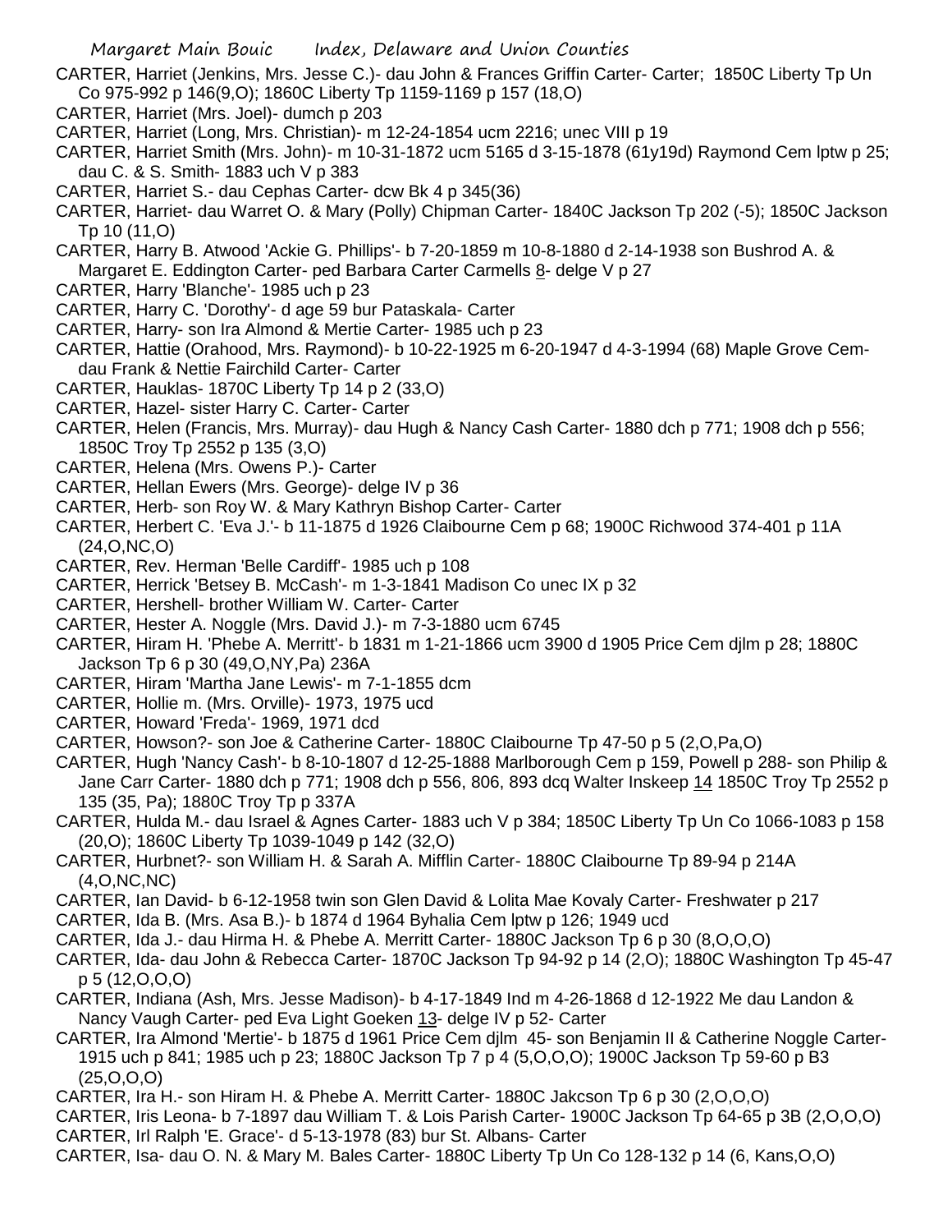CARTER, Harriet (Jenkins, Mrs. Jesse C.)- dau John & Frances Griffin Carter- Carter; 1850C Liberty Tp Un Co 975-992 p 146(9,O); 1860C Liberty Tp 1159-1169 p 157 (18,O)

CARTER, Harriet (Mrs. Joel)- dumch p 203

CARTER, Harriet (Long, Mrs. Christian)- m 12-24-1854 ucm 2216; unec VIII p 19

CARTER, Harriet Smith (Mrs. John)- m 10-31-1872 ucm 5165 d 3-15-1878 (61y19d) Raymond Cem lptw p 25; dau C. & S. Smith- 1883 uch V p 383

CARTER, Harriet S.- dau Cephas Carter- dcw Bk 4 p 345(36)

CARTER, Harriet- dau Warret O. & Mary (Polly) Chipman Carter- 1840C Jackson Tp 202 (-5); 1850C Jackson Tp 10 (11,O)

CARTER, Harry B. Atwood 'Ackie G. Phillips'- b 7-20-1859 m 10-8-1880 d 2-14-1938 son Bushrod A. & Margaret E. Eddington Carter- ped Barbara Carter Carmells 8- delge V p 27

CARTER, Harry 'Blanche'- 1985 uch p 23

CARTER, Harry C. 'Dorothy'- d age 59 bur Pataskala- Carter

CARTER, Harry- son Ira Almond & Mertie Carter- 1985 uch p 23

CARTER, Hattie (Orahood, Mrs. Raymond)- b 10-22-1925 m 6-20-1947 d 4-3-1994 (68) Maple Grove Cem- dau Frank & Nettie Fairchild Carter- Carter

CARTER, Hauklas- 1870C Liberty Tp 14 p 2 (33,O)

CARTER, Hazel- sister Harry C. Carter- Carter

CARTER, Helen (Francis, Mrs. Murray)- dau Hugh & Nancy Cash Carter- 1880 dch p 771; 1908 dch p 556; 1850C Troy Tp 2552 p 135 (3,O)

CARTER, Helena (Mrs. Owens P.)- Carter

CARTER, Hellan Ewers (Mrs. George)- delge IV p 36

CARTER, Herb- son Roy W. & Mary Kathryn Bishop Carter- Carter

CARTER, Herbert C. 'Eva J.'- b 11-1875 d 1926 Claibourne Cem p 68; 1900C Richwood 374-401 p 11A (24,O,NC,O)

CARTER, Rev. Herman 'Belle Cardiff'- 1985 uch p 108

CARTER, Herrick 'Betsey B. McCash'- m 1-3-1841 Madison Co unec IX p 32

CARTER, Hershell- brother William W. Carter- Carter

CARTER, Hester A. Noggle (Mrs. David J.)- m 7-3-1880 ucm 6745

CARTER, Hiram H. 'Phebe A. Merritt'- b 1831 m 1-21-1866 ucm 3900 d 1905 Price Cem djlm p 28; 1880C Jackson Tp 6 p 30 (49,O,NY,Pa) 236A

CARTER, Hiram 'Martha Jane Lewis'- m 7-1-1855 dcm

CARTER, Hollie m. (Mrs. Orville)- 1973, 1975 ucd

CARTER, Howard 'Freda'- 1969, 1971 dcd

CARTER, Howson?- son Joe & Catherine Carter- 1880C Claibourne Tp 47-50 p 5 (2,O,Pa,O)

CARTER, Hugh 'Nancy Cash'- b 8-10-1807 d 12-25-1888 Marlborough Cem p 159, Powell p 288- son Philip & Jane Carr Carter- 1880 dch p 771; 1908 dch p 556, 806, 893 dcq Walter Inskeep 14 1850C Troy Tp 2552 p 135 (35, Pa); 1880C Troy Tp p 337A

CARTER, Hulda M.- dau Israel & Agnes Carter- 1883 uch V p 384; 1850C Liberty Tp Un Co 1066-1083 p 158 (20,O); 1860C Liberty Tp 1039-1049 p 142 (32,O)

CARTER, Hurbnet?- son William H. & Sarah A. Mifflin Carter- 1880C Claibourne Tp 89-94 p 214A (4,O,NC,NC)

CARTER, Ian David- b 6-12-1958 twin son Glen David & Lolita Mae Kovaly Carter- Freshwater p 217

CARTER, Ida B. (Mrs. Asa B.)- b 1874 d 1964 Byhalia Cem lptw p 126; 1949 ucd

CARTER, Ida J.- dau Hirma H. & Phebe A. Merritt Carter- 1880C Jackson Tp 6 p 30 (8,O,O,O)

CARTER, Ida- dau John & Rebecca Carter- 1870C Jackson Tp 94-92 p 14 (2,O); 1880C Washington Tp 45-47 p 5 (12,O,O,O)

CARTER, Indiana (Ash, Mrs. Jesse Madison)- b 4-17-1849 Ind m 4-26-1868 d 12-1922 Me dau Landon & Nancy Vaugh Carter- ped Eva Light Goeken 13- delge IV p 52- Carter

CARTER, Ira Almond 'Mertie'- b 1875 d 1961 Price Cem djlm 45- son Benjamin II & Catherine Noggle Carter- 1915 uch p 841; 1985 uch p 23; 1880C Jackson Tp 7 p 4 (5,O,O,O); 1900C Jackson Tp 59-60 p B3 (25,O,O,O)

CARTER, Ira H.- son Hiram H. & Phebe A. Merritt Carter- 1880C Jakcson Tp 6 p 30 (2,O,O,O)

CARTER, Iris Leona- b 7-1897 dau William T. & Lois Parish Carter- 1900C Jackson Tp 64-65 p 3B (2,O,O,O)

CARTER, Irl Ralph 'E. Grace'- d 5-13-1978 (83) bur St. Albans- Carter

CARTER, Isa- dau O. N. & Mary M. Bales Carter- 1880C Liberty Tp Un Co 128-132 p 14 (6, Kans,O,O)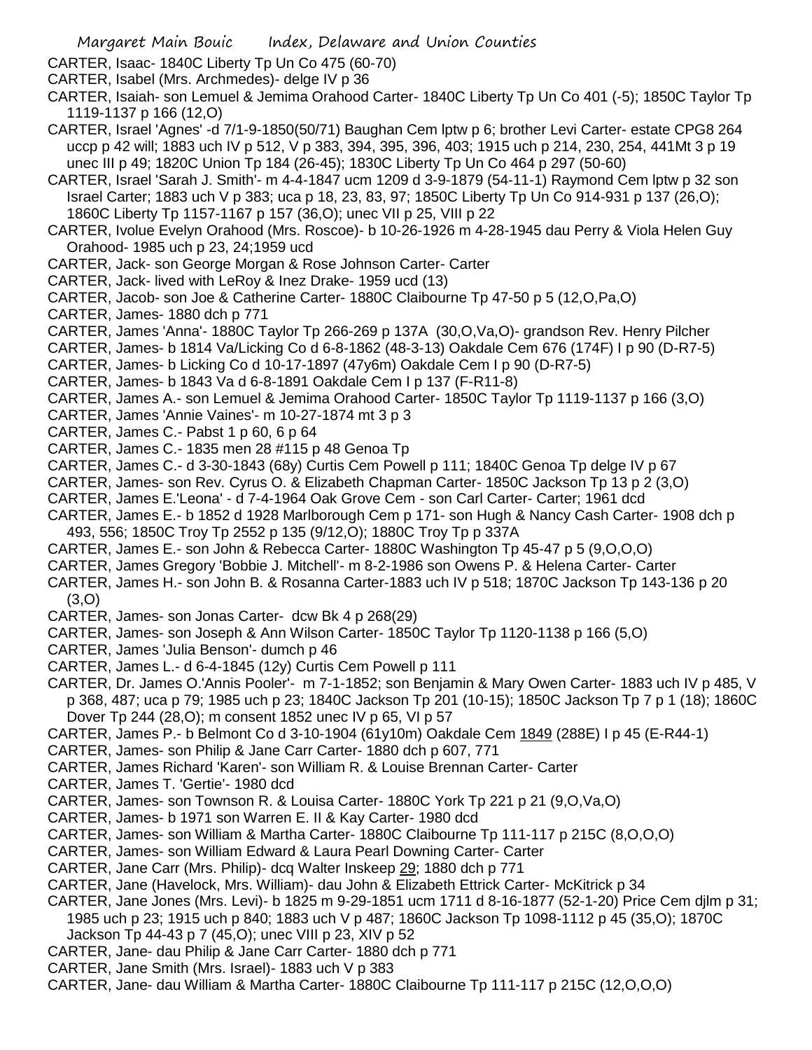CARTER, Isaac- 1840C Liberty Tp Un Co 475 (60-70)

CARTER, Isabel (Mrs. Archmedes)- delge IV p 36

CARTER, Isaiah- son Lemuel & Jemima Orahood Carter- 1840C Liberty Tp Un Co 401 (-5); 1850C Taylor Tp 1119-1137 p 166 (12,O)

CARTER, Israel 'Agnes' -d 7/1-9-1850(50/71) Baughan Cem lptw p 6; brother Levi Carter- estate CPG8 264 uccp p 42 will; 1883 uch IV p 512, V p 383, 394, 395, 396, 403; 1915 uch p 214, 230, 254, 441Mt 3 p 19 unec III p 49; 1820C Union Tp 184 (26-45); 1830C Liberty Tp Un Co 464 p 297 (50-60)

CARTER, Israel 'Sarah J. Smith'- m 4-4-1847 ucm 1209 d 3-9-1879 (54-11-1) Raymond Cem lptw p 32 son Israel Carter; 1883 uch V p 383; uca p 18, 23, 83, 97; 1850C Liberty Tp Un Co 914-931 p 137 (26,O); 1860C Liberty Tp 1157-1167 p 157 (36,O); unec VII p 25, VIII p 22

CARTER, Ivolue Evelyn Orahood (Mrs. Roscoe)- b 10-26-1926 m 4-28-1945 dau Perry & Viola Helen Guy Orahood- 1985 uch p 23, 24;1959 ucd

CARTER, Jack- son George Morgan & Rose Johnson Carter- Carter

CARTER, Jack- lived with LeRoy & Inez Drake- 1959 ucd (13)

CARTER, Jacob- son Joe & Catherine Carter- 1880C Claibourne Tp 47-50 p 5 (12,O,Pa,O)

CARTER, James- 1880 dch p 771

CARTER, James 'Anna'- 1880C Taylor Tp 266-269 p 137A (30,O,Va,O)- grandson Rev. Henry Pilcher

CARTER, James- b 1814 Va/Licking Co d 6-8-1862 (48-3-13) Oakdale Cem 676 (174F) I p 90 (D-R7-5)

CARTER, James- b Licking Co d 10-17-1897 (47y6m) Oakdale Cem I p 90 (D-R7-5)

CARTER, James- b 1843 Va d 6-8-1891 Oakdale Cem I p 137 (F-R11-8)

CARTER, James A.- son Lemuel & Jemima Orahood Carter- 1850C Taylor Tp 1119-1137 p 166 (3,O)

CARTER, James 'Annie Vaines'- m 10-27-1874 mt 3 p 3

CARTER, James C.- Pabst 1 p 60, 6 p 64

CARTER, James C.- 1835 men 28 #115 p 48 Genoa Tp

CARTER, James C.- d 3-30-1843 (68y) Curtis Cem Powell p 111; 1840C Genoa Tp delge IV p 67

CARTER, James- son Rev. Cyrus O. & Elizabeth Chapman Carter- 1850C Jackson Tp 13 p 2 (3,O)

CARTER, James E.'Leona' - d 7-4-1964 Oak Grove Cem - son Carl Carter- Carter; 1961 dcd

CARTER, James E.- b 1852 d 1928 Marlborough Cem p 171- son Hugh & Nancy Cash Carter- 1908 dch p 493, 556; 1850C Troy Tp 2552 p 135 (9/12,O); 1880C Troy Tp p 337A

CARTER, James E.- son John & Rebecca Carter- 1880C Washington Tp 45-47 p 5 (9,O,O,O)

CARTER, James Gregory 'Bobbie J. Mitchell'- m 8-2-1986 son Owens P. & Helena Carter- Carter

CARTER, James H.- son John B. & Rosanna Carter-1883 uch IV p 518; 1870C Jackson Tp 143-136 p 20 (3,O)

CARTER, James- son Jonas Carter- dcw Bk 4 p 268(29)

CARTER, James- son Joseph & Ann Wilson Carter- 1850C Taylor Tp 1120-1138 p 166 (5,O)

CARTER, James 'Julia Benson'- dumch p 46

CARTER, James L.- d 6-4-1845 (12y) Curtis Cem Powell p 111

CARTER, Dr. James O.'Annis Pooler'- m 7-1-1852; son Benjamin & Mary Owen Carter- 1883 uch IV p 485, V p 368, 487; uca p 79; 1985 uch p 23; 1840C Jackson Tp 201 (10-15); 1850C Jackson Tp 7 p 1 (18); 1860C Dover Tp 244 (28,O); m consent 1852 unec IV p 65, VI p 57

CARTER, James P.- b Belmont Co d 3-10-1904 (61y10m) Oakdale Cem 1849 (288E) I p 45 (E-R44-1)

CARTER, James- son Philip & Jane Carr Carter- 1880 dch p 607, 771

CARTER, James Richard 'Karen'- son William R. & Louise Brennan Carter- Carter

CARTER, James T. 'Gertie'- 1980 dcd

CARTER, James- son Townson R. & Louisa Carter- 1880C York Tp 221 p 21 (9,O,Va,O)

CARTER, James- b 1971 son Warren E. II & Kay Carter- 1980 dcd

CARTER, James- son William & Martha Carter- 1880C Claibourne Tp 111-117 p 215C (8,O,O,O)

CARTER, James- son William Edward & Laura Pearl Downing Carter- Carter

CARTER, Jane Carr (Mrs. Philip)- dcq Walter Inskeep 29; 1880 dch p 771

CARTER, Jane (Havelock, Mrs. William)- dau John & Elizabeth Ettrick Carter- McKitrick p 34

CARTER, Jane Jones (Mrs. Levi)- b 1825 m 9-29-1851 ucm 1711 d 8-16-1877 (52-1-20) Price Cem djlm p 31; 1985 uch p 23; 1915 uch p 840; 1883 uch V p 487; 1860C Jackson Tp 1098-1112 p 45 (35,O); 1870C Jackson Tp 44-43 p 7 (45,O); unec VIII p 23, XIV p 52

CARTER, Jane- dau Philip & Jane Carr Carter- 1880 dch p 771

CARTER, Jane Smith (Mrs. Israel)- 1883 uch V p 383

CARTER, Jane- dau William & Martha Carter- 1880C Claibourne Tp 111-117 p 215C (12,O,O,O)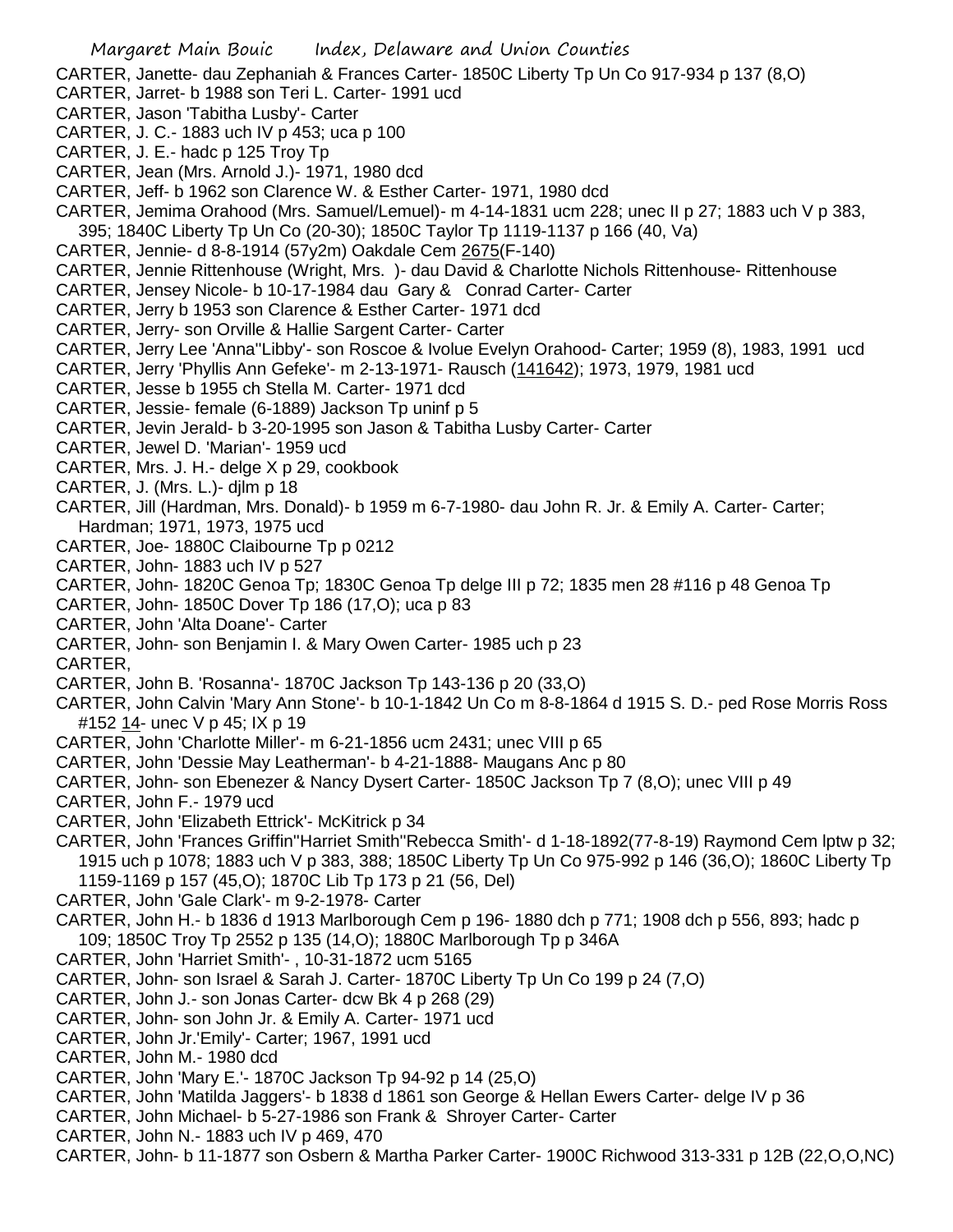CARTER, Janette- dau Zephaniah & Frances Carter- 1850C Liberty Tp Un Co 917-934 p 137 (8,O)
CARTER, Jarret- b 1988 son Teri L. Carter- 1991 ucd
CARTER, Jason 'Tabitha Lusby'- Carter
CARTER, J. C.- 1883 uch IV p 453; uca p 100
CARTER, J. E.- hadc p 125 Troy Tp
CARTER, Jean (Mrs. Arnold J.)- 1971, 1980 dcd
CARTER, Jeff- b 1962 son Clarence W. & Esther Carter- 1971, 1980 dcd
CARTER, Jemima Orahood (Mrs. Samuel/Lemuel)- m 4-14-1831 ucm 228; unec II p 27; 1883 uch V p 383, 395; 1840C Liberty Tp Un Co (20-30); 1850C Taylor Tp 1119-1137 p 166 (40, Va)
CARTER, Jennie- d 8-8-1914 (57y2m) Oakdale Cem 2675(F-140)
CARTER, Jennie Rittenhouse (Wright, Mrs. )- dau David & Charlotte Nichols Rittenhouse- Rittenhouse
CARTER, Jensey Nicole- b 10-17-1984 dau Gary & Conrad Carter- Carter
CARTER, Jerry b 1953 son Clarence & Esther Carter- 1971 dcd
CARTER, Jerry- son Orville & Hallie Sargent Carter- Carter
CARTER, Jerry Lee 'Anna''Libby'- son Roscoe & Ivolue Evelyn Orahood- Carter; 1959 (8), 1983, 1991 ucd
CARTER, Jerry 'Phyllis Ann Gefeke'- m 2-13-1971- Rausch (141642); 1973, 1979, 1981 ucd
CARTER, Jesse b 1955 ch Stella M. Carter- 1971 dcd
CARTER, Jessie- female (6-1889) Jackson Tp uninf p 5
CARTER, Jevin Jerald- b 3-20-1995 son Jason & Tabitha Lusby Carter- Carter
CARTER, Jewel D. 'Marian'- 1959 ucd
CARTER, Mrs. J. H.- delge X p 29, cookbook
CARTER, J. (Mrs. L.)- djlm p 18
CARTER, Jill (Hardman, Mrs. Donald)- b 1959 m 6-7-1980- dau John R. Jr. & Emily A. Carter- Carter; Hardman; 1971, 1973, 1975 ucd
CARTER, Joe- 1880C Claibourne Tp p 0212
CARTER, John- 1883 uch IV p 527
CARTER, John- 1820C Genoa Tp; 1830C Genoa Tp delge III p 72; 1835 men 28 #116 p 48 Genoa Tp
CARTER, John- 1850C Dover Tp 186 (17,O); uca p 83
CARTER, John 'Alta Doane'- Carter
CARTER, John- son Benjamin I. & Mary Owen Carter- 1985 uch p 23
CARTER,
CARTER, John B. 'Rosanna'- 1870C Jackson Tp 143-136 p 20 (33,O)
CARTER, John Calvin 'Mary Ann Stone'- b 10-1-1842 Un Co m 8-8-1864 d 1915 S. D.- ped Rose Morris Ross #152 14- unec V p 45; IX p 19
CARTER, John 'Charlotte Miller'- m 6-21-1856 ucm 2431; unec VIII p 65
CARTER, John 'Dessie May Leatherman'- b 4-21-1888- Maugans Anc p 80
CARTER, John- son Ebenezer & Nancy Dysert Carter- 1850C Jackson Tp 7 (8,O); unec VIII p 49
CARTER, John F.- 1979 ucd
CARTER, John 'Elizabeth Ettrick'- McKitrick p 34
CARTER, John 'Frances Griffin''Harriet Smith''Rebecca Smith'- d 1-18-1892(77-8-19) Raymond Cem lptw p 32; 1915 uch p 1078; 1883 uch V p 383, 388; 1850C Liberty Tp Un Co 975-992 p 146 (36,O); 1860C Liberty Tp 1159-1169 p 157 (45,O); 1870C Lib Tp 173 p 21 (56, Del)
CARTER, John 'Gale Clark'- m 9-2-1978- Carter
CARTER, John H.- b 1836 d 1913 Marlborough Cem p 196- 1880 dch p 771; 1908 dch p 556, 893; hadc p 109; 1850C Troy Tp 2552 p 135 (14,O); 1880C Marlborough Tp p 346A
CARTER, John 'Harriet Smith'- , 10-31-1872 ucm 5165
CARTER, John- son Israel & Sarah J. Carter- 1870C Liberty Tp Un Co 199 p 24 (7,O)
CARTER, John J.- son Jonas Carter- dcw Bk 4 p 268 (29)
CARTER, John- son John Jr. & Emily A. Carter- 1971 ucd
CARTER, John Jr.'Emily'- Carter; 1967, 1991 ucd
CARTER, John M.- 1980 dcd
CARTER, John 'Mary E.'- 1870C Jackson Tp 94-92 p 14 (25,O)
CARTER, John 'Matilda Jaggers'- b 1838 d 1861 son George & Hellan Ewers Carter- delge IV p 36
CARTER, John Michael- b 5-27-1986 son Frank & Shroyer Carter- Carter
CARTER, John N.- 1883 uch IV p 469, 470
CARTER, John- b 11-1877 son Osbern & Martha Parker Carter- 1900C Richwood 313-331 p 12B (22,O,O,NC)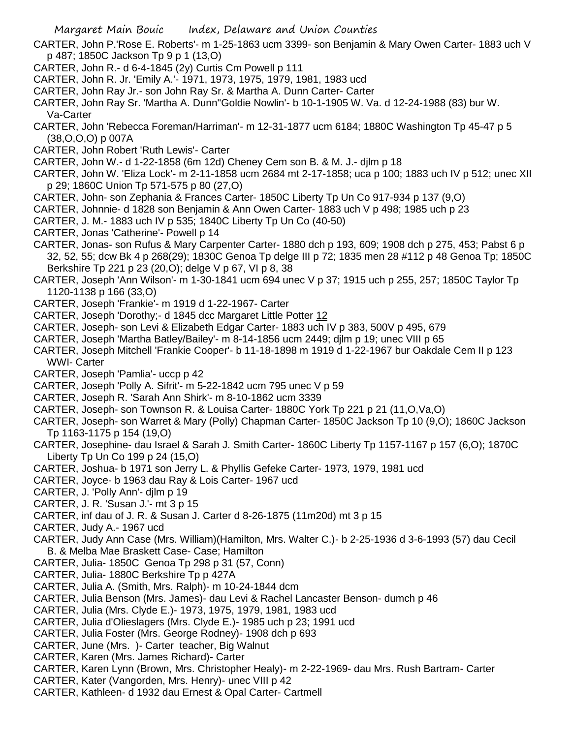CARTER, John P.'Rose E. Roberts'- m 1-25-1863 ucm 3399- son Benjamin & Mary Owen Carter- 1883 uch V p 487; 1850C Jackson Tp 9 p 1 (13,O)

CARTER, John R.- d 6-4-1845 (2y) Curtis Cm Powell p 111

CARTER, John R. Jr. 'Emily A.'- 1971, 1973, 1975, 1979, 1981, 1983 ucd

CARTER, John Ray Jr.- son John Ray Sr. & Martha A. Dunn Carter- Carter

CARTER, John Ray Sr. 'Martha A. Dunn''Goldie Nowlin'- b 10-1-1905 W. Va. d 12-24-1988 (83) bur W. Va-Carter

CARTER, John 'Rebecca Foreman/Harriman'- m 12-31-1877 ucm 6184; 1880C Washington Tp 45-47 p 5 (38,O,O,O) p 007A

CARTER, John Robert 'Ruth Lewis'- Carter

CARTER, John W.- d 1-22-1858 (6m 12d) Cheney Cem son B. & M. J.- djlm p 18

CARTER, John W. 'Eliza Lock'- m 2-11-1858 ucm 2684 mt 2-17-1858; uca p 100; 1883 uch IV p 512; unec XII p 29; 1860C Union Tp 571-575 p 80 (27,O)

CARTER, John- son Zephania & Frances Carter- 1850C Liberty Tp Un Co 917-934 p 137 (9,O)

CARTER, Johnnie- d 1828 son Benjamin & Ann Owen Carter- 1883 uch V p 498; 1985 uch p 23

CARTER, J. M.- 1883 uch IV p 535; 1840C Liberty Tp Un Co (40-50)

CARTER, Jonas 'Catherine'- Powell p 14

CARTER, Jonas- son Rufus & Mary Carpenter Carter- 1880 dch p 193, 609; 1908 dch p 275, 453; Pabst 6 p 32, 52, 55; dcw Bk 4 p 268(29); 1830C Genoa Tp delge III p 72; 1835 men 28 #112 p 48 Genoa Tp; 1850C Berkshire Tp 221 p 23 (20,O); delge V p 67, VI p 8, 38

CARTER, Joseph 'Ann Wilson'- m 1-30-1841 ucm 694 unec V p 37; 1915 uch p 255, 257; 1850C Taylor Tp 1120-1138 p 166 (33,O)

CARTER, Joseph 'Frankie'- m 1919 d 1-22-1967- Carter

CARTER, Joseph 'Dorothy;- d 1845 dcc Margaret Little Potter 12

CARTER, Joseph- son Levi & Elizabeth Edgar Carter- 1883 uch IV p 383, 500V p 495, 679

CARTER, Joseph 'Martha Batley/Bailey'- m 8-14-1856 ucm 2449; djlm p 19; unec VIII p 65

CARTER, Joseph Mitchell 'Frankie Cooper'- b 11-18-1898 m 1919 d 1-22-1967 bur Oakdale Cem II p 123 WWI- Carter

CARTER, Joseph 'Pamlia'- uccp p 42

CARTER, Joseph 'Polly A. Sifrit'- m 5-22-1842 ucm 795 unec V p 59

CARTER, Joseph R. 'Sarah Ann Shirk'- m 8-10-1862 ucm 3339

CARTER, Joseph- son Townson R. & Louisa Carter- 1880C York Tp 221 p 21 (11,O,Va,O)

CARTER, Joseph- son Warret & Mary (Polly) Chapman Carter- 1850C Jackson Tp 10 (9,O); 1860C Jackson Tp 1163-1175 p 154 (19,O)

CARTER, Josephine- dau Israel & Sarah J. Smith Carter- 1860C Liberty Tp 1157-1167 p 157 (6,O); 1870C Liberty Tp Un Co 199 p 24 (15,O)

CARTER, Joshua- b 1971 son Jerry L. & Phyllis Gefeke Carter- 1973, 1979, 1981 ucd

CARTER, Joyce- b 1963 dau Ray & Lois Carter- 1967 ucd

CARTER, J. 'Polly Ann'- djlm p 19

CARTER, J. R. 'Susan J.'- mt 3 p 15

CARTER, inf dau of J. R. & Susan J. Carter d 8-26-1875 (11m20d) mt 3 p 15

CARTER, Judy A.- 1967 ucd

CARTER, Judy Ann Case (Mrs. William)(Hamilton, Mrs. Walter C.)- b 2-25-1936 d 3-6-1993 (57) dau Cecil B. & Melba Mae Braskett Case- Case; Hamilton

CARTER, Julia- 1850C Genoa Tp 298 p 31 (57, Conn)

CARTER, Julia- 1880C Berkshire Tp p 427A

CARTER, Julia A. (Smith, Mrs. Ralph)- m 10-24-1844 dcm

CARTER, Julia Benson (Mrs. James)- dau Levi & Rachel Lancaster Benson- dumch p 46

CARTER, Julia (Mrs. Clyde E.)- 1973, 1975, 1979, 1981, 1983 ucd

CARTER, Julia d'Olieslagers (Mrs. Clyde E.)- 1985 uch p 23; 1991 ucd

CARTER, Julia Foster (Mrs. George Rodney)- 1908 dch p 693

CARTER, June (Mrs. )- Carter teacher, Big Walnut

CARTER, Karen (Mrs. James Richard)- Carter

CARTER, Karen Lynn (Brown, Mrs. Christopher Healy)- m 2-22-1969- dau Mrs. Rush Bartram- Carter

CARTER, Kater (Vangorden, Mrs. Henry)- unec VIII p 42

CARTER, Kathleen- d 1932 dau Ernest & Opal Carter- Cartmell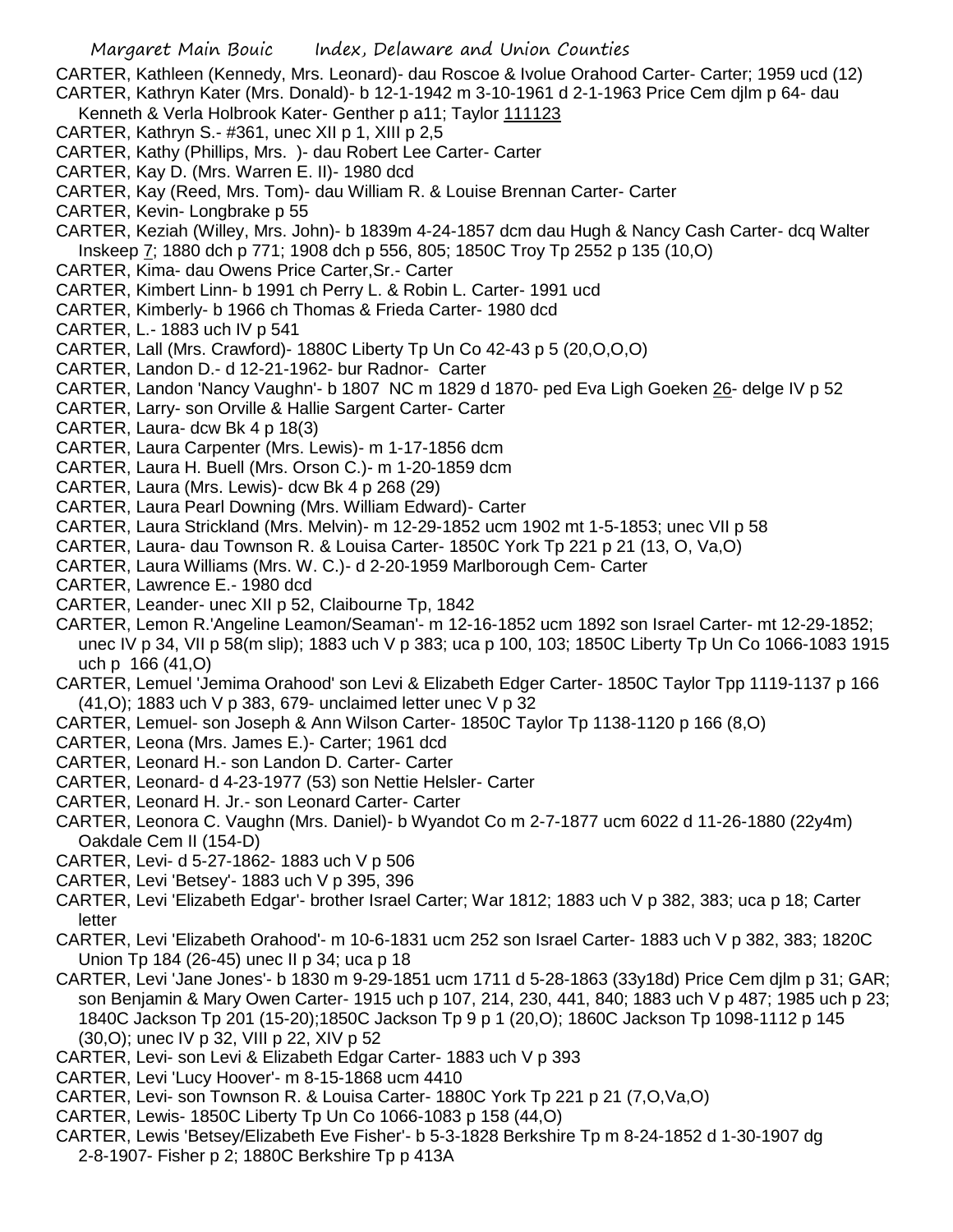CARTER, Kathleen (Kennedy, Mrs. Leonard)- dau Roscoe & Ivolue Orahood Carter- Carter; 1959 ucd (12)
CARTER, Kathryn Kater (Mrs. Donald)- b 12-1-1942 m 3-10-1961 d 2-1-1963 Price Cem djlm p 64- dau Kenneth & Verla Holbrook Kater- Genther p a11; Taylor 111123
CARTER, Kathryn S.- #361, unec XII p 1, XIII p 2,5
CARTER, Kathy (Phillips, Mrs. )- dau Robert Lee Carter- Carter
CARTER, Kay D. (Mrs. Warren E. II)- 1980 dcd
CARTER, Kay (Reed, Mrs. Tom)- dau William R. & Louise Brennan Carter- Carter
CARTER, Kevin- Longbrake p 55
CARTER, Keziah (Willey, Mrs. John)- b 1839m 4-24-1857 dcm dau Hugh & Nancy Cash Carter- dcq Walter Inskeep 7; 1880 dch p 771; 1908 dch p 556, 805; 1850C Troy Tp 2552 p 135 (10,O)
CARTER, Kima- dau Owens Price Carter,Sr.- Carter
CARTER, Kimbert Linn- b 1991 ch Perry L. & Robin L. Carter- 1991 ucd
CARTER, Kimberly- b 1966 ch Thomas & Frieda Carter- 1980 dcd
CARTER, L.- 1883 uch IV p 541
CARTER, Lall (Mrs. Crawford)- 1880C Liberty Tp Un Co 42-43 p 5 (20,O,O,O)
CARTER, Landon D.- d 12-21-1962- bur Radnor- Carter
CARTER, Landon 'Nancy Vaughn'- b 1807 NC m 1829 d 1870- ped Eva Ligh Goeken 26- delge IV p 52
CARTER, Larry- son Orville & Hallie Sargent Carter- Carter
CARTER, Laura- dcw Bk 4 p 18(3)
CARTER, Laura Carpenter (Mrs. Lewis)- m 1-17-1856 dcm
CARTER, Laura H. Buell (Mrs. Orson C.)- m 1-20-1859 dcm
CARTER, Laura (Mrs. Lewis)- dcw Bk 4 p 268 (29)
CARTER, Laura Pearl Downing (Mrs. William Edward)- Carter
CARTER, Laura Strickland (Mrs. Melvin)- m 12-29-1852 ucm 1902 mt 1-5-1853; unec VII p 58
CARTER, Laura- dau Townson R. & Louisa Carter- 1850C York Tp 221 p 21 (13, O, Va,O)
CARTER, Laura Williams (Mrs. W. C.)- d 2-20-1959 Marlborough Cem- Carter
CARTER, Lawrence E.- 1980 dcd
CARTER, Leander- unec XII p 52, Claibourne Tp, 1842
CARTER, Lemon R.'Angeline Leamon/Seaman'- m 12-16-1852 ucm 1892 son Israel Carter- mt 12-29-1852; unec IV p 34, VII p 58(m slip); 1883 uch V p 383; uca p 100, 103; 1850C Liberty Tp Un Co 1066-1083 1915 uch p 166 (41,O)
CARTER, Lemuel 'Jemima Orahood' son Levi & Elizabeth Edger Carter- 1850C Taylor Tpp 1119-1137 p 166 (41,O); 1883 uch V p 383, 679- unclaimed letter unec V p 32
CARTER, Lemuel- son Joseph & Ann Wilson Carter- 1850C Taylor Tp 1138-1120 p 166 (8,O)
CARTER, Leona (Mrs. James E.)- Carter; 1961 dcd
CARTER, Leonard H.- son Landon D. Carter- Carter
CARTER, Leonard- d 4-23-1977 (53) son Nettie Helsler- Carter
CARTER, Leonard H. Jr.- son Leonard Carter- Carter
CARTER, Leonora C. Vaughn (Mrs. Daniel)- b Wyandot Co m 2-7-1877 ucm 6022 d 11-26-1880 (22y4m) Oakdale Cem II (154-D)
CARTER, Levi- d 5-27-1862- 1883 uch V p 506
CARTER, Levi 'Betsey'- 1883 uch V p 395, 396
CARTER, Levi 'Elizabeth Edgar'- brother Israel Carter; War 1812; 1883 uch V p 382, 383; uca p 18; Carter letter
CARTER, Levi 'Elizabeth Orahood'- m 10-6-1831 ucm 252 son Israel Carter- 1883 uch V p 382, 383; 1820C Union Tp 184 (26-45) unec II p 34; uca p 18
CARTER, Levi 'Jane Jones'- b 1830 m 9-29-1851 ucm 1711 d 5-28-1863 (33y18d) Price Cem djlm p 31; GAR; son Benjamin & Mary Owen Carter- 1915 uch p 107, 214, 230, 441, 840; 1883 uch V p 487; 1985 uch p 23; 1840C Jackson Tp 201 (15-20);1850C Jackson Tp 9 p 1 (20,O); 1860C Jackson Tp 1098-1112 p 145 (30,O); unec IV p 32, VIII p 22, XIV p 52
CARTER, Levi- son Levi & Elizabeth Edgar Carter- 1883 uch V p 393
CARTER, Levi 'Lucy Hoover'- m 8-15-1868 ucm 4410
CARTER, Levi- son Townson R. & Louisa Carter- 1880C York Tp 221 p 21 (7,O,Va,O)
CARTER, Lewis- 1850C Liberty Tp Un Co 1066-1083 p 158 (44,O)
CARTER, Lewis 'Betsey/Elizabeth Eve Fisher'- b 5-3-1828 Berkshire Tp m 8-24-1852 d 1-30-1907 dg 2-8-1907- Fisher p 2; 1880C Berkshire Tp p 413A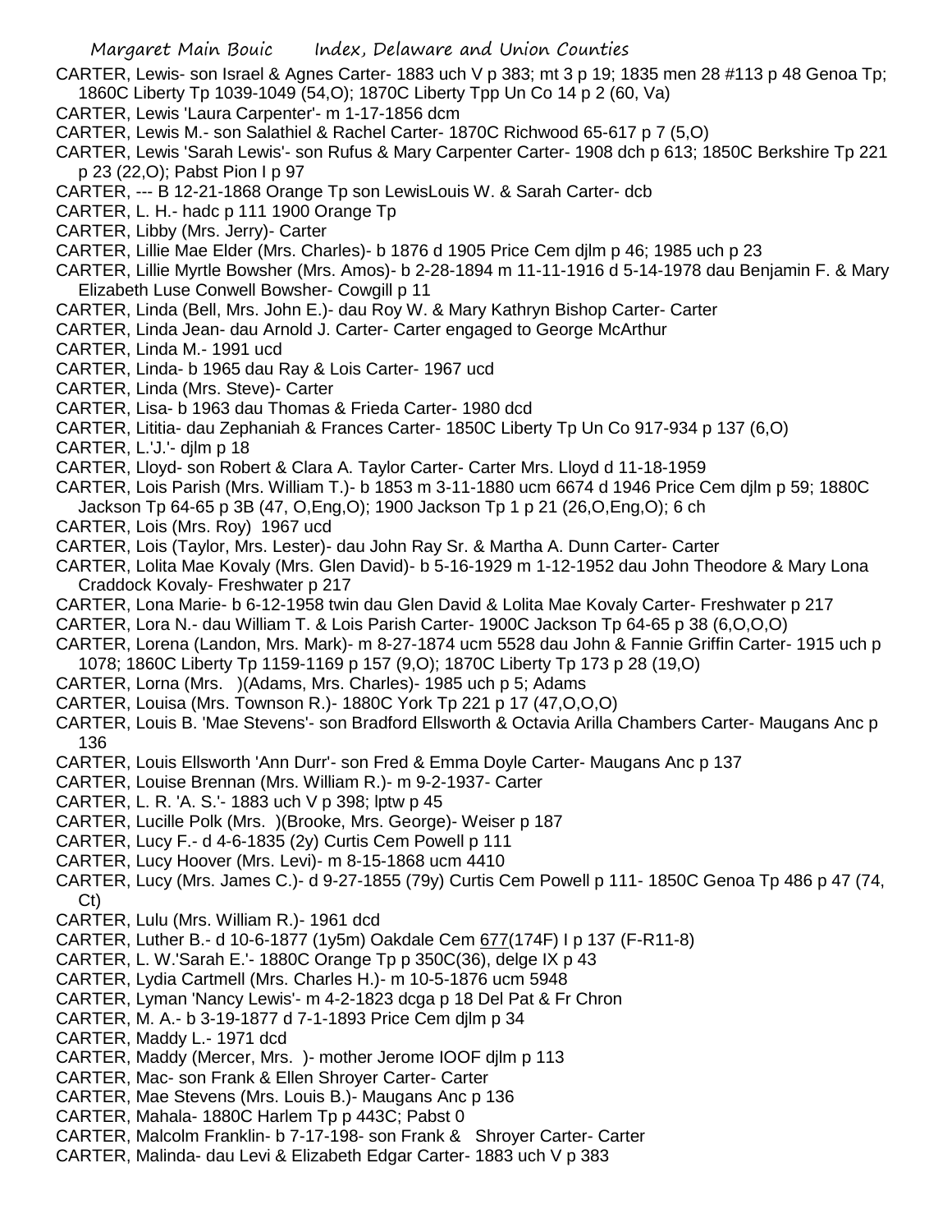CARTER, Lewis- son Israel & Agnes Carter- 1883 uch V p 383; mt 3 p 19; 1835 men 28 #113 p 48 Genoa Tp; 1860C Liberty Tp 1039-1049 (54,O); 1870C Liberty Tpp Un Co 14 p 2 (60, Va)

CARTER, Lewis 'Laura Carpenter'- m 1-17-1856 dcm

CARTER, Lewis M.- son Salathiel & Rachel Carter- 1870C Richwood 65-617 p 7 (5,O)

CARTER, Lewis 'Sarah Lewis'- son Rufus & Mary Carpenter Carter- 1908 dch p 613; 1850C Berkshire Tp 221 p 23 (22,O); Pabst Pion I p 97

CARTER, --- B 12-21-1868 Orange Tp son LewisLouis W. & Sarah Carter- dcb

CARTER, L. H.- hadc p 111 1900 Orange Tp

CARTER, Libby (Mrs. Jerry)- Carter

CARTER, Lillie Mae Elder (Mrs. Charles)- b 1876 d 1905 Price Cem djlm p 46; 1985 uch p 23

CARTER, Lillie Myrtle Bowsher (Mrs. Amos)- b 2-28-1894 m 11-11-1916 d 5-14-1978 dau Benjamin F. & Mary Elizabeth Luse Conwell Bowsher- Cowgill p 11

CARTER, Linda (Bell, Mrs. John E.)- dau Roy W. & Mary Kathryn Bishop Carter- Carter

CARTER, Linda Jean- dau Arnold J. Carter- Carter engaged to George McArthur

CARTER, Linda M.- 1991 ucd

CARTER, Linda- b 1965 dau Ray & Lois Carter- 1967 ucd

CARTER, Linda (Mrs. Steve)- Carter

CARTER, Lisa- b 1963 dau Thomas & Frieda Carter- 1980 dcd

CARTER, Lititia- dau Zephaniah & Frances Carter- 1850C Liberty Tp Un Co 917-934 p 137 (6,O)

CARTER, L.'J.'- djlm p 18

CARTER, Lloyd- son Robert & Clara A. Taylor Carter- Carter Mrs. Lloyd d 11-18-1959

CARTER, Lois Parish (Mrs. William T.)- b 1853 m 3-11-1880 ucm 6674 d 1946 Price Cem djlm p 59; 1880C Jackson Tp 64-65 p 3B (47, O,Eng,O); 1900 Jackson Tp 1 p 21 (26,O,Eng,O); 6 ch

CARTER, Lois (Mrs. Roy) 1967 ucd

CARTER, Lois (Taylor, Mrs. Lester)- dau John Ray Sr. & Martha A. Dunn Carter- Carter

CARTER, Lolita Mae Kovaly (Mrs. Glen David)- b 5-16-1929 m 1-12-1952 dau John Theodore & Mary Lona Craddock Kovaly- Freshwater p 217

CARTER, Lona Marie- b 6-12-1958 twin dau Glen David & Lolita Mae Kovaly Carter- Freshwater p 217

CARTER, Lora N.- dau William T. & Lois Parish Carter- 1900C Jackson Tp 64-65 p 38 (6,O,O,O)

CARTER, Lorena (Landon, Mrs. Mark)- m 8-27-1874 ucm 5528 dau John & Fannie Griffin Carter- 1915 uch p 1078; 1860C Liberty Tp 1159-1169 p 157 (9,O); 1870C Liberty Tp 173 p 28 (19,O)

CARTER, Lorna (Mrs. )(Adams, Mrs. Charles)- 1985 uch p 5; Adams

CARTER, Louisa (Mrs. Townson R.)- 1880C York Tp 221 p 17 (47,O,O,O)

CARTER, Louis B. 'Mae Stevens'- son Bradford Ellsworth & Octavia Arilla Chambers Carter- Maugans Anc p 136

CARTER, Louis Ellsworth 'Ann Durr'- son Fred & Emma Doyle Carter- Maugans Anc p 137

CARTER, Louise Brennan (Mrs. William R.)- m 9-2-1937- Carter

CARTER, L. R. 'A. S.'- 1883 uch V p 398; lptw p 45

CARTER, Lucille Polk (Mrs. )(Brooke, Mrs. George)- Weiser p 187

CARTER, Lucy F.- d 4-6-1835 (2y) Curtis Cem Powell p 111

CARTER, Lucy Hoover (Mrs. Levi)- m 8-15-1868 ucm 4410

CARTER, Lucy (Mrs. James C.)- d 9-27-1855 (79y) Curtis Cem Powell p 111- 1850C Genoa Tp 486 p 47 (74, Ct)

CARTER, Lulu (Mrs. William R.)- 1961 dcd

CARTER, Luther B.- d 10-6-1877 (1y5m) Oakdale Cem 677(174F) I p 137 (F-R11-8)

CARTER, L. W.'Sarah E.'- 1880C Orange Tp p 350C(36), delge IX p 43

CARTER, Lydia Cartmell (Mrs. Charles H.)- m 10-5-1876 ucm 5948

CARTER, Lyman 'Nancy Lewis'- m 4-2-1823 dcga p 18 Del Pat & Fr Chron

CARTER, M. A.- b 3-19-1877 d 7-1-1893 Price Cem djlm p 34

CARTER, Maddy L.- 1971 dcd

CARTER, Maddy (Mercer, Mrs. )- mother Jerome IOOF djlm p 113

CARTER, Mac- son Frank & Ellen Shroyer Carter- Carter

CARTER, Mae Stevens (Mrs. Louis B.)- Maugans Anc p 136

CARTER, Mahala- 1880C Harlem Tp p 443C; Pabst 0

CARTER, Malcolm Franklin- b 7-17-198- son Frank & Shroyer Carter- Carter

CARTER, Malinda- dau Levi & Elizabeth Edgar Carter- 1883 uch V p 383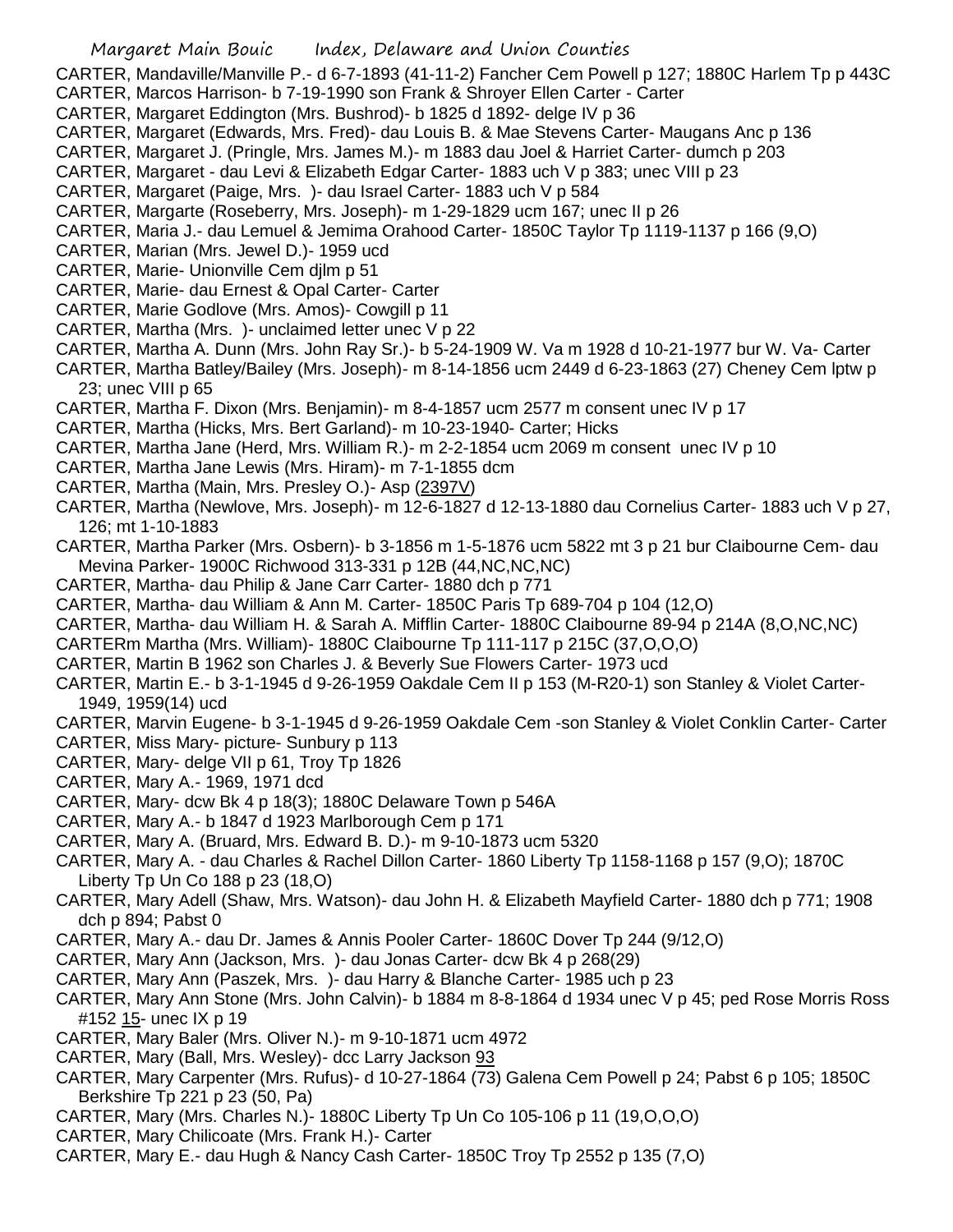CARTER, Mandaville/Manville P.- d 6-7-1893 (41-11-2) Fancher Cem Powell p 127; 1880C Harlem Tp p 443C
CARTER, Marcos Harrison- b 7-19-1990 son Frank & Shroyer Ellen Carter - Carter
CARTER, Margaret Eddington (Mrs. Bushrod)- b 1825 d 1892- delge IV p 36
CARTER, Margaret (Edwards, Mrs. Fred)- dau Louis B. & Mae Stevens Carter- Maugans Anc p 136
CARTER, Margaret J. (Pringle, Mrs. James M.)- m 1883 dau Joel & Harriet Carter- dumch p 203
CARTER, Margaret - dau Levi & Elizabeth Edgar Carter- 1883 uch V p 383; unec VIII p 23
CARTER, Margaret (Paige, Mrs. )- dau Israel Carter- 1883 uch V p 584
CARTER, Margarte (Roseberry, Mrs. Joseph)- m 1-29-1829 ucm 167; unec II p 26
CARTER, Maria J.- dau Lemuel & Jemima Orahood Carter- 1850C Taylor Tp 1119-1137 p 166 (9,O)
CARTER, Marian (Mrs. Jewel D.)- 1959 ucd
CARTER, Marie- Unionville Cem djlm p 51
CARTER, Marie- dau Ernest & Opal Carter- Carter
CARTER, Marie Godlove (Mrs. Amos)- Cowgill p 11
CARTER, Martha (Mrs. )- unclaimed letter unec V p 22
CARTER, Martha A. Dunn (Mrs. John Ray Sr.)- b 5-24-1909 W. Va m 1928 d 10-21-1977 bur W. Va- Carter
CARTER, Martha Batley/Bailey (Mrs. Joseph)- m 8-14-1856 ucm 2449 d 6-23-1863 (27) Cheney Cem lptw p 23; unec VIII p 65
CARTER, Martha F. Dixon (Mrs. Benjamin)- m 8-4-1857 ucm 2577 m consent unec IV p 17
CARTER, Martha (Hicks, Mrs. Bert Garland)- m 10-23-1940- Carter; Hicks
CARTER, Martha Jane (Herd, Mrs. William R.)- m 2-2-1854 ucm 2069 m consent unec IV p 10
CARTER, Martha Jane Lewis (Mrs. Hiram)- m 7-1-1855 dcm
CARTER, Martha (Main, Mrs. Presley O.)- Asp (2397V)
CARTER, Martha (Newlove, Mrs. Joseph)- m 12-6-1827 d 12-13-1880 dau Cornelius Carter- 1883 uch V p 27, 126; mt 1-10-1883
CARTER, Martha Parker (Mrs. Osbern)- b 3-1856 m 1-5-1876 ucm 5822 mt 3 p 21 bur Claibourne Cem- dau Mevina Parker- 1900C Richwood 313-331 p 12B (44,NC,NC,NC)
CARTER, Martha- dau Philip & Jane Carr Carter- 1880 dch p 771
CARTER, Martha- dau William & Ann M. Carter- 1850C Paris Tp 689-704 p 104 (12,O)
CARTER, Martha- dau William H. & Sarah A. Mifflin Carter- 1880C Claibourne 89-94 p 214A (8,O,NC,NC)
CARTERm Martha (Mrs. William)- 1880C Claibourne Tp 111-117 p 215C (37,O,O,O)
CARTER, Martin B 1962 son Charles J. & Beverly Sue Flowers Carter- 1973 ucd
CARTER, Martin E.- b 3-1-1945 d 9-26-1959 Oakdale Cem II p 153 (M-R20-1) son Stanley & Violet Carter- 1949, 1959(14) ucd
CARTER, Marvin Eugene- b 3-1-1945 d 9-26-1959 Oakdale Cem -son Stanley & Violet Conklin Carter- Carter
CARTER, Miss Mary- picture- Sunbury p 113
CARTER, Mary- delge VII p 61, Troy Tp 1826
CARTER, Mary A.- 1969, 1971 dcd
CARTER, Mary- dcw Bk 4 p 18(3); 1880C Delaware Town p 546A
CARTER, Mary A.- b 1847 d 1923 Marlborough Cem p 171
CARTER, Mary A. (Bruard, Mrs. Edward B. D.)- m 9-10-1873 ucm 5320
CARTER, Mary A. - dau Charles & Rachel Dillon Carter- 1860 Liberty Tp 1158-1168 p 157 (9,O); 1870C Liberty Tp Un Co 188 p 23 (18,O)
CARTER, Mary Adell (Shaw, Mrs. Watson)- dau John H. & Elizabeth Mayfield Carter- 1880 dch p 771; 1908 dch p 894; Pabst 0
CARTER, Mary A.- dau Dr. James & Annis Pooler Carter- 1860C Dover Tp 244 (9/12,O)
CARTER, Mary Ann (Jackson, Mrs. )- dau Jonas Carter- dcw Bk 4 p 268(29)
CARTER, Mary Ann (Paszek, Mrs. )- dau Harry & Blanche Carter- 1985 uch p 23
CARTER, Mary Ann Stone (Mrs. John Calvin)- b 1884 m 8-8-1864 d 1934 unec V p 45; ped Rose Morris Ross #152 15- unec IX p 19
CARTER, Mary Baler (Mrs. Oliver N.)- m 9-10-1871 ucm 4972
CARTER, Mary (Ball, Mrs. Wesley)- dcc Larry Jackson 93
CARTER, Mary Carpenter (Mrs. Rufus)- d 10-27-1864 (73) Galena Cem Powell p 24; Pabst 6 p 105; 1850C Berkshire Tp 221 p 23 (50, Pa)
CARTER, Mary (Mrs. Charles N.)- 1880C Liberty Tp Un Co 105-106 p 11 (19,O,O,O)
CARTER, Mary Chilicoate (Mrs. Frank H.)- Carter
CARTER, Mary E.- dau Hugh & Nancy Cash Carter- 1850C Troy Tp 2552 p 135 (7,O)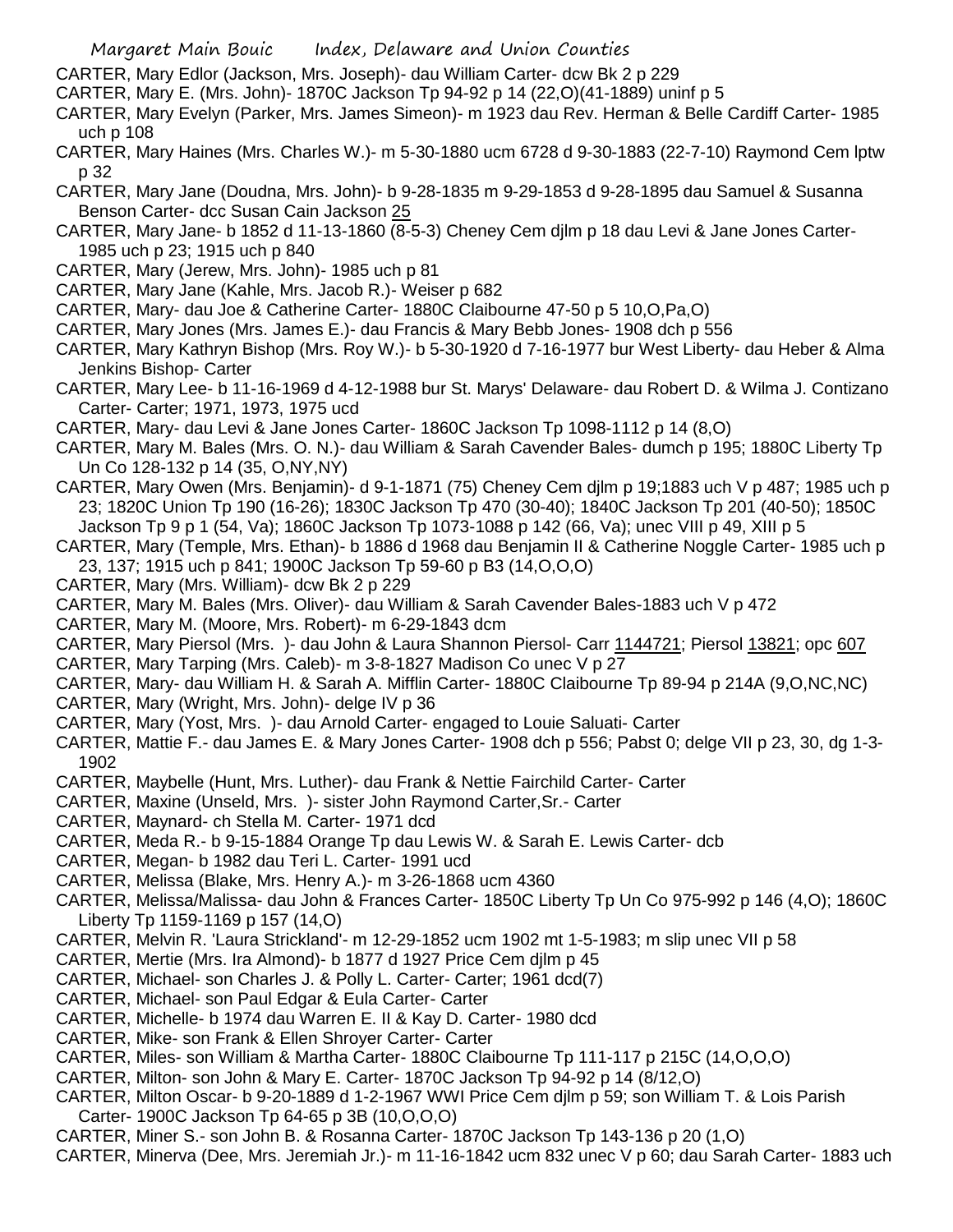CARTER, Mary Edlor (Jackson, Mrs. Joseph)- dau William Carter- dcw Bk 2 p 229

CARTER, Mary E. (Mrs. John)- 1870C Jackson Tp 94-92 p 14 (22,O)(41-1889) uninf p 5

CARTER, Mary Evelyn (Parker, Mrs. James Simeon)- m 1923 dau Rev. Herman & Belle Cardiff Carter- 1985 uch p 108

CARTER, Mary Haines (Mrs. Charles W.)- m 5-30-1880 ucm 6728 d 9-30-1883 (22-7-10) Raymond Cem lptw p 32

CARTER, Mary Jane (Doudna, Mrs. John)- b 9-28-1835 m 9-29-1853 d 9-28-1895 dau Samuel & Susanna Benson Carter- dcc Susan Cain Jackson 25

CARTER, Mary Jane- b 1852 d 11-13-1860 (8-5-3) Cheney Cem djlm p 18 dau Levi & Jane Jones Carter- 1985 uch p 23; 1915 uch p 840

CARTER, Mary (Jerew, Mrs. John)- 1985 uch p 81

CARTER, Mary Jane (Kahle, Mrs. Jacob R.)- Weiser p 682

CARTER, Mary- dau Joe & Catherine Carter- 1880C Claibourne 47-50 p 5 10,O,Pa,O)

CARTER, Mary Jones (Mrs. James E.)- dau Francis & Mary Bebb Jones- 1908 dch p 556

CARTER, Mary Kathryn Bishop (Mrs. Roy W.)- b 5-30-1920 d 7-16-1977 bur West Liberty- dau Heber & Alma Jenkins Bishop- Carter

CARTER, Mary Lee- b 11-16-1969 d 4-12-1988 bur St. Marys' Delaware- dau Robert D. & Wilma J. Contizano Carter- Carter; 1971, 1973, 1975 ucd

CARTER, Mary- dau Levi & Jane Jones Carter- 1860C Jackson Tp 1098-1112 p 14 (8,O)

CARTER, Mary M. Bales (Mrs. O. N.)- dau William & Sarah Cavender Bales- dumch p 195; 1880C Liberty Tp Un Co 128-132 p 14 (35, O,NY,NY)

CARTER, Mary Owen (Mrs. Benjamin)- d 9-1-1871 (75) Cheney Cem djlm p 19;1883 uch V p 487; 1985 uch p 23; 1820C Union Tp 190 (16-26); 1830C Jackson Tp 470 (30-40); 1840C Jackson Tp 201 (40-50); 1850C Jackson Tp 9 p 1 (54, Va); 1860C Jackson Tp 1073-1088 p 142 (66, Va); unec VIII p 49, XIII p 5

CARTER, Mary (Temple, Mrs. Ethan)- b 1886 d 1968 dau Benjamin II & Catherine Noggle Carter- 1985 uch p 23, 137; 1915 uch p 841; 1900C Jackson Tp 59-60 p B3 (14,O,O,O)

CARTER, Mary (Mrs. William)- dcw Bk 2 p 229

CARTER, Mary M. Bales (Mrs. Oliver)- dau William & Sarah Cavender Bales-1883 uch V p 472

CARTER, Mary M. (Moore, Mrs. Robert)- m 6-29-1843 dcm

CARTER, Mary Piersol (Mrs. )- dau John & Laura Shannon Piersol- Carr 1144721; Piersol 13821; opc 607

CARTER, Mary Tarping (Mrs. Caleb)- m 3-8-1827 Madison Co unec V p 27

CARTER, Mary- dau William H. & Sarah A. Mifflin Carter- 1880C Claibourne Tp 89-94 p 214A (9,O,NC,NC)

CARTER, Mary (Wright, Mrs. John)- delge IV p 36

CARTER, Mary (Yost, Mrs. )- dau Arnold Carter- engaged to Louie Saluati- Carter

CARTER, Mattie F.- dau James E. & Mary Jones Carter- 1908 dch p 556; Pabst 0; delge VII p 23, 30, dg 1-3-1902

CARTER, Maybelle (Hunt, Mrs. Luther)- dau Frank & Nettie Fairchild Carter- Carter

CARTER, Maxine (Unseld, Mrs. )- sister John Raymond Carter,Sr.- Carter

CARTER, Maynard- ch Stella M. Carter- 1971 dcd

CARTER, Meda R.- b 9-15-1884 Orange Tp dau Lewis W. & Sarah E. Lewis Carter- dcb

CARTER, Megan- b 1982 dau Teri L. Carter- 1991 ucd

CARTER, Melissa (Blake, Mrs. Henry A.)- m 3-26-1868 ucm 4360

CARTER, Melissa/Malissa- dau John & Frances Carter- 1850C Liberty Tp Un Co 975-992 p 146 (4,O); 1860C Liberty Tp 1159-1169 p 157 (14,O)

CARTER, Melvin R. 'Laura Strickland'- m 12-29-1852 ucm 1902 mt 1-5-1983; m slip unec VII p 58

CARTER, Mertie (Mrs. Ira Almond)- b 1877 d 1927 Price Cem djlm p 45

CARTER, Michael- son Charles J. & Polly L. Carter- Carter; 1961 dcd(7)

CARTER, Michael- son Paul Edgar & Eula Carter- Carter

CARTER, Michelle- b 1974 dau Warren E. II & Kay D. Carter- 1980 dcd

CARTER, Mike- son Frank & Ellen Shroyer Carter- Carter

CARTER, Miles- son William & Martha Carter- 1880C Claibourne Tp 111-117 p 215C (14,O,O,O)

CARTER, Milton- son John & Mary E. Carter- 1870C Jackson Tp 94-92 p 14 (8/12,O)

CARTER, Milton Oscar- b 9-20-1889 d 1-2-1967 WWI Price Cem djlm p 59; son William T. & Lois Parish Carter- 1900C Jackson Tp 64-65 p 3B (10,O,O,O)

CARTER, Miner S.- son John B. & Rosanna Carter- 1870C Jackson Tp 143-136 p 20 (1,O)

CARTER, Minerva (Dee, Mrs. Jeremiah Jr.)- m 11-16-1842 ucm 832 unec V p 60; dau Sarah Carter- 1883 uch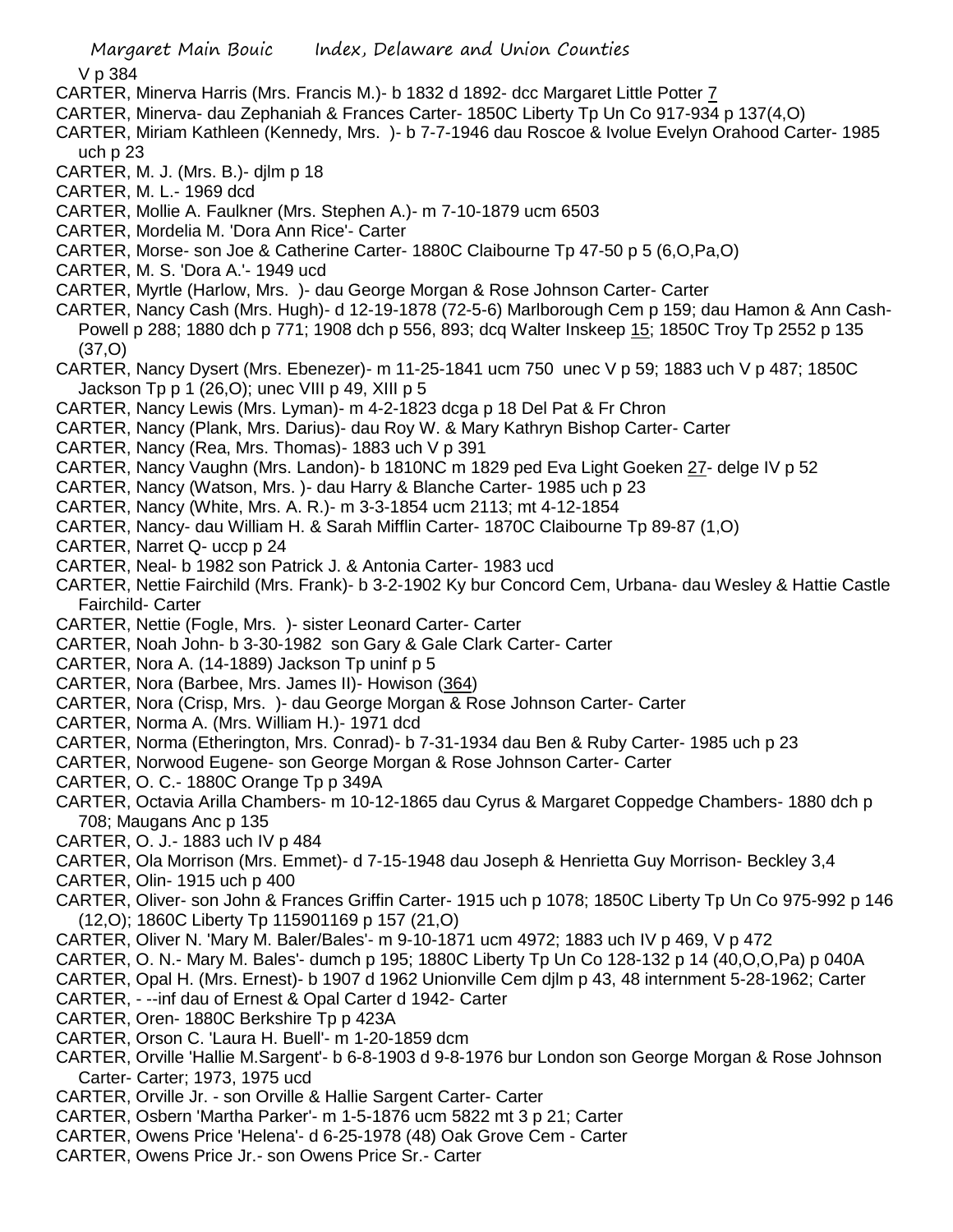V p 384

CARTER, Minerva Harris (Mrs. Francis M.)- b 1832 d 1892- dcc Margaret Little Potter 7

CARTER, Minerva- dau Zephaniah & Frances Carter- 1850C Liberty Tp Un Co 917-934 p 137(4,O)

CARTER, Miriam Kathleen (Kennedy, Mrs. )- b 7-7-1946 dau Roscoe & Ivolue Evelyn Orahood Carter- 1985 uch p 23

CARTER, M. J. (Mrs. B.)- djlm p 18

CARTER, M. L.- 1969 dcd

CARTER, Mollie A. Faulkner (Mrs. Stephen A.)- m 7-10-1879 ucm 6503

CARTER, Mordelia M. 'Dora Ann Rice'- Carter

CARTER, Morse- son Joe & Catherine Carter- 1880C Claibourne Tp 47-50 p 5 (6,O,Pa,O)

CARTER, M. S. 'Dora A.'- 1949 ucd

CARTER, Myrtle (Harlow, Mrs. )- dau George Morgan & Rose Johnson Carter- Carter

CARTER, Nancy Cash (Mrs. Hugh)- d 12-19-1878 (72-5-6) Marlborough Cem p 159; dau Hamon & Ann Cash- Powell p 288; 1880 dch p 771; 1908 dch p 556, 893; dcq Walter Inskeep 15; 1850C Troy Tp 2552 p 135 (37,O)

CARTER, Nancy Dysert (Mrs. Ebenezer)- m 11-25-1841 ucm 750 unec V p 59; 1883 uch V p 487; 1850C Jackson Tp p 1 (26,O); unec VIII p 49, XIII p 5

CARTER, Nancy Lewis (Mrs. Lyman)- m 4-2-1823 dcga p 18 Del Pat & Fr Chron

CARTER, Nancy (Plank, Mrs. Darius)- dau Roy W. & Mary Kathryn Bishop Carter- Carter

CARTER, Nancy (Rea, Mrs. Thomas)- 1883 uch V p 391

CARTER, Nancy Vaughn (Mrs. Landon)- b 1810NC m 1829 ped Eva Light Goeken 27- delge IV p 52

CARTER, Nancy (Watson, Mrs. )- dau Harry & Blanche Carter- 1985 uch p 23

CARTER, Nancy (White, Mrs. A. R.)- m 3-3-1854 ucm 2113; mt 4-12-1854

CARTER, Nancy- dau William H. & Sarah Mifflin Carter- 1870C Claibourne Tp 89-87 (1,O)

CARTER, Narret Q- uccp p 24

CARTER, Neal- b 1982 son Patrick J. & Antonia Carter- 1983 ucd

CARTER, Nettie Fairchild (Mrs. Frank)- b 3-2-1902 Ky bur Concord Cem, Urbana- dau Wesley & Hattie Castle Fairchild- Carter

CARTER, Nettie (Fogle, Mrs. )- sister Leonard Carter- Carter

CARTER, Noah John- b 3-30-1982 son Gary & Gale Clark Carter- Carter

CARTER, Nora A. (14-1889) Jackson Tp uninf p 5

CARTER, Nora (Barbee, Mrs. James II)- Howison (364)

CARTER, Nora (Crisp, Mrs. )- dau George Morgan & Rose Johnson Carter- Carter

CARTER, Norma A. (Mrs. William H.)- 1971 dcd

CARTER, Norma (Etherington, Mrs. Conrad)- b 7-31-1934 dau Ben & Ruby Carter- 1985 uch p 23

CARTER, Norwood Eugene- son George Morgan & Rose Johnson Carter- Carter

CARTER, O. C.- 1880C Orange Tp p 349A

CARTER, Octavia Arilla Chambers- m 10-12-1865 dau Cyrus & Margaret Coppedge Chambers- 1880 dch p 708; Maugans Anc p 135

CARTER, O. J.- 1883 uch IV p 484

CARTER, Ola Morrison (Mrs. Emmet)- d 7-15-1948 dau Joseph & Henrietta Guy Morrison- Beckley 3,4

CARTER, Olin- 1915 uch p 400

CARTER, Oliver- son John & Frances Griffin Carter- 1915 uch p 1078; 1850C Liberty Tp Un Co 975-992 p 146 (12,O); 1860C Liberty Tp 115901169 p 157 (21,O)

CARTER, Oliver N. 'Mary M. Baler/Bales'- m 9-10-1871 ucm 4972; 1883 uch IV p 469, V p 472

CARTER, O. N.- Mary M. Bales'- dumch p 195; 1880C Liberty Tp Un Co 128-132 p 14 (40,O,O,Pa) p 040A

CARTER, Opal H. (Mrs. Ernest)- b 1907 d 1962 Unionville Cem djlm p 43, 48 internment 5-28-1962; Carter

CARTER, - --inf dau of Ernest & Opal Carter d 1942- Carter

CARTER, Oren- 1880C Berkshire Tp p 423A

CARTER, Orson C. 'Laura H. Buell'- m 1-20-1859 dcm

CARTER, Orville 'Hallie M.Sargent'- b 6-8-1903 d 9-8-1976 bur London son George Morgan & Rose Johnson Carter- Carter; 1973, 1975 ucd

CARTER, Orville Jr. - son Orville & Hallie Sargent Carter- Carter

CARTER, Osbern 'Martha Parker'- m 1-5-1876 ucm 5822 mt 3 p 21; Carter

CARTER, Owens Price 'Helena'- d 6-25-1978 (48) Oak Grove Cem - Carter

CARTER, Owens Price Jr.- son Owens Price Sr.- Carter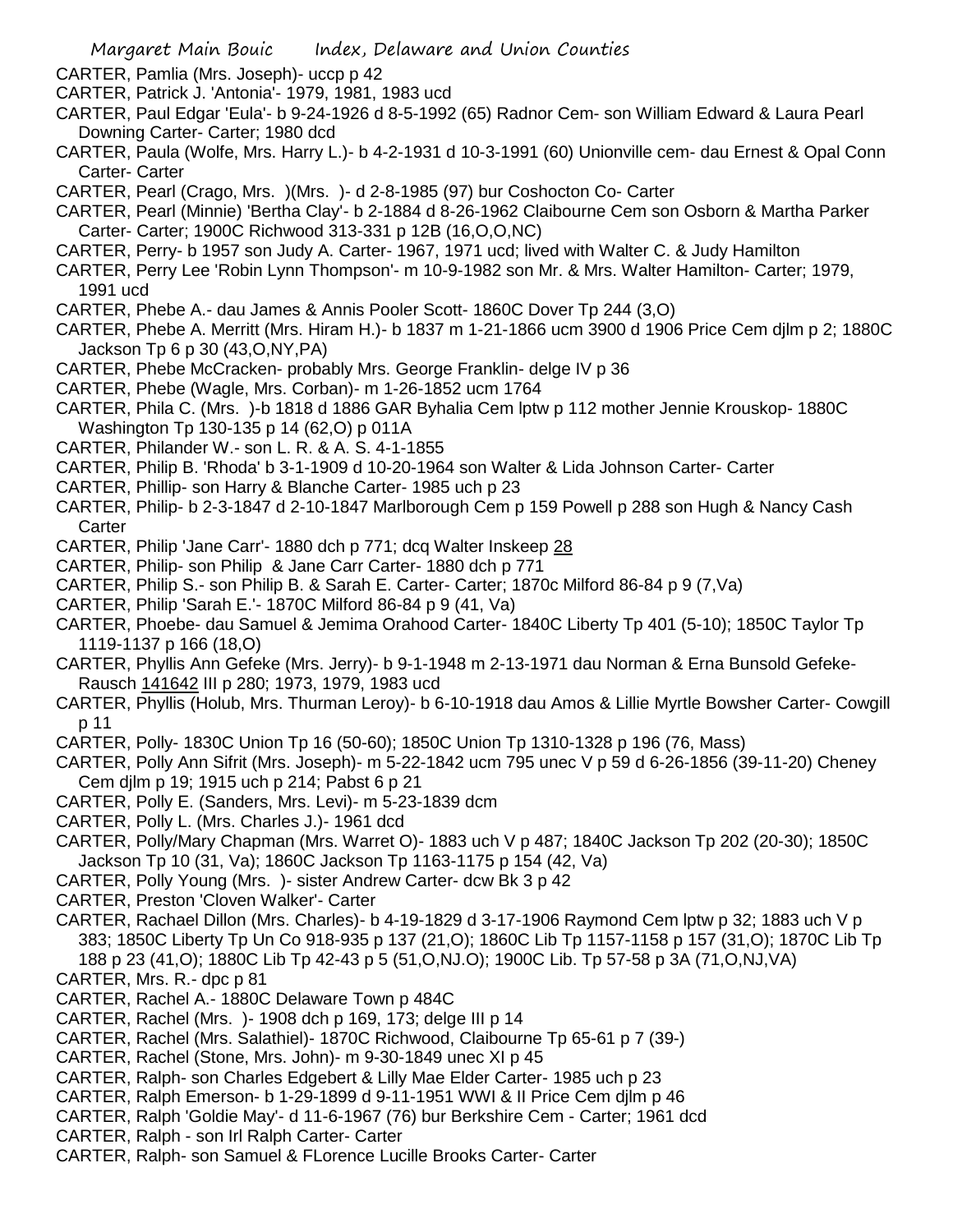CARTER, Pamlia (Mrs. Joseph)- uccp p 42

CARTER, Patrick J. 'Antonia'- 1979, 1981, 1983 ucd

CARTER, Paul Edgar 'Eula'- b 9-24-1926 d 8-5-1992 (65) Radnor Cem- son William Edward & Laura Pearl Downing Carter- Carter; 1980 dcd

CARTER, Paula (Wolfe, Mrs. Harry L.)- b 4-2-1931 d 10-3-1991 (60) Unionville cem- dau Ernest & Opal Conn Carter- Carter

CARTER, Pearl (Crago, Mrs. )(Mrs. )- d 2-8-1985 (97) bur Coshocton Co- Carter

CARTER, Pearl (Minnie) 'Bertha Clay'- b 2-1884 d 8-26-1962 Claibourne Cem son Osborn & Martha Parker Carter- Carter; 1900C Richwood 313-331 p 12B (16,O,O,NC)

CARTER, Perry- b 1957 son Judy A. Carter- 1967, 1971 ucd; lived with Walter C. & Judy Hamilton

CARTER, Perry Lee 'Robin Lynn Thompson'- m 10-9-1982 son Mr. & Mrs. Walter Hamilton- Carter; 1979, 1991 ucd

CARTER, Phebe A.- dau James & Annis Pooler Scott- 1860C Dover Tp 244 (3,O)

CARTER, Phebe A. Merritt (Mrs. Hiram H.)- b 1837 m 1-21-1866 ucm 3900 d 1906 Price Cem djlm p 2; 1880C Jackson Tp 6 p 30 (43,O,NY,PA)

CARTER, Phebe McCracken- probably Mrs. George Franklin- delge IV p 36

CARTER, Phebe (Wagle, Mrs. Corban)- m 1-26-1852 ucm 1764

CARTER, Phila C. (Mrs. )-b 1818 d 1886 GAR Byhalia Cem lptw p 112 mother Jennie Krouskop- 1880C Washington Tp 130-135 p 14 (62,O) p 011A

CARTER, Philander W.- son L. R. & A. S. 4-1-1855

CARTER, Philip B. 'Rhoda' b 3-1-1909 d 10-20-1964 son Walter & Lida Johnson Carter- Carter

CARTER, Phillip- son Harry & Blanche Carter- 1985 uch p 23

CARTER, Philip- b 2-3-1847 d 2-10-1847 Marlborough Cem p 159 Powell p 288 son Hugh & Nancy Cash Carter

CARTER, Philip 'Jane Carr'- 1880 dch p 771; dcq Walter Inskeep 28

CARTER, Philip- son Philip & Jane Carr Carter- 1880 dch p 771

CARTER, Philip S.- son Philip B. & Sarah E. Carter- Carter; 1870c Milford 86-84 p 9 (7,Va)

CARTER, Philip 'Sarah E.'- 1870C Milford 86-84 p 9 (41, Va)

CARTER, Phoebe- dau Samuel & Jemima Orahood Carter- 1840C Liberty Tp 401 (5-10); 1850C Taylor Tp 1119-1137 p 166 (18,O)

CARTER, Phyllis Ann Gefeke (Mrs. Jerry)- b 9-1-1948 m 2-13-1971 dau Norman & Erna Bunsold Gefeke- Rausch 141642 III p 280; 1973, 1979, 1983 ucd

CARTER, Phyllis (Holub, Mrs. Thurman Leroy)- b 6-10-1918 dau Amos & Lillie Myrtle Bowsher Carter- Cowgill p 11

CARTER, Polly- 1830C Union Tp 16 (50-60); 1850C Union Tp 1310-1328 p 196 (76, Mass)

CARTER, Polly Ann Sifrit (Mrs. Joseph)- m 5-22-1842 ucm 795 unec V p 59 d 6-26-1856 (39-11-20) Cheney Cem djlm p 19; 1915 uch p 214; Pabst 6 p 21

CARTER, Polly E. (Sanders, Mrs. Levi)- m 5-23-1839 dcm

CARTER, Polly L. (Mrs. Charles J.)- 1961 dcd

CARTER, Polly/Mary Chapman (Mrs. Warret O)- 1883 uch V p 487; 1840C Jackson Tp 202 (20-30); 1850C Jackson Tp 10 (31, Va); 1860C Jackson Tp 1163-1175 p 154 (42, Va)

CARTER, Polly Young (Mrs. )- sister Andrew Carter- dcw Bk 3 p 42

CARTER, Preston 'Cloven Walker'- Carter

CARTER, Rachael Dillon (Mrs. Charles)- b 4-19-1829 d 3-17-1906 Raymond Cem lptw p 32; 1883 uch V p 383; 1850C Liberty Tp Un Co 918-935 p 137 (21,O); 1860C Lib Tp 1157-1158 p 157 (31,O); 1870C Lib Tp 188 p 23 (41,O); 1880C Lib Tp 42-43 p 5 (51,O,NJ.O); 1900C Lib. Tp 57-58 p 3A (71,O,NJ,VA)

CARTER, Mrs. R.- dpc p 81

CARTER, Rachel A.- 1880C Delaware Town p 484C

CARTER, Rachel (Mrs. )- 1908 dch p 169, 173; delge III p 14

CARTER, Rachel (Mrs. Salathiel)- 1870C Richwood, Claibourne Tp 65-61 p 7 (39-)

CARTER, Rachel (Stone, Mrs. John)- m 9-30-1849 unec XI p 45

CARTER, Ralph- son Charles Edgebert & Lilly Mae Elder Carter- 1985 uch p 23

CARTER, Ralph Emerson- b 1-29-1899 d 9-11-1951 WWI & II Price Cem djlm p 46

CARTER, Ralph 'Goldie May'- d 11-6-1967 (76) bur Berkshire Cem - Carter; 1961 dcd

CARTER, Ralph - son Irl Ralph Carter- Carter

CARTER, Ralph- son Samuel & FLorence Lucille Brooks Carter- Carter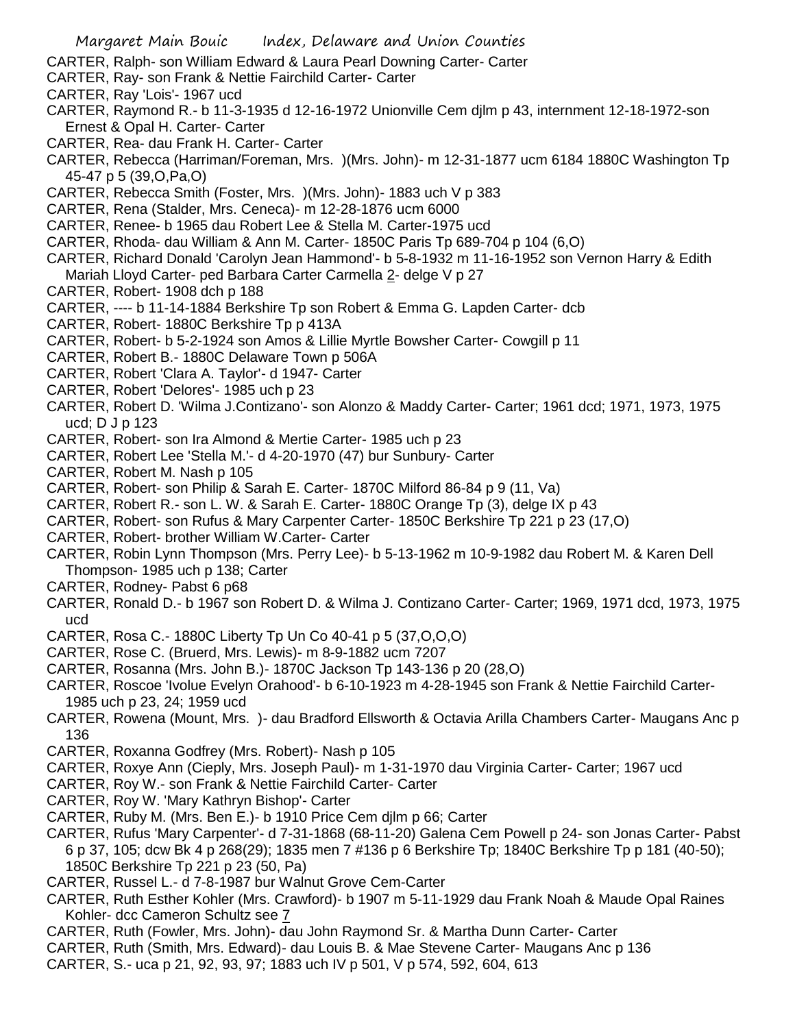CARTER, Ralph- son William Edward & Laura Pearl Downing Carter- Carter

CARTER, Ray- son Frank & Nettie Fairchild Carter- Carter

CARTER, Ray 'Lois'- 1967 ucd

CARTER, Raymond R.- b 11-3-1935 d 12-16-1972 Unionville Cem djlm p 43, internment 12-18-1972-son Ernest & Opal H. Carter- Carter

CARTER, Rea- dau Frank H. Carter- Carter

CARTER, Rebecca (Harriman/Foreman, Mrs. )(Mrs. John)- m 12-31-1877 ucm 6184 1880C Washington Tp 45-47 p 5 (39,O,Pa,O)

CARTER, Rebecca Smith (Foster, Mrs. )(Mrs. John)- 1883 uch V p 383

CARTER, Rena (Stalder, Mrs. Ceneca)- m 12-28-1876 ucm 6000

CARTER, Renee- b 1965 dau Robert Lee & Stella M. Carter-1975 ucd

CARTER, Rhoda- dau William & Ann M. Carter- 1850C Paris Tp 689-704 p 104 (6,O)

CARTER, Richard Donald 'Carolyn Jean Hammond'- b 5-8-1932 m 11-16-1952 son Vernon Harry & Edith Mariah Lloyd Carter- ped Barbara Carter Carmella 2- delge V p 27

CARTER, Robert- 1908 dch p 188

CARTER, ---- b 11-14-1884 Berkshire Tp son Robert & Emma G. Lapden Carter- dcb

CARTER, Robert- 1880C Berkshire Tp p 413A

CARTER, Robert- b 5-2-1924 son Amos & Lillie Myrtle Bowsher Carter- Cowgill p 11

CARTER, Robert B.- 1880C Delaware Town p 506A

CARTER, Robert 'Clara A. Taylor'- d 1947- Carter

CARTER, Robert 'Delores'- 1985 uch p 23

CARTER, Robert D. 'Wilma J.Contizano'- son Alonzo & Maddy Carter- Carter; 1961 dcd; 1971, 1973, 1975 ucd; D J p 123

CARTER, Robert- son Ira Almond & Mertie Carter- 1985 uch p 23

CARTER, Robert Lee 'Stella M.'- d 4-20-1970 (47) bur Sunbury- Carter

CARTER, Robert M. Nash p 105

CARTER, Robert- son Philip & Sarah E. Carter- 1870C Milford 86-84 p 9 (11, Va)

CARTER, Robert R.- son L. W. & Sarah E. Carter- 1880C Orange Tp (3), delge IX p 43

CARTER, Robert- son Rufus & Mary Carpenter Carter- 1850C Berkshire Tp 221 p 23 (17,O)

CARTER, Robert- brother William W.Carter- Carter

CARTER, Robin Lynn Thompson (Mrs. Perry Lee)- b 5-13-1962 m 10-9-1982 dau Robert M. & Karen Dell Thompson- 1985 uch p 138; Carter

CARTER, Rodney- Pabst 6 p68

CARTER, Ronald D.- b 1967 son Robert D. & Wilma J. Contizano Carter- Carter; 1969, 1971 dcd, 1973, 1975 ucd

CARTER, Rosa C.- 1880C Liberty Tp Un Co 40-41 p 5 (37,O,O,O)

CARTER, Rose C. (Bruerd, Mrs. Lewis)- m 8-9-1882 ucm 7207

CARTER, Rosanna (Mrs. John B.)- 1870C Jackson Tp 143-136 p 20 (28,O)

CARTER, Roscoe 'Ivolue Evelyn Orahood'- b 6-10-1923 m 4-28-1945 son Frank & Nettie Fairchild Carter- 1985 uch p 23, 24; 1959 ucd

CARTER, Rowena (Mount, Mrs. )- dau Bradford Ellsworth & Octavia Arilla Chambers Carter- Maugans Anc p 136

CARTER, Roxanna Godfrey (Mrs. Robert)- Nash p 105

CARTER, Roxye Ann (Cieply, Mrs. Joseph Paul)- m 1-31-1970 dau Virginia Carter- Carter; 1967 ucd

CARTER, Roy W.- son Frank & Nettie Fairchild Carter- Carter

CARTER, Roy W. 'Mary Kathryn Bishop'- Carter

CARTER, Ruby M. (Mrs. Ben E.)- b 1910 Price Cem djlm p 66; Carter

CARTER, Rufus 'Mary Carpenter'- d 7-31-1868 (68-11-20) Galena Cem Powell p 24- son Jonas Carter- Pabst 6 p 37, 105; dcw Bk 4 p 268(29); 1835 men 7 #136 p 6 Berkshire Tp; 1840C Berkshire Tp p 181 (40-50); 1850C Berkshire Tp 221 p 23 (50, Pa)

CARTER, Russel L.- d 7-8-1987 bur Walnut Grove Cem-Carter

CARTER, Ruth Esther Kohler (Mrs. Crawford)- b 1907 m 5-11-1929 dau Frank Noah & Maude Opal Raines Kohler- dcc Cameron Schultz see 7

CARTER, Ruth (Fowler, Mrs. John)- dau John Raymond Sr. & Martha Dunn Carter- Carter

CARTER, Ruth (Smith, Mrs. Edward)- dau Louis B. & Mae Stevene Carter- Maugans Anc p 136

CARTER, S.- uca p 21, 92, 93, 97; 1883 uch IV p 501, V p 574, 592, 604, 613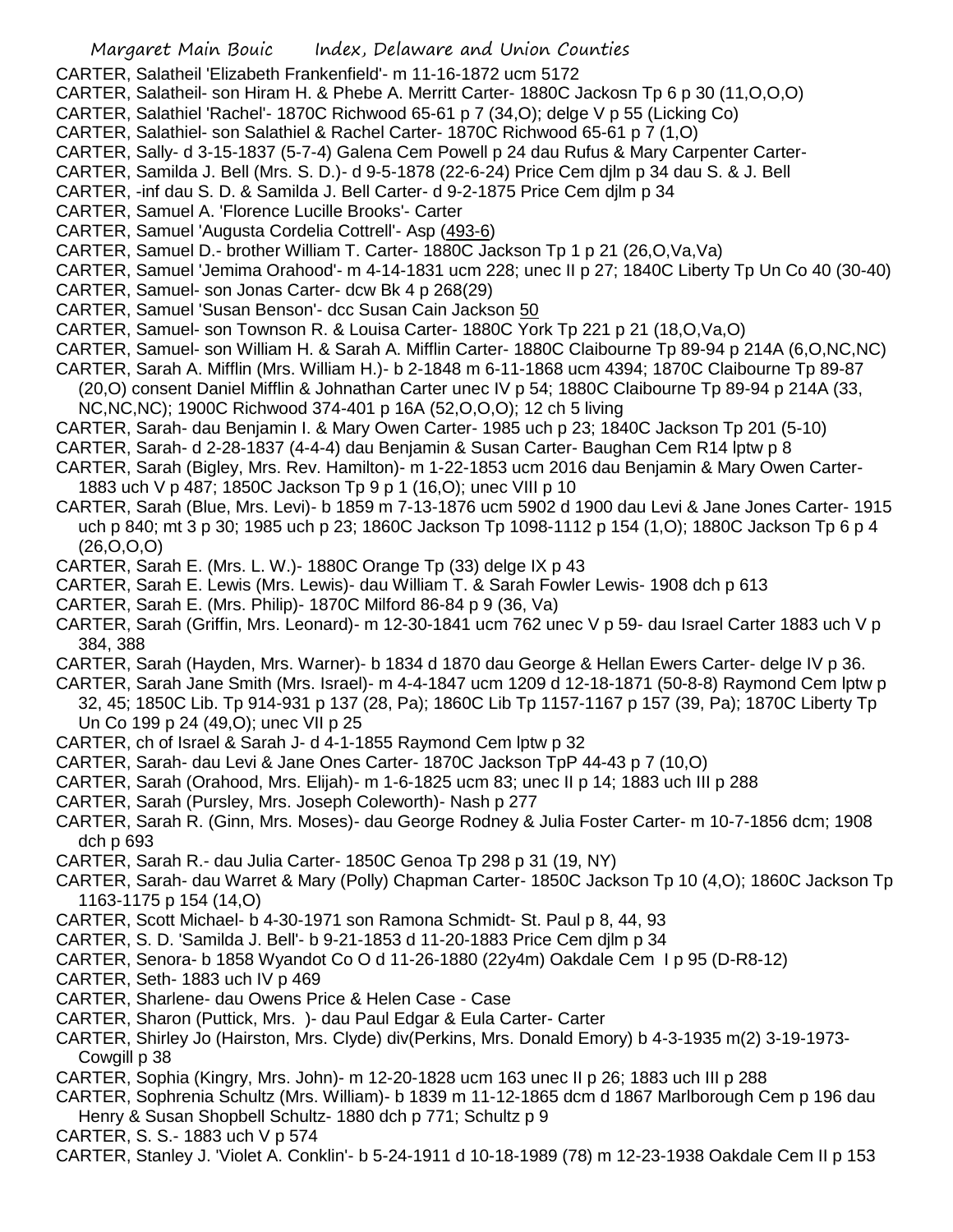CARTER, Salatheil 'Elizabeth Frankenfield'- m 11-16-1872 ucm 5172

CARTER, Salatheil- son Hiram H. & Phebe A. Merritt Carter- 1880C Jackosn Tp 6 p 30 (11,O,O,O)

CARTER, Salathiel 'Rachel'- 1870C Richwood 65-61 p 7 (34,O); delge V p 55 (Licking Co)

CARTER, Salathiel- son Salathiel & Rachel Carter- 1870C Richwood 65-61 p 7 (1,O)

CARTER, Sally- d 3-15-1837 (5-7-4) Galena Cem Powell p 24 dau Rufus & Mary Carpenter Carter-

CARTER, Samilda J. Bell (Mrs. S. D.)- d 9-5-1878 (22-6-24) Price Cem djlm p 34 dau S. & J. Bell

CARTER, -inf dau S. D. & Samilda J. Bell Carter- d 9-2-1875 Price Cem djlm p 34

CARTER, Samuel A. 'Florence Lucille Brooks'- Carter

CARTER, Samuel 'Augusta Cordelia Cottrell'- Asp (493-6)

CARTER, Samuel D.- brother William T. Carter- 1880C Jackson Tp 1 p 21 (26,O,Va,Va)

CARTER, Samuel 'Jemima Orahood'- m 4-14-1831 ucm 228; unec II p 27; 1840C Liberty Tp Un Co 40 (30-40)

CARTER, Samuel- son Jonas Carter- dcw Bk 4 p 268(29)

CARTER, Samuel 'Susan Benson'- dcc Susan Cain Jackson 50

CARTER, Samuel- son Townson R. & Louisa Carter- 1880C York Tp 221 p 21 (18,O,Va,O)

CARTER, Samuel- son William H. & Sarah A. Mifflin Carter- 1880C Claibourne Tp 89-94 p 214A (6,O,NC,NC)

CARTER, Sarah A. Mifflin (Mrs. William H.)- b 2-1848 m 6-11-1868 ucm 4394; 1870C Claibourne Tp 89-87 (20,O) consent Daniel Mifflin & Johnathan Carter unec IV p 54; 1880C Claibourne Tp 89-94 p 214A (33, NC,NC,NC); 1900C Richwood 374-401 p 16A (52,O,O,O); 12 ch 5 living

CARTER, Sarah- dau Benjamin I. & Mary Owen Carter- 1985 uch p 23; 1840C Jackson Tp 201 (5-10)

CARTER, Sarah- d 2-28-1837 (4-4-4) dau Benjamin & Susan Carter- Baughan Cem R14 lptw p 8

CARTER, Sarah (Bigley, Mrs. Rev. Hamilton)- m 1-22-1853 ucm 2016 dau Benjamin & Mary Owen Carter- 1883 uch V p 487; 1850C Jackson Tp 9 p 1 (16,O); unec VIII p 10

CARTER, Sarah (Blue, Mrs. Levi)- b 1859 m 7-13-1876 ucm 5902 d 1900 dau Levi & Jane Jones Carter- 1915 uch p 840; mt 3 p 30; 1985 uch p 23; 1860C Jackson Tp 1098-1112 p 154 (1,O); 1880C Jackson Tp 6 p 4 (26,O,O,O)

CARTER, Sarah E. (Mrs. L. W.)- 1880C Orange Tp (33) delge IX p 43

CARTER, Sarah E. Lewis (Mrs. Lewis)- dau William T. & Sarah Fowler Lewis- 1908 dch p 613

CARTER, Sarah E. (Mrs. Philip)- 1870C Milford 86-84 p 9 (36, Va)

CARTER, Sarah (Griffin, Mrs. Leonard)- m 12-30-1841 ucm 762 unec V p 59- dau Israel Carter 1883 uch V p 384, 388

CARTER, Sarah (Hayden, Mrs. Warner)- b 1834 d 1870 dau George & Hellan Ewers Carter- delge IV p 36.

CARTER, Sarah Jane Smith (Mrs. Israel)- m 4-4-1847 ucm 1209 d 12-18-1871 (50-8-8) Raymond Cem lptw p 32, 45; 1850C Lib. Tp 914-931 p 137 (28, Pa); 1860C Lib Tp 1157-1167 p 157 (39, Pa); 1870C Liberty Tp Un Co 199 p 24 (49,O); unec VII p 25

CARTER, ch of Israel & Sarah J- d 4-1-1855 Raymond Cem lptw p 32

CARTER, Sarah- dau Levi & Jane Ones Carter- 1870C Jackson TpP 44-43 p 7 (10,O)

CARTER, Sarah (Orahood, Mrs. Elijah)- m 1-6-1825 ucm 83; unec II p 14; 1883 uch III p 288

CARTER, Sarah (Pursley, Mrs. Joseph Coleworth)- Nash p 277

CARTER, Sarah R. (Ginn, Mrs. Moses)- dau George Rodney & Julia Foster Carter- m 10-7-1856 dcm; 1908 dch p 693

CARTER, Sarah R.- dau Julia Carter- 1850C Genoa Tp 298 p 31 (19, NY)

CARTER, Sarah- dau Warret & Mary (Polly) Chapman Carter- 1850C Jackson Tp 10 (4,O); 1860C Jackson Tp 1163-1175 p 154 (14,O)

CARTER, Scott Michael- b 4-30-1971 son Ramona Schmidt- St. Paul p 8, 44, 93

CARTER, S. D. 'Samilda J. Bell'- b 9-21-1853 d 11-20-1883 Price Cem djlm p 34

CARTER, Senora- b 1858 Wyandot Co O d 11-26-1880 (22y4m) Oakdale Cem I p 95 (D-R8-12)

CARTER, Seth- 1883 uch IV p 469

CARTER, Sharlene- dau Owens Price & Helen Case - Case

CARTER, Sharon (Puttick, Mrs. )- dau Paul Edgar & Eula Carter- Carter

CARTER, Shirley Jo (Hairston, Mrs. Clyde) div(Perkins, Mrs. Donald Emory) b 4-3-1935 m(2) 3-19-1973- Cowgill p 38

CARTER, Sophia (Kingry, Mrs. John)- m 12-20-1828 ucm 163 unec II p 26; 1883 uch III p 288

CARTER, Sophrenia Schultz (Mrs. William)- b 1839 m 11-12-1865 dcm d 1867 Marlborough Cem p 196 dau Henry & Susan Shopbell Schultz- 1880 dch p 771; Schultz p 9

CARTER, S. S.- 1883 uch V p 574

CARTER, Stanley J. 'Violet A. Conklin'- b 5-24-1911 d 10-18-1989 (78) m 12-23-1938 Oakdale Cem II p 153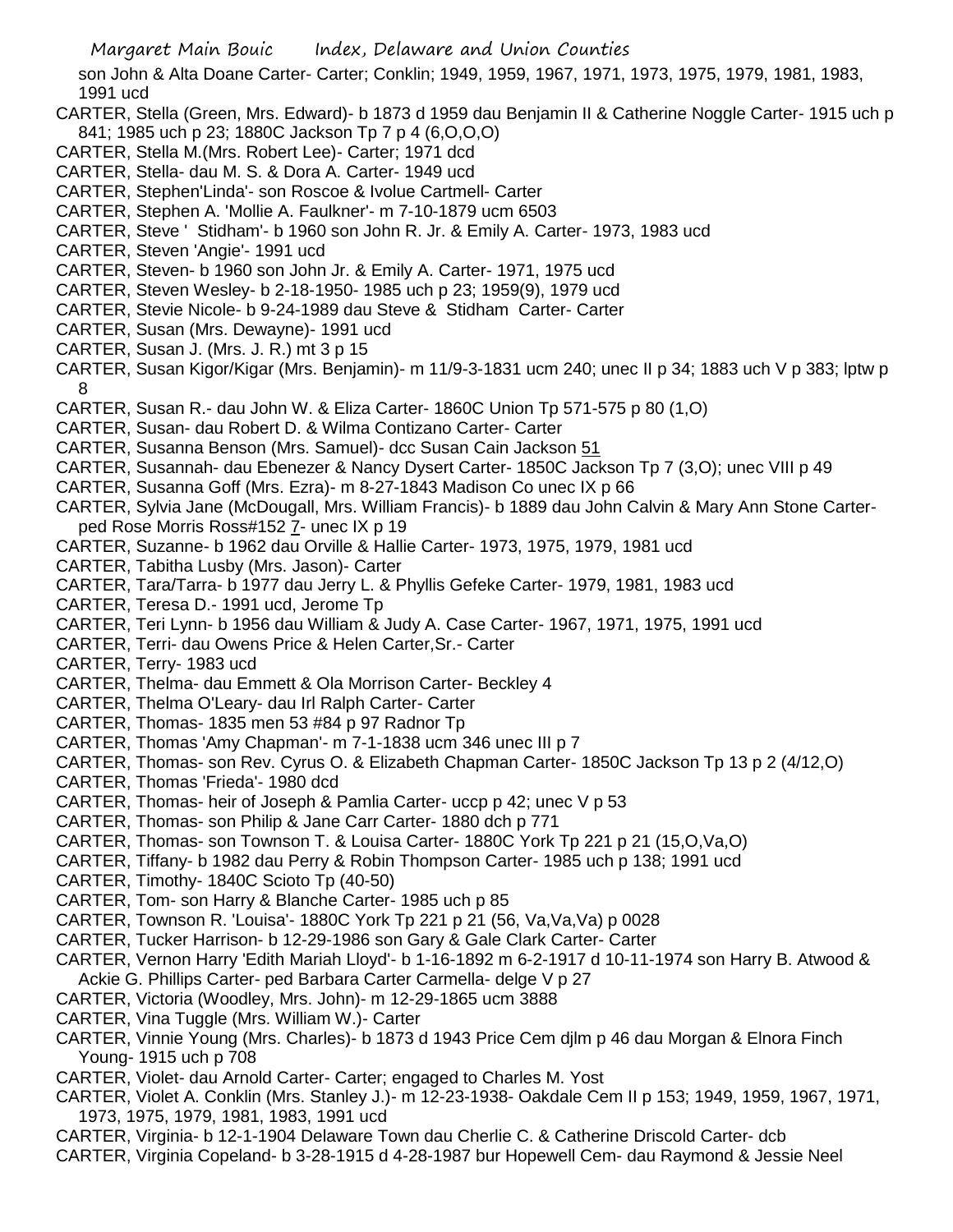son John & Alta Doane Carter- Carter; Conklin; 1949, 1959, 1967, 1971, 1973, 1975, 1979, 1981, 1983, 1991 ucd

CARTER, Stella (Green, Mrs. Edward)- b 1873 d 1959 dau Benjamin II & Catherine Noggle Carter- 1915 uch p 841; 1985 uch p 23; 1880C Jackson Tp 7 p 4 (6,O,O,O)

CARTER, Stella M.(Mrs. Robert Lee)- Carter; 1971 dcd

CARTER, Stella- dau M. S. & Dora A. Carter- 1949 ucd

CARTER, Stephen'Linda'- son Roscoe & Ivolue Cartmell- Carter

CARTER, Stephen A. 'Mollie A. Faulkner'- m 7-10-1879 ucm 6503

CARTER, Steve ' Stidham'- b 1960 son John R. Jr. & Emily A. Carter- 1973, 1983 ucd

CARTER, Steven 'Angie'- 1991 ucd

CARTER, Steven- b 1960 son John Jr. & Emily A. Carter- 1971, 1975 ucd

CARTER, Steven Wesley- b 2-18-1950- 1985 uch p 23; 1959(9), 1979 ucd

CARTER, Stevie Nicole- b 9-24-1989 dau Steve & Stidham Carter- Carter

CARTER, Susan (Mrs. Dewayne)- 1991 ucd

CARTER, Susan J. (Mrs. J. R.) mt 3 p 15

CARTER, Susan Kigor/Kigar (Mrs. Benjamin)- m 11/9-3-1831 ucm 240; unec II p 34; 1883 uch V p 383; lptw p 8

CARTER, Susan R.- dau John W. & Eliza Carter- 1860C Union Tp 571-575 p 80 (1,O)

CARTER, Susan- dau Robert D. & Wilma Contizano Carter- Carter

CARTER, Susanna Benson (Mrs. Samuel)- dcc Susan Cain Jackson 51

CARTER, Susannah- dau Ebenezer & Nancy Dysert Carter- 1850C Jackson Tp 7 (3,O); unec VIII p 49

CARTER, Susanna Goff (Mrs. Ezra)- m 8-27-1843 Madison Co unec IX p 66

CARTER, Sylvia Jane (McDougall, Mrs. William Francis)- b 1889 dau John Calvin & Mary Ann Stone Carter- ped Rose Morris Ross#152 7- unec IX p 19

CARTER, Suzanne- b 1962 dau Orville & Hallie Carter- 1973, 1975, 1979, 1981 ucd

CARTER, Tabitha Lusby (Mrs. Jason)- Carter

CARTER, Tara/Tarra- b 1977 dau Jerry L. & Phyllis Gefeke Carter- 1979, 1981, 1983 ucd

CARTER, Teresa D.- 1991 ucd, Jerome Tp

CARTER, Teri Lynn- b 1956 dau William & Judy A. Case Carter- 1967, 1971, 1975, 1991 ucd

CARTER, Terri- dau Owens Price & Helen Carter,Sr.- Carter

CARTER, Terry- 1983 ucd

CARTER, Thelma- dau Emmett & Ola Morrison Carter- Beckley 4

CARTER, Thelma O'Leary- dau Irl Ralph Carter- Carter

CARTER, Thomas- 1835 men 53 #84 p 97 Radnor Tp

CARTER, Thomas 'Amy Chapman'- m 7-1-1838 ucm 346 unec III p 7

CARTER, Thomas- son Rev. Cyrus O. & Elizabeth Chapman Carter- 1850C Jackson Tp 13 p 2 (4/12,O)

CARTER, Thomas 'Frieda'- 1980 dcd

CARTER, Thomas- heir of Joseph & Pamlia Carter- uccp p 42; unec V p 53

CARTER, Thomas- son Philip & Jane Carr Carter- 1880 dch p 771

CARTER, Thomas- son Townson T. & Louisa Carter- 1880C York Tp 221 p 21 (15,O,Va,O)

CARTER, Tiffany- b 1982 dau Perry & Robin Thompson Carter- 1985 uch p 138; 1991 ucd

CARTER, Timothy- 1840C Scioto Tp (40-50)

CARTER, Tom- son Harry & Blanche Carter- 1985 uch p 85

CARTER, Townson R. 'Louisa'- 1880C York Tp 221 p 21 (56, Va,Va,Va) p 0028

CARTER, Tucker Harrison- b 12-29-1986 son Gary & Gale Clark Carter- Carter

CARTER, Vernon Harry 'Edith Mariah Lloyd'- b 1-16-1892 m 6-2-1917 d 10-11-1974 son Harry B. Atwood & Ackie G. Phillips Carter- ped Barbara Carter Carmella- delge V p 27

CARTER, Victoria (Woodley, Mrs. John)- m 12-29-1865 ucm 3888

CARTER, Vina Tuggle (Mrs. William W.)- Carter

CARTER, Vinnie Young (Mrs. Charles)- b 1873 d 1943 Price Cem djlm p 46 dau Morgan & Elnora Finch Young- 1915 uch p 708

CARTER, Violet- dau Arnold Carter- Carter; engaged to Charles M. Yost

CARTER, Violet A. Conklin (Mrs. Stanley J.)- m 12-23-1938- Oakdale Cem II p 153; 1949, 1959, 1967, 1971, 1973, 1975, 1979, 1981, 1983, 1991 ucd

CARTER, Virginia- b 12-1-1904 Delaware Town dau Cherlie C. & Catherine Driscold Carter- dcb

CARTER, Virginia Copeland- b 3-28-1915 d 4-28-1987 bur Hopewell Cem- dau Raymond & Jessie Neel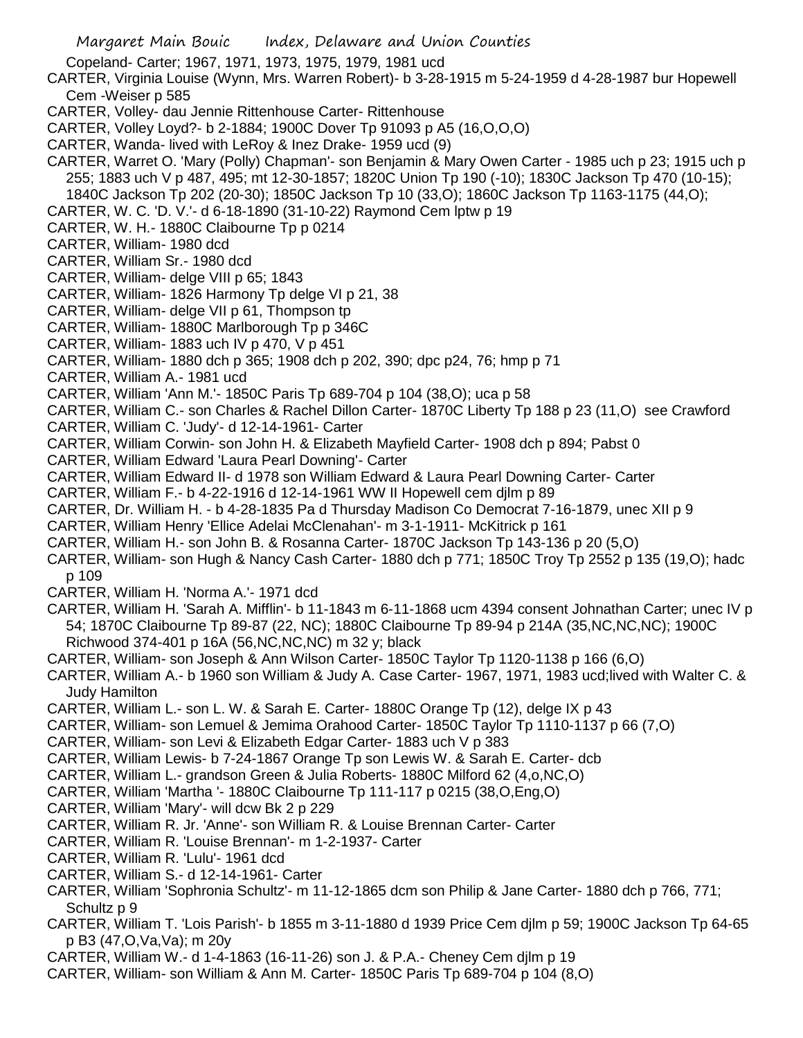Copeland- Carter; 1967, 1971, 1973, 1975, 1979, 1981 ucd

CARTER, Virginia Louise (Wynn, Mrs. Warren Robert)- b 3-28-1915 m 5-24-1959 d 4-28-1987 bur Hopewell Cem -Weiser p 585

CARTER, Volley- dau Jennie Rittenhouse Carter- Rittenhouse

CARTER, Volley Loyd?- b 2-1884; 1900C Dover Tp 91093 p A5 (16,O,O,O)

CARTER, Wanda- lived with LeRoy & Inez Drake- 1959 ucd (9)

CARTER, Warret O. 'Mary (Polly) Chapman'- son Benjamin & Mary Owen Carter - 1985 uch p 23; 1915 uch p 255; 1883 uch V p 487, 495; mt 12-30-1857; 1820C Union Tp 190 (-10); 1830C Jackson Tp 470 (10-15); 1840C Jackson Tp 202 (20-30); 1850C Jackson Tp 10 (33,O); 1860C Jackson Tp 1163-1175 (44,O);

CARTER, W. C. 'D. V.'- d 6-18-1890 (31-10-22) Raymond Cem lptw p 19

CARTER, W. H.- 1880C Claibourne Tp p 0214

CARTER, William- 1980 dcd

CARTER, William Sr.- 1980 dcd

CARTER, William- delge VIII p 65; 1843

CARTER, William- 1826 Harmony Tp delge VI p 21, 38

CARTER, William- delge VII p 61, Thompson tp

CARTER, William- 1880C Marlborough Tp p 346C

CARTER, William- 1883 uch IV p 470, V p 451

CARTER, William- 1880 dch p 365; 1908 dch p 202, 390; dpc p24, 76; hmp p 71

CARTER, William A.- 1981 ucd

CARTER, William 'Ann M.'- 1850C Paris Tp 689-704 p 104 (38,O); uca p 58

CARTER, William C.- son Charles & Rachel Dillon Carter- 1870C Liberty Tp 188 p 23 (11,O) see Crawford

CARTER, William C. 'Judy'- d 12-14-1961- Carter

CARTER, William Corwin- son John H. & Elizabeth Mayfield Carter- 1908 dch p 894; Pabst 0

CARTER, William Edward 'Laura Pearl Downing'- Carter

CARTER, William Edward II- d 1978 son William Edward & Laura Pearl Downing Carter- Carter

CARTER, William F.- b 4-22-1916 d 12-14-1961 WW II Hopewell cem djlm p 89

CARTER, Dr. William H. - b 4-28-1835 Pa d Thursday Madison Co Democrat 7-16-1879, unec XII p 9

CARTER, William Henry 'Ellice Adelai McClenahan'- m 3-1-1911- McKitrick p 161

CARTER, William H.- son John B. & Rosanna Carter- 1870C Jackson Tp 143-136 p 20 (5,O)

CARTER, William- son Hugh & Nancy Cash Carter- 1880 dch p 771; 1850C Troy Tp 2552 p 135 (19,O); hadc p 109

CARTER, William H. 'Norma A.'- 1971 dcd

CARTER, William H. 'Sarah A. Mifflin'- b 11-1843 m 6-11-1868 ucm 4394 consent Johnathan Carter; unec IV p 54; 1870C Claibourne Tp 89-87 (22, NC); 1880C Claibourne Tp 89-94 p 214A (35,NC,NC,NC); 1900C Richwood 374-401 p 16A (56,NC,NC,NC) m 32 y; black

CARTER, William- son Joseph & Ann Wilson Carter- 1850C Taylor Tp 1120-1138 p 166 (6,O)

CARTER, William A.- b 1960 son William & Judy A. Case Carter- 1967, 1971, 1983 ucd;lived with Walter C. & Judy Hamilton

CARTER, William L.- son L. W. & Sarah E. Carter- 1880C Orange Tp (12), delge IX p 43

CARTER, William- son Lemuel & Jemima Orahood Carter- 1850C Taylor Tp 1110-1137 p 66 (7,O)

CARTER, William- son Levi & Elizabeth Edgar Carter- 1883 uch V p 383

CARTER, William Lewis- b 7-24-1867 Orange Tp son Lewis W. & Sarah E. Carter- dcb

CARTER, William L.- grandson Green & Julia Roberts- 1880C Milford 62 (4,o,NC,O)

CARTER, William 'Martha '- 1880C Claibourne Tp 111-117 p 0215 (38,O,Eng,O)

CARTER, William 'Mary'- will dcw Bk 2 p 229

CARTER, William R. Jr. 'Anne'- son William R. & Louise Brennan Carter- Carter

CARTER, William R. 'Louise Brennan'- m 1-2-1937- Carter

CARTER, William R. 'Lulu'- 1961 dcd

CARTER, William S.- d 12-14-1961- Carter

CARTER, William 'Sophronia Schultz'- m 11-12-1865 dcm son Philip & Jane Carter- 1880 dch p 766, 771; Schultz p 9

CARTER, William T. 'Lois Parish'- b 1855 m 3-11-1880 d 1939 Price Cem djlm p 59; 1900C Jackson Tp 64-65 p B3 (47,O,Va,Va); m 20y

CARTER, William W.- d 1-4-1863 (16-11-26) son J. & P.A.- Cheney Cem djlm p 19

CARTER, William- son William & Ann M. Carter- 1850C Paris Tp 689-704 p 104 (8,O)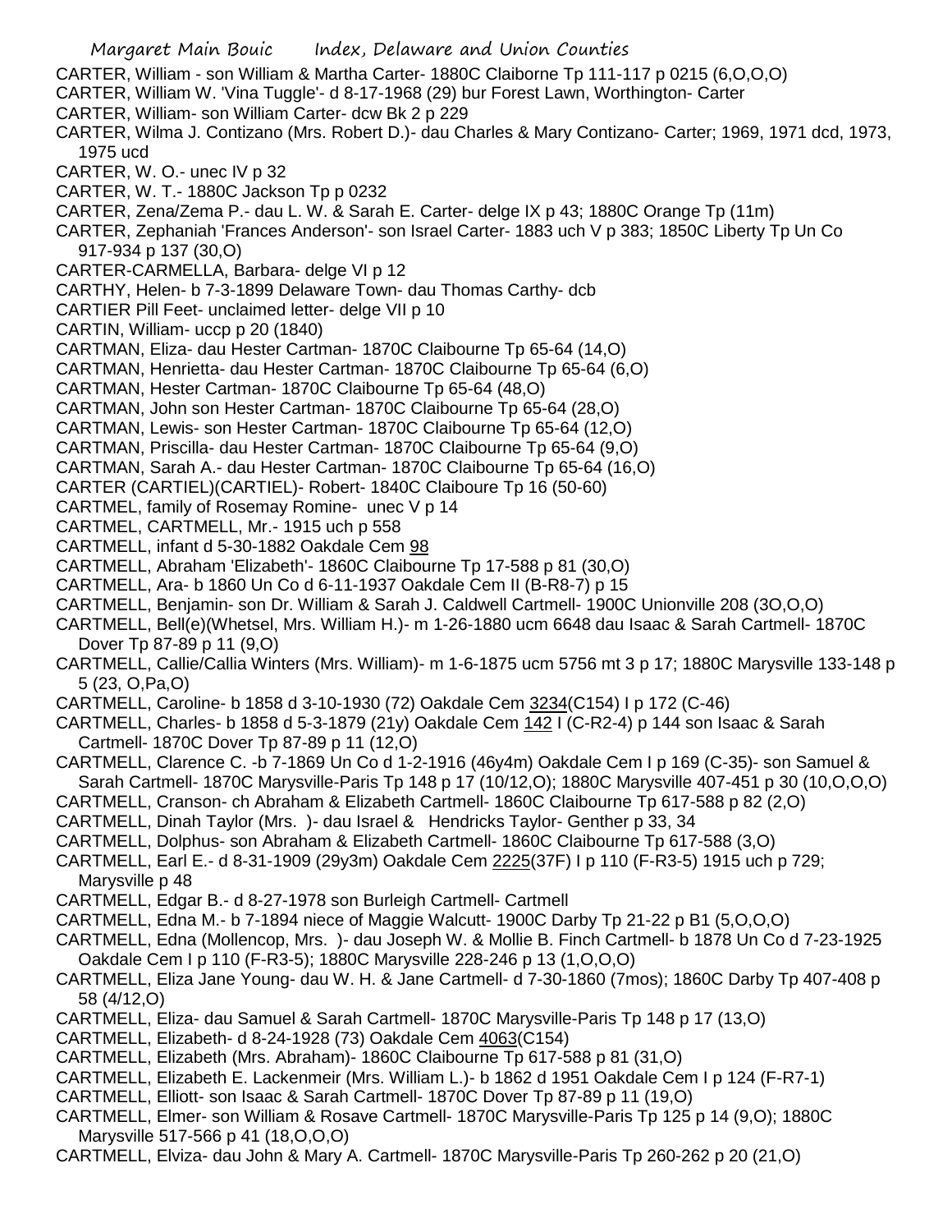CARTER, William - son William & Martha Carter- 1880C Claiborne Tp 111-117 p 0215 (6,O,O,O)
CARTER, William W. 'Vina Tuggle'- d 8-17-1968 (29) bur Forest Lawn, Worthington- Carter
CARTER, William- son William Carter- dcw Bk 2 p 229
CARTER, Wilma J. Contizano (Mrs. Robert D.)- dau Charles & Mary Contizano- Carter; 1969, 1971 dcd, 1973, 1975 ucd
CARTER, W. O.- unec IV p 32
CARTER, W. T.- 1880C Jackson Tp p 0232
CARTER, Zena/Zema P.- dau L. W. & Sarah E. Carter- delge IX p 43; 1880C Orange Tp (11m)
CARTER, Zephaniah 'Frances Anderson'- son Israel Carter- 1883 uch V p 383; 1850C Liberty Tp Un Co 917-934 p 137 (30,O)
CARTER-CARMELLA, Barbara- delge VI p 12
CARTHY, Helen- b 7-3-1899 Delaware Town- dau Thomas Carthy- dcb
CARTIER Pill Feet- unclaimed letter- delge VII p 10
CARTIN, William- uccp p 20 (1840)
CARTMAN, Eliza- dau Hester Cartman- 1870C Claibourne Tp 65-64 (14,O)
CARTMAN, Henrietta- dau Hester Cartman- 1870C Claibourne Tp 65-64 (6,O)
CARTMAN, Hester Cartman- 1870C Claibourne Tp 65-64 (48,O)
CARTMAN, John son Hester Cartman- 1870C Claibourne Tp 65-64 (28,O)
CARTMAN, Lewis- son Hester Cartman- 1870C Claibourne Tp 65-64 (12,O)
CARTMAN, Priscilla- dau Hester Cartman- 1870C Claibourne Tp 65-64 (9,O)
CARTMAN, Sarah A.- dau Hester Cartman- 1870C Claibourne Tp 65-64 (16,O)
CARTER (CARTIEL)(CARTIEL)- Robert- 1840C Claiboure Tp 16 (50-60)
CARTMEL, family of Rosemay Romine- unec V p 14
CARTMEL, CARTMELL, Mr.- 1915 uch p 558
CARTMELL, infant d 5-30-1882 Oakdale Cem 98
CARTMELL, Abraham 'Elizabeth'- 1860C Claibourne Tp 17-588 p 81 (30,O)
CARTMELL, Ara- b 1860 Un Co d 6-11-1937 Oakdale Cem II (B-R8-7) p 15
CARTMELL, Benjamin- son Dr. William & Sarah J. Caldwell Cartmell- 1900C Unionville 208 (3O,O,O)
CARTMELL, Bell(e)(Whetsel, Mrs. William H.)- m 1-26-1880 ucm 6648 dau Isaac & Sarah Cartmell- 1870C Dover Tp 87-89 p 11 (9,O)
CARTMELL, Callie/Callia Winters (Mrs. William)- m 1-6-1875 ucm 5756 mt 3 p 17; 1880C Marysville 133-148 p 5 (23, O,Pa,O)
CARTMELL, Caroline- b 1858 d 3-10-1930 (72) Oakdale Cem 3234(C154) I p 172 (C-46)
CARTMELL, Charles- b 1858 d 5-3-1879 (21y) Oakdale Cem 142 I (C-R2-4) p 144 son Isaac & Sarah Cartmell- 1870C Dover Tp 87-89 p 11 (12,O)
CARTMELL, Clarence C. -b 7-1869 Un Co d 1-2-1916 (46y4m) Oakdale Cem I p 169 (C-35)- son Samuel & Sarah Cartmell- 1870C Marysville-Paris Tp 148 p 17 (10/12,O); 1880C Marysville 407-451 p 30 (10,O,O,O)
CARTMELL, Cranson- ch Abraham & Elizabeth Cartmell- 1860C Claibourne Tp 617-588 p 82 (2,O)
CARTMELL, Dinah Taylor (Mrs. )- dau Israel & Hendricks Taylor- Genther p 33, 34
CARTMELL, Dolphus- son Abraham & Elizabeth Cartmell- 1860C Claibourne Tp 617-588 (3,O)
CARTMELL, Earl E.- d 8-31-1909 (29y3m) Oakdale Cem 2225(37F) I p 110 (F-R3-5) 1915 uch p 729; Marysville p 48
CARTMELL, Edgar B.- d 8-27-1978 son Burleigh Cartmell- Cartmell
CARTMELL, Edna M.- b 7-1894 niece of Maggie Walcutt- 1900C Darby Tp 21-22 p B1 (5,O,O,O)
CARTMELL, Edna (Mollencop, Mrs. )- dau Joseph W. & Mollie B. Finch Cartmell- b 1878 Un Co d 7-23-1925 Oakdale Cem I p 110 (F-R3-5); 1880C Marysville 228-246 p 13 (1,O,O,O)
CARTMELL, Eliza Jane Young- dau W. H. & Jane Cartmell- d 7-30-1860 (7mos); 1860C Darby Tp 407-408 p 58 (4/12,O)
CARTMELL, Eliza- dau Samuel & Sarah Cartmell- 1870C Marysville-Paris Tp 148 p 17 (13,O)
CARTMELL, Elizabeth- d 8-24-1928 (73) Oakdale Cem 4063(C154)
CARTMELL, Elizabeth (Mrs. Abraham)- 1860C Claibourne Tp 617-588 p 81 (31,O)
CARTMELL, Elizabeth E. Lackenmeir (Mrs. William L.)- b 1862 d 1951 Oakdale Cem I p 124 (F-R7-1)
CARTMELL, Elliott- son Isaac & Sarah Cartmell- 1870C Dover Tp 87-89 p 11 (19,O)
CARTMELL, Elmer- son William & Rosave Cartmell- 1870C Marysville-Paris Tp 125 p 14 (9,O); 1880C Marysville 517-566 p 41 (18,O,O,O)
CARTMELL, Elviza- dau John & Mary A. Cartmell- 1870C Marysville-Paris Tp 260-262 p 20 (21,O)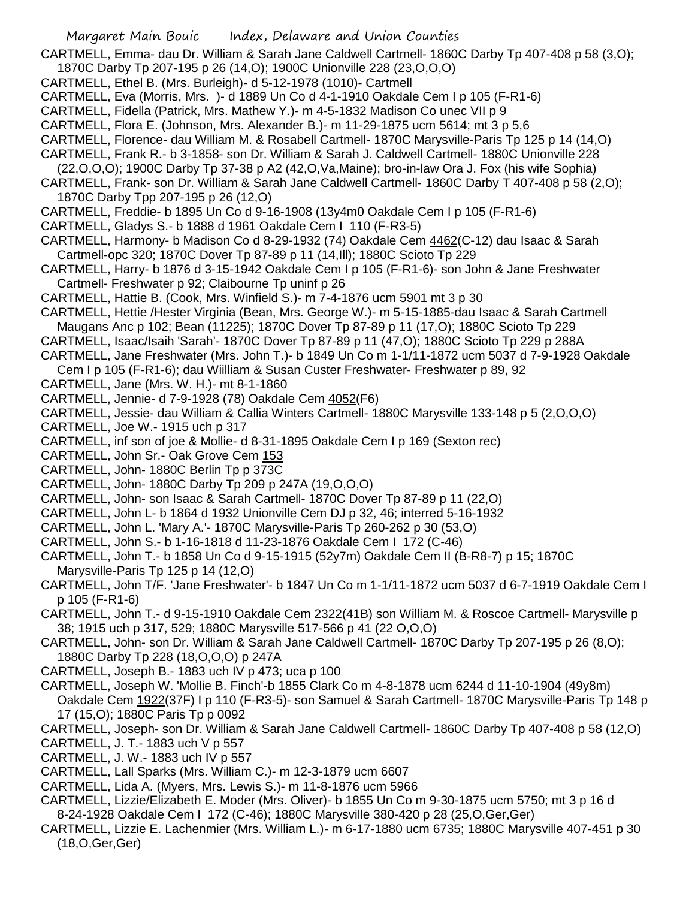CARTMELL, Emma- dau Dr. William & Sarah Jane Caldwell Cartmell- 1860C Darby Tp 407-408 p 58 (3,O); 1870C Darby Tp 207-195 p 26 (14,O); 1900C Unionville 228 (23,O,O,O)

CARTMELL, Ethel B. (Mrs. Burleigh)- d 5-12-1978 (1010)- Cartmell

CARTMELL, Eva (Morris, Mrs. )- d 1889 Un Co d 4-1-1910 Oakdale Cem I p 105 (F-R1-6)

CARTMELL, Fidella (Patrick, Mrs. Mathew Y.)- m 4-5-1832 Madison Co unec VII p 9

CARTMELL, Flora E. (Johnson, Mrs. Alexander B.)- m 11-29-1875 ucm 5614; mt 3 p 5,6

CARTMELL, Florence- dau William M. & Rosabell Cartmell- 1870C Marysville-Paris Tp 125 p 14 (14,O)

CARTMELL, Frank R.- b 3-1858- son Dr. William & Sarah J. Caldwell Cartmell- 1880C Unionville 228 (22,O,O,O); 1900C Darby Tp 37-38 p A2 (42,O,Va,Maine); bro-in-law Ora J. Fox (his wife Sophia)

CARTMELL, Frank- son Dr. William & Sarah Jane Caldwell Cartmell- 1860C Darby T 407-408 p 58 (2,O); 1870C Darby Tpp 207-195 p 26 (12,O)

CARTMELL, Freddie- b 1895 Un Co d 9-16-1908 (13y4m0 Oakdale Cem I p 105 (F-R1-6)

CARTMELL, Gladys S.- b 1888 d 1961 Oakdale Cem I 110 (F-R3-5)

CARTMELL, Harmony- b Madison Co d 8-29-1932 (74) Oakdale Cem 4462(C-12) dau Isaac & Sarah Cartmell-opc 320; 1870C Dover Tp 87-89 p 11 (14,Ill); 1880C Scioto Tp 229

CARTMELL, Harry- b 1876 d 3-15-1942 Oakdale Cem I p 105 (F-R1-6)- son John & Jane Freshwater Cartmell- Freshwater p 92; Claibourne Tp uninf p 26

CARTMELL, Hattie B. (Cook, Mrs. Winfield S.)- m 7-4-1876 ucm 5901 mt 3 p 30

CARTMELL, Hettie /Hester Virginia (Bean, Mrs. George W.)- m 5-15-1885-dau Isaac & Sarah Cartmell Maugans Anc p 102; Bean (11225); 1870C Dover Tp 87-89 p 11 (17,O); 1880C Scioto Tp 229

CARTMELL, Isaac/Isaih 'Sarah'- 1870C Dover Tp 87-89 p 11 (47,O); 1880C Scioto Tp 229 p 288A

CARTMELL, Jane Freshwater (Mrs. John T.)- b 1849 Un Co m 1-1/11-1872 ucm 5037 d 7-9-1928 Oakdale Cem I p 105 (F-R1-6); dau Wiilliam & Susan Custer Freshwater- Freshwater p 89, 92

CARTMELL, Jane (Mrs. W. H.)- mt 8-1-1860

CARTMELL, Jennie- d 7-9-1928 (78) Oakdale Cem 4052(F6)

CARTMELL, Jessie- dau William & Callia Winters Cartmell- 1880C Marysville 133-148 p 5 (2,O,O,O)

CARTMELL, Joe W.- 1915 uch p 317

CARTMELL, inf son of joe & Mollie- d 8-31-1895 Oakdale Cem I p 169 (Sexton rec)

CARTMELL, John Sr.- Oak Grove Cem 153

CARTMELL, John- 1880C Berlin Tp p 373C

CARTMELL, John- 1880C Darby Tp 209 p 247A (19,O,O,O)

CARTMELL, John- son Isaac & Sarah Cartmell- 1870C Dover Tp 87-89 p 11 (22,O)

CARTMELL, John L- b 1864 d 1932 Unionville Cem DJ p 32, 46; interred 5-16-1932

CARTMELL, John L. 'Mary A.'- 1870C Marysville-Paris Tp 260-262 p 30 (53,O)

CARTMELL, John S.- b 1-16-1818 d 11-23-1876 Oakdale Cem I 172 (C-46)

CARTMELL, John T.- b 1858 Un Co d 9-15-1915 (52y7m) Oakdale Cem II (B-R8-7) p 15; 1870C Marysville-Paris Tp 125 p 14 (12,O)

CARTMELL, John T/F. 'Jane Freshwater'- b 1847 Un Co m 1-1/11-1872 ucm 5037 d 6-7-1919 Oakdale Cem I p 105 (F-R1-6)

CARTMELL, John T.- d 9-15-1910 Oakdale Cem 2322(41B) son William M. & Roscoe Cartmell- Marysville p 38; 1915 uch p 317, 529; 1880C Marysville 517-566 p 41 (22 O,O,O)

CARTMELL, John- son Dr. William & Sarah Jane Caldwell Cartmell- 1870C Darby Tp 207-195 p 26 (8,O); 1880C Darby Tp 228 (18,O,O,O) p 247A

CARTMELL, Joseph B.- 1883 uch IV p 473; uca p 100

CARTMELL, Joseph W. 'Mollie B. Finch'-b 1855 Clark Co m 4-8-1878 ucm 6244 d 11-10-1904 (49y8m) Oakdale Cem 1922(37F) I p 110 (F-R3-5)- son Samuel & Sarah Cartmell- 1870C Marysville-Paris Tp 148 p 17 (15,O); 1880C Paris Tp p 0092

CARTMELL, Joseph- son Dr. William & Sarah Jane Caldwell Cartmell- 1860C Darby Tp 407-408 p 58 (12,O)

CARTMELL, J. T.- 1883 uch V p 557

CARTMELL, J. W.- 1883 uch IV p 557

CARTMELL, Lall Sparks (Mrs. William C.)- m 12-3-1879 ucm 6607

CARTMELL, Lida A. (Myers, Mrs. Lewis S.)- m 11-8-1876 ucm 5966

CARTMELL, Lizzie/Elizabeth E. Moder (Mrs. Oliver)- b 1855 Un Co m 9-30-1875 ucm 5750; mt 3 p 16 d 8-24-1928 Oakdale Cem I 172 (C-46); 1880C Marysville 380-420 p 28 (25,O,Ger,Ger)

CARTMELL, Lizzie E. Lachenmier (Mrs. William L.)- m 6-17-1880 ucm 6735; 1880C Marysville 407-451 p 30 (18,O,Ger,Ger)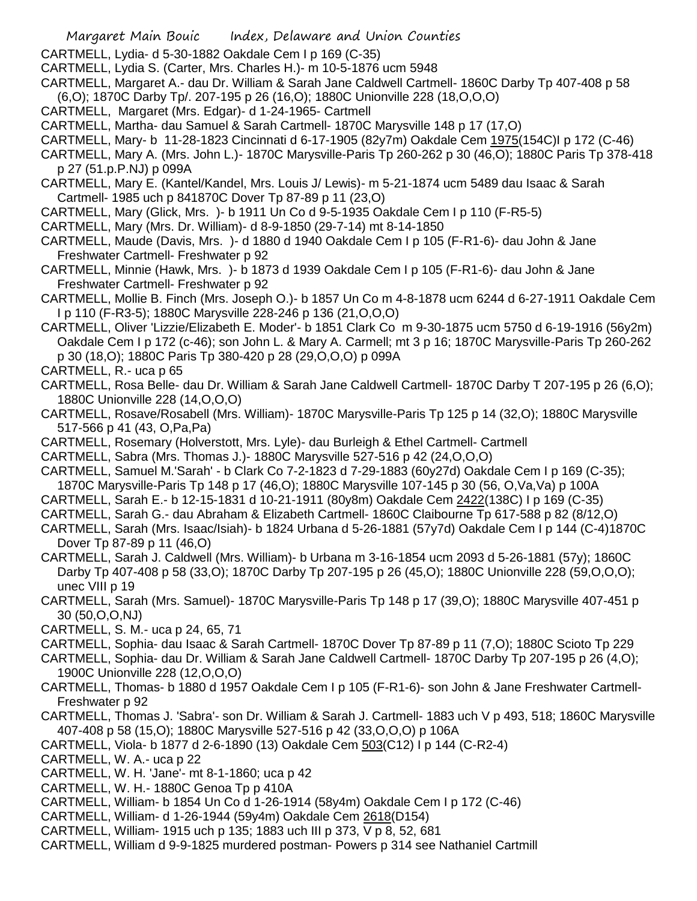CARTMELL, Lydia- d 5-30-1882 Oakdale Cem I p 169 (C-35)

CARTMELL, Lydia S. (Carter, Mrs. Charles H.)- m 10-5-1876 ucm 5948

CARTMELL, Margaret A.- dau Dr. William & Sarah Jane Caldwell Cartmell- 1860C Darby Tp 407-408 p 58 (6,O); 1870C Darby Tp/. 207-195 p 26 (16,O); 1880C Unionville 228 (18,O,O,O)

CARTMELL, Margaret (Mrs. Edgar)- d 1-24-1965- Cartmell

CARTMELL, Martha- dau Samuel & Sarah Cartmell- 1870C Marysville 148 p 17 (17,O)

CARTMELL, Mary- b 11-28-1823 Cincinnati d 6-17-1905 (82y7m) Oakdale Cem 1975(154C)I p 172 (C-46)

CARTMELL, Mary A. (Mrs. John L.)- 1870C Marysville-Paris Tp 260-262 p 30 (46,O); 1880C Paris Tp 378-418 p 27 (51.p.P.NJ) p 099A

CARTMELL, Mary E. (Kantel/Kandel, Mrs. Louis J/ Lewis)- m 5-21-1874 ucm 5489 dau Isaac & Sarah Cartmell- 1985 uch p 841870C Dover Tp 87-89 p 11 (23,O)

CARTMELL, Mary (Glick, Mrs. )- b 1911 Un Co d 9-5-1935 Oakdale Cem I p 110 (F-R5-5)

CARTMELL, Mary (Mrs. Dr. William)- d 8-9-1850 (29-7-14) mt 8-14-1850

CARTMELL, Maude (Davis, Mrs. )- d 1880 d 1940 Oakdale Cem I p 105 (F-R1-6)- dau John & Jane Freshwater Cartmell- Freshwater p 92

CARTMELL, Minnie (Hawk, Mrs. )- b 1873 d 1939 Oakdale Cem I p 105 (F-R1-6)- dau John & Jane Freshwater Cartmell- Freshwater p 92

CARTMELL, Mollie B. Finch (Mrs. Joseph O.)- b 1857 Un Co m 4-8-1878 ucm 6244 d 6-27-1911 Oakdale Cem I p 110 (F-R3-5); 1880C Marysville 228-246 p 136 (21,O,O,O)

CARTMELL, Oliver 'Lizzie/Elizabeth E. Moder'- b 1851 Clark Co m 9-30-1875 ucm 5750 d 6-19-1916 (56y2m) Oakdale Cem I p 172 (c-46); son John L. & Mary A. Carmell; mt 3 p 16; 1870C Marysville-Paris Tp 260-262 p 30 (18,O); 1880C Paris Tp 380-420 p 28 (29,O,O,O) p 099A

CARTMELL, R.- uca p 65

CARTMELL, Rosa Belle- dau Dr. William & Sarah Jane Caldwell Cartmell- 1870C Darby T 207-195 p 26 (6,O); 1880C Unionville 228 (14,O,O,O)

CARTMELL, Rosave/Rosabell (Mrs. William)- 1870C Marysville-Paris Tp 125 p 14 (32,O); 1880C Marysville 517-566 p 41 (43, O,Pa,Pa)

CARTMELL, Rosemary (Holverstott, Mrs. Lyle)- dau Burleigh & Ethel Cartmell- Cartmell

CARTMELL, Sabra (Mrs. Thomas J.)- 1880C Marysville 527-516 p 42 (24,O,O,O)

CARTMELL, Samuel M.'Sarah' - b Clark Co 7-2-1823 d 7-29-1883 (60y27d) Oakdale Cem I p 169 (C-35); 1870C Marysville-Paris Tp 148 p 17 (46,O); 1880C Marysville 107-145 p 30 (56, O,Va,Va) p 100A

CARTMELL, Sarah E.- b 12-15-1831 d 10-21-1911 (80y8m) Oakdale Cem 2422(138C) I p 169 (C-35)

CARTMELL, Sarah G.- dau Abraham & Elizabeth Cartmell- 1860C Claibourne Tp 617-588 p 82 (8/12,O)

CARTMELL, Sarah (Mrs. Isaac/Isiah)- b 1824 Urbana d 5-26-1881 (57y7d) Oakdale Cem I p 144 (C-4)1870C Dover Tp 87-89 p 11 (46,O)

CARTMELL, Sarah J. Caldwell (Mrs. William)- b Urbana m 3-16-1854 ucm 2093 d 5-26-1881 (57y); 1860C Darby Tp 407-408 p 58 (33,O); 1870C Darby Tp 207-195 p 26 (45,O); 1880C Unionville 228 (59,O,O,O); unec VIII p 19

CARTMELL, Sarah (Mrs. Samuel)- 1870C Marysville-Paris Tp 148 p 17 (39,O); 1880C Marysville 407-451 p 30 (50,O,O,NJ)

CARTMELL, S. M.- uca p 24, 65, 71

CARTMELL, Sophia- dau Isaac & Sarah Cartmell- 1870C Dover Tp 87-89 p 11 (7,O); 1880C Scioto Tp 229

CARTMELL, Sophia- dau Dr. William & Sarah Jane Caldwell Cartmell- 1870C Darby Tp 207-195 p 26 (4,O); 1900C Unionville 228 (12,O,O,O)

CARTMELL, Thomas- b 1880 d 1957 Oakdale Cem I p 105 (F-R1-6)- son John & Jane Freshwater Cartmell- Freshwater p 92

CARTMELL, Thomas J. 'Sabra'- son Dr. William & Sarah J. Cartmell- 1883 uch V p 493, 518; 1860C Marysville 407-408 p 58 (15,O); 1880C Marysville 527-516 p 42 (33,O,O,O) p 106A

CARTMELL, Viola- b 1877 d 2-6-1890 (13) Oakdale Cem 503(C12) I p 144 (C-R2-4)

CARTMELL, W. A.- uca p 22

CARTMELL, W. H. 'Jane'- mt 8-1-1860; uca p 42

CARTMELL, W. H.- 1880C Genoa Tp p 410A

CARTMELL, William- b 1854 Un Co d 1-26-1914 (58y4m) Oakdale Cem I p 172 (C-46)

CARTMELL, William- d 1-26-1944 (59y4m) Oakdale Cem 2618(D154)

CARTMELL, William- 1915 uch p 135; 1883 uch III p 373, V p 8, 52, 681

CARTMELL, William d 9-9-1825 murdered postman- Powers p 314 see Nathaniel Cartmill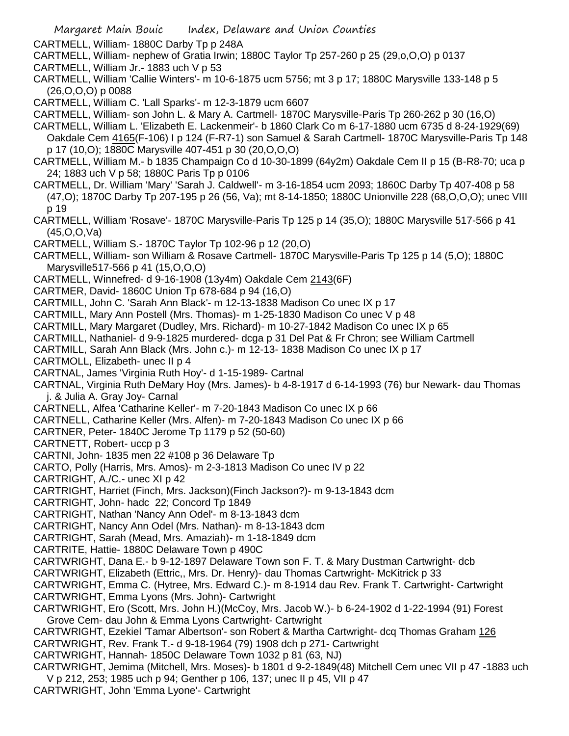CARTMELL, William- 1880C Darby Tp p 248A

CARTMELL, William- nephew of Gratia Irwin; 1880C Taylor Tp 257-260 p 25 (29,o,O,O) p 0137

CARTMELL, William Jr.- 1883 uch V p 53

CARTMELL, William 'Callie Winters'- m 10-6-1875 ucm 5756; mt 3 p 17; 1880C Marysville 133-148 p 5 (26,O,O,O) p 0088

CARTMELL, William C. 'Lall Sparks'- m 12-3-1879 ucm 6607

CARTMELL, William- son John L. & Mary A. Cartmell- 1870C Marysville-Paris Tp 260-262 p 30 (16,O)

CARTMELL, William L. 'Elizabeth E. Lackenmeir'- b 1860 Clark Co m 6-17-1880 ucm 6735 d 8-24-1929(69) Oakdale Cem 4165(F-106) I p 124 (F-R7-1) son Samuel & Sarah Cartmell- 1870C Marysville-Paris Tp 148 p 17 (10,O); 1880C Marysville 407-451 p 30 (20,O,O,O)

CARTMELL, William M.- b 1835 Champaign Co d 10-30-1899 (64y2m) Oakdale Cem II p 15 (B-R8-70; uca p 24; 1883 uch V p 58; 1880C Paris Tp p 0106

CARTMELL, Dr. William 'Mary' 'Sarah J. Caldwell'- m 3-16-1854 ucm 2093; 1860C Darby Tp 407-408 p 58 (47,O); 1870C Darby Tp 207-195 p 26 (56, Va); mt 8-14-1850; 1880C Unionville 228 (68,O,O,O); unec VIII p 19

CARTMELL, William 'Rosave'- 1870C Marysville-Paris Tp 125 p 14 (35,O); 1880C Marysville 517-566 p 41 (45,O,O,Va)

CARTMELL, William S.- 1870C Taylor Tp 102-96 p 12 (20,O)

CARTMELL, William- son William & Rosave Cartmell- 1870C Marysville-Paris Tp 125 p 14 (5,O); 1880C Marysville517-566 p 41 (15,O,O,O)

CARTMELL, Winnefred- d 9-16-1908 (13y4m) Oakdale Cem 2143(6F)

CARTMER, David- 1860C Union Tp 678-684 p 94 (16,O)

CARTMILL, John C. 'Sarah Ann Black'- m 12-13-1838 Madison Co unec IX p 17

CARTMILL, Mary Ann Postell (Mrs. Thomas)- m 1-25-1830 Madison Co unec V p 48

CARTMILL, Mary Margaret (Dudley, Mrs. Richard)- m 10-27-1842 Madison Co unec IX p 65

CARTMILL, Nathaniel- d 9-9-1825 murdered- dcga p 31 Del Pat & Fr Chron; see William Cartmell

CARTMILL, Sarah Ann Black (Mrs. John c.)- m 12-13- 1838 Madison Co unec IX p 17

CARTMOLL, Elizabeth- unec II p 4

CARTNAL, James 'Virginia Ruth Hoy'- d 1-15-1989- Cartnal

CARTNAL, Virginia Ruth DeMary Hoy (Mrs. James)- b 4-8-1917 d 6-14-1993 (76) bur Newark- dau Thomas j. & Julia A. Gray Joy- Carnal

CARTNELL, Alfea 'Catharine Keller'- m 7-20-1843 Madison Co unec IX p 66

CARTNELL, Catharine Keller (Mrs. Alfen)- m 7-20-1843 Madison Co unec IX p 66

CARTNER, Peter- 1840C Jerome Tp 1179 p 52 (50-60)

CARTNETT, Robert- uccp p 3

CARTNI, John- 1835 men 22 #108 p 36 Delaware Tp

CARTO, Polly (Harris, Mrs. Amos)- m 2-3-1813 Madison Co unec IV p 22

CARTRIGHT, A./C.- unec XI p 42

CARTRIGHT, Harriet (Finch, Mrs. Jackson)(Finch Jackson?)- m 9-13-1843 dcm

CARTRIGHT, John- hadc 22; Concord Tp 1849

CARTRIGHT, Nathan 'Nancy Ann Odel'- m 8-13-1843 dcm

CARTRIGHT, Nancy Ann Odel (Mrs. Nathan)- m 8-13-1843 dcm

CARTRIGHT, Sarah (Mead, Mrs. Amaziah)- m 1-18-1849 dcm

CARTRITE, Hattie- 1880C Delaware Town p 490C

CARTWRIGHT, Dana E.- b 9-12-1897 Delaware Town son F. T. & Mary Dustman Cartwright- dcb

CARTWRIGHT, Elizabeth (Ettric,, Mrs. Dr. Henry)- dau Thomas Cartwright- McKitrick p 33

CARTWRIGHT, Emma C. (Hytree, Mrs. Edward C.)- m 8-1914 dau Rev. Frank T. Cartwright- Cartwright

CARTWRIGHT, Emma Lyons (Mrs. John)- Cartwright

CARTWRIGHT, Ero (Scott, Mrs. John H.)(McCoy, Mrs. Jacob W.)- b 6-24-1902 d 1-22-1994 (91) Forest Grove Cem- dau John & Emma Lyons Cartwright- Cartwright

CARTWRIGHT, Ezekiel 'Tamar Albertson'- son Robert & Martha Cartwright- dcq Thomas Graham 126

CARTWRIGHT, Rev. Frank T.- d 9-18-1964 (79) 1908 dch p 271- Cartwright

CARTWRIGHT, Hannah- 1850C Delaware Town 1032 p 81 (63, NJ)

CARTWRIGHT, Jemima (Mitchell, Mrs. Moses)- b 1801 d 9-2-1849(48) Mitchell Cem unec VII p 47 -1883 uch V p 212, 253; 1985 uch p 94; Genther p 106, 137; unec II p 45, VII p 47

CARTWRIGHT, John 'Emma Lyone'- Cartwright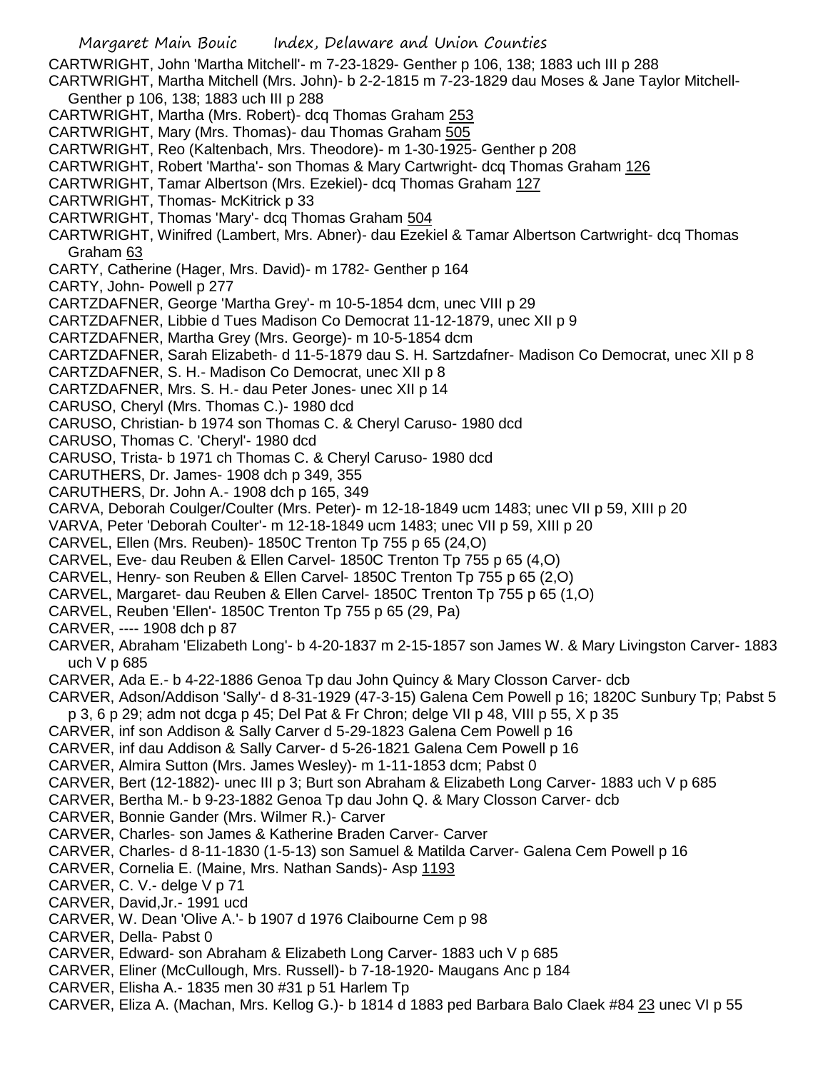CARTWRIGHT, John 'Martha Mitchell'- m 7-23-1829- Genther p 106, 138; 1883 uch III p 288
CARTWRIGHT, Martha Mitchell (Mrs. John)- b 2-2-1815 m 7-23-1829 dau Moses & Jane Taylor Mitchell- Genther p 106, 138; 1883 uch III p 288
CARTWRIGHT, Martha (Mrs. Robert)- dcq Thomas Graham 253
CARTWRIGHT, Mary (Mrs. Thomas)- dau Thomas Graham 505
CARTWRIGHT, Reo (Kaltenbach, Mrs. Theodore)- m 1-30-1925- Genther p 208
CARTWRIGHT, Robert 'Martha'- son Thomas & Mary Cartwright- dcq Thomas Graham 126
CARTWRIGHT, Tamar Albertson (Mrs. Ezekiel)- dcq Thomas Graham 127
CARTWRIGHT, Thomas- McKitrick p 33
CARTWRIGHT, Thomas 'Mary'- dcq Thomas Graham 504
CARTWRIGHT, Winifred (Lambert, Mrs. Abner)- dau Ezekiel & Tamar Albertson Cartwright- dcq Thomas Graham 63
CARTY, Catherine (Hager, Mrs. David)- m 1782- Genther p 164
CARTY, John- Powell p 277
CARTZDAFNER, George 'Martha Grey'- m 10-5-1854 dcm, unec VIII p 29
CARTZDAFNER, Libbie d Tues Madison Co Democrat 11-12-1879, unec XII p 9
CARTZDAFNER, Martha Grey (Mrs. George)- m 10-5-1854 dcm
CARTZDAFNER, Sarah Elizabeth- d 11-5-1879 dau S. H. Sartzdafner- Madison Co Democrat, unec XII p 8
CARTZDAFNER, S. H.- Madison Co Democrat, unec XII p 8
CARTZDAFNER, Mrs. S. H.- dau Peter Jones- unec XII p 14
CARUSO, Cheryl (Mrs. Thomas C.)- 1980 dcd
CARUSO, Christian- b 1974 son Thomas C. & Cheryl Caruso- 1980 dcd
CARUSO, Thomas C. 'Cheryl'- 1980 dcd
CARUSO, Trista- b 1971 ch Thomas C. & Cheryl Caruso- 1980 dcd
CARUTHERS, Dr. James- 1908 dch p 349, 355
CARUTHERS, Dr. John A.- 1908 dch p 165, 349
CARVA, Deborah Coulger/Coulter (Mrs. Peter)- m 12-18-1849 ucm 1483; unec VII p 59, XIII p 20
VARVA, Peter 'Deborah Coulter'- m 12-18-1849 ucm 1483; unec VII p 59, XIII p 20
CARVEL, Ellen (Mrs. Reuben)- 1850C Trenton Tp 755 p 65 (24,O)
CARVEL, Eve- dau Reuben & Ellen Carvel- 1850C Trenton Tp 755 p 65 (4,O)
CARVEL, Henry- son Reuben & Ellen Carvel- 1850C Trenton Tp 755 p 65 (2,O)
CARVEL, Margaret- dau Reuben & Ellen Carvel- 1850C Trenton Tp 755 p 65 (1,O)
CARVEL, Reuben 'Ellen'- 1850C Trenton Tp 755 p 65 (29, Pa)
CARVER, ---- 1908 dch p 87
CARVER, Abraham 'Elizabeth Long'- b 4-20-1837 m 2-15-1857 son James W. & Mary Livingston Carver- 1883 uch V p 685
CARVER, Ada E.- b 4-22-1886 Genoa Tp dau John Quincy & Mary Closson Carver- dcb
CARVER, Adson/Addison 'Sally'- d 8-31-1929 (47-3-15) Galena Cem Powell p 16; 1820C Sunbury Tp; Pabst 5 p 3, 6 p 29; adm not dcga p 45; Del Pat & Fr Chron; delge VII p 48, VIII p 55, X p 35
CARVER, inf son Addison & Sally Carver d 5-29-1823 Galena Cem Powell p 16
CARVER, inf dau Addison & Sally Carver- d 5-26-1821 Galena Cem Powell p 16
CARVER, Almira Sutton (Mrs. James Wesley)- m 1-11-1853 dcm; Pabst 0
CARVER, Bert (12-1882)- unec III p 3; Burt son Abraham & Elizabeth Long Carver- 1883 uch V p 685
CARVER, Bertha M.- b 9-23-1882 Genoa Tp dau John Q. & Mary Closson Carver- dcb
CARVER, Bonnie Gander (Mrs. Wilmer R.)- Carver
CARVER, Charles- son James & Katherine Braden Carver- Carver
CARVER, Charles- d 8-11-1830 (1-5-13) son Samuel & Matilda Carver- Galena Cem Powell p 16
CARVER, Cornelia E. (Maine, Mrs. Nathan Sands)- Asp 1193
CARVER, C. V.- delge V p 71
CARVER, David,Jr.- 1991 ucd
CARVER, W. Dean 'Olive A.'- b 1907 d 1976 Claibourne Cem p 98
CARVER, Della- Pabst 0
CARVER, Edward- son Abraham & Elizabeth Long Carver- 1883 uch V p 685
CARVER, Eliner (McCullough, Mrs. Russell)- b 7-18-1920- Maugans Anc p 184
CARVER, Elisha A.- 1835 men 30 #31 p 51 Harlem Tp
CARVER, Eliza A. (Machan, Mrs. Kellog G.)- b 1814 d 1883 ped Barbara Balo Claek #84 23 unec VI p 55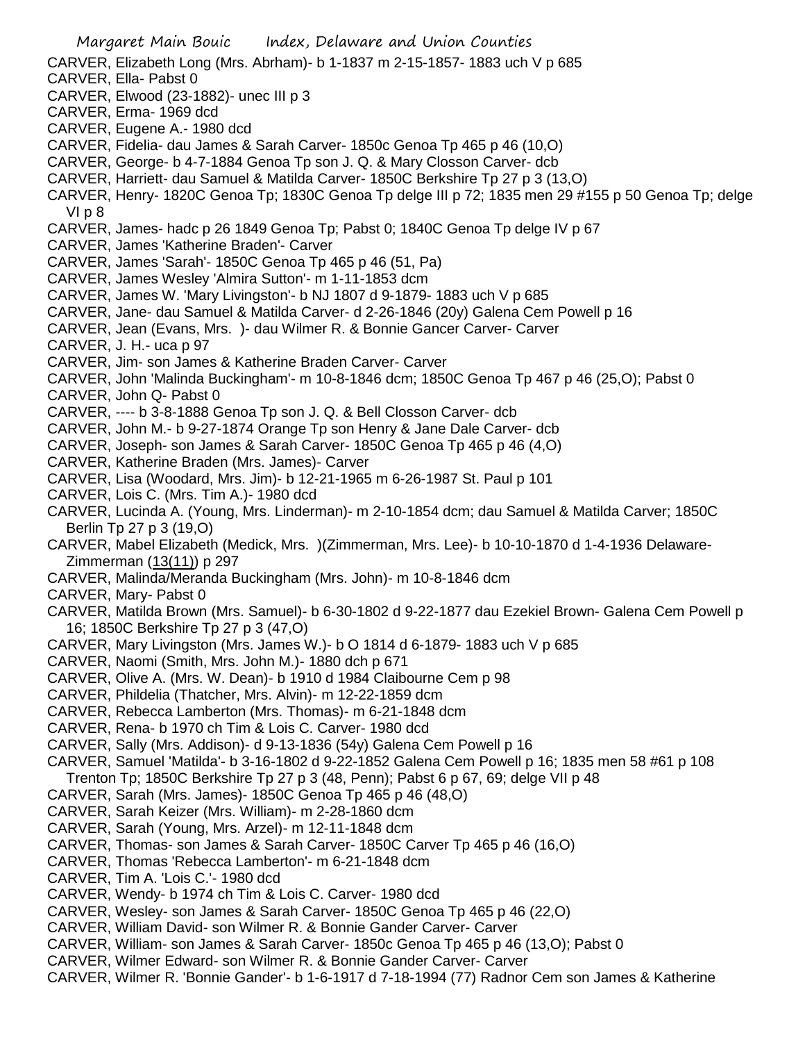CARVER, Elizabeth Long (Mrs. Abrham)- b 1-1837 m 2-15-1857- 1883 uch V p 685
CARVER, Ella- Pabst 0
CARVER, Elwood (23-1882)- unec III p 3
CARVER, Erma- 1969 dcd
CARVER, Eugene A.- 1980 dcd
CARVER, Fidelia- dau James & Sarah Carver- 1850c Genoa Tp 465 p 46 (10,O)
CARVER, George- b 4-7-1884 Genoa Tp son J. Q. & Mary Closson Carver- dcb
CARVER, Harriett- dau Samuel & Matilda Carver- 1850C Berkshire Tp 27 p 3 (13,O)
CARVER, Henry- 1820C Genoa Tp; 1830C Genoa Tp delge III p 72; 1835 men 29 #155 p 50 Genoa Tp; delge VI p 8
CARVER, James- hadc p 26 1849 Genoa Tp; Pabst 0; 1840C Genoa Tp delge IV p 67
CARVER, James 'Katherine Braden'- Carver
CARVER, James 'Sarah'- 1850C Genoa Tp 465 p 46 (51, Pa)
CARVER, James Wesley 'Almira Sutton'- m 1-11-1853 dcm
CARVER, James W. 'Mary Livingston'- b NJ 1807 d 9-1879- 1883 uch V p 685
CARVER, Jane- dau Samuel & Matilda Carver- d 2-26-1846 (20y) Galena Cem Powell p 16
CARVER, Jean (Evans, Mrs. )- dau Wilmer R. & Bonnie Gancer Carver- Carver
CARVER, J. H.- uca p 97
CARVER, Jim- son James & Katherine Braden Carver- Carver
CARVER, John 'Malinda Buckingham'- m 10-8-1846 dcm; 1850C Genoa Tp 467 p 46 (25,O); Pabst 0
CARVER, John Q- Pabst 0
CARVER, ---- b 3-8-1888 Genoa Tp son J. Q. & Bell Closson Carver- dcb
CARVER, John M.- b 9-27-1874 Orange Tp son Henry & Jane Dale Carver- dcb
CARVER, Joseph- son James & Sarah Carver- 1850C Genoa Tp 465 p 46 (4,O)
CARVER, Katherine Braden (Mrs. James)- Carver
CARVER, Lisa (Woodard, Mrs. Jim)- b 12-21-1965 m 6-26-1987 St. Paul p 101
CARVER, Lois C. (Mrs. Tim A.)- 1980 dcd
CARVER, Lucinda A. (Young, Mrs. Linderman)- m 2-10-1854 dcm; dau Samuel & Matilda Carver; 1850C Berlin Tp 27 p 3 (19,O)
CARVER, Mabel Elizabeth (Medick, Mrs. )(Zimmerman, Mrs. Lee)- b 10-10-1870 d 1-4-1936 Delaware-Zimmerman (13(11)) p 297
CARVER, Malinda/Meranda Buckingham (Mrs. John)- m 10-8-1846 dcm
CARVER, Mary- Pabst 0
CARVER, Matilda Brown (Mrs. Samuel)- b 6-30-1802 d 9-22-1877 dau Ezekiel Brown- Galena Cem Powell p 16; 1850C Berkshire Tp 27 p 3 (47,O)
CARVER, Mary Livingston (Mrs. James W.)- b O 1814 d 6-1879- 1883 uch V p 685
CARVER, Naomi (Smith, Mrs. John M.)- 1880 dch p 671
CARVER, Olive A. (Mrs. W. Dean)- b 1910 d 1984 Claibourne Cem p 98
CARVER, Phildelia (Thatcher, Mrs. Alvin)- m 12-22-1859 dcm
CARVER, Rebecca Lamberton (Mrs. Thomas)- m 6-21-1848 dcm
CARVER, Rena- b 1970 ch Tim & Lois C. Carver- 1980 dcd
CARVER, Sally (Mrs. Addison)- d 9-13-1836 (54y) Galena Cem Powell p 16
CARVER, Samuel 'Matilda'- b 3-16-1802 d 9-22-1852 Galena Cem Powell p 16; 1835 men 58 #61 p 108 Trenton Tp; 1850C Berkshire Tp 27 p 3 (48, Penn); Pabst 6 p 67, 69; delge VII p 48
CARVER, Sarah (Mrs. James)- 1850C Genoa Tp 465 p 46 (48,O)
CARVER, Sarah Keizer (Mrs. William)- m 2-28-1860 dcm
CARVER, Sarah (Young, Mrs. Arzel)- m 12-11-1848 dcm
CARVER, Thomas- son James & Sarah Carver- 1850C Carver Tp 465 p 46 (16,O)
CARVER, Thomas 'Rebecca Lamberton'- m 6-21-1848 dcm
CARVER, Tim A. 'Lois C.'- 1980 dcd
CARVER, Wendy- b 1974 ch Tim & Lois C. Carver- 1980 dcd
CARVER, Wesley- son James & Sarah Carver- 1850C Genoa Tp 465 p 46 (22,O)
CARVER, William David- son Wilmer R. & Bonnie Gander Carver- Carver
CARVER, William- son James & Sarah Carver- 1850c Genoa Tp 465 p 46 (13,O); Pabst 0
CARVER, Wilmer Edward- son Wilmer R. & Bonnie Gander Carver- Carver
CARVER, Wilmer R. 'Bonnie Gander'- b 1-6-1917 d 7-18-1994 (77) Radnor Cem son James & Katherine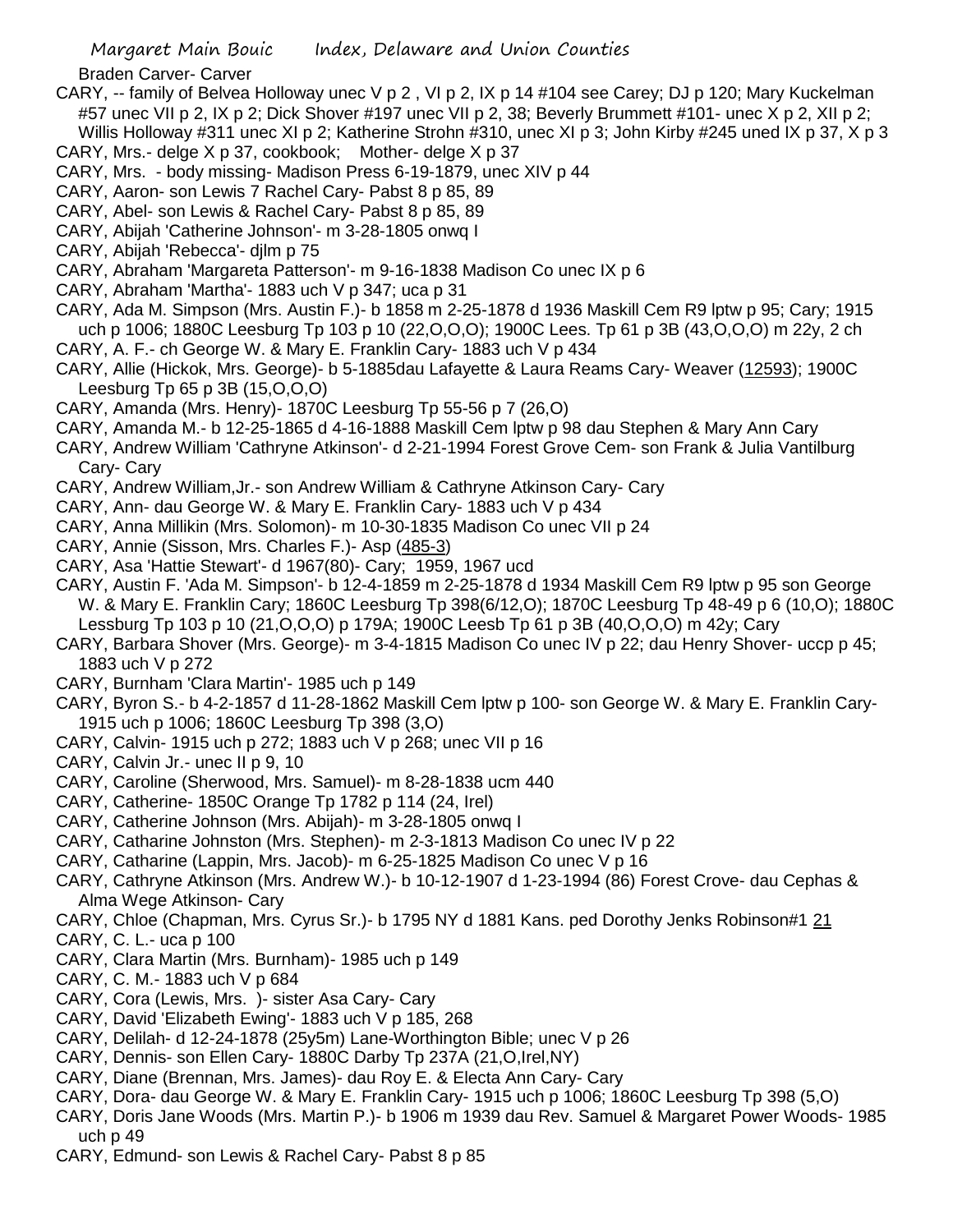Braden Carver- Carver

CARY, -- family of Belvea Holloway unec V p 2 , VI p 2, IX p 14 #104 see Carey; DJ p 120; Mary Kuckelman #57 unec VII p 2, IX p 2; Dick Shover #197 unec VII p 2, 38; Beverly Brummett #101- unec X p 2, XII p 2; Willis Holloway #311 unec XI p 2; Katherine Strohn #310, unec XI p 3; John Kirby #245 uned IX p 37, X p 3

CARY, Mrs.- delge X p 37, cookbook; Mother- delge X p 37

CARY, Mrs. - body missing- Madison Press 6-19-1879, unec XIV p 44

CARY, Aaron- son Lewis 7 Rachel Cary- Pabst 8 p 85, 89

CARY, Abel- son Lewis & Rachel Cary- Pabst 8 p 85, 89

CARY, Abijah 'Catherine Johnson'- m 3-28-1805 onwq I

CARY, Abijah 'Rebecca'- djlm p 75

CARY, Abraham 'Margareta Patterson'- m 9-16-1838 Madison Co unec IX p 6

CARY, Abraham 'Martha'- 1883 uch V p 347; uca p 31

CARY, Ada M. Simpson (Mrs. Austin F.)- b 1858 m 2-25-1878 d 1936 Maskill Cem R9 lptw p 95; Cary; 1915 uch p 1006; 1880C Leesburg Tp 103 p 10 (22,O,O,O); 1900C Lees. Tp 61 p 3B (43,O,O,O) m 22y, 2 ch

CARY, A. F.- ch George W. & Mary E. Franklin Cary- 1883 uch V p 434

CARY, Allie (Hickok, Mrs. George)- b 5-1885dau Lafayette & Laura Reams Cary- Weaver (12593); 1900C Leesburg Tp 65 p 3B (15,O,O,O)

CARY, Amanda (Mrs. Henry)- 1870C Leesburg Tp 55-56 p 7 (26,O)

CARY, Amanda M.- b 12-25-1865 d 4-16-1888 Maskill Cem lptw p 98 dau Stephen & Mary Ann Cary

CARY, Andrew William 'Cathryne Atkinson'- d 2-21-1994 Forest Grove Cem- son Frank & Julia Vantilburg Cary- Cary

CARY, Andrew William,Jr.- son Andrew William & Cathryne Atkinson Cary- Cary

CARY, Ann- dau George W. & Mary E. Franklin Cary- 1883 uch V p 434

CARY, Anna Millikin (Mrs. Solomon)- m 10-30-1835 Madison Co unec VII p 24

CARY, Annie (Sisson, Mrs. Charles F.)- Asp (485-3)

CARY, Asa 'Hattie Stewart'- d 1967(80)- Cary; 1959, 1967 ucd

CARY, Austin F. 'Ada M. Simpson'- b 12-4-1859 m 2-25-1878 d 1934 Maskill Cem R9 lptw p 95 son George W. & Mary E. Franklin Cary; 1860C Leesburg Tp 398(6/12,O); 1870C Leesburg Tp 48-49 p 6 (10,O); 1880C Lessburg Tp 103 p 10 (21,O,O,O) p 179A; 1900C Leesb Tp 61 p 3B (40,O,O,O) m 42y; Cary

CARY, Barbara Shover (Mrs. George)- m 3-4-1815 Madison Co unec IV p 22; dau Henry Shover- uccp p 45; 1883 uch V p 272

CARY, Burnham 'Clara Martin'- 1985 uch p 149

CARY, Byron S.- b 4-2-1857 d 11-28-1862 Maskill Cem lptw p 100- son George W. & Mary E. Franklin Cary- 1915 uch p 1006; 1860C Leesburg Tp 398 (3,O)

CARY, Calvin- 1915 uch p 272; 1883 uch V p 268; unec VII p 16

CARY, Calvin Jr.- unec II p 9, 10

CARY, Caroline (Sherwood, Mrs. Samuel)- m 8-28-1838 ucm 440

CARY, Catherine- 1850C Orange Tp 1782 p 114 (24, Irel)

CARY, Catherine Johnson (Mrs. Abijah)- m 3-28-1805 onwq I

CARY, Catharine Johnston (Mrs. Stephen)- m 2-3-1813 Madison Co unec IV p 22

CARY, Catharine (Lappin, Mrs. Jacob)- m 6-25-1825 Madison Co unec V p 16

CARY, Cathryne Atkinson (Mrs. Andrew W.)- b 10-12-1907 d 1-23-1994 (86) Forest Crove- dau Cephas & Alma Wege Atkinson- Cary

CARY, Chloe (Chapman, Mrs. Cyrus Sr.)- b 1795 NY d 1881 Kans. ped Dorothy Jenks Robinson#1 21

CARY, C. L.- uca p 100

CARY, Clara Martin (Mrs. Burnham)- 1985 uch p 149

CARY, C. M.- 1883 uch V p 684

CARY, Cora (Lewis, Mrs. )- sister Asa Cary- Cary

CARY, David 'Elizabeth Ewing'- 1883 uch V p 185, 268

CARY, Delilah- d 12-24-1878 (25y5m) Lane-Worthington Bible; unec V p 26

CARY, Dennis- son Ellen Cary- 1880C Darby Tp 237A (21,O,Irel,NY)

CARY, Diane (Brennan, Mrs. James)- dau Roy E. & Electa Ann Cary- Cary

CARY, Dora- dau George W. & Mary E. Franklin Cary- 1915 uch p 1006; 1860C Leesburg Tp 398 (5,O)

CARY, Doris Jane Woods (Mrs. Martin P.)- b 1906 m 1939 dau Rev. Samuel & Margaret Power Woods- 1985 uch p 49

CARY, Edmund- son Lewis & Rachel Cary- Pabst 8 p 85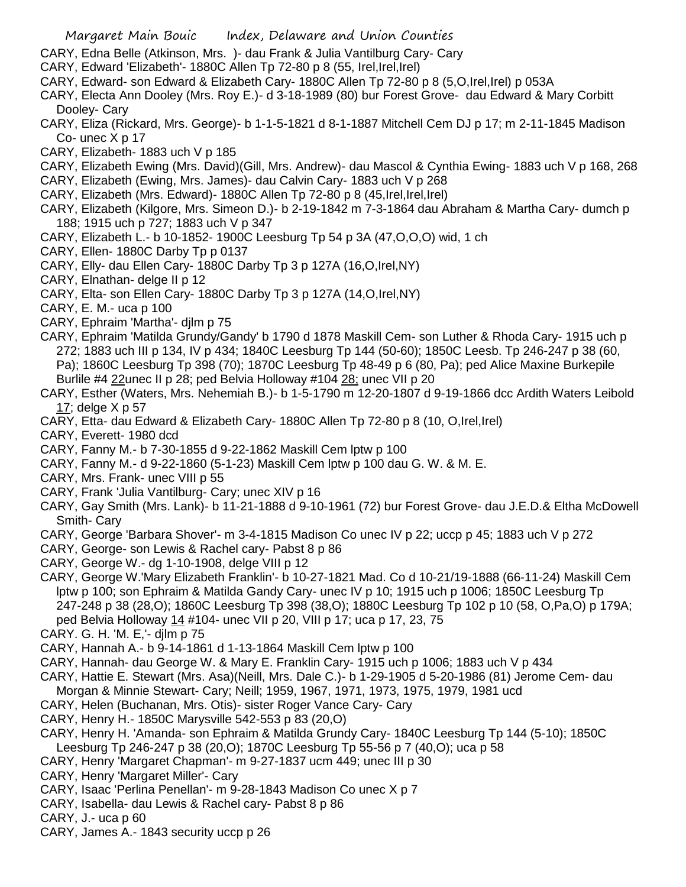CARY, Edna Belle (Atkinson, Mrs. )- dau Frank & Julia Vantilburg Cary- Cary

CARY, Edward 'Elizabeth'- 1880C Allen Tp 72-80 p 8 (55, Irel,Irel,Irel)

CARY, Edward- son Edward & Elizabeth Cary- 1880C Allen Tp 72-80 p 8 (5,O,Irel,Irel) p 053A

CARY, Electa Ann Dooley (Mrs. Roy E.)- d 3-18-1989 (80) bur Forest Grove- dau Edward & Mary Corbitt Dooley- Cary

CARY, Eliza (Rickard, Mrs. George)- b 1-1-5-1821 d 8-1-1887 Mitchell Cem DJ p 17; m 2-11-1845 Madison Co- unec X p 17

CARY, Elizabeth- 1883 uch V p 185

CARY, Elizabeth Ewing (Mrs. David)(Gill, Mrs. Andrew)- dau Mascol & Cynthia Ewing- 1883 uch V p 168, 268

CARY, Elizabeth (Ewing, Mrs. James)- dau Calvin Cary- 1883 uch V p 268

CARY, Elizabeth (Mrs. Edward)- 1880C Allen Tp 72-80 p 8 (45,Irel,Irel,Irel)

CARY, Elizabeth (Kilgore, Mrs. Simeon D.)- b 2-19-1842 m 7-3-1864 dau Abraham & Martha Cary- dumch p 188; 1915 uch p 727; 1883 uch V p 347

CARY, Elizabeth L.- b 10-1852- 1900C Leesburg Tp 54 p 3A (47,O,O,O) wid, 1 ch

CARY, Ellen- 1880C Darby Tp p 0137

CARY, Elly- dau Ellen Cary- 1880C Darby Tp 3 p 127A (16,O,Irel,NY)

CARY, Elnathan- delge II p 12

CARY, Elta- son Ellen Cary- 1880C Darby Tp 3 p 127A (14,O,Irel,NY)

CARY, E. M.- uca p 100

CARY, Ephraim 'Martha'- djlm p 75

CARY, Ephraim 'Matilda Grundy/Gandy' b 1790 d 1878 Maskill Cem- son Luther & Rhoda Cary- 1915 uch p 272; 1883 uch III p 134, IV p 434; 1840C Leesburg Tp 144 (50-60); 1850C Leesb. Tp 246-247 p 38 (60, Pa); 1860C Leesburg Tp 398 (70); 1870C Leesburg Tp 48-49 p 6 (80, Pa); ped Alice Maxine Burkepile Burlile #4 22unec II p 28; ped Belvia Holloway #104 28; unec VII p 20

CARY, Esther (Waters, Mrs. Nehemiah B.)- b 1-5-1790 m 12-20-1807 d 9-19-1866 dcc Ardith Waters Leibold 17; delge X p 57

CARY, Etta- dau Edward & Elizabeth Cary- 1880C Allen Tp 72-80 p 8 (10, O,Irel,Irel)

CARY, Everett- 1980 dcd

CARY, Fanny M.- b 7-30-1855 d 9-22-1862 Maskill Cem lptw p 100

CARY, Fanny M.- d 9-22-1860 (5-1-23) Maskill Cem lptw p 100 dau G. W. & M. E.

CARY, Mrs. Frank- unec VIII p 55

CARY, Frank 'Julia Vantilburg- Cary; unec XIV p 16

CARY, Gay Smith (Mrs. Lank)- b 11-21-1888 d 9-10-1961 (72) bur Forest Grove- dau J.E.D.& Eltha McDowell Smith- Cary

CARY, George 'Barbara Shover'- m 3-4-1815 Madison Co unec IV p 22; uccp p 45; 1883 uch V p 272

CARY, George- son Lewis & Rachel cary- Pabst 8 p 86

CARY, George W.- dg 1-10-1908, delge VIII p 12

CARY, George W.'Mary Elizabeth Franklin'- b 10-27-1821 Mad. Co d 10-21/19-1888 (66-11-24) Maskill Cem lptw p 100; son Ephraim & Matilda Gandy Cary- unec IV p 10; 1915 uch p 1006; 1850C Leesburg Tp 247-248 p 38 (28,O); 1860C Leesburg Tp 398 (38,O); 1880C Leesburg Tp 102 p 10 (58, O,Pa,O) p 179A; ped Belvia Holloway 14 #104- unec VII p 20, VIII p 17; uca p 17, 23, 75

CARY. G. H. 'M. E,'- djlm p 75

CARY, Hannah A.- b 9-14-1861 d 1-13-1864 Maskill Cem lptw p 100

CARY, Hannah- dau George W. & Mary E. Franklin Cary- 1915 uch p 1006; 1883 uch V p 434

CARY, Hattie E. Stewart (Mrs. Asa)(Neill, Mrs. Dale C.)- b 1-29-1905 d 5-20-1986 (81) Jerome Cem- dau Morgan & Minnie Stewart- Cary; Neill; 1959, 1967, 1971, 1973, 1975, 1979, 1981 ucd

CARY, Helen (Buchanan, Mrs. Otis)- sister Roger Vance Cary- Cary

CARY, Henry H.- 1850C Marysville 542-553 p 83 (20,O)

CARY, Henry H. 'Amanda- son Ephraim & Matilda Grundy Cary- 1840C Leesburg Tp 144 (5-10); 1850C Leesburg Tp 246-247 p 38 (20,O); 1870C Leesburg Tp 55-56 p 7 (40,O); uca p 58

CARY, Henry 'Margaret Chapman'- m 9-27-1837 ucm 449; unec III p 30

CARY, Henry 'Margaret Miller'- Cary

CARY, Isaac 'Perlina Penellan'- m 9-28-1843 Madison Co unec X p 7

CARY, Isabella- dau Lewis & Rachel cary- Pabst 8 p 86

CARY, J.- uca p 60

CARY, James A.- 1843 security uccp p 26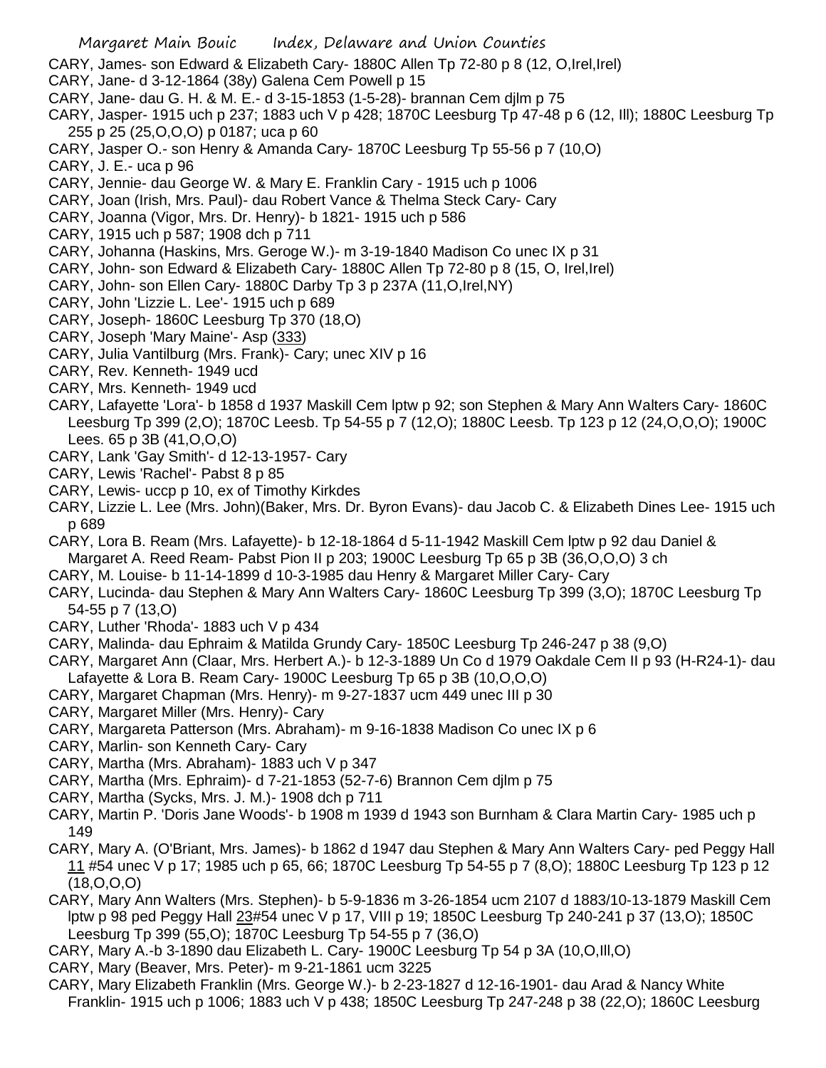CARY, James- son Edward & Elizabeth Cary- 1880C Allen Tp 72-80 p 8 (12, O,Irel,Irel)

CARY, Jane- d 3-12-1864 (38y) Galena Cem Powell p 15

CARY, Jane- dau G. H. & M. E.- d 3-15-1853 (1-5-28)- brannan Cem djlm p 75

CARY, Jasper- 1915 uch p 237; 1883 uch V p 428; 1870C Leesburg Tp 47-48 p 6 (12, Ill); 1880C Leesburg Tp 255 p 25 (25,O,O,O) p 0187; uca p 60

CARY, Jasper O.- son Henry & Amanda Cary- 1870C Leesburg Tp 55-56 p 7 (10,O)

CARY, J. E.- uca p 96

CARY, Jennie- dau George W. & Mary E. Franklin Cary - 1915 uch p 1006

CARY, Joan (Irish, Mrs. Paul)- dau Robert Vance & Thelma Steck Cary- Cary

CARY, Joanna (Vigor, Mrs. Dr. Henry)- b 1821- 1915 uch p 586

CARY, 1915 uch p 587; 1908 dch p 711

CARY, Johanna (Haskins, Mrs. Geroge W.)- m 3-19-1840 Madison Co unec IX p 31

CARY, John- son Edward & Elizabeth Cary- 1880C Allen Tp 72-80 p 8 (15, O, Irel,Irel)

CARY, John- son Ellen Cary- 1880C Darby Tp 3 p 237A (11,O,Irel,NY)

CARY, John 'Lizzie L. Lee'- 1915 uch p 689

CARY, Joseph- 1860C Leesburg Tp 370 (18,O)

CARY, Joseph 'Mary Maine'- Asp (333)

CARY, Julia Vantilburg (Mrs. Frank)- Cary; unec XIV p 16

CARY, Rev. Kenneth- 1949 ucd

CARY, Mrs. Kenneth- 1949 ucd

CARY, Lafayette 'Lora'- b 1858 d 1937 Maskill Cem lptw p 92; son Stephen & Mary Ann Walters Cary- 1860C Leesburg Tp 399 (2,O); 1870C Leesb. Tp 54-55 p 7 (12,O); 1880C Leesb. Tp 123 p 12 (24,O,O,O); 1900C Lees. 65 p 3B (41,O,O,O)

CARY, Lank 'Gay Smith'- d 12-13-1957- Cary

CARY, Lewis 'Rachel'- Pabst 8 p 85

CARY, Lewis- uccp p 10, ex of Timothy Kirkdes

CARY, Lizzie L. Lee (Mrs. John)(Baker, Mrs. Dr. Byron Evans)- dau Jacob C. & Elizabeth Dines Lee- 1915 uch p 689

CARY, Lora B. Ream (Mrs. Lafayette)- b 12-18-1864 d 5-11-1942 Maskill Cem lptw p 92 dau Daniel & Margaret A. Reed Ream- Pabst Pion II p 203; 1900C Leesburg Tp 65 p 3B (36,O,O,O) 3 ch

CARY, M. Louise- b 11-14-1899 d 10-3-1985 dau Henry & Margaret Miller Cary- Cary

CARY, Lucinda- dau Stephen & Mary Ann Walters Cary- 1860C Leesburg Tp 399 (3,O); 1870C Leesburg Tp 54-55 p 7 (13,O)

CARY, Luther 'Rhoda'- 1883 uch V p 434

CARY, Malinda- dau Ephraim & Matilda Grundy Cary- 1850C Leesburg Tp 246-247 p 38 (9,O)

CARY, Margaret Ann (Claar, Mrs. Herbert A.)- b 12-3-1889 Un Co d 1979 Oakdale Cem II p 93 (H-R24-1)- dau Lafayette & Lora B. Ream Cary- 1900C Leesburg Tp 65 p 3B (10,O,O,O)

CARY, Margaret Chapman (Mrs. Henry)- m 9-27-1837 ucm 449 unec III p 30

CARY, Margaret Miller (Mrs. Henry)- Cary

CARY, Margareta Patterson (Mrs. Abraham)- m 9-16-1838 Madison Co unec IX p 6

CARY, Marlin- son Kenneth Cary- Cary

CARY, Martha (Mrs. Abraham)- 1883 uch V p 347

CARY, Martha (Mrs. Ephraim)- d 7-21-1853 (52-7-6) Brannon Cem djlm p 75

CARY, Martha (Sycks, Mrs. J. M.)- 1908 dch p 711

CARY, Martin P. 'Doris Jane Woods'- b 1908 m 1939 d 1943 son Burnham & Clara Martin Cary- 1985 uch p 149

CARY, Mary A. (O'Briant, Mrs. James)- b 1862 d 1947 dau Stephen & Mary Ann Walters Cary- ped Peggy Hall 11 #54 unec V p 17; 1985 uch p 65, 66; 1870C Leesburg Tp 54-55 p 7 (8,O); 1880C Leesburg Tp 123 p 12 (18,O,O,O)

CARY, Mary Ann Walters (Mrs. Stephen)- b 5-9-1836 m 3-26-1854 ucm 2107 d 1883/10-13-1879 Maskill Cem lptw p 98 ped Peggy Hall 23#54 unec V p 17, VIII p 19; 1850C Leesburg Tp 240-241 p 37 (13,O); 1850C Leesburg Tp 399 (55,O); 1870C Leesburg Tp 54-55 p 7 (36,O)

CARY, Mary A.-b 3-1890 dau Elizabeth L. Cary- 1900C Leesburg Tp 54 p 3A (10,O,Ill,O)

CARY, Mary (Beaver, Mrs. Peter)- m 9-21-1861 ucm 3225

CARY, Mary Elizabeth Franklin (Mrs. George W.)- b 2-23-1827 d 12-16-1901- dau Arad & Nancy White Franklin- 1915 uch p 1006; 1883 uch V p 438; 1850C Leesburg Tp 247-248 p 38 (22,O); 1860C Leesburg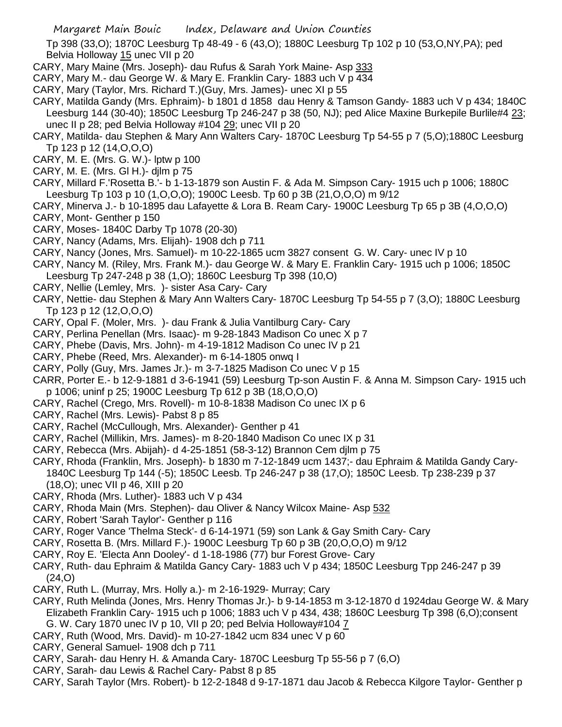Tp 398 (33,O); 1870C Leesburg Tp 48-49 - 6 (43,O); 1880C Leesburg Tp 102 p 10 (53,O,NY,PA); ped Belvia Holloway 15 unec VII p 20

CARY, Mary Maine (Mrs. Joseph)- dau Rufus & Sarah York Maine- Asp 333

CARY, Mary M.- dau George W. & Mary E. Franklin Cary- 1883 uch V p 434

CARY, Mary (Taylor, Mrs. Richard T.)(Guy, Mrs. James)- unec XI p 55

CARY, Matilda Gandy (Mrs. Ephraim)- b 1801 d 1858 dau Henry & Tamson Gandy- 1883 uch V p 434; 1840C Leesburg 144 (30-40); 1850C Leesburg Tp 246-247 p 38 (50, NJ); ped Alice Maxine Burkepile Burlile#4 23; unec II p 28; ped Belvia Holloway #104 29; unec VII p 20

CARY, Matilda- dau Stephen & Mary Ann Walters Cary- 1870C Leesburg Tp 54-55 p 7 (5,O);1880C Leesburg Tp 123 p 12 (14,O,O,O)

CARY, M. E. (Mrs. G. W.)- lptw p 100

CARY, M. E. (Mrs. Gl H.)- djlm p 75

CARY, Millard F.'Rosetta B.'- b 1-13-1879 son Austin F. & Ada M. Simpson Cary- 1915 uch p 1006; 1880C Leesburg Tp 103 p 10 (1,O,O,O); 1900C Leesb. Tp 60 p 3B (21,O,O,O) m 9/12

CARY, Minerva J.- b 10-1895 dau Lafayette & Lora B. Ream Cary- 1900C Leesburg Tp 65 p 3B (4,O,O,O)

CARY, Mont- Genther p 150

CARY, Moses- 1840C Darby Tp 1078 (20-30)

CARY, Nancy (Adams, Mrs. Elijah)- 1908 dch p 711

CARY, Nancy (Jones, Mrs. Samuel)- m 10-22-1865 ucm 3827 consent G. W. Cary- unec IV p 10

CARY, Nancy M. (Riley, Mrs. Frank M.)- dau George W. & Mary E. Franklin Cary- 1915 uch p 1006; 1850C Leesburg Tp 247-248 p 38 (1,O); 1860C Leesburg Tp 398 (10,O)

CARY, Nellie (Lemley, Mrs. )- sister Asa Cary- Cary

CARY, Nettie- dau Stephen & Mary Ann Walters Cary- 1870C Leesburg Tp 54-55 p 7 (3,O); 1880C Leesburg Tp 123 p 12 (12,O,O,O)

CARY, Opal F. (Moler, Mrs. )- dau Frank & Julia Vantilburg Cary- Cary

CARY, Perlina Penellan (Mrs. Isaac)- m 9-28-1843 Madison Co unec X p 7

CARY, Phebe (Davis, Mrs. John)- m 4-19-1812 Madison Co unec IV p 21

CARY, Phebe (Reed, Mrs. Alexander)- m 6-14-1805 onwq I

CARY, Polly (Guy, Mrs. James Jr.)- m 3-7-1825 Madison Co unec V p 15

CARR, Porter E.- b 12-9-1881 d 3-6-1941 (59) Leesburg Tp-son Austin F. & Anna M. Simpson Cary- 1915 uch p 1006; uninf p 25; 1900C Leesburg Tp 612 p 3B (18,O,O,O)

CARY, Rachel (Crego, Mrs. Rovell)- m 10-8-1838 Madison Co unec IX p 6

CARY, Rachel (Mrs. Lewis)- Pabst 8 p 85

CARY, Rachel (McCullough, Mrs. Alexander)- Genther p 41

CARY, Rachel (Millikin, Mrs. James)- m 8-20-1840 Madison Co unec IX p 31

CARY, Rebecca (Mrs. Abijah)- d 4-25-1851 (58-3-12) Brannon Cem djlm p 75

CARY, Rhoda (Franklin, Mrs. Joseph)- b 1830 m 7-12-1849 ucm 1437;- dau Ephraim & Matilda Gandy Cary- 1840C Leesburg Tp 144 (-5); 1850C Leesb. Tp 246-247 p 38 (17,O); 1850C Leesb. Tp 238-239 p 37 (18,O); unec VII p 46, XIII p 20

CARY, Rhoda (Mrs. Luther)- 1883 uch V p 434

CARY, Rhoda Main (Mrs. Stephen)- dau Oliver & Nancy Wilcox Maine- Asp 532

CARY, Robert 'Sarah Taylor'- Genther p 116

CARY, Roger Vance 'Thelma Steck'- d 6-14-1971 (59) son Lank & Gay Smith Cary- Cary

CARY, Rosetta B. (Mrs. Millard F.)- 1900C Leesburg Tp 60 p 3B (20,O,O,O) m 9/12

CARY, Roy E. 'Electa Ann Dooley'- d 1-18-1986 (77) bur Forest Grove- Cary

CARY, Ruth- dau Ephraim & Matilda Gancy Cary- 1883 uch V p 434; 1850C Leesburg Tpp 246-247 p 39 (24,O)

CARY, Ruth L. (Murray, Mrs. Holly a.)- m 2-16-1929- Murray; Cary

CARY, Ruth Melinda (Jones, Mrs. Henry Thomas Jr.)- b 9-14-1853 m 3-12-1870 d 1924dau George W. & Mary Elizabeth Franklin Cary- 1915 uch p 1006; 1883 uch V p 434, 438; 1860C Leesburg Tp 398 (6,O);consent G. W. Cary 1870 unec IV p 10, VII p 20; ped Belvia Holloway#104 7

CARY, Ruth (Wood, Mrs. David)- m 10-27-1842 ucm 834 unec V p 60

CARY, General Samuel- 1908 dch p 711

CARY, Sarah- dau Henry H. & Amanda Cary- 1870C Leesburg Tp 55-56 p 7 (6,O)

CARY, Sarah- dau Lewis & Rachel Cary- Pabst 8 p 85

CARY, Sarah Taylor (Mrs. Robert)- b 12-2-1848 d 9-17-1871 dau Jacob & Rebecca Kilgore Taylor- Genther p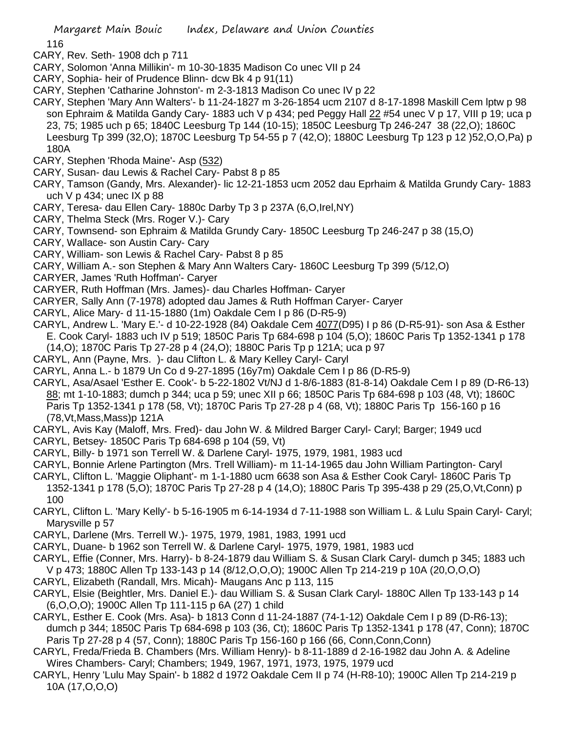CARY, Rev. Seth- 1908 dch p 711

CARY, Solomon 'Anna Millikin'- m 10-30-1835 Madison Co unec VII p 24

CARY, Sophia- heir of Prudence Blinn- dcw Bk 4 p 91(11)

CARY, Stephen 'Catharine Johnston'- m 2-3-1813 Madison Co unec IV p 22

CARY, Stephen 'Mary Ann Walters'- b 11-24-1827 m 3-26-1854 ucm 2107 d 8-17-1898 Maskill Cem lptw p 98 son Ephraim & Matilda Gandy Cary- 1883 uch V p 434; ped Peggy Hall 22 #54 unec V p 17, VIII p 19; uca p 23, 75; 1985 uch p 65; 1840C Leesburg Tp 144 (10-15); 1850C Leesburg Tp 246-247 38 (22,O); 1860C Leesburg Tp 399 (32,O); 1870C Leesburg Tp 54-55 p 7 (42,O); 1880C Leesburg Tp 123 p 12 )52,O,O,Pa) p 180A

CARY, Stephen 'Rhoda Maine'- Asp (532)

CARY, Susan- dau Lewis & Rachel Cary- Pabst 8 p 85

CARY, Tamson (Gandy, Mrs. Alexander)- lic 12-21-1853 ucm 2052 dau Eprhaim & Matilda Grundy Cary- 1883 uch V p 434; unec IX p 88

CARY, Teresa- dau Ellen Cary- 1880c Darby Tp 3 p 237A (6,O,Irel,NY)

CARY, Thelma Steck (Mrs. Roger V.)- Cary

CARY, Townsend- son Ephraim & Matilda Grundy Cary- 1850C Leesburg Tp 246-247 p 38 (15,O)

CARY, Wallace- son Austin Cary- Cary

CARY, William- son Lewis & Rachel Cary- Pabst 8 p 85

CARY, William A.- son Stephen & Mary Ann Walters Cary- 1860C Leesburg Tp 399 (5/12,O)

CARYER, James 'Ruth Hoffman'- Caryer

CARYER, Ruth Hoffman (Mrs. James)- dau Charles Hoffman- Caryer

CARYER, Sally Ann (7-1978) adopted dau James & Ruth Hoffman Caryer- Caryer

CARYL, Alice Mary- d 11-15-1880 (1m) Oakdale Cem I p 86 (D-R5-9)

CARYL, Andrew L. 'Mary E.'- d 10-22-1928 (84) Oakdale Cem 4077(D95) I p 86 (D-R5-91)- son Asa & Esther E. Cook Caryl- 1883 uch IV p 519; 1850C Paris Tp 684-698 p 104 (5,O); 1860C Paris Tp 1352-1341 p 178 (14,O); 1870C Paris Tp 27-28 p 4 (24,O); 1880C Paris Tp p 121A; uca p 97

CARYL, Ann (Payne, Mrs. )- dau Clifton L. & Mary Kelley Caryl- Caryl

CARYL, Anna L.- b 1879 Un Co d 9-27-1895 (16y7m) Oakdale Cem I p 86 (D-R5-9)

CARYL, Asa/Asael 'Esther E. Cook'- b 5-22-1802 Vt/NJ d 1-8/6-1883 (81-8-14) Oakdale Cem I p 89 (D-R6-13) 88; mt 1-10-1883; dumch p 344; uca p 59; unec XII p 66; 1850C Paris Tp 684-698 p 103 (48, Vt); 1860C Paris Tp 1352-1341 p 178 (58, Vt); 1870C Paris Tp 27-28 p 4 (68, Vt); 1880C Paris Tp 156-160 p 16 (78,Vt,Mass,Mass)p 121A

CARYL, Avis Kay (Maloff, Mrs. Fred)- dau John W. & Mildred Barger Caryl- Caryl; Barger; 1949 ucd

CARYL, Betsey- 1850C Paris Tp 684-698 p 104 (59, Vt)

CARYL, Billy- b 1971 son Terrell W. & Darlene Caryl- 1975, 1979, 1981, 1983 ucd

CARYL, Bonnie Arlene Partington (Mrs. Trell William)- m 11-14-1965 dau John William Partington- Caryl

CARYL, Clifton L. 'Maggie Oliphant'- m 1-1-1880 ucm 6638 son Asa & Esther Cook Caryl- 1860C Paris Tp 1352-1341 p 178 (5,O); 1870C Paris Tp 27-28 p 4 (14,O); 1880C Paris Tp 395-438 p 29 (25,O,Vt,Conn) p 100

CARYL, Clifton L. 'Mary Kelly'- b 5-16-1905 m 6-14-1934 d 7-11-1988 son William L. & Lulu Spain Caryl- Caryl; Marysville p 57

CARYL, Darlene (Mrs. Terrell W.)- 1975, 1979, 1981, 1983, 1991 ucd

CARYL, Duane- b 1962 son Terrell W. & Darlene Caryl- 1975, 1979, 1981, 1983 ucd

CARYL, Effie (Conner, Mrs. Harry)- b 8-24-1879 dau William S. & Susan Clark Caryl- dumch p 345; 1883 uch V p 473; 1880C Allen Tp 133-143 p 14 (8/12,O,O,O); 1900C Allen Tp 214-219 p 10A (20,O,O,O)

CARYL, Elizabeth (Randall, Mrs. Micah)- Maugans Anc p 113, 115

CARYL, Elsie (Beightler, Mrs. Daniel E.)- dau William S. & Susan Clark Caryl- 1880C Allen Tp 133-143 p 14 (6,O,O,O); 1900C Allen Tp 111-115 p 6A (27) 1 child

CARYL, Esther E. Cook (Mrs. Asa)- b 1813 Conn d 11-24-1887 (74-1-12) Oakdale Cem I p 89 (D-R6-13); dumch p 344; 1850C Paris Tp 684-698 p 103 (36, Ct); 1860C Paris Tp 1352-1341 p 178 (47, Conn); 1870C Paris Tp 27-28 p 4 (57, Conn); 1880C Paris Tp 156-160 p 166 (66, Conn,Conn,Conn)

CARYL, Freda/Frieda B. Chambers (Mrs. William Henry)- b 8-11-1889 d 2-16-1982 dau John A. & Adeline Wires Chambers- Caryl; Chambers; 1949, 1967, 1971, 1973, 1975, 1979 ucd

CARYL, Henry 'Lulu May Spain'- b 1882 d 1972 Oakdale Cem II p 74 (H-R8-10); 1900C Allen Tp 214-219 p 10A (17,O,O,O)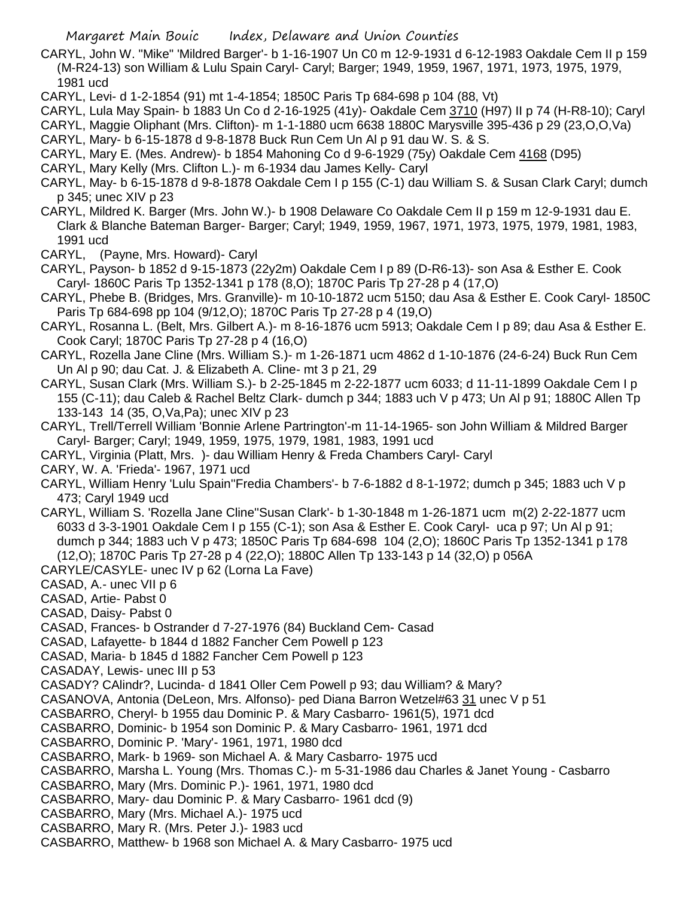CARYL, John W. "Mike" 'Mildred Barger'- b 1-16-1907 Un C0 m 12-9-1931 d 6-12-1983 Oakdale Cem II p 159 (M-R24-13) son William & Lulu Spain Caryl- Caryl; Barger; 1949, 1959, 1967, 1971, 1973, 1975, 1979, 1981 ucd

CARYL, Levi- d 1-2-1854 (91) mt 1-4-1854; 1850C Paris Tp 684-698 p 104 (88, Vt)

CARYL, Lula May Spain- b 1883 Un Co d 2-16-1925 (41y)- Oakdale Cem 3710 (H97) II p 74 (H-R8-10); Caryl

CARYL, Maggie Oliphant (Mrs. Clifton)- m 1-1-1880 ucm 6638 1880C Marysville 395-436 p 29 (23,O,O,Va)

CARYL, Mary- b 6-15-1878 d 9-8-1878 Buck Run Cem Un Al p 91 dau W. S. & S.

CARYL, Mary E. (Mes. Andrew)- b 1854 Mahoning Co d 9-6-1929 (75y) Oakdale Cem 4168 (D95)

CARYL, Mary Kelly (Mrs. Clifton L.)- m 6-1934 dau James Kelly- Caryl

CARYL, May- b 6-15-1878 d 9-8-1878 Oakdale Cem I p 155 (C-1) dau William S. & Susan Clark Caryl; dumch p 345; unec XIV p 23

CARYL, Mildred K. Barger (Mrs. John W.)- b 1908 Delaware Co Oakdale Cem II p 159 m 12-9-1931 dau E. Clark & Blanche Bateman Barger- Barger; Caryl; 1949, 1959, 1967, 1971, 1973, 1975, 1979, 1981, 1983, 1991 ucd

CARYL, (Payne, Mrs. Howard)- Caryl

CARYL, Payson- b 1852 d 9-15-1873 (22y2m) Oakdale Cem I p 89 (D-R6-13)- son Asa & Esther E. Cook Caryl- 1860C Paris Tp 1352-1341 p 178 (8,O); 1870C Paris Tp 27-28 p 4 (17,O)

CARYL, Phebe B. (Bridges, Mrs. Granville)- m 10-10-1872 ucm 5150; dau Asa & Esther E. Cook Caryl- 1850C Paris Tp 684-698 pp 104 (9/12,O); 1870C Paris Tp 27-28 p 4 (19,O)

CARYL, Rosanna L. (Belt, Mrs. Gilbert A.)- m 8-16-1876 ucm 5913; Oakdale Cem I p 89; dau Asa & Esther E. Cook Caryl; 1870C Paris Tp 27-28 p 4 (16,O)

CARYL, Rozella Jane Cline (Mrs. William S.)- m 1-26-1871 ucm 4862 d 1-10-1876 (24-6-24) Buck Run Cem Un Al p 90; dau Cat. J. & Elizabeth A. Cline- mt 3 p 21, 29

CARYL, Susan Clark (Mrs. William S.)- b 2-25-1845 m 2-22-1877 ucm 6033; d 11-11-1899 Oakdale Cem I p 155 (C-11); dau Caleb & Rachel Beltz Clark- dumch p 344; 1883 uch V p 473; Un Al p 91; 1880C Allen Tp 133-143 14 (35, O,Va,Pa); unec XIV p 23

CARYL, Trell/Terrell William 'Bonnie Arlene Partrington'-m 11-14-1965- son John William & Mildred Barger Caryl- Barger; Caryl; 1949, 1959, 1975, 1979, 1981, 1983, 1991 ucd

CARYL, Virginia (Platt, Mrs. )- dau William Henry & Freda Chambers Caryl- Caryl

CARY, W. A. 'Frieda'- 1967, 1971 ucd

CARYL, William Henry 'Lulu Spain''Fredia Chambers'- b 7-6-1882 d 8-1-1972; dumch p 345; 1883 uch V p 473; Caryl 1949 ucd

CARYL, William S. 'Rozella Jane Cline''Susan Clark'- b 1-30-1848 m 1-26-1871 ucm m(2) 2-22-1877 ucm 6033 d 3-3-1901 Oakdale Cem I p 155 (C-1); son Asa & Esther E. Cook Caryl- uca p 97; Un Al p 91; dumch p 344; 1883 uch V p 473; 1850C Paris Tp 684-698 104 (2,O); 1860C Paris Tp 1352-1341 p 178 (12,O); 1870C Paris Tp 27-28 p 4 (22,O); 1880C Allen Tp 133-143 p 14 (32,O) p 056A

CARYLE/CASYLE- unec IV p 62 (Lorna La Fave)

CASAD, A.- unec VII p 6

CASAD, Artie- Pabst 0

CASAD, Daisy- Pabst 0

CASAD, Frances- b Ostrander d 7-27-1976 (84) Buckland Cem- Casad

CASAD, Lafayette- b 1844 d 1882 Fancher Cem Powell p 123

CASAD, Maria- b 1845 d 1882 Fancher Cem Powell p 123

CASADAY, Lewis- unec III p 53

CASADY? CAlindr?, Lucinda- d 1841 Oller Cem Powell p 93; dau William? & Mary?

CASANOVA, Antonia (DeLeon, Mrs. Alfonso)- ped Diana Barron Wetzel#63 31 unec V p 51

CASBARRO, Cheryl- b 1955 dau Dominic P. & Mary Casbarro- 1961(5), 1971 dcd

CASBARRO, Dominic- b 1954 son Dominic P. & Mary Casbarro- 1961, 1971 dcd

CASBARRO, Dominic P. 'Mary'- 1961, 1971, 1980 dcd

CASBARRO, Mark- b 1969- son Michael A. & Mary Casbarro- 1975 ucd

CASBARRO, Marsha L. Young (Mrs. Thomas C.)- m 5-31-1986 dau Charles & Janet Young - Casbarro

CASBARRO, Mary (Mrs. Dominic P.)- 1961, 1971, 1980 dcd

CASBARRO, Mary- dau Dominic P. & Mary Casbarro- 1961 dcd (9)

CASBARRO, Mary (Mrs. Michael A.)- 1975 ucd

CASBARRO, Mary R. (Mrs. Peter J.)- 1983 ucd

CASBARRO, Matthew- b 1968 son Michael A. & Mary Casbarro- 1975 ucd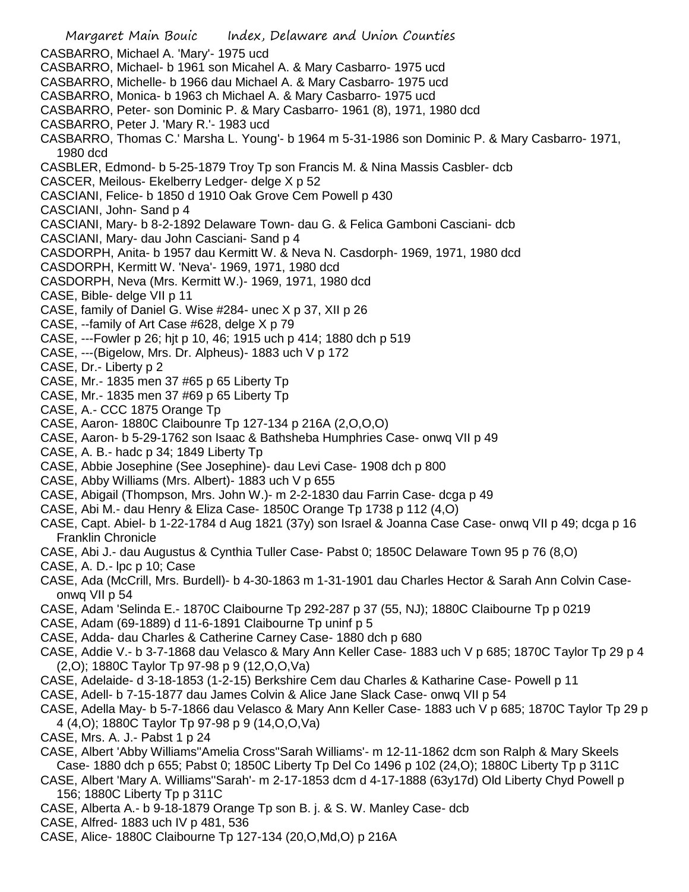CASBARRO, Michael A. 'Mary'- 1975 ucd
CASBARRO, Michael- b 1961 son Micahel A. & Mary Casbarro- 1975 ucd
CASBARRO, Michelle- b 1966 dau Michael A. & Mary Casbarro- 1975 ucd
CASBARRO, Monica- b 1963 ch Michael A. & Mary Casbarro- 1975 ucd
CASBARRO, Peter- son Dominic P. & Mary Casbarro- 1961 (8), 1971, 1980 dcd
CASBARRO, Peter J. 'Mary R.'- 1983 ucd
CASBARRO, Thomas C.' Marsha L. Young'- b 1964 m 5-31-1986 son Dominic P. & Mary Casbarro- 1971, 1980 dcd
CASBLER, Edmond- b 5-25-1879 Troy Tp son Francis M. & Nina Massis Casbler- dcb
CASCER, Meilous- Ekelberry Ledger- delge X p 52
CASCIANI, Felice- b 1850 d 1910 Oak Grove Cem Powell p 430
CASCIANI, John- Sand p 4
CASCIANI, Mary- b 8-2-1892 Delaware Town- dau G. & Felica Gamboni Casciani- dcb
CASCIANI, Mary- dau John Casciani- Sand p 4
CASDORPH, Anita- b 1957 dau Kermitt W. & Neva N. Casdorph- 1969, 1971, 1980 dcd
CASDORPH, Kermitt W. 'Neva'- 1969, 1971, 1980 dcd
CASDORPH, Neva (Mrs. Kermitt W.)- 1969, 1971, 1980 dcd
CASE, Bible- delge VII p 11
CASE, family of Daniel G. Wise #284- unec X p 37, XII p 26
CASE, --family of Art Case #628, delge X p 79
CASE, ---Fowler p 26; hjt p 10, 46; 1915 uch p 414; 1880 dch p 519
CASE, ---(Bigelow, Mrs. Dr. Alpheus)- 1883 uch V p 172
CASE, Dr.- Liberty p 2
CASE, Mr.- 1835 men 37 #65 p 65 Liberty Tp
CASE, Mr.- 1835 men 37 #69 p 65 Liberty Tp
CASE, A.- CCC 1875 Orange Tp
CASE, Aaron- 1880C Claibounre Tp 127-134 p 216A (2,O,O,O)
CASE, Aaron- b 5-29-1762 son Isaac & Bathsheba Humphries Case- onwq VII p 49
CASE, A. B.- hadc p 34; 1849 Liberty Tp
CASE, Abbie Josephine (See Josephine)- dau Levi Case- 1908 dch p 800
CASE, Abby Williams (Mrs. Albert)- 1883 uch V p 655
CASE, Abigail (Thompson, Mrs. John W.)- m 2-2-1830 dau Farrin Case- dcga p 49
CASE, Abi M.- dau Henry & Eliza Case- 1850C Orange Tp 1738 p 112 (4,O)
CASE, Capt. Abiel- b 1-22-1784 d Aug 1821 (37y) son Israel & Joanna Case Case- onwq VII p 49; dcga p 16 Franklin Chronicle
CASE, Abi J.- dau Augustus & Cynthia Tuller Case- Pabst 0; 1850C Delaware Town 95 p 76 (8,O)
CASE, A. D.- lpc p 10; Case
CASE, Ada (McCrill, Mrs. Burdell)- b 4-30-1863 m 1-31-1901 dau Charles Hector & Sarah Ann Colvin Case- onwq VII p 54
CASE, Adam 'Selinda E.- 1870C Claibourne Tp 292-287 p 37 (55, NJ); 1880C Claibourne Tp p 0219
CASE, Adam (69-1889) d 11-6-1891 Claibourne Tp uninf p 5
CASE, Adda- dau Charles & Catherine Carney Case- 1880 dch p 680
CASE, Addie V.- b 3-7-1868 dau Velasco & Mary Ann Keller Case- 1883 uch V p 685; 1870C Taylor Tp 29 p 4 (2,O); 1880C Taylor Tp 97-98 p 9 (12,O,O,Va)
CASE, Adelaide- d 3-18-1853 (1-2-15) Berkshire Cem dau Charles & Katharine Case- Powell p 11
CASE, Adell- b 7-15-1877 dau James Colvin & Alice Jane Slack Case- onwq VII p 54
CASE, Adella May- b 5-7-1866 dau Velasco & Mary Ann Keller Case- 1883 uch V p 685; 1870C Taylor Tp 29 p 4 (4,O); 1880C Taylor Tp 97-98 p 9 (14,O,O,Va)
CASE, Mrs. A. J.- Pabst 1 p 24
CASE, Albert 'Abby Williams''Amelia Cross''Sarah Williams'- m 12-11-1862 dcm son Ralph & Mary Skeels Case- 1880 dch p 655; Pabst 0; 1850C Liberty Tp Del Co 1496 p 102 (24,O); 1880C Liberty Tp p 311C
CASE, Albert 'Mary A. Williams''Sarah'- m 2-17-1853 dcm d 4-17-1888 (63y17d) Old Liberty Chyd Powell p 156; 1880C Liberty Tp p 311C
CASE, Alberta A.- b 9-18-1879 Orange Tp son B. j. & S. W. Manley Case- dcb
CASE, Alfred- 1883 uch IV p 481, 536
CASE, Alice- 1880C Claibourne Tp 127-134 (20,O,Md,O) p 216A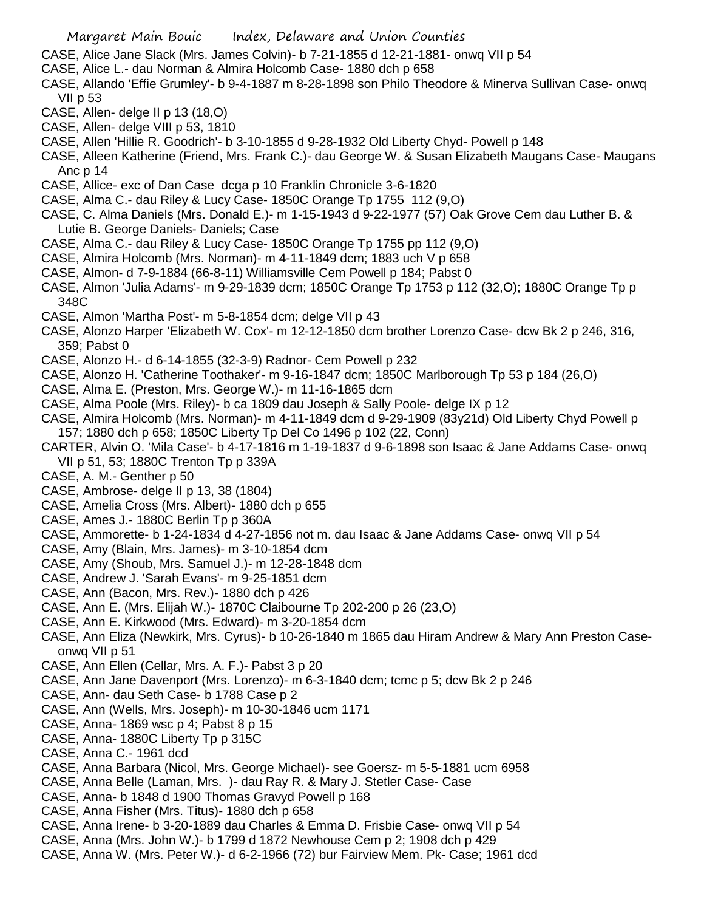CASE, Alice Jane Slack (Mrs. James Colvin)- b 7-21-1855 d 12-21-1881- onwq VII p 54

CASE, Alice L.- dau Norman & Almira Holcomb Case- 1880 dch p 658

CASE, Allando 'Effie Grumley'- b 9-4-1887 m 8-28-1898 son Philo Theodore & Minerva Sullivan Case- onwq VII p 53

CASE, Allen- delge II p 13 (18,O)

CASE, Allen- delge VIII p 53, 1810

CASE, Allen 'Hillie R. Goodrich'- b 3-10-1855 d 9-28-1932 Old Liberty Chyd- Powell p 148

CASE, Alleen Katherine (Friend, Mrs. Frank C.)- dau George W. & Susan Elizabeth Maugans Case- Maugans Anc p 14

CASE, Allice- exc of Dan Case dcga p 10 Franklin Chronicle 3-6-1820

CASE, Alma C.- dau Riley & Lucy Case- 1850C Orange Tp 1755 112 (9,O)

CASE, C. Alma Daniels (Mrs. Donald E.)- m 1-15-1943 d 9-22-1977 (57) Oak Grove Cem dau Luther B. & Lutie B. George Daniels- Daniels; Case

CASE, Alma C.- dau Riley & Lucy Case- 1850C Orange Tp 1755 pp 112 (9,O)

CASE, Almira Holcomb (Mrs. Norman)- m 4-11-1849 dcm; 1883 uch V p 658

CASE, Almon- d 7-9-1884 (66-8-11) Williamsville Cem Powell p 184; Pabst 0

CASE, Almon 'Julia Adams'- m 9-29-1839 dcm; 1850C Orange Tp 1753 p 112 (32,O); 1880C Orange Tp p 348C

CASE, Almon 'Martha Post'- m 5-8-1854 dcm; delge VII p 43

CASE, Alonzo Harper 'Elizabeth W. Cox'- m 12-12-1850 dcm brother Lorenzo Case- dcw Bk 2 p 246, 316, 359; Pabst 0

CASE, Alonzo H.- d 6-14-1855 (32-3-9) Radnor- Cem Powell p 232

CASE, Alonzo H. 'Catherine Toothaker'- m 9-16-1847 dcm; 1850C Marlborough Tp 53 p 184 (26,O)

CASE, Alma E. (Preston, Mrs. George W.)- m 11-16-1865 dcm

CASE, Alma Poole (Mrs. Riley)- b ca 1809 dau Joseph & Sally Poole- delge IX p 12

CASE, Almira Holcomb (Mrs. Norman)- m 4-11-1849 dcm d 9-29-1909 (83y21d) Old Liberty Chyd Powell p 157; 1880 dch p 658; 1850C Liberty Tp Del Co 1496 p 102 (22, Conn)

CARTER, Alvin O. 'Mila Case'- b 4-17-1816 m 1-19-1837 d 9-6-1898 son Isaac & Jane Addams Case- onwq VII p 51, 53; 1880C Trenton Tp p 339A

CASE, A. M.- Genther p 50

CASE, Ambrose- delge II p 13, 38 (1804)

CASE, Amelia Cross (Mrs. Albert)- 1880 dch p 655

CASE, Ames J.- 1880C Berlin Tp p 360A

CASE, Ammorette- b 1-24-1834 d 4-27-1856 not m. dau Isaac & Jane Addams Case- onwq VII p 54

CASE, Amy (Blain, Mrs. James)- m 3-10-1854 dcm

CASE, Amy (Shoub, Mrs. Samuel J.)- m 12-28-1848 dcm

CASE, Andrew J. 'Sarah Evans'- m 9-25-1851 dcm

CASE, Ann (Bacon, Mrs. Rev.)- 1880 dch p 426

CASE, Ann E. (Mrs. Elijah W.)- 1870C Claibourne Tp 202-200 p 26 (23,O)

CASE, Ann E. Kirkwood (Mrs. Edward)- m 3-20-1854 dcm

CASE, Ann Eliza (Newkirk, Mrs. Cyrus)- b 10-26-1840 m 1865 dau Hiram Andrew & Mary Ann Preston Case- onwq VII p 51

CASE, Ann Ellen (Cellar, Mrs. A. F.)- Pabst 3 p 20

CASE, Ann Jane Davenport (Mrs. Lorenzo)- m 6-3-1840 dcm; tcmc p 5; dcw Bk 2 p 246

CASE, Ann- dau Seth Case- b 1788 Case p 2

CASE, Ann (Wells, Mrs. Joseph)- m 10-30-1846 ucm 1171

CASE, Anna- 1869 wsc p 4; Pabst 8 p 15

CASE, Anna- 1880C Liberty Tp p 315C

CASE, Anna C.- 1961 dcd

CASE, Anna Barbara (Nicol, Mrs. George Michael)- see Goersz- m 5-5-1881 ucm 6958

CASE, Anna Belle (Laman, Mrs. )- dau Ray R. & Mary J. Stetler Case- Case

CASE, Anna- b 1848 d 1900 Thomas Gravyd Powell p 168

CASE, Anna Fisher (Mrs. Titus)- 1880 dch p 658

CASE, Anna Irene- b 3-20-1889 dau Charles & Emma D. Frisbie Case- onwq VII p 54

CASE, Anna (Mrs. John W.)- b 1799 d 1872 Newhouse Cem p 2; 1908 dch p 429

CASE, Anna W. (Mrs. Peter W.)- d 6-2-1966 (72) bur Fairview Mem. Pk- Case; 1961 dcd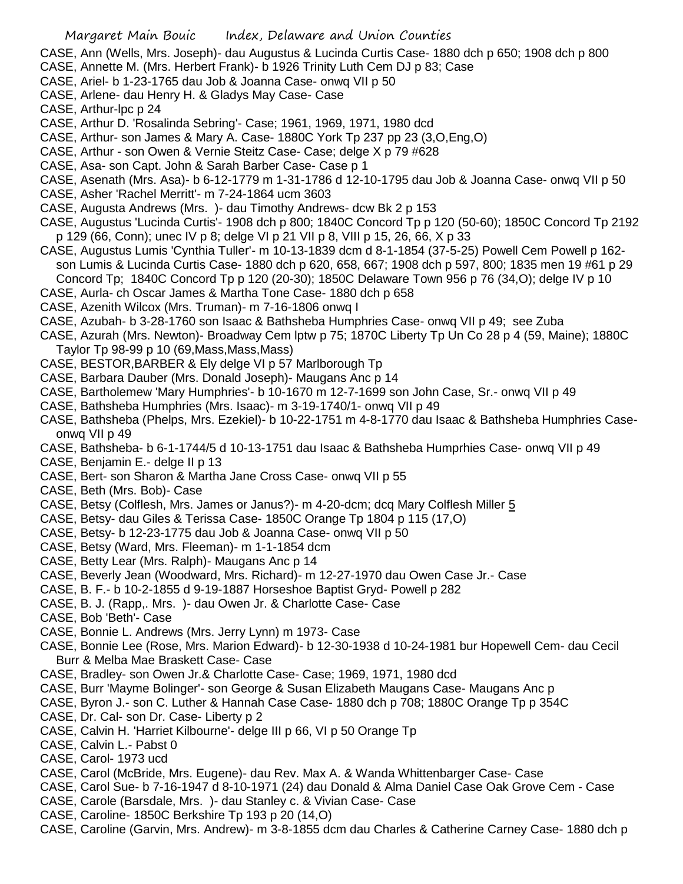CASE, Ann (Wells, Mrs. Joseph)- dau Augustus & Lucinda Curtis Case- 1880 dch p 650; 1908 dch p 800

CASE, Annette M. (Mrs. Herbert Frank)- b 1926 Trinity Luth Cem DJ p 83; Case

CASE, Ariel- b 1-23-1765 dau Job & Joanna Case- onwq VII p 50

CASE, Arlene- dau Henry H. & Gladys May Case- Case

CASE, Arthur-lpc p 24

CASE, Arthur D. 'Rosalinda Sebring'- Case; 1961, 1969, 1971, 1980 dcd

CASE, Arthur- son James & Mary A. Case- 1880C York Tp 237 pp 23 (3,O,Eng,O)

CASE, Arthur - son Owen & Vernie Steitz Case- Case; delge X p 79 #628

CASE, Asa- son Capt. John & Sarah Barber Case- Case p 1

CASE, Asenath (Mrs. Asa)- b 6-12-1779 m 1-31-1786 d 12-10-1795 dau Job & Joanna Case- onwq VII p 50

CASE, Asher 'Rachel Merritt'- m 7-24-1864 ucm 3603

CASE, Augusta Andrews (Mrs. )- dau Timothy Andrews- dcw Bk 2 p 153

CASE, Augustus 'Lucinda Curtis'- 1908 dch p 800; 1840C Concord Tp p 120 (50-60); 1850C Concord Tp 2192 p 129 (66, Conn); unec IV p 8; delge VI p 21 VII p 8, VIII p 15, 26, 66, X p 33

CASE, Augustus Lumis 'Cynthia Tuller'- m 10-13-1839 dcm d 8-1-1854 (37-5-25) Powell Cem Powell p 162- son Lumis & Lucinda Curtis Case- 1880 dch p 620, 658, 667; 1908 dch p 597, 800; 1835 men 19 #61 p 29 Concord Tp; 1840C Concord Tp p 120 (20-30); 1850C Delaware Town 956 p 76 (34,O); delge IV p 10

CASE, Aurla- ch Oscar James & Martha Tone Case- 1880 dch p 658

CASE, Azenith Wilcox (Mrs. Truman)- m 7-16-1806 onwq I

CASE, Azubah- b 3-28-1760 son Isaac & Bathsheba Humphries Case- onwq VII p 49; see Zuba

CASE, Azurah (Mrs. Newton)- Broadway Cem lptw p 75; 1870C Liberty Tp Un Co 28 p 4 (59, Maine); 1880C Taylor Tp 98-99 p 10 (69,Mass,Mass,Mass)

CASE, BESTOR,BARBER & Ely delge VI p 57 Marlborough Tp

CASE, Barbara Dauber (Mrs. Donald Joseph)- Maugans Anc p 14

CASE, Bartholemew 'Mary Humphries'- b 10-1670 m 12-7-1699 son John Case, Sr.- onwq VII p 49

CASE, Bathsheba Humphries (Mrs. Isaac)- m 3-19-1740/1- onwq VII p 49

CASE, Bathsheba (Phelps, Mrs. Ezekiel)- b 10-22-1751 m 4-8-1770 dau Isaac & Bathsheba Humphries Case- onwq VII p 49

CASE, Bathsheba- b 6-1-1744/5 d 10-13-1751 dau Isaac & Bathsheba Humprhies Case- onwq VII p 49

CASE, Benjamin E.- delge II p 13

CASE, Bert- son Sharon & Martha Jane Cross Case- onwq VII p 55

CASE, Beth (Mrs. Bob)- Case

CASE, Betsy (Colflesh, Mrs. James or Janus?)- m 4-20-dcm; dcq Mary Colflesh Miller 5

CASE, Betsy- dau Giles & Terissa Case- 1850C Orange Tp 1804 p 115 (17,O)

CASE, Betsy- b 12-23-1775 dau Job & Joanna Case- onwq VII p 50

CASE, Betsy (Ward, Mrs. Fleeman)- m 1-1-1854 dcm

CASE, Betty Lear (Mrs. Ralph)- Maugans Anc p 14

CASE, Beverly Jean (Woodward, Mrs. Richard)- m 12-27-1970 dau Owen Case Jr.- Case

CASE, B. F.- b 10-2-1855 d 9-19-1887 Horseshoe Baptist Gryd- Powell p 282

CASE, B. J. (Rapp,. Mrs. )- dau Owen Jr. & Charlotte Case- Case

CASE, Bob 'Beth'- Case

CASE, Bonnie L. Andrews (Mrs. Jerry Lynn) m 1973- Case

CASE, Bonnie Lee (Rose, Mrs. Marion Edward)- b 12-30-1938 d 10-24-1981 bur Hopewell Cem- dau Cecil Burr & Melba Mae Braskett Case- Case

CASE, Bradley- son Owen Jr.& Charlotte Case- Case; 1969, 1971, 1980 dcd

CASE, Burr 'Mayme Bolinger'- son George & Susan Elizabeth Maugans Case- Maugans Anc p

CASE, Byron J.- son C. Luther & Hannah Case Case- 1880 dch p 708; 1880C Orange Tp p 354C

CASE, Dr. Cal- son Dr. Case- Liberty p 2

CASE, Calvin H. 'Harriet Kilbourne'- delge III p 66, VI p 50 Orange Tp

CASE, Calvin L.- Pabst 0

CASE, Carol- 1973 ucd

CASE, Carol (McBride, Mrs. Eugene)- dau Rev. Max A. & Wanda Whittenbarger Case- Case

CASE, Carol Sue- b 7-16-1947 d 8-10-1971 (24) dau Donald & Alma Daniel Case Oak Grove Cem - Case

CASE, Carole (Barsdale, Mrs. )- dau Stanley c. & Vivian Case- Case

CASE, Caroline- 1850C Berkshire Tp 193 p 20 (14,O)

CASE, Caroline (Garvin, Mrs. Andrew)- m 3-8-1855 dcm dau Charles & Catherine Carney Case- 1880 dch p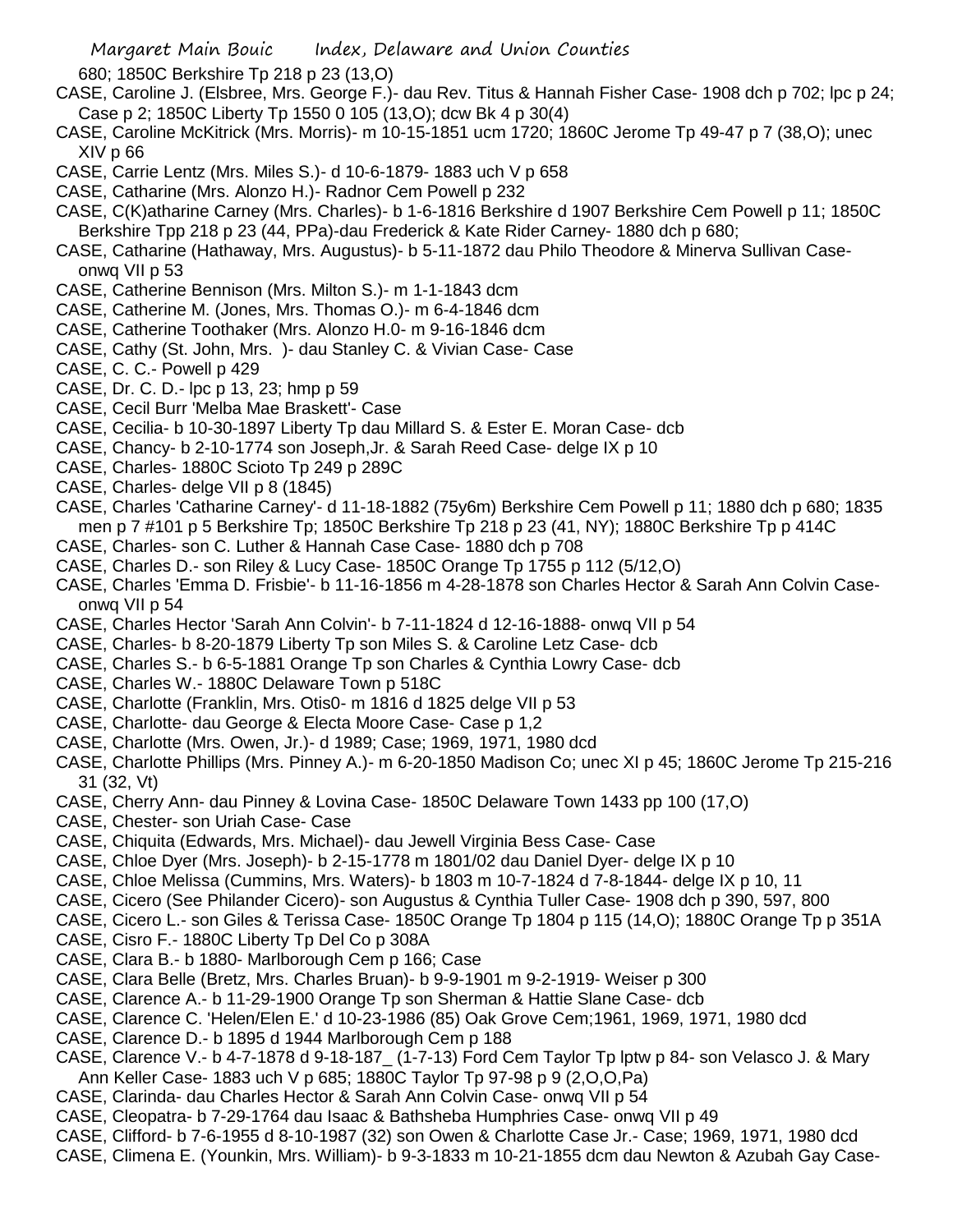680; 1850C Berkshire Tp 218 p 23 (13,O)

CASE, Caroline J. (Elsbree, Mrs. George F.)- dau Rev. Titus & Hannah Fisher Case- 1908 dch p 702; lpc p 24; Case p 2; 1850C Liberty Tp 1550 0 105 (13,O); dcw Bk 4 p 30(4)

CASE, Caroline McKitrick (Mrs. Morris)- m 10-15-1851 ucm 1720; 1860C Jerome Tp 49-47 p 7 (38,O); unec XIV p 66

CASE, Carrie Lentz (Mrs. Miles S.)- d 10-6-1879- 1883 uch V p 658

CASE, Catharine (Mrs. Alonzo H.)- Radnor Cem Powell p 232

CASE, C(K)atharine Carney (Mrs. Charles)- b 1-6-1816 Berkshire d 1907 Berkshire Cem Powell p 11; 1850C Berkshire Tpp 218 p 23 (44, PPa)-dau Frederick & Kate Rider Carney- 1880 dch p 680;

CASE, Catharine (Hathaway, Mrs. Augustus)- b 5-11-1872 dau Philo Theodore & Minerva Sullivan Case- onwq VII p 53

CASE, Catherine Bennison (Mrs. Milton S.)- m 1-1-1843 dcm

CASE, Catherine M. (Jones, Mrs. Thomas O.)- m 6-4-1846 dcm

CASE, Catherine Toothaker (Mrs. Alonzo H.0- m 9-16-1846 dcm

CASE, Cathy (St. John, Mrs. )- dau Stanley C. & Vivian Case- Case

CASE, C. C.- Powell p 429

CASE, Dr. C. D.- lpc p 13, 23; hmp p 59

CASE, Cecil Burr 'Melba Mae Braskett'- Case

CASE, Cecilia- b 10-30-1897 Liberty Tp dau Millard S. & Ester E. Moran Case- dcb

CASE, Chancy- b 2-10-1774 son Joseph,Jr. & Sarah Reed Case- delge IX p 10

CASE, Charles- 1880C Scioto Tp 249 p 289C

CASE, Charles- delge VII p 8 (1845)

CASE, Charles 'Catharine Carney'- d 11-18-1882 (75y6m) Berkshire Cem Powell p 11; 1880 dch p 680; 1835 men p 7 #101 p 5 Berkshire Tp; 1850C Berkshire Tp 218 p 23 (41, NY); 1880C Berkshire Tp p 414C

CASE, Charles- son C. Luther & Hannah Case Case- 1880 dch p 708

CASE, Charles D.- son Riley & Lucy Case- 1850C Orange Tp 1755 p 112 (5/12,O)

CASE, Charles 'Emma D. Frisbie'- b 11-16-1856 m 4-28-1878 son Charles Hector & Sarah Ann Colvin Case- onwq VII p 54

CASE, Charles Hector 'Sarah Ann Colvin'- b 7-11-1824 d 12-16-1888- onwq VII p 54

CASE, Charles- b 8-20-1879 Liberty Tp son Miles S. & Caroline Letz Case- dcb

CASE, Charles S.- b 6-5-1881 Orange Tp son Charles & Cynthia Lowry Case- dcb

CASE, Charles W.- 1880C Delaware Town p 518C

CASE, Charlotte (Franklin, Mrs. Otis0- m 1816 d 1825 delge VII p 53

CASE, Charlotte- dau George & Electa Moore Case- Case p 1,2

CASE, Charlotte (Mrs. Owen, Jr.)- d 1989; Case; 1969, 1971, 1980 dcd

CASE, Charlotte Phillips (Mrs. Pinney A.)- m 6-20-1850 Madison Co; unec XI p 45; 1860C Jerome Tp 215-216 31 (32, Vt)

CASE, Cherry Ann- dau Pinney & Lovina Case- 1850C Delaware Town 1433 pp 100 (17,O)

CASE, Chester- son Uriah Case- Case

CASE, Chiquita (Edwards, Mrs. Michael)- dau Jewell Virginia Bess Case- Case

CASE, Chloe Dyer (Mrs. Joseph)- b 2-15-1778 m 1801/02 dau Daniel Dyer- delge IX p 10

CASE, Chloe Melissa (Cummins, Mrs. Waters)- b 1803 m 10-7-1824 d 7-8-1844- delge IX p 10, 11

CASE, Cicero (See Philander Cicero)- son Augustus & Cynthia Tuller Case- 1908 dch p 390, 597, 800

CASE, Cicero L.- son Giles & Terissa Case- 1850C Orange Tp 1804 p 115 (14,O); 1880C Orange Tp p 351A

CASE, Cisro F.- 1880C Liberty Tp Del Co p 308A

CASE, Clara B.- b 1880- Marlborough Cem p 166; Case

CASE, Clara Belle (Bretz, Mrs. Charles Bruan)- b 9-9-1901 m 9-2-1919- Weiser p 300

CASE, Clarence A.- b 11-29-1900 Orange Tp son Sherman & Hattie Slane Case- dcb

CASE, Clarence C. 'Helen/Elen E.' d 10-23-1986 (85) Oak Grove Cem;1961, 1969, 1971, 1980 dcd

CASE, Clarence D.- b 1895 d 1944 Marlborough Cem p 188

CASE, Clarence V.- b 4-7-1878 d 9-18-187_ (1-7-13) Ford Cem Taylor Tp lptw p 84- son Velasco J. & Mary Ann Keller Case- 1883 uch V p 685; 1880C Taylor Tp 97-98 p 9 (2,O,O,Pa)

CASE, Clarinda- dau Charles Hector & Sarah Ann Colvin Case- onwq VII p 54

CASE, Cleopatra- b 7-29-1764 dau Isaac & Bathsheba Humphries Case- onwq VII p 49

CASE, Clifford- b 7-6-1955 d 8-10-1987 (32) son Owen & Charlotte Case Jr.- Case; 1969, 1971, 1980 dcd

CASE, Climena E. (Younkin, Mrs. William)- b 9-3-1833 m 10-21-1855 dcm dau Newton & Azubah Gay Case-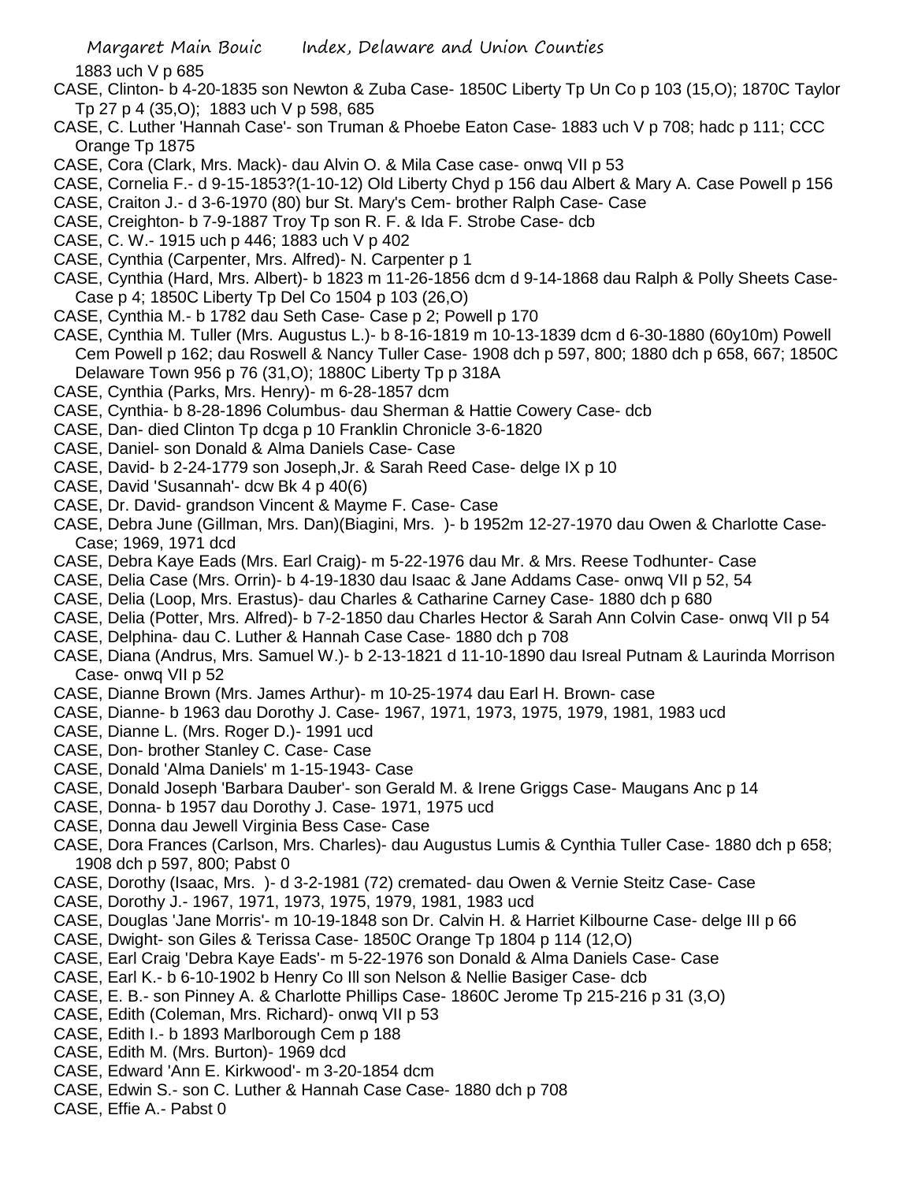1883 uch V p 685

CASE, Clinton- b 4-20-1835 son Newton & Zuba Case- 1850C Liberty Tp Un Co p 103 (15,O); 1870C Taylor Tp 27 p 4 (35,O); 1883 uch V p 598, 685

CASE, C. Luther 'Hannah Case'- son Truman & Phoebe Eaton Case- 1883 uch V p 708; hadc p 111; CCC Orange Tp 1875

CASE, Cora (Clark, Mrs. Mack)- dau Alvin O. & Mila Case case- onwq VII p 53

CASE, Cornelia F.- d 9-15-1853?(1-10-12) Old Liberty Chyd p 156 dau Albert & Mary A. Case Powell p 156

CASE, Craiton J.- d 3-6-1970 (80) bur St. Mary's Cem- brother Ralph Case- Case

CASE, Creighton- b 7-9-1887 Troy Tp son R. F. & Ida F. Strobe Case- dcb

CASE, C. W.- 1915 uch p 446; 1883 uch V p 402

CASE, Cynthia (Carpenter, Mrs. Alfred)- N. Carpenter p 1

CASE, Cynthia (Hard, Mrs. Albert)- b 1823 m 11-26-1856 dcm d 9-14-1868 dau Ralph & Polly Sheets Case-Case p 4; 1850C Liberty Tp Del Co 1504 p 103 (26,O)

CASE, Cynthia M.- b 1782 dau Seth Case- Case p 2; Powell p 170

CASE, Cynthia M. Tuller (Mrs. Augustus L.)- b 8-16-1819 m 10-13-1839 dcm d 6-30-1880 (60y10m) Powell Cem Powell p 162; dau Roswell & Nancy Tuller Case- 1908 dch p 597, 800; 1880 dch p 658, 667; 1850C Delaware Town 956 p 76 (31,O); 1880C Liberty Tp p 318A

CASE, Cynthia (Parks, Mrs. Henry)- m 6-28-1857 dcm

CASE, Cynthia- b 8-28-1896 Columbus- dau Sherman & Hattie Cowery Case- dcb

CASE, Dan- died Clinton Tp dcga p 10 Franklin Chronicle 3-6-1820

CASE, Daniel- son Donald & Alma Daniels Case- Case

CASE, David- b 2-24-1779 son Joseph,Jr. & Sarah Reed Case- delge IX p 10

CASE, David 'Susannah'- dcw Bk 4 p 40(6)

CASE, Dr. David- grandson Vincent & Mayme F. Case- Case

CASE, Debra June (Gillman, Mrs. Dan)(Biagini, Mrs. )- b 1952m 12-27-1970 dau Owen & Charlotte Case-Case; 1969, 1971 dcd

CASE, Debra Kaye Eads (Mrs. Earl Craig)- m 5-22-1976 dau Mr. & Mrs. Reese Todhunter- Case

CASE, Delia Case (Mrs. Orrin)- b 4-19-1830 dau Isaac & Jane Addams Case- onwq VII p 52, 54

CASE, Delia (Loop, Mrs. Erastus)- dau Charles & Catharine Carney Case- 1880 dch p 680

CASE, Delia (Potter, Mrs. Alfred)- b 7-2-1850 dau Charles Hector & Sarah Ann Colvin Case- onwq VII p 54

CASE, Delphina- dau C. Luther & Hannah Case Case- 1880 dch p 708

CASE, Diana (Andrus, Mrs. Samuel W.)- b 2-13-1821 d 11-10-1890 dau Isreal Putnam & Laurinda Morrison Case- onwq VII p 52

CASE, Dianne Brown (Mrs. James Arthur)- m 10-25-1974 dau Earl H. Brown- case

CASE, Dianne- b 1963 dau Dorothy J. Case- 1967, 1971, 1973, 1975, 1979, 1981, 1983 ucd

CASE, Dianne L. (Mrs. Roger D.)- 1991 ucd

CASE, Don- brother Stanley C. Case- Case

CASE, Donald 'Alma Daniels' m 1-15-1943- Case

CASE, Donald Joseph 'Barbara Dauber'- son Gerald M. & Irene Griggs Case- Maugans Anc p 14

CASE, Donna- b 1957 dau Dorothy J. Case- 1971, 1975 ucd

CASE, Donna dau Jewell Virginia Bess Case- Case

CASE, Dora Frances (Carlson, Mrs. Charles)- dau Augustus Lumis & Cynthia Tuller Case- 1880 dch p 658; 1908 dch p 597, 800; Pabst 0

CASE, Dorothy (Isaac, Mrs. )- d 3-2-1981 (72) cremated- dau Owen & Vernie Steitz Case- Case

CASE, Dorothy J.- 1967, 1971, 1973, 1975, 1979, 1981, 1983 ucd

CASE, Douglas 'Jane Morris'- m 10-19-1848 son Dr. Calvin H. & Harriet Kilbourne Case- delge III p 66

CASE, Dwight- son Giles & Terissa Case- 1850C Orange Tp 1804 p 114 (12,O)

CASE, Earl Craig 'Debra Kaye Eads'- m 5-22-1976 son Donald & Alma Daniels Case- Case

CASE, Earl K.- b 6-10-1902 b Henry Co Ill son Nelson & Nellie Basiger Case- dcb

CASE, E. B.- son Pinney A. & Charlotte Phillips Case- 1860C Jerome Tp 215-216 p 31 (3,O)

CASE, Edith (Coleman, Mrs. Richard)- onwq VII p 53

CASE, Edith I.- b 1893 Marlborough Cem p 188

CASE, Edith M. (Mrs. Burton)- 1969 dcd

CASE, Edward 'Ann E. Kirkwood'- m 3-20-1854 dcm

CASE, Edwin S.- son C. Luther & Hannah Case Case- 1880 dch p 708

CASE, Effie A.- Pabst 0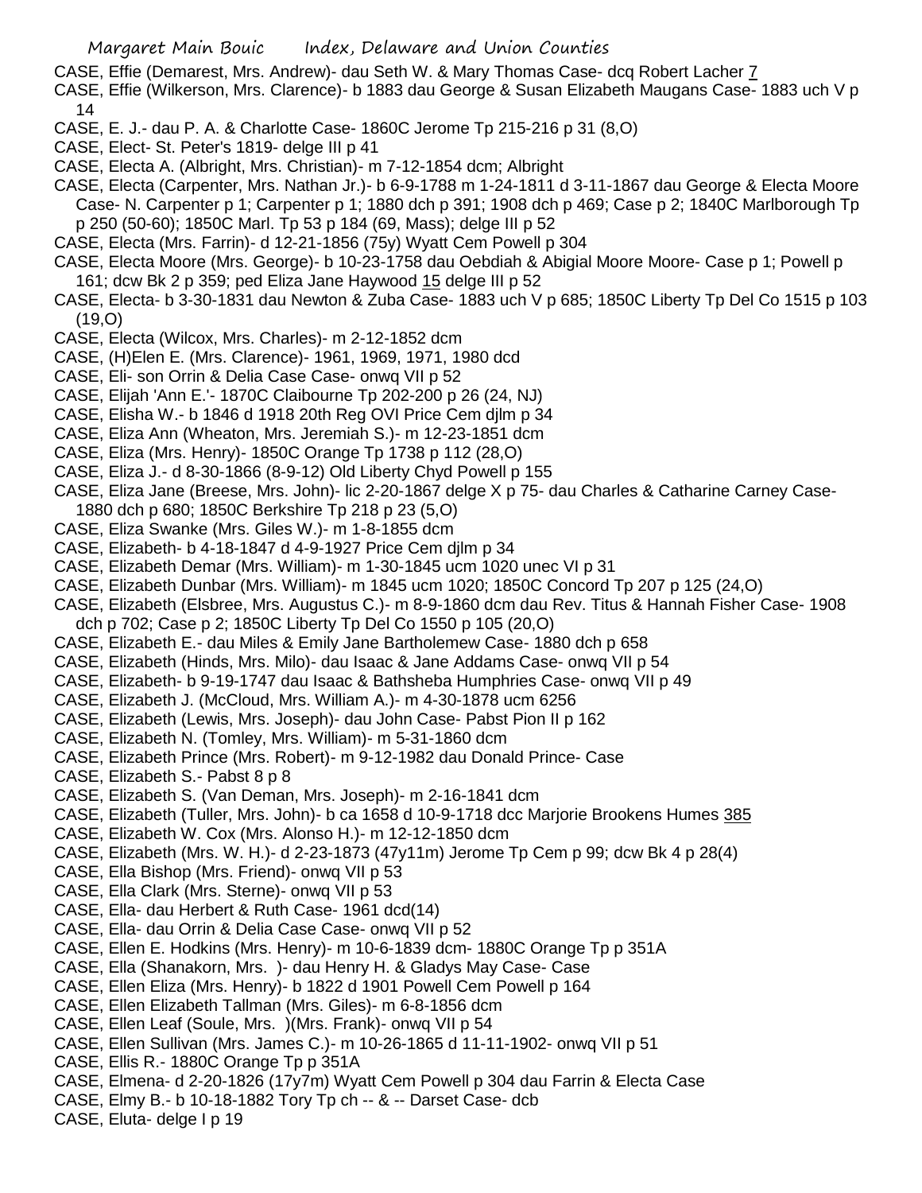CASE, Effie (Demarest, Mrs. Andrew)- dau Seth W. & Mary Thomas Case- dcq Robert Lacher 7

CASE, Effie (Wilkerson, Mrs. Clarence)- b 1883 dau George & Susan Elizabeth Maugans Case- 1883 uch V p 14

CASE, E. J.- dau P. A. & Charlotte Case- 1860C Jerome Tp 215-216 p 31 (8,O)

CASE, Elect- St. Peter's 1819- delge III p 41

CASE, Electa A. (Albright, Mrs. Christian)- m 7-12-1854 dcm; Albright

CASE, Electa (Carpenter, Mrs. Nathan Jr.)- b 6-9-1788 m 1-24-1811 d 3-11-1867 dau George & Electa Moore Case- N. Carpenter p 1; Carpenter p 1; 1880 dch p 391; 1908 dch p 469; Case p 2; 1840C Marlborough Tp p 250 (50-60); 1850C Marl. Tp 53 p 184 (69, Mass); delge III p 52

CASE, Electa (Mrs. Farrin)- d 12-21-1856 (75y) Wyatt Cem Powell p 304

CASE, Electa Moore (Mrs. George)- b 10-23-1758 dau Oebdiah & Abigial Moore Moore- Case p 1; Powell p 161; dcw Bk 2 p 359; ped Eliza Jane Haywood 15 delge III p 52

CASE, Electa- b 3-30-1831 dau Newton & Zuba Case- 1883 uch V p 685; 1850C Liberty Tp Del Co 1515 p 103 (19,O)

CASE, Electa (Wilcox, Mrs. Charles)- m 2-12-1852 dcm

CASE, (H)Elen E. (Mrs. Clarence)- 1961, 1969, 1971, 1980 dcd

CASE, Eli- son Orrin & Delia Case Case- onwq VII p 52

CASE, Elijah 'Ann E.'- 1870C Claibourne Tp 202-200 p 26 (24, NJ)

CASE, Elisha W.- b 1846 d 1918 20th Reg OVI Price Cem djlm p 34

CASE, Eliza Ann (Wheaton, Mrs. Jeremiah S.)- m 12-23-1851 dcm

CASE, Eliza (Mrs. Henry)- 1850C Orange Tp 1738 p 112 (28,O)

CASE, Eliza J.- d 8-30-1866 (8-9-12) Old Liberty Chyd Powell p 155

CASE, Eliza Jane (Breese, Mrs. John)- lic 2-20-1867 delge X p 75- dau Charles & Catharine Carney Case- 1880 dch p 680; 1850C Berkshire Tp 218 p 23 (5,O)

CASE, Eliza Swanke (Mrs. Giles W.)- m 1-8-1855 dcm

CASE, Elizabeth- b 4-18-1847 d 4-9-1927 Price Cem djlm p 34

CASE, Elizabeth Demar (Mrs. William)- m 1-30-1845 ucm 1020 unec VI p 31

CASE, Elizabeth Dunbar (Mrs. William)- m 1845 ucm 1020; 1850C Concord Tp 207 p 125 (24,O)

CASE, Elizabeth (Elsbree, Mrs. Augustus C.)- m 8-9-1860 dcm dau Rev. Titus & Hannah Fisher Case- 1908 dch p 702; Case p 2; 1850C Liberty Tp Del Co 1550 p 105 (20,O)

CASE, Elizabeth E.- dau Miles & Emily Jane Bartholemew Case- 1880 dch p 658

CASE, Elizabeth (Hinds, Mrs. Milo)- dau Isaac & Jane Addams Case- onwq VII p 54

CASE, Elizabeth- b 9-19-1747 dau Isaac & Bathsheba Humphries Case- onwq VII p 49

CASE, Elizabeth J. (McCloud, Mrs. William A.)- m 4-30-1878 ucm 6256

CASE, Elizabeth (Lewis, Mrs. Joseph)- dau John Case- Pabst Pion II p 162

CASE, Elizabeth N. (Tomley, Mrs. William)- m 5-31-1860 dcm

CASE, Elizabeth Prince (Mrs. Robert)- m 9-12-1982 dau Donald Prince- Case

CASE, Elizabeth S.- Pabst 8 p 8

CASE, Elizabeth S. (Van Deman, Mrs. Joseph)- m 2-16-1841 dcm

CASE, Elizabeth (Tuller, Mrs. John)- b ca 1658 d 10-9-1718 dcc Marjorie Brookens Humes 385

CASE, Elizabeth W. Cox (Mrs. Alonso H.)- m 12-12-1850 dcm

CASE, Elizabeth (Mrs. W. H.)- d 2-23-1873 (47y11m) Jerome Tp Cem p 99; dcw Bk 4 p 28(4)

CASE, Ella Bishop (Mrs. Friend)- onwq VII p 53

CASE, Ella Clark (Mrs. Sterne)- onwq VII p 53

CASE, Ella- dau Herbert & Ruth Case- 1961 dcd(14)

CASE, Ella- dau Orrin & Delia Case Case- onwq VII p 52

CASE, Ellen E. Hodkins (Mrs. Henry)- m 10-6-1839 dcm- 1880C Orange Tp p 351A

CASE, Ella (Shanakorn, Mrs. )- dau Henry H. & Gladys May Case- Case

CASE, Ellen Eliza (Mrs. Henry)- b 1822 d 1901 Powell Cem Powell p 164

CASE, Ellen Elizabeth Tallman (Mrs. Giles)- m 6-8-1856 dcm

CASE, Ellen Leaf (Soule, Mrs. )(Mrs. Frank)- onwq VII p 54

CASE, Ellen Sullivan (Mrs. James C.)- m 10-26-1865 d 11-11-1902- onwq VII p 51

CASE, Ellis R.- 1880C Orange Tp p 351A

CASE, Elmena- d 2-20-1826 (17y7m) Wyatt Cem Powell p 304 dau Farrin & Electa Case

CASE, Elmy B.- b 10-18-1882 Tory Tp ch -- & -- Darset Case- dcb

CASE, Eluta- delge I p 19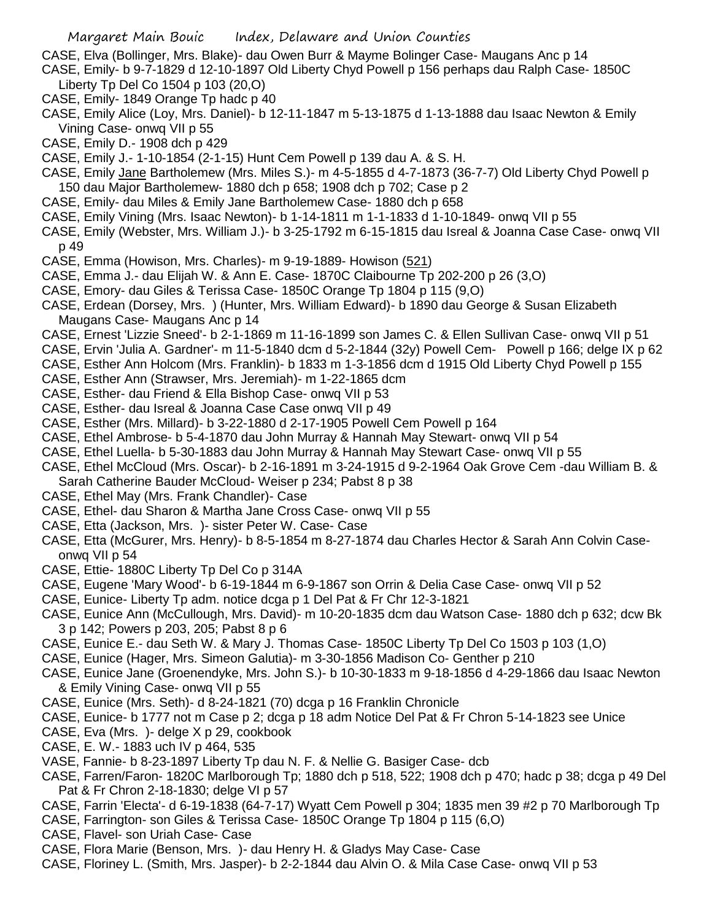CASE, Elva (Bollinger, Mrs. Blake)- dau Owen Burr & Mayme Bolinger Case- Maugans Anc p 14

CASE, Emily- b 9-7-1829 d 12-10-1897 Old Liberty Chyd Powell p 156 perhaps dau Ralph Case- 1850C Liberty Tp Del Co 1504 p 103 (20,O)

CASE, Emily- 1849 Orange Tp hadc p 40

CASE, Emily Alice (Loy, Mrs. Daniel)- b 12-11-1847 m 5-13-1875 d 1-13-1888 dau Isaac Newton & Emily Vining Case- onwq VII p 55

CASE, Emily D.- 1908 dch p 429

CASE, Emily J.- 1-10-1854 (2-1-15) Hunt Cem Powell p 139 dau A. & S. H.

CASE, Emily Jane Bartholemew (Mrs. Miles S.)- m 4-5-1855 d 4-7-1873 (36-7-7) Old Liberty Chyd Powell p 150 dau Major Bartholemew- 1880 dch p 658; 1908 dch p 702; Case p 2

CASE, Emily- dau Miles & Emily Jane Bartholemew Case- 1880 dch p 658

CASE, Emily Vining (Mrs. Isaac Newton)- b 1-14-1811 m 1-1-1833 d 1-10-1849- onwq VII p 55

CASE, Emily (Webster, Mrs. William J.)- b 3-25-1792 m 6-15-1815 dau Isreal & Joanna Case Case- onwq VII p 49

CASE, Emma (Howison, Mrs. Charles)- m 9-19-1889- Howison (521)

CASE, Emma J.- dau Elijah W. & Ann E. Case- 1870C Claibourne Tp 202-200 p 26 (3,O)

CASE, Emory- dau Giles & Terissa Case- 1850C Orange Tp 1804 p 115 (9,O)

CASE, Erdean (Dorsey, Mrs. ) (Hunter, Mrs. William Edward)- b 1890 dau George & Susan Elizabeth Maugans Case- Maugans Anc p 14

CASE, Ernest 'Lizzie Sneed'- b 2-1-1869 m 11-16-1899 son James C. & Ellen Sullivan Case- onwq VII p 51

CASE, Ervin 'Julia A. Gardner'- m 11-5-1840 dcm d 5-2-1844 (32y) Powell Cem- Powell p 166; delge IX p 62

CASE, Esther Ann Holcom (Mrs. Franklin)- b 1833 m 1-3-1856 dcm d 1915 Old Liberty Chyd Powell p 155

CASE, Esther Ann (Strawser, Mrs. Jeremiah)- m 1-22-1865 dcm

CASE, Esther- dau Friend & Ella Bishop Case- onwq VII p 53

CASE, Esther- dau Isreal & Joanna Case Case onwq VII p 49

CASE, Esther (Mrs. Millard)- b 3-22-1880 d 2-17-1905 Powell Cem Powell p 164

CASE, Ethel Ambrose- b 5-4-1870 dau John Murray & Hannah May Stewart- onwq VII p 54

CASE, Ethel Luella- b 5-30-1883 dau John Murray & Hannah May Stewart Case- onwq VII p 55

CASE, Ethel McCloud (Mrs. Oscar)- b 2-16-1891 m 3-24-1915 d 9-2-1964 Oak Grove Cem -dau William B. & Sarah Catherine Bauder McCloud- Weiser p 234; Pabst 8 p 38

CASE, Ethel May (Mrs. Frank Chandler)- Case

CASE, Ethel- dau Sharon & Martha Jane Cross Case- onwq VII p 55

CASE, Etta (Jackson, Mrs. )- sister Peter W. Case- Case

CASE, Etta (McGurer, Mrs. Henry)- b 8-5-1854 m 8-27-1874 dau Charles Hector & Sarah Ann Colvin Case- onwq VII p 54

CASE, Ettie- 1880C Liberty Tp Del Co p 314A

CASE, Eugene 'Mary Wood'- b 6-19-1844 m 6-9-1867 son Orrin & Delia Case Case- onwq VII p 52

CASE, Eunice- Liberty Tp adm. notice dcga p 1 Del Pat & Fr Chr 12-3-1821

CASE, Eunice Ann (McCullough, Mrs. David)- m 10-20-1835 dcm dau Watson Case- 1880 dch p 632; dcw Bk 3 p 142; Powers p 203, 205; Pabst 8 p 6

CASE, Eunice E.- dau Seth W. & Mary J. Thomas Case- 1850C Liberty Tp Del Co 1503 p 103 (1,O)

CASE, Eunice (Hager, Mrs. Simeon Galutia)- m 3-30-1856 Madison Co- Genther p 210

CASE, Eunice Jane (Groenendyke, Mrs. John S.)- b 10-30-1833 m 9-18-1856 d 4-29-1866 dau Isaac Newton & Emily Vining Case- onwq VII p 55

CASE, Eunice (Mrs. Seth)- d 8-24-1821 (70) dcga p 16 Franklin Chronicle

CASE, Eunice- b 1777 not m Case p 2; dcga p 18 adm Notice Del Pat & Fr Chron 5-14-1823 see Unice

CASE, Eva (Mrs. )- delge X p 29, cookbook

CASE, E. W.- 1883 uch IV p 464, 535

VASE, Fannie- b 8-23-1897 Liberty Tp dau N. F. & Nellie G. Basiger Case- dcb

CASE, Farren/Faron- 1820C Marlborough Tp; 1880 dch p 518, 522; 1908 dch p 470; hadc p 38; dcga p 49 Del Pat & Fr Chron 2-18-1830; delge VI p 57

CASE, Farrin 'Electa'- d 6-19-1838 (64-7-17) Wyatt Cem Powell p 304; 1835 men 39 #2 p 70 Marlborough Tp

CASE, Farrington- son Giles & Terissa Case- 1850C Orange Tp 1804 p 115 (6,O)

CASE, Flavel- son Uriah Case- Case

CASE, Flora Marie (Benson, Mrs. )- dau Henry H. & Gladys May Case- Case

CASE, Floriney L. (Smith, Mrs. Jasper)- b 2-2-1844 dau Alvin O. & Mila Case Case- onwq VII p 53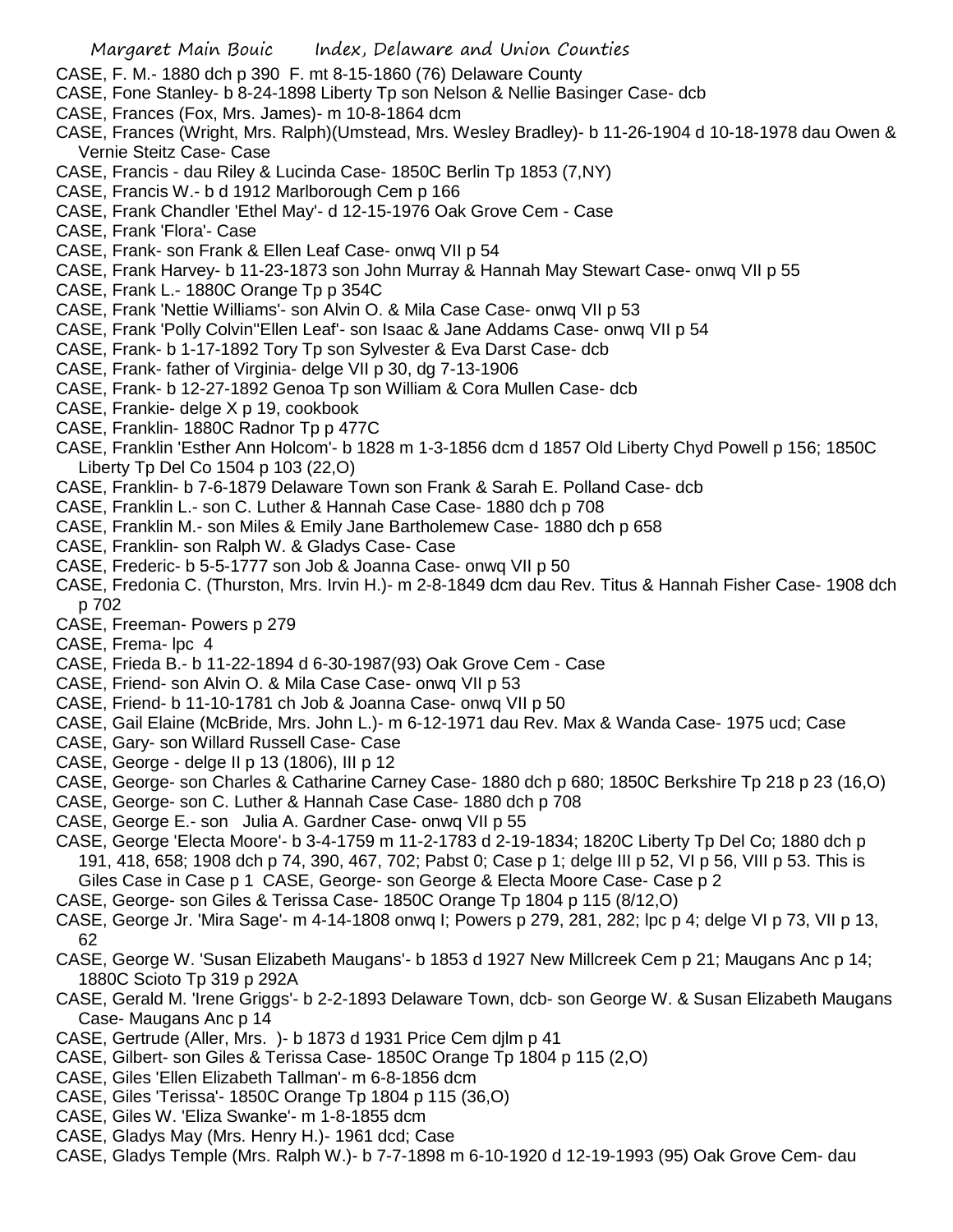CASE, F. M.- 1880 dch p 390 F. mt 8-15-1860 (76) Delaware County

CASE, Fone Stanley- b 8-24-1898 Liberty Tp son Nelson & Nellie Basinger Case- dcb

CASE, Frances (Fox, Mrs. James)- m 10-8-1864 dcm

CASE, Frances (Wright, Mrs. Ralph)(Umstead, Mrs. Wesley Bradley)- b 11-26-1904 d 10-18-1978 dau Owen & Vernie Steitz Case- Case

CASE, Francis - dau Riley & Lucinda Case- 1850C Berlin Tp 1853 (7,NY)

CASE, Francis W.- b d 1912 Marlborough Cem p 166

CASE, Frank Chandler 'Ethel May'- d 12-15-1976 Oak Grove Cem - Case

CASE, Frank 'Flora'- Case

CASE, Frank- son Frank & Ellen Leaf Case- onwq VII p 54

CASE, Frank Harvey- b 11-23-1873 son John Murray & Hannah May Stewart Case- onwq VII p 55

CASE, Frank L.- 1880C Orange Tp p 354C

CASE, Frank 'Nettie Williams'- son Alvin O. & Mila Case Case- onwq VII p 53

CASE, Frank 'Polly Colvin''Ellen Leaf'- son Isaac & Jane Addams Case- onwq VII p 54

CASE, Frank- b 1-17-1892 Tory Tp son Sylvester & Eva Darst Case- dcb

CASE, Frank- father of Virginia- delge VII p 30, dg 7-13-1906

CASE, Frank- b 12-27-1892 Genoa Tp son William & Cora Mullen Case- dcb

CASE, Frankie- delge X p 19, cookbook

CASE, Franklin- 1880C Radnor Tp p 477C

CASE, Franklin 'Esther Ann Holcom'- b 1828 m 1-3-1856 dcm d 1857 Old Liberty Chyd Powell p 156; 1850C Liberty Tp Del Co 1504 p 103 (22,O)

CASE, Franklin- b 7-6-1879 Delaware Town son Frank & Sarah E. Polland Case- dcb

CASE, Franklin L.- son C. Luther & Hannah Case Case- 1880 dch p 708

CASE, Franklin M.- son Miles & Emily Jane Bartholemew Case- 1880 dch p 658

CASE, Franklin- son Ralph W. & Gladys Case- Case

CASE, Frederic- b 5-5-1777 son Job & Joanna Case- onwq VII p 50

CASE, Fredonia C. (Thurston, Mrs. Irvin H.)- m 2-8-1849 dcm dau Rev. Titus & Hannah Fisher Case- 1908 dch p 702

CASE, Freeman- Powers p 279

CASE, Frema- lpc 4

CASE, Frieda B.- b 11-22-1894 d 6-30-1987(93) Oak Grove Cem - Case

CASE, Friend- son Alvin O. & Mila Case Case- onwq VII p 53

CASE, Friend- b 11-10-1781 ch Job & Joanna Case- onwq VII p 50

CASE, Gail Elaine (McBride, Mrs. John L.)- m 6-12-1971 dau Rev. Max & Wanda Case- 1975 ucd; Case

CASE, Gary- son Willard Russell Case- Case

CASE, George - delge II p 13 (1806), III p 12

CASE, George- son Charles & Catharine Carney Case- 1880 dch p 680; 1850C Berkshire Tp 218 p 23 (16,O)

CASE, George- son C. Luther & Hannah Case Case- 1880 dch p 708

CASE, George E.- son Julia A. Gardner Case- onwq VII p 55

CASE, George 'Electa Moore'- b 3-4-1759 m 11-2-1783 d 2-19-1834; 1820C Liberty Tp Del Co; 1880 dch p 191, 418, 658; 1908 dch p 74, 390, 467, 702; Pabst 0; Case p 1; delge III p 52, VI p 56, VIII p 53. This is Giles Case in Case p 1 CASE, George- son George & Electa Moore Case- Case p 2

CASE, George- son Giles & Terissa Case- 1850C Orange Tp 1804 p 115 (8/12,O)

CASE, George Jr. 'Mira Sage'- m 4-14-1808 onwq I; Powers p 279, 281, 282; lpc p 4; delge VI p 73, VII p 13, 62

CASE, George W. 'Susan Elizabeth Maugans'- b 1853 d 1927 New Millcreek Cem p 21; Maugans Anc p 14; 1880C Scioto Tp 319 p 292A

CASE, Gerald M. 'Irene Griggs'- b 2-2-1893 Delaware Town, dcb- son George W. & Susan Elizabeth Maugans Case- Maugans Anc p 14

CASE, Gertrude (Aller, Mrs. )- b 1873 d 1931 Price Cem djlm p 41

CASE, Gilbert- son Giles & Terissa Case- 1850C Orange Tp 1804 p 115 (2,O)

CASE, Giles 'Ellen Elizabeth Tallman'- m 6-8-1856 dcm

CASE, Giles 'Terissa'- 1850C Orange Tp 1804 p 115 (36,O)

CASE, Giles W. 'Eliza Swanke'- m 1-8-1855 dcm

CASE, Gladys May (Mrs. Henry H.)- 1961 dcd; Case

CASE, Gladys Temple (Mrs. Ralph W.)- b 7-7-1898 m 6-10-1920 d 12-19-1993 (95) Oak Grove Cem- dau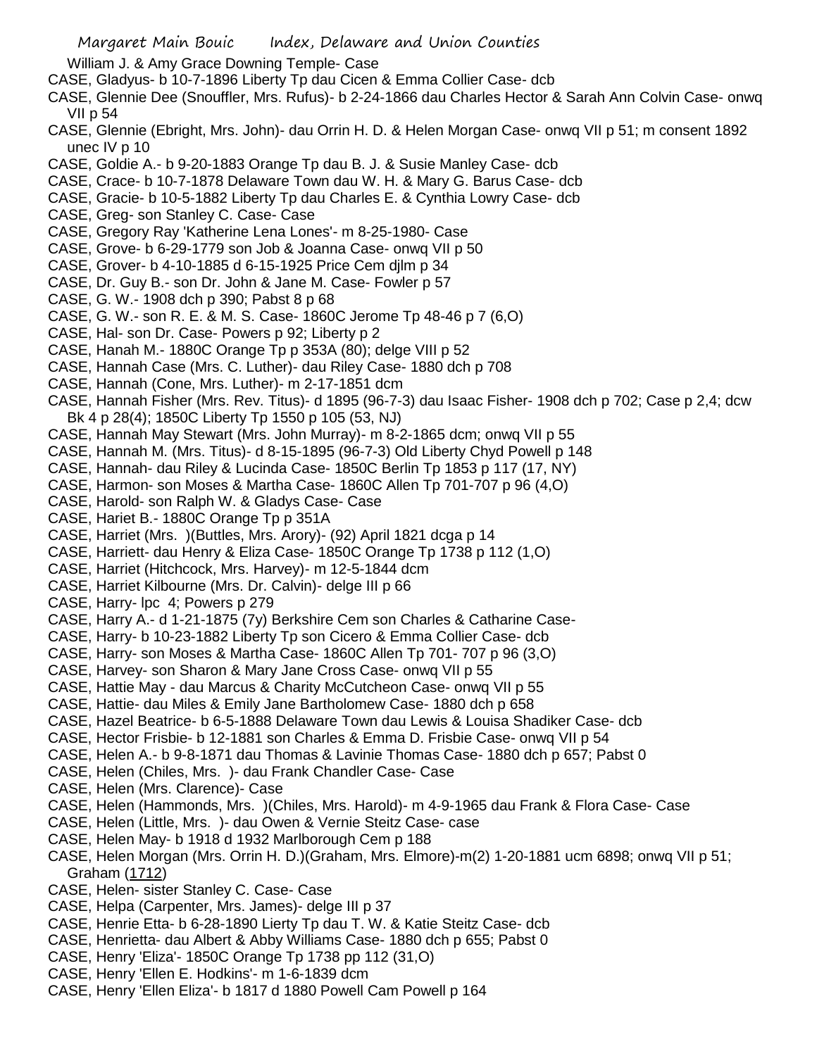William J. & Amy Grace Downing Temple- Case
CASE, Gladyus- b 10-7-1896 Liberty Tp dau Cicen & Emma Collier Case- dcb
CASE, Glennie Dee (Snouffler, Mrs. Rufus)- b 2-24-1866 dau Charles Hector & Sarah Ann Colvin Case- onwq VII p 54
CASE, Glennie (Ebright, Mrs. John)- dau Orrin H. D. & Helen Morgan Case- onwq VII p 51; m consent 1892 unec IV p 10
CASE, Goldie A.- b 9-20-1883 Orange Tp dau B. J. & Susie Manley Case- dcb
CASE, Crace- b 10-7-1878 Delaware Town dau W. H. & Mary G. Barus Case- dcb
CASE, Gracie- b 10-5-1882 Liberty Tp dau Charles E. & Cynthia Lowry Case- dcb
CASE, Greg- son Stanley C. Case- Case
CASE, Gregory Ray 'Katherine Lena Lones'- m 8-25-1980- Case
CASE, Grove- b 6-29-1779 son Job & Joanna Case- onwq VII p 50
CASE, Grover- b 4-10-1885 d 6-15-1925 Price Cem djlm p 34
CASE, Dr. Guy B.- son Dr. John & Jane M. Case- Fowler p 57
CASE, G. W.- 1908 dch p 390; Pabst 8 p 68
CASE, G. W.- son R. E. & M. S. Case- 1860C Jerome Tp 48-46 p 7 (6,O)
CASE, Hal- son Dr. Case- Powers p 92; Liberty p 2
CASE, Hanah M.- 1880C Orange Tp p 353A (80); delge VIII p 52
CASE, Hannah Case (Mrs. C. Luther)- dau Riley Case- 1880 dch p 708
CASE, Hannah (Cone, Mrs. Luther)- m 2-17-1851 dcm
CASE, Hannah Fisher (Mrs. Rev. Titus)- d 1895 (96-7-3) dau Isaac Fisher- 1908 dch p 702; Case p 2,4; dcw Bk 4 p 28(4); 1850C Liberty Tp 1550 p 105 (53, NJ)
CASE, Hannah May Stewart (Mrs. John Murray)- m 8-2-1865 dcm; onwq VII p 55
CASE, Hannah M. (Mrs. Titus)- d 8-15-1895 (96-7-3) Old Liberty Chyd Powell p 148
CASE, Hannah- dau Riley & Lucinda Case- 1850C Berlin Tp 1853 p 117 (17, NY)
CASE, Harmon- son Moses & Martha Case- 1860C Allen Tp 701-707 p 96 (4,O)
CASE, Harold- son Ralph W. & Gladys Case- Case
CASE, Hariet B.- 1880C Orange Tp p 351A
CASE, Harriet (Mrs. )(Buttles, Mrs. Arory)- (92) April 1821 dcga p 14
CASE, Harriett- dau Henry & Eliza Case- 1850C Orange Tp 1738 p 112 (1,O)
CASE, Harriet (Hitchcock, Mrs. Harvey)- m 12-5-1844 dcm
CASE, Harriet Kilbourne (Mrs. Dr. Calvin)- delge III p 66
CASE, Harry- lpc 4; Powers p 279
CASE, Harry A.- d 1-21-1875 (7y) Berkshire Cem son Charles & Catharine Case-
CASE, Harry- b 10-23-1882 Liberty Tp son Cicero & Emma Collier Case- dcb
CASE, Harry- son Moses & Martha Case- 1860C Allen Tp 701- 707 p 96 (3,O)
CASE, Harvey- son Sharon & Mary Jane Cross Case- onwq VII p 55
CASE, Hattie May - dau Marcus & Charity McCutcheon Case- onwq VII p 55
CASE, Hattie- dau Miles & Emily Jane Bartholomew Case- 1880 dch p 658
CASE, Hazel Beatrice- b 6-5-1888 Delaware Town dau Lewis & Louisa Shadiker Case- dcb
CASE, Hector Frisbie- b 12-1881 son Charles & Emma D. Frisbie Case- onwq VII p 54
CASE, Helen A.- b 9-8-1871 dau Thomas & Lavinie Thomas Case- 1880 dch p 657; Pabst 0
CASE, Helen (Chiles, Mrs. )- dau Frank Chandler Case- Case
CASE, Helen (Mrs. Clarence)- Case
CASE, Helen (Hammonds, Mrs. )(Chiles, Mrs. Harold)- m 4-9-1965 dau Frank & Flora Case- Case
CASE, Helen (Little, Mrs. )- dau Owen & Vernie Steitz Case- case
CASE, Helen May- b 1918 d 1932 Marlborough Cem p 188
CASE, Helen Morgan (Mrs. Orrin H. D.)(Graham, Mrs. Elmore)-m(2) 1-20-1881 ucm 6898; onwq VII p 51; Graham (1712)
CASE, Helen- sister Stanley C. Case- Case
CASE, Helpa (Carpenter, Mrs. James)- delge III p 37
CASE, Henrie Etta- b 6-28-1890 Lierty Tp dau T. W. & Katie Steitz Case- dcb
CASE, Henrietta- dau Albert & Abby Williams Case- 1880 dch p 655; Pabst 0
CASE, Henry 'Eliza'- 1850C Orange Tp 1738 pp 112 (31,O)
CASE, Henry 'Ellen E. Hodkins'- m 1-6-1839 dcm
CASE, Henry 'Ellen Eliza'- b 1817 d 1880 Powell Cam Powell p 164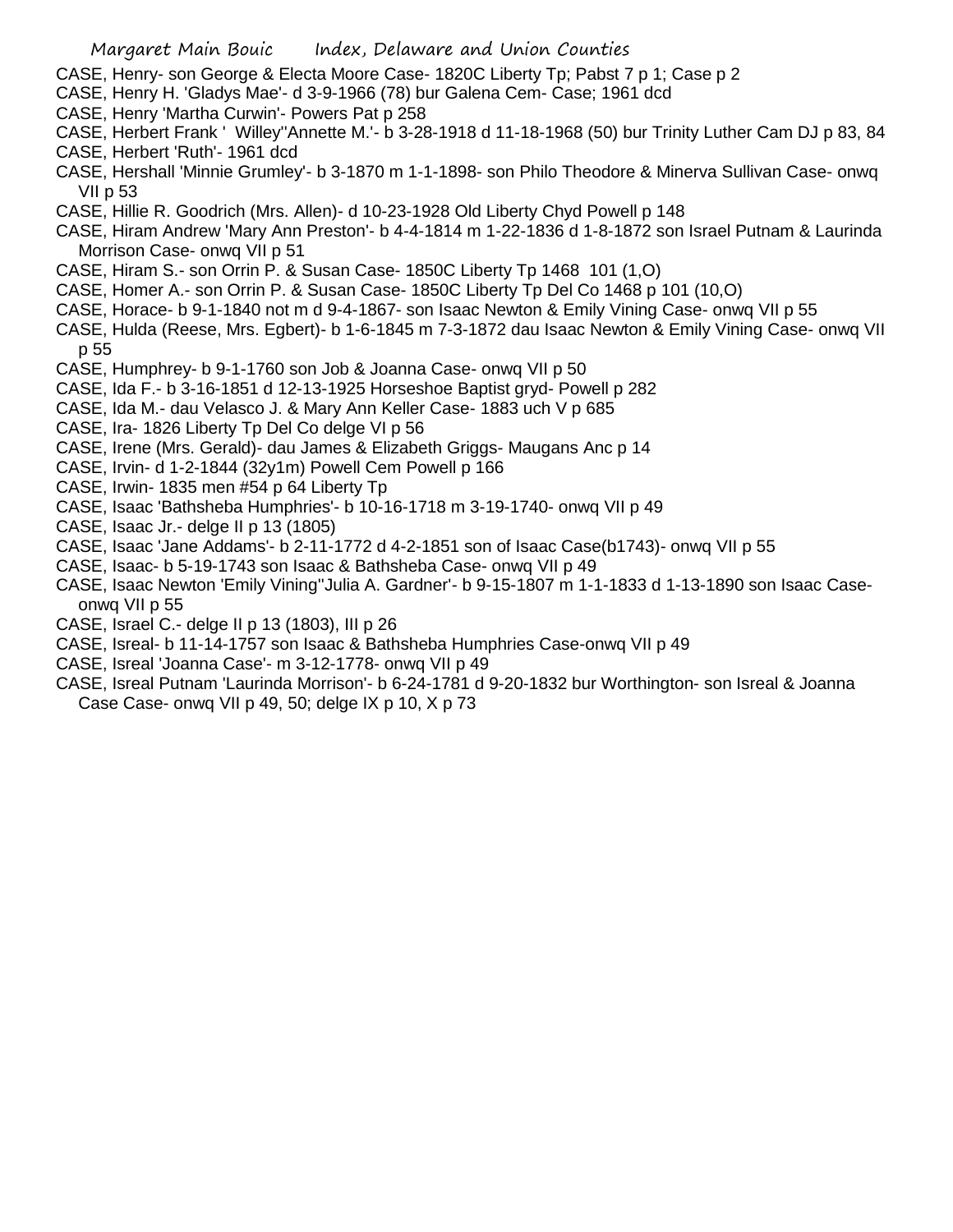CASE, Henry- son George & Electa Moore Case- 1820C Liberty Tp; Pabst 7 p 1; Case p 2
CASE, Henry H. 'Gladys Mae'- d 3-9-1966 (78) bur Galena Cem- Case; 1961 dcd
CASE, Henry 'Martha Curwin'- Powers Pat p 258
CASE, Herbert Frank ' Willey''Annette M.'- b 3-28-1918 d 11-18-1968 (50) bur Trinity Luther Cam DJ p 83, 84
CASE, Herbert 'Ruth'- 1961 dcd
CASE, Hershall 'Minnie Grumley'- b 3-1870 m 1-1-1898- son Philo Theodore & Minerva Sullivan Case- onwq VII p 53
CASE, Hillie R. Goodrich (Mrs. Allen)- d 10-23-1928 Old Liberty Chyd Powell p 148
CASE, Hiram Andrew 'Mary Ann Preston'- b 4-4-1814 m 1-22-1836 d 1-8-1872 son Israel Putnam & Laurinda Morrison Case- onwq VII p 51
CASE, Hiram S.- son Orrin P. & Susan Case- 1850C Liberty Tp 1468 101 (1,O)
CASE, Homer A.- son Orrin P. & Susan Case- 1850C Liberty Tp Del Co 1468 p 101 (10,O)
CASE, Horace- b 9-1-1840 not m d 9-4-1867- son Isaac Newton & Emily Vining Case- onwq VII p 55
CASE, Hulda (Reese, Mrs. Egbert)- b 1-6-1845 m 7-3-1872 dau Isaac Newton & Emily Vining Case- onwq VII p 55
CASE, Humphrey- b 9-1-1760 son Job & Joanna Case- onwq VII p 50
CASE, Ida F.- b 3-16-1851 d 12-13-1925 Horseshoe Baptist gryd- Powell p 282
CASE, Ida M.- dau Velasco J. & Mary Ann Keller Case- 1883 uch V p 685
CASE, Ira- 1826 Liberty Tp Del Co delge VI p 56
CASE, Irene (Mrs. Gerald)- dau James & Elizabeth Griggs- Maugans Anc p 14
CASE, Irvin- d 1-2-1844 (32y1m) Powell Cem Powell p 166
CASE, Irwin- 1835 men #54 p 64 Liberty Tp
CASE, Isaac 'Bathsheba Humphries'- b 10-16-1718 m 3-19-1740- onwq VII p 49
CASE, Isaac Jr.- delge II p 13 (1805)
CASE, Isaac 'Jane Addams'- b 2-11-1772 d 4-2-1851 son of Isaac Case(b1743)- onwq VII p 55
CASE, Isaac- b 5-19-1743 son Isaac & Bathsheba Case- onwq VII p 49
CASE, Isaac Newton 'Emily Vining''Julia A. Gardner'- b 9-15-1807 m 1-1-1833 d 1-13-1890 son Isaac Case- onwq VII p 55
CASE, Israel C.- delge II p 13 (1803), III p 26
CASE, Isreal- b 11-14-1757 son Isaac & Bathsheba Humphries Case-onwq VII p 49
CASE, Isreal 'Joanna Case'- m 3-12-1778- onwq VII p 49
CASE, Isreal Putnam 'Laurinda Morrison'- b 6-24-1781 d 9-20-1832 bur Worthington- son Isreal & Joanna Case Case- onwq VII p 49, 50; delge IX p 10, X p 73